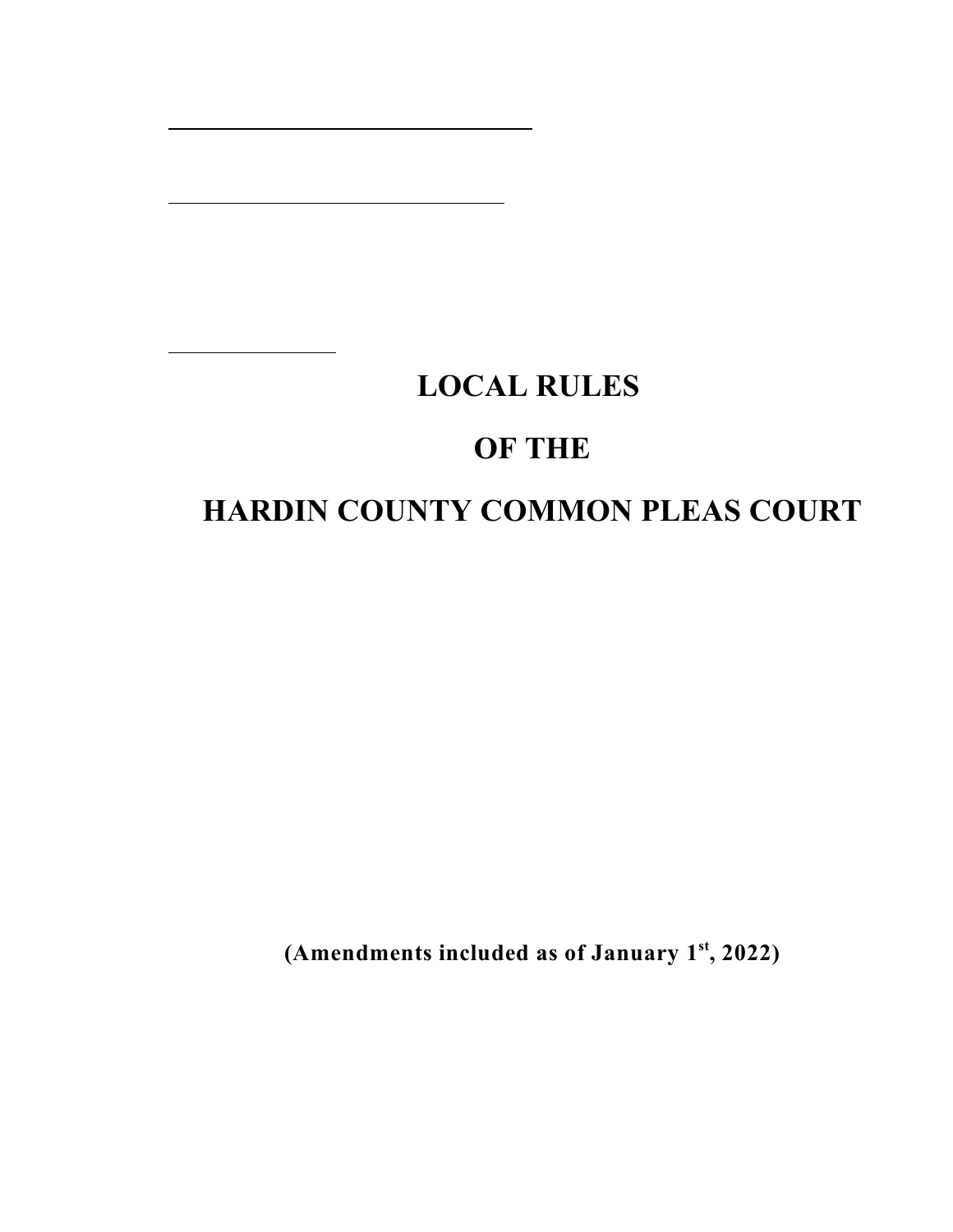# LOCAL RULES

# OF THE

# HARDIN COUNTY COMMON PLEAS COURT

**(Amendments included as of January 1st, 2022)**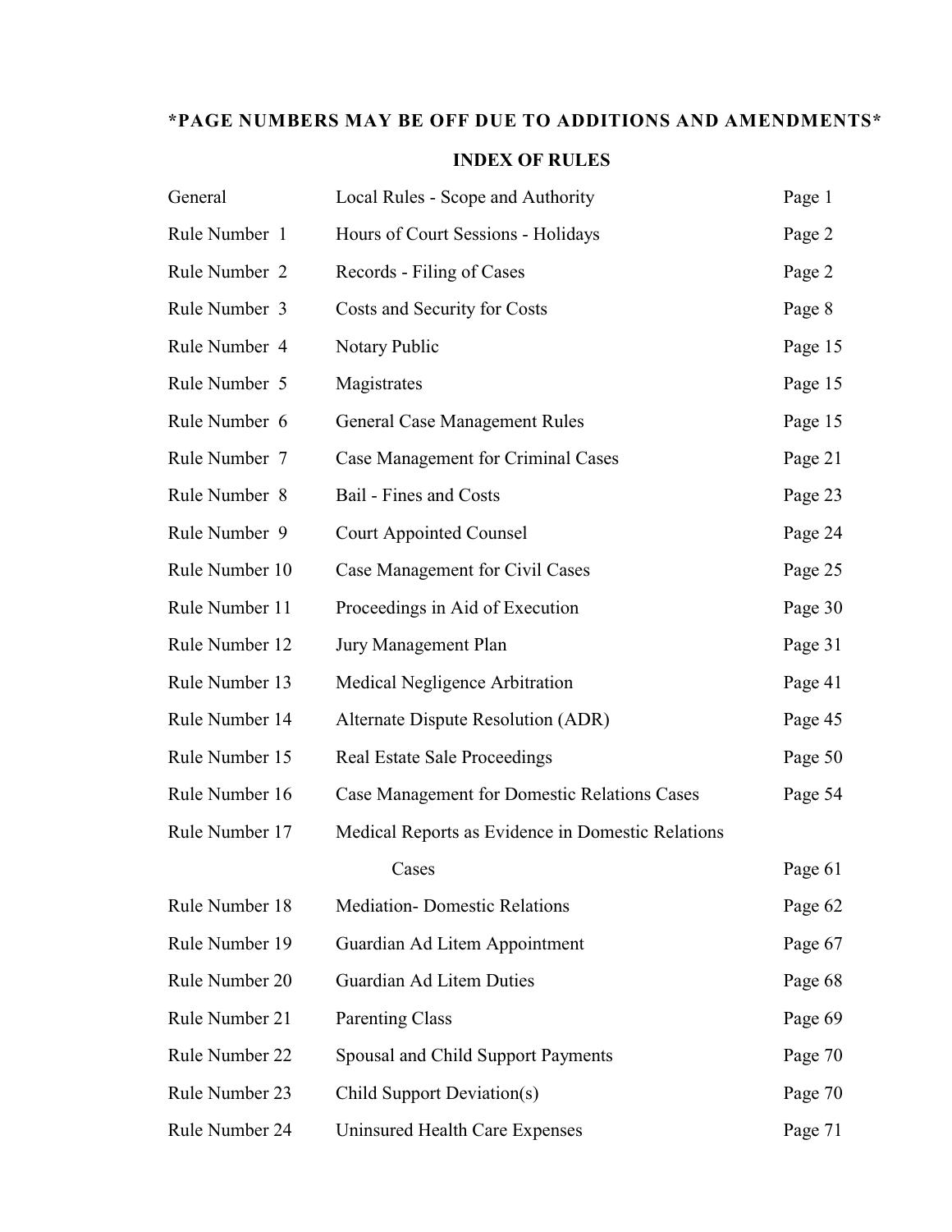**\*PAGE NUMBERS MAY BE OFF DUE TO ADDITIONS AND AMENDMENTS\***

## INDEX OF RULES

| | | |
|---|---|---|
| General | Local Rules - Scope and Authority | Page 1 |
| Rule Number 1 | Hours of Court Sessions - Holidays | Page 2 |
| Rule Number 2 | Records - Filing of Cases | Page 2 |
| Rule Number 3 | Costs and Security for Costs | Page 8 |
| Rule Number 4 | Notary Public | Page 15 |
| Rule Number 5 | Magistrates | Page 15 |
| Rule Number 6 | General Case Management Rules | Page 15 |
| Rule Number 7 | Case Management for Criminal Cases | Page 21 |
| Rule Number 8 | Bail - Fines and Costs | Page 23 |
| Rule Number 9 | Court Appointed Counsel | Page 24 |
| Rule Number 10 | Case Management for Civil Cases | Page 25 |
| Rule Number 11 | Proceedings in Aid of Execution | Page 30 |
| Rule Number 12 | Jury Management Plan | Page 31 |
| Rule Number 13 | Medical Negligence Arbitration | Page 41 |
| Rule Number 14 | Alternate Dispute Resolution (ADR) | Page 45 |
| Rule Number 15 | Real Estate Sale Proceedings | Page 50 |
| Rule Number 16 | Case Management for Domestic Relations Cases | Page 54 |
| Rule Number 17 | Medical Reports as Evidence in Domestic Relations Cases | Page 61 |
| Rule Number 18 | Mediation- Domestic Relations | Page 62 |
| Rule Number 19 | Guardian Ad Litem Appointment | Page 67 |
| Rule Number 20 | Guardian Ad Litem Duties | Page 68 |
| Rule Number 21 | Parenting Class | Page 69 |
| Rule Number 22 | Spousal and Child Support Payments | Page 70 |
| Rule Number 23 | Child Support Deviation(s) | Page 70 |
| Rule Number 24 | Uninsured Health Care Expenses | Page 71 |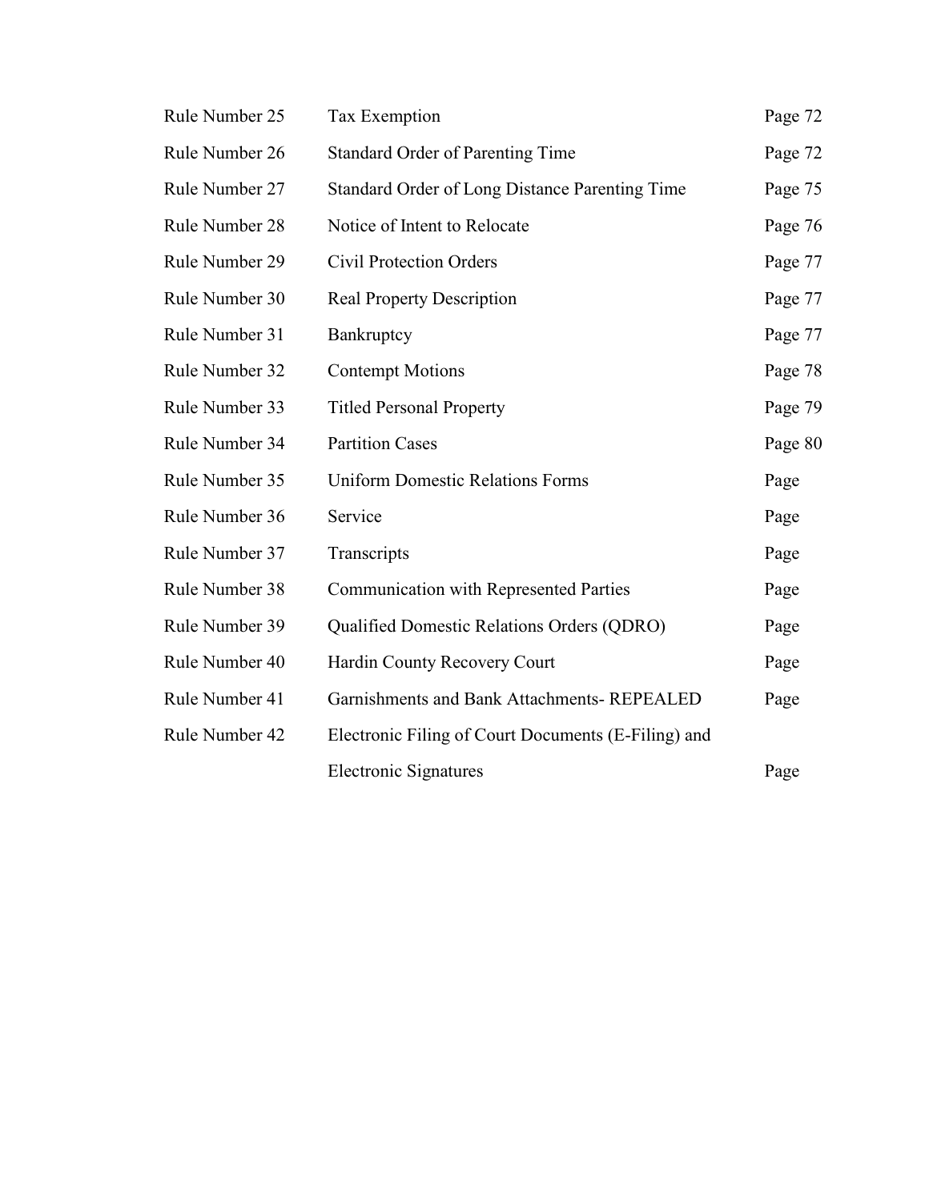| | | |
|---|---|---|
| Rule Number 25 | Tax Exemption | Page 72 |
| Rule Number 26 | Standard Order of Parenting Time | Page 72 |
| Rule Number 27 | Standard Order of Long Distance Parenting Time | Page 75 |
| Rule Number 28 | Notice of Intent to Relocate | Page 76 |
| Rule Number 29 | Civil Protection Orders | Page 77 |
| Rule Number 30 | Real Property Description | Page 77 |
| Rule Number 31 | Bankruptcy | Page 77 |
| Rule Number 32 | Contempt Motions | Page 78 |
| Rule Number 33 | Titled Personal Property | Page 79 |
| Rule Number 34 | Partition Cases | Page 80 |
| Rule Number 35 | Uniform Domestic Relations Forms | Page |
| Rule Number 36 | Service | Page |
| Rule Number 37 | Transcripts | Page |
| Rule Number 38 | Communication with Represented Parties | Page |
| Rule Number 39 | Qualified Domestic Relations Orders (QDRO) | Page |
| Rule Number 40 | Hardin County Recovery Court | Page |
| Rule Number 41 | Garnishments and Bank Attachments- REPEALED | Page |
| Rule Number 42 | Electronic Filing of Court Documents (E-Filing) and Electronic Signatures | Page |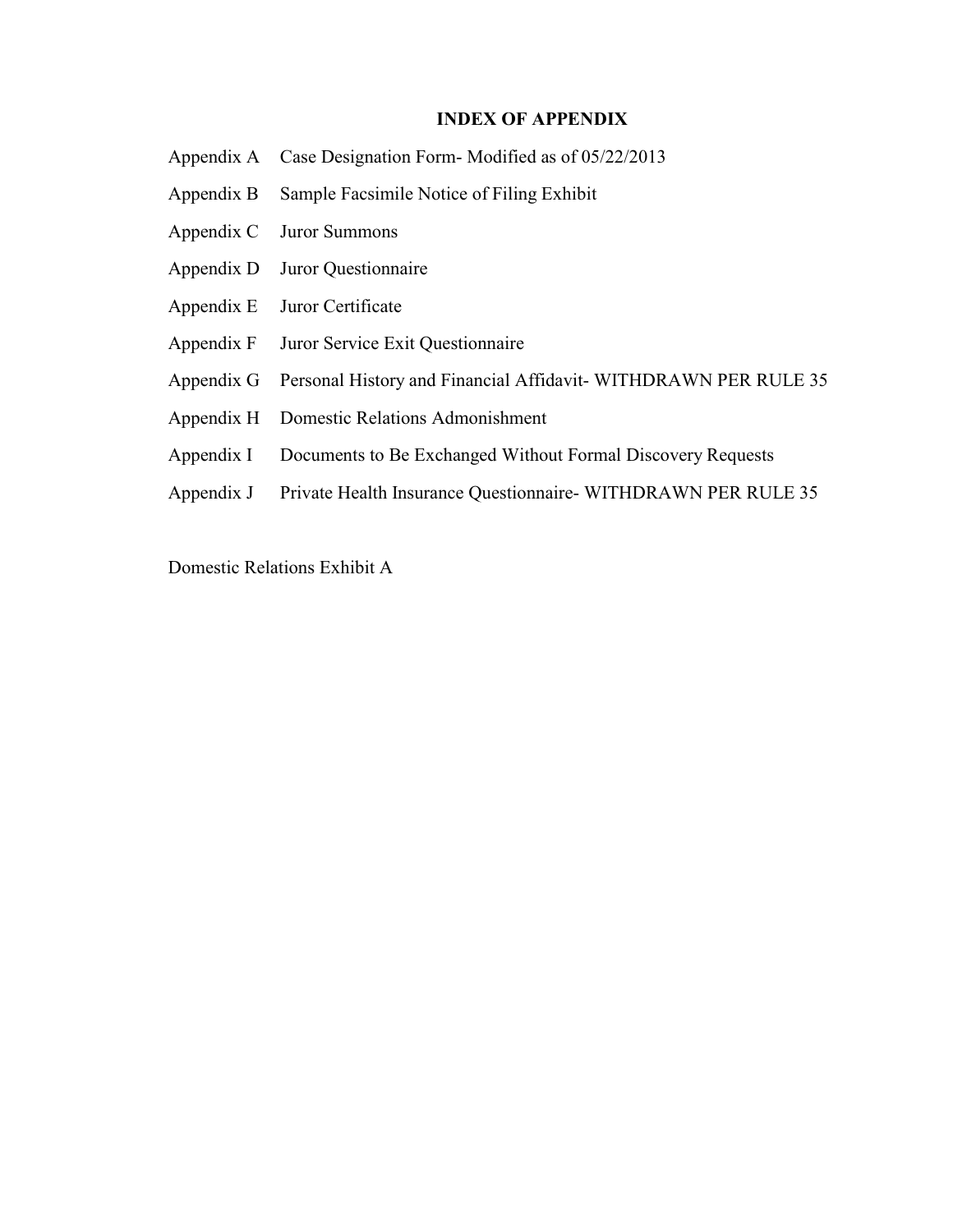## INDEX OF APPENDIX

Appendix A Case Designation Form- Modified as of 05/22/2013

Appendix B Sample Facsimile Notice of Filing Exhibit

Appendix C Juror Summons

Appendix D Juror Questionnaire

Appendix E Juror Certificate

Appendix F Juror Service Exit Questionnaire

Appendix G Personal History and Financial Affidavit- WITHDRAWN PER RULE 35

Appendix H Domestic Relations Admonishment

Appendix I Documents to Be Exchanged Without Formal Discovery Requests

Appendix J Private Health Insurance Questionnaire- WITHDRAWN PER RULE 35

Domestic Relations Exhibit A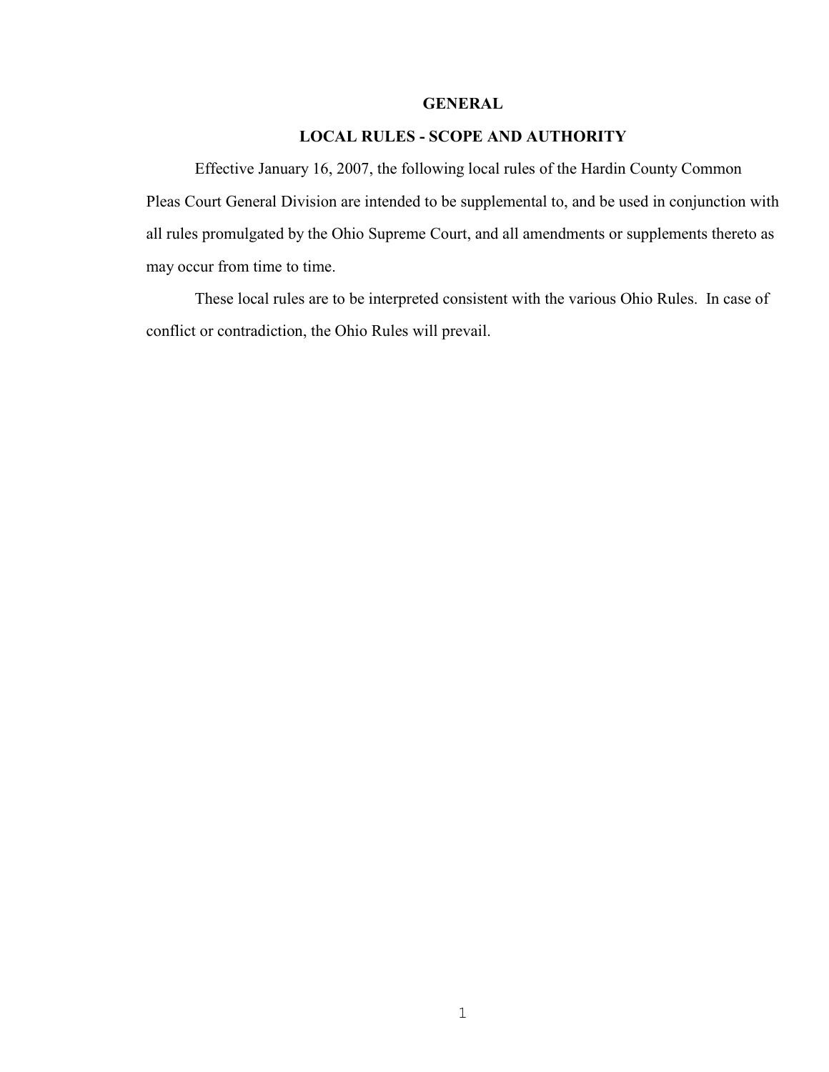# GENERAL

## LOCAL RULES - SCOPE AND AUTHORITY

Effective January 16, 2007, the following local rules of the Hardin County Common Pleas Court General Division are intended to be supplemental to, and be used in conjunction with all rules promulgated by the Ohio Supreme Court, and all amendments or supplements thereto as may occur from time to time.

These local rules are to be interpreted consistent with the various Ohio Rules. In case of conflict or contradiction, the Ohio Rules will prevail.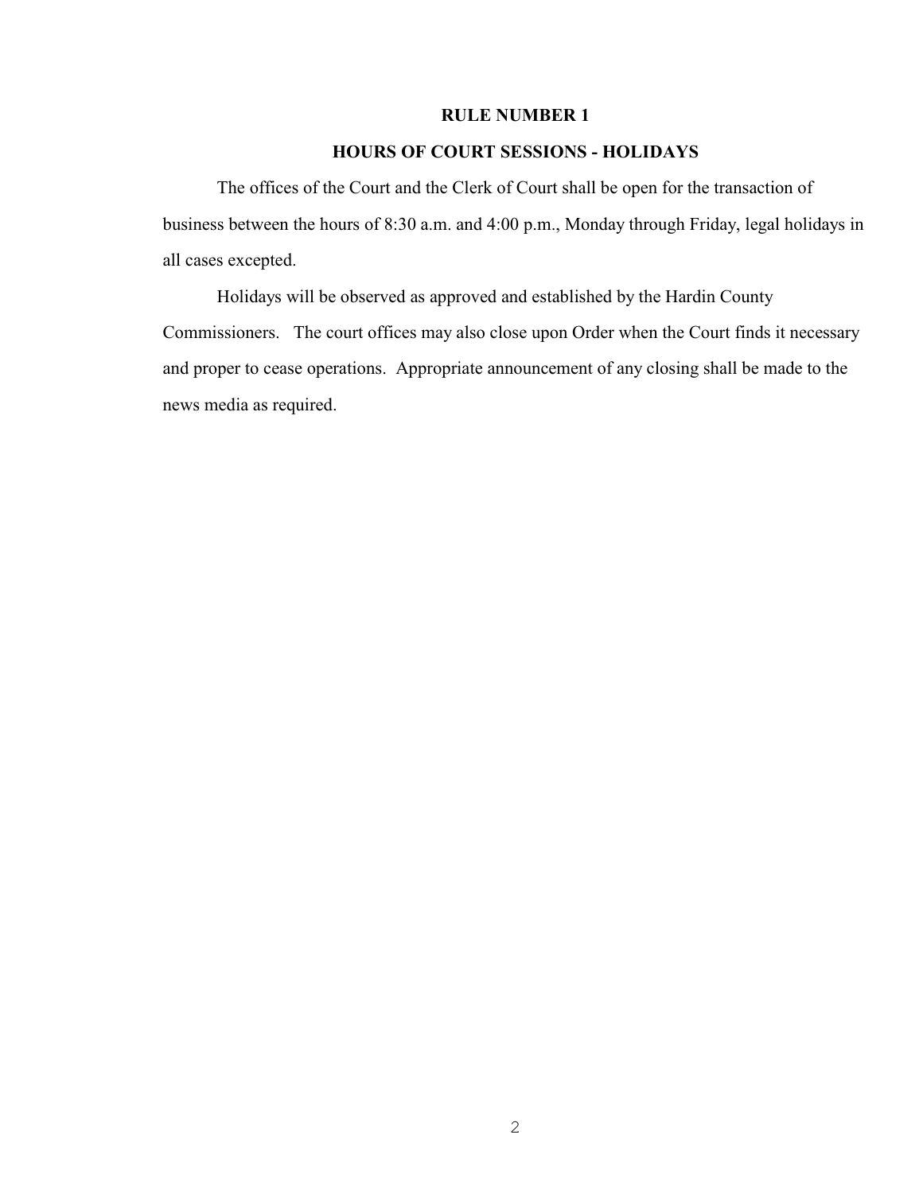## RULE NUMBER 1

## HOURS OF COURT SESSIONS - HOLIDAYS

The offices of the Court and the Clerk of Court shall be open for the transaction of business between the hours of 8:30 a.m. and 4:00 p.m., Monday through Friday, legal holidays in all cases excepted.

Holidays will be observed as approved and established by the Hardin County Commissioners. The court offices may also close upon Order when the Court finds it necessary and proper to cease operations. Appropriate announcement of any closing shall be made to the news media as required.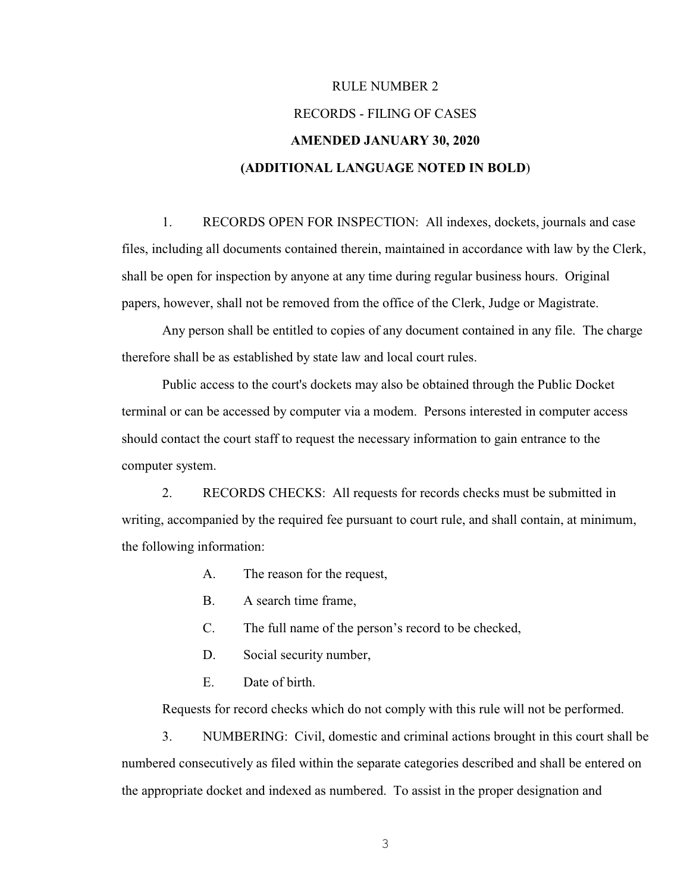# RULE NUMBER 2

## RECORDS - FILING OF CASES

**AMENDED JANUARY 30, 2020**

**(ADDITIONAL LANGUAGE NOTED IN BOLD)**

1. RECORDS OPEN FOR INSPECTION: All indexes, dockets, journals and case files, including all documents contained therein, maintained in accordance with law by the Clerk, shall be open for inspection by anyone at any time during regular business hours. Original papers, however, shall not be removed from the office of the Clerk, Judge or Magistrate.

Any person shall be entitled to copies of any document contained in any file. The charge therefore shall be as established by state law and local court rules.

Public access to the court's dockets may also be obtained through the Public Docket terminal or can be accessed by computer via a modem. Persons interested in computer access should contact the court staff to request the necessary information to gain entrance to the computer system.

2. RECORDS CHECKS: All requests for records checks must be submitted in writing, accompanied by the required fee pursuant to court rule, and shall contain, at minimum, the following information:

   A. The reason for the request,

   B. A search time frame,

   C. The full name of the person's record to be checked,

   D. Social security number,

   E. Date of birth.

Requests for record checks which do not comply with this rule will not be performed.

3. NUMBERING: Civil, domestic and criminal actions brought in this court shall be numbered consecutively as filed within the separate categories described and shall be entered on the appropriate docket and indexed as numbered. To assist in the proper designation and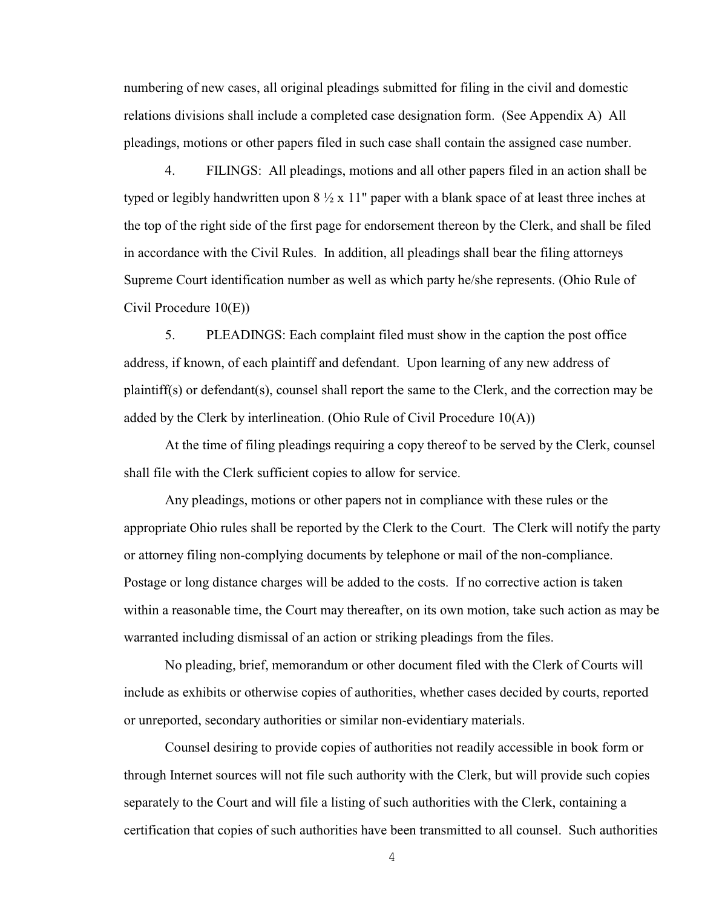numbering of new cases, all original pleadings submitted for filing in the civil and domestic relations divisions shall include a completed case designation form. (See Appendix A) All pleadings, motions or other papers filed in such case shall contain the assigned case number.

4. FILINGS: All pleadings, motions and all other papers filed in an action shall be typed or legibly handwritten upon 8 ½ x 11" paper with a blank space of at least three inches at the top of the right side of the first page for endorsement thereon by the Clerk, and shall be filed in accordance with the Civil Rules. In addition, all pleadings shall bear the filing attorneys Supreme Court identification number as well as which party he/she represents. (Ohio Rule of Civil Procedure 10(E))

5. PLEADINGS: Each complaint filed must show in the caption the post office address, if known, of each plaintiff and defendant. Upon learning of any new address of plaintiff(s) or defendant(s), counsel shall report the same to the Clerk, and the correction may be added by the Clerk by interlineation. (Ohio Rule of Civil Procedure 10(A))

At the time of filing pleadings requiring a copy thereof to be served by the Clerk, counsel shall file with the Clerk sufficient copies to allow for service.

Any pleadings, motions or other papers not in compliance with these rules or the appropriate Ohio rules shall be reported by the Clerk to the Court. The Clerk will notify the party or attorney filing non-complying documents by telephone or mail of the non-compliance. Postage or long distance charges will be added to the costs. If no corrective action is taken within a reasonable time, the Court may thereafter, on its own motion, take such action as may be warranted including dismissal of an action or striking pleadings from the files.

No pleading, brief, memorandum or other document filed with the Clerk of Courts will include as exhibits or otherwise copies of authorities, whether cases decided by courts, reported or unreported, secondary authorities or similar non-evidentiary materials.

Counsel desiring to provide copies of authorities not readily accessible in book form or through Internet sources will not file such authority with the Clerk, but will provide such copies separately to the Court and will file a listing of such authorities with the Clerk, containing a certification that copies of such authorities have been transmitted to all counsel. Such authorities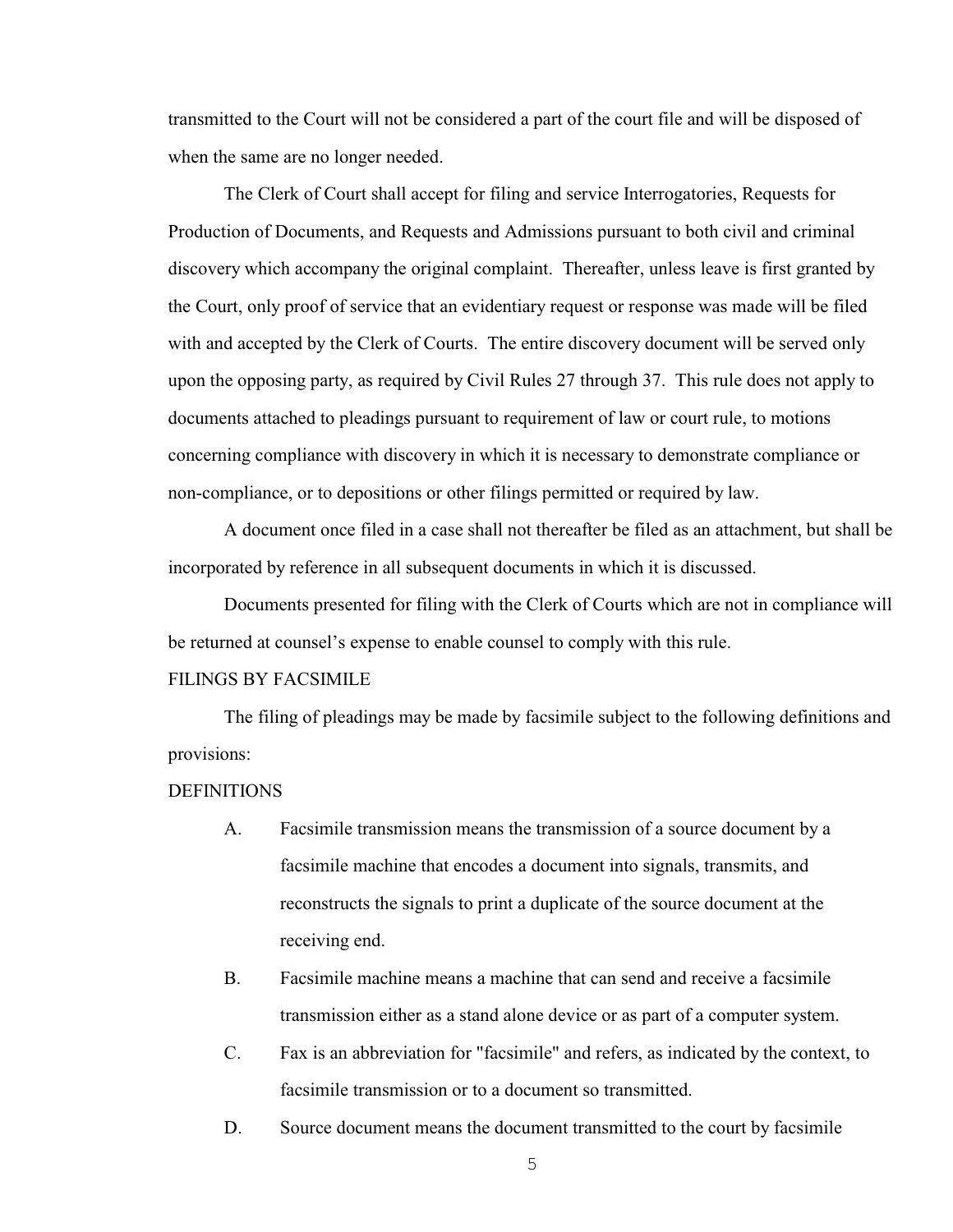transmitted to the Court will not be considered a part of the court file and will be disposed of when the same are no longer needed.

The Clerk of Court shall accept for filing and service Interrogatories, Requests for Production of Documents, and Requests and Admissions pursuant to both civil and criminal discovery which accompany the original complaint. Thereafter, unless leave is first granted by the Court, only proof of service that an evidentiary request or response was made will be filed with and accepted by the Clerk of Courts. The entire discovery document will be served only upon the opposing party, as required by Civil Rules 27 through 37. This rule does not apply to documents attached to pleadings pursuant to requirement of law or court rule, to motions concerning compliance with discovery in which it is necessary to demonstrate compliance or non-compliance, or to depositions or other filings permitted or required by law.

A document once filed in a case shall not thereafter be filed as an attachment, but shall be incorporated by reference in all subsequent documents in which it is discussed.

Documents presented for filing with the Clerk of Courts which are not in compliance will be returned at counsel's expense to enable counsel to comply with this rule.

FILINGS BY FACSIMILE

The filing of pleadings may be made by facsimile subject to the following definitions and provisions:

DEFINITIONS

A. Facsimile transmission means the transmission of a source document by a facsimile machine that encodes a document into signals, transmits, and reconstructs the signals to print a duplicate of the source document at the receiving end.

B. Facsimile machine means a machine that can send and receive a facsimile transmission either as a stand alone device or as part of a computer system.

C. Fax is an abbreviation for "facsimile" and refers, as indicated by the context, to facsimile transmission or to a document so transmitted.

D. Source document means the document transmitted to the court by facsimile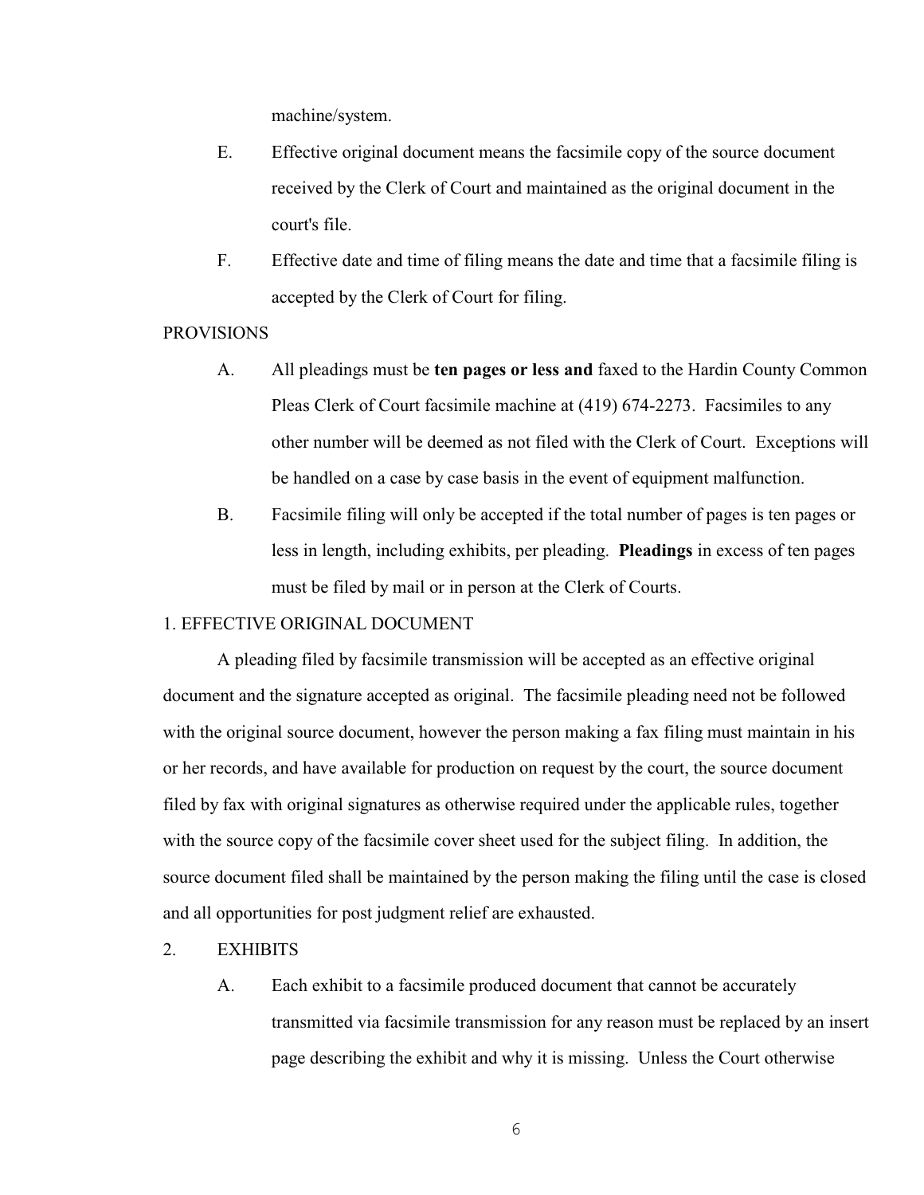machine/system.

E. Effective original document means the facsimile copy of the source document received by the Clerk of Court and maintained as the original document in the court's file.

F. Effective date and time of filing means the date and time that a facsimile filing is accepted by the Clerk of Court for filing.

PROVISIONS

A. All pleadings must be **ten pages or less and** faxed to the Hardin County Common Pleas Clerk of Court facsimile machine at (419) 674-2273. Facsimiles to any other number will be deemed as not filed with the Clerk of Court. Exceptions will be handled on a case by case basis in the event of equipment malfunction.

B. Facsimile filing will only be accepted if the total number of pages is ten pages or less in length, including exhibits, per pleading. **Pleadings** in excess of ten pages must be filed by mail or in person at the Clerk of Courts.

1. EFFECTIVE ORIGINAL DOCUMENT

A pleading filed by facsimile transmission will be accepted as an effective original document and the signature accepted as original. The facsimile pleading need not be followed with the original source document, however the person making a fax filing must maintain in his or her records, and have available for production on request by the court, the source document filed by fax with original signatures as otherwise required under the applicable rules, together with the source copy of the facsimile cover sheet used for the subject filing. In addition, the source document filed shall be maintained by the person making the filing until the case is closed and all opportunities for post judgment relief are exhausted.

2. EXHIBITS

A. Each exhibit to a facsimile produced document that cannot be accurately transmitted via facsimile transmission for any reason must be replaced by an insert page describing the exhibit and why it is missing. Unless the Court otherwise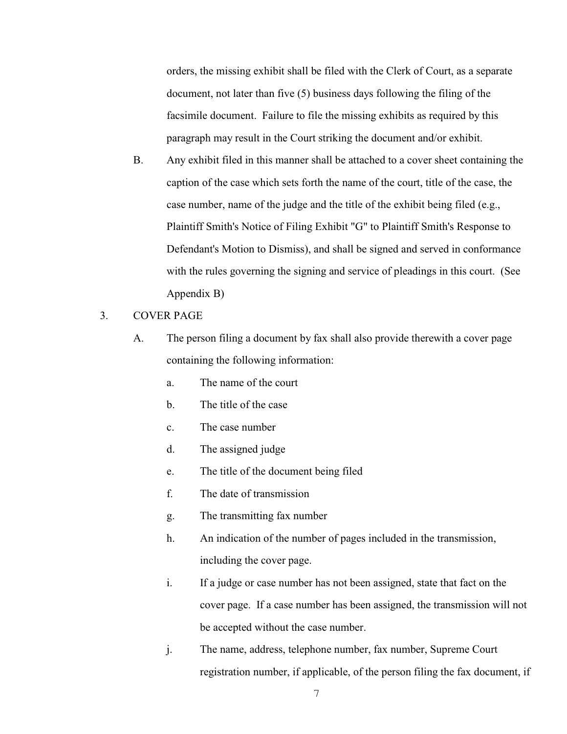orders, the missing exhibit shall be filed with the Clerk of Court, as a separate document, not later than five (5) business days following the filing of the facsimile document. Failure to file the missing exhibits as required by this paragraph may result in the Court striking the document and/or exhibit.

B. Any exhibit filed in this manner shall be attached to a cover sheet containing the caption of the case which sets forth the name of the court, title of the case, the case number, name of the judge and the title of the exhibit being filed (e.g., Plaintiff Smith's Notice of Filing Exhibit "G" to Plaintiff Smith's Response to Defendant's Motion to Dismiss), and shall be signed and served in conformance with the rules governing the signing and service of pleadings in this court. (See Appendix B)

3. COVER PAGE

A. The person filing a document by fax shall also provide therewith a cover page containing the following information:

a. The name of the court

b. The title of the case

c. The case number

d. The assigned judge

e. The title of the document being filed

f. The date of transmission

g. The transmitting fax number

h. An indication of the number of pages included in the transmission, including the cover page.

i. If a judge or case number has not been assigned, state that fact on the cover page. If a case number has been assigned, the transmission will not be accepted without the case number.

j. The name, address, telephone number, fax number, Supreme Court registration number, if applicable, of the person filing the fax document, if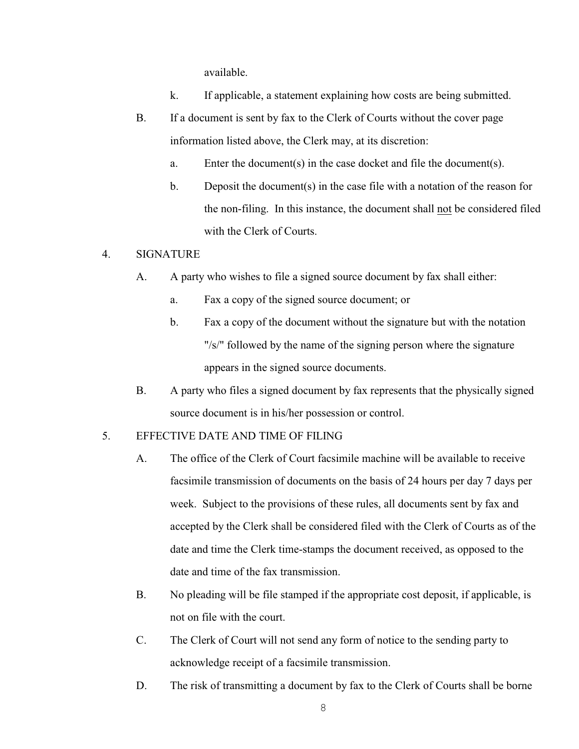available.

k. If applicable, a statement explaining how costs are being submitted.

B. If a document is sent by fax to the Clerk of Courts without the cover page information listed above, the Clerk may, at its discretion:

a. Enter the document(s) in the case docket and file the document(s).

b. Deposit the document(s) in the case file with a notation of the reason for the non-filing. In this instance, the document shall <u>not</u> be considered filed with the Clerk of Courts.

4. SIGNATURE

A. A party who wishes to file a signed source document by fax shall either:

a. Fax a copy of the signed source document; or

b. Fax a copy of the document without the signature but with the notation "/s/" followed by the name of the signing person where the signature appears in the signed source documents.

B. A party who files a signed document by fax represents that the physically signed source document is in his/her possession or control.

5. EFFECTIVE DATE AND TIME OF FILING

A. The office of the Clerk of Court facsimile machine will be available to receive facsimile transmission of documents on the basis of 24 hours per day 7 days per week. Subject to the provisions of these rules, all documents sent by fax and accepted by the Clerk shall be considered filed with the Clerk of Courts as of the date and time the Clerk time-stamps the document received, as opposed to the date and time of the fax transmission.

B. No pleading will be file stamped if the appropriate cost deposit, if applicable, is not on file with the court.

C. The Clerk of Court will not send any form of notice to the sending party to acknowledge receipt of a facsimile transmission.

D. The risk of transmitting a document by fax to the Clerk of Courts shall be borne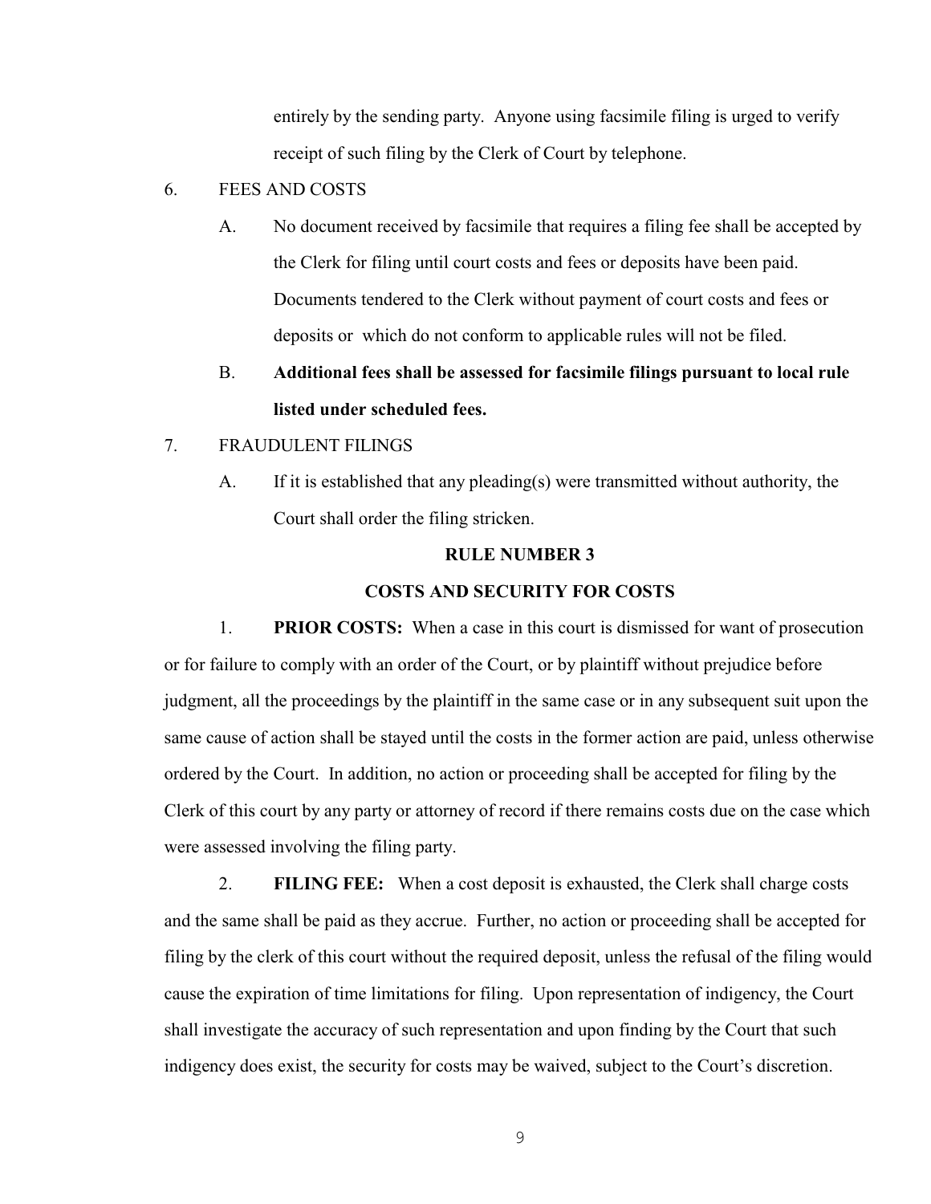entirely by the sending party. Anyone using facsimile filing is urged to verify receipt of such filing by the Clerk of Court by telephone.

6. FEES AND COSTS

   A. No document received by facsimile that requires a filing fee shall be accepted by the Clerk for filing until court costs and fees or deposits have been paid. Documents tendered to the Clerk without payment of court costs and fees or deposits or which do not conform to applicable rules will not be filed.

   B. **Additional fees shall be assessed for facsimile filings pursuant to local rule listed under scheduled fees.**

7. FRAUDULENT FILINGS

   A. If it is established that any pleading(s) were transmitted without authority, the Court shall order the filing stricken.

## RULE NUMBER 3

## COSTS AND SECURITY FOR COSTS

1. **PRIOR COSTS:** When a case in this court is dismissed for want of prosecution or for failure to comply with an order of the Court, or by plaintiff without prejudice before judgment, all the proceedings by the plaintiff in the same case or in any subsequent suit upon the same cause of action shall be stayed until the costs in the former action are paid, unless otherwise ordered by the Court. In addition, no action or proceeding shall be accepted for filing by the Clerk of this court by any party or attorney of record if there remains costs due on the case which were assessed involving the filing party.

2. **FILING FEE:** When a cost deposit is exhausted, the Clerk shall charge costs and the same shall be paid as they accrue. Further, no action or proceeding shall be accepted for filing by the clerk of this court without the required deposit, unless the refusal of the filing would cause the expiration of time limitations for filing. Upon representation of indigency, the Court shall investigate the accuracy of such representation and upon finding by the Court that such indigency does exist, the security for costs may be waived, subject to the Court's discretion.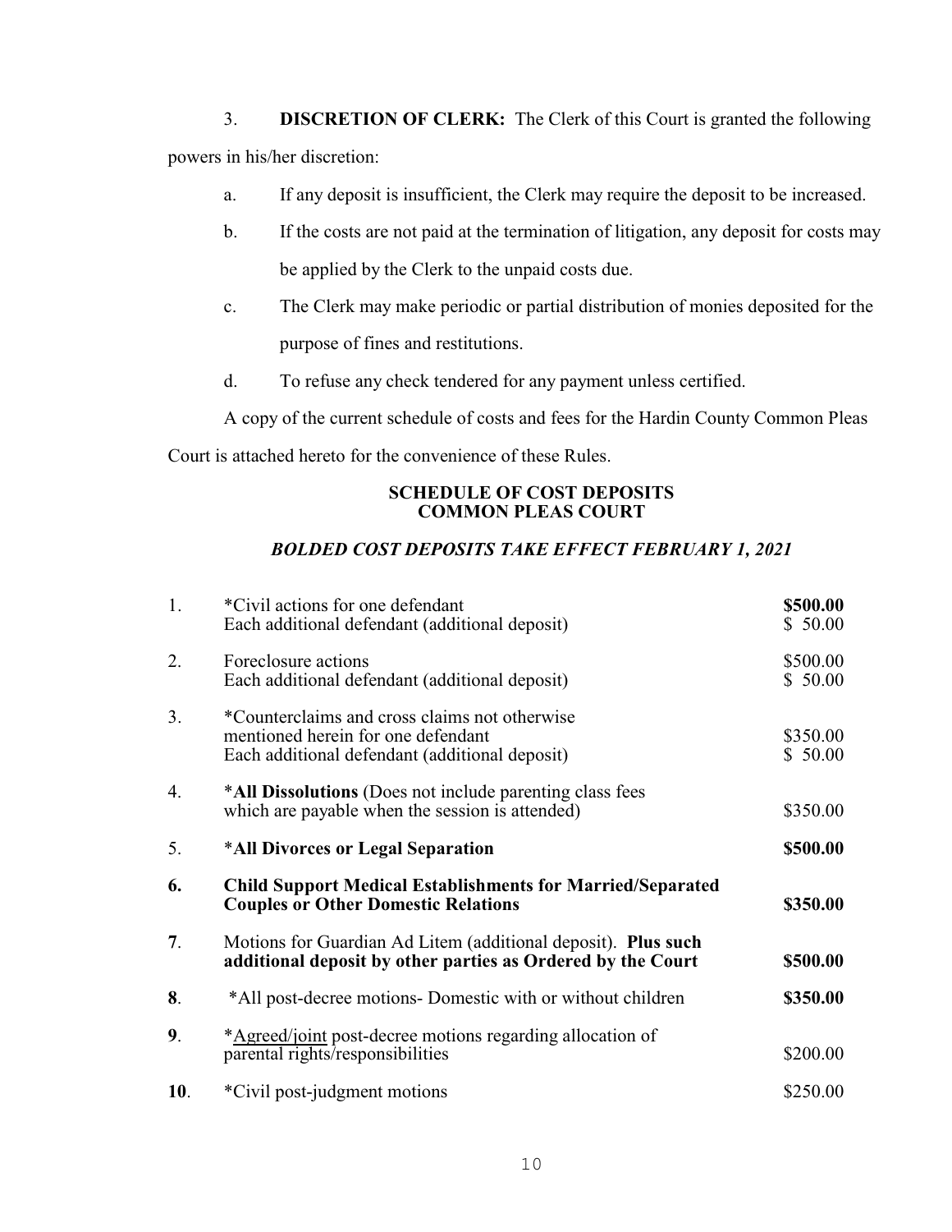3. **DISCRETION OF CLERK:** The Clerk of this Court is granted the following powers in his/her discretion:

a. If any deposit is insufficient, the Clerk may require the deposit to be increased.

b. If the costs are not paid at the termination of litigation, any deposit for costs may be applied by the Clerk to the unpaid costs due.

c. The Clerk may make periodic or partial distribution of monies deposited for the purpose of fines and restitutions.

d. To refuse any check tendered for any payment unless certified.

A copy of the current schedule of costs and fees for the Hardin County Common Pleas Court is attached hereto for the convenience of these Rules.

## SCHEDULE OF COST DEPOSITS
## COMMON PLEAS COURT

***BOLDED COST DEPOSITS TAKE EFFECT FEBRUARY 1, 2021***

| | | |
|---|---|---|
| 1. | *Civil actions for one defendant<br>Each additional defendant (additional deposit) | **$500.00**<br>$ 50.00 |
| 2. | Foreclosure actions<br>Each additional defendant (additional deposit) | $500.00<br>$ 50.00 |
| 3. | *Counterclaims and cross claims not otherwise mentioned herein for one defendant<br>Each additional defendant (additional deposit) | $350.00<br>$ 50.00 |
| 4. | ***All Dissolutions** (Does not include parenting class fees which are payable when the session is attended) | $350.00 |
| 5. | ***All Divorces or Legal Separation** | **$500.00** |
| **6.** | **Child Support Medical Establishments for Married/Separated Couples or Other Domestic Relations** | **$350.00** |
| **7**. | Motions for Guardian Ad Litem (additional deposit). **Plus such additional deposit by other parties as Ordered by the Court** | **$500.00** |
| **8**. | *All post-decree motions- Domestic with or without children | **$350.00** |
| **9**. | *Agreed/joint post-decree motions regarding allocation of parental rights/responsibilities | $200.00 |
| **10**. | *Civil post-judgment motions | $250.00 |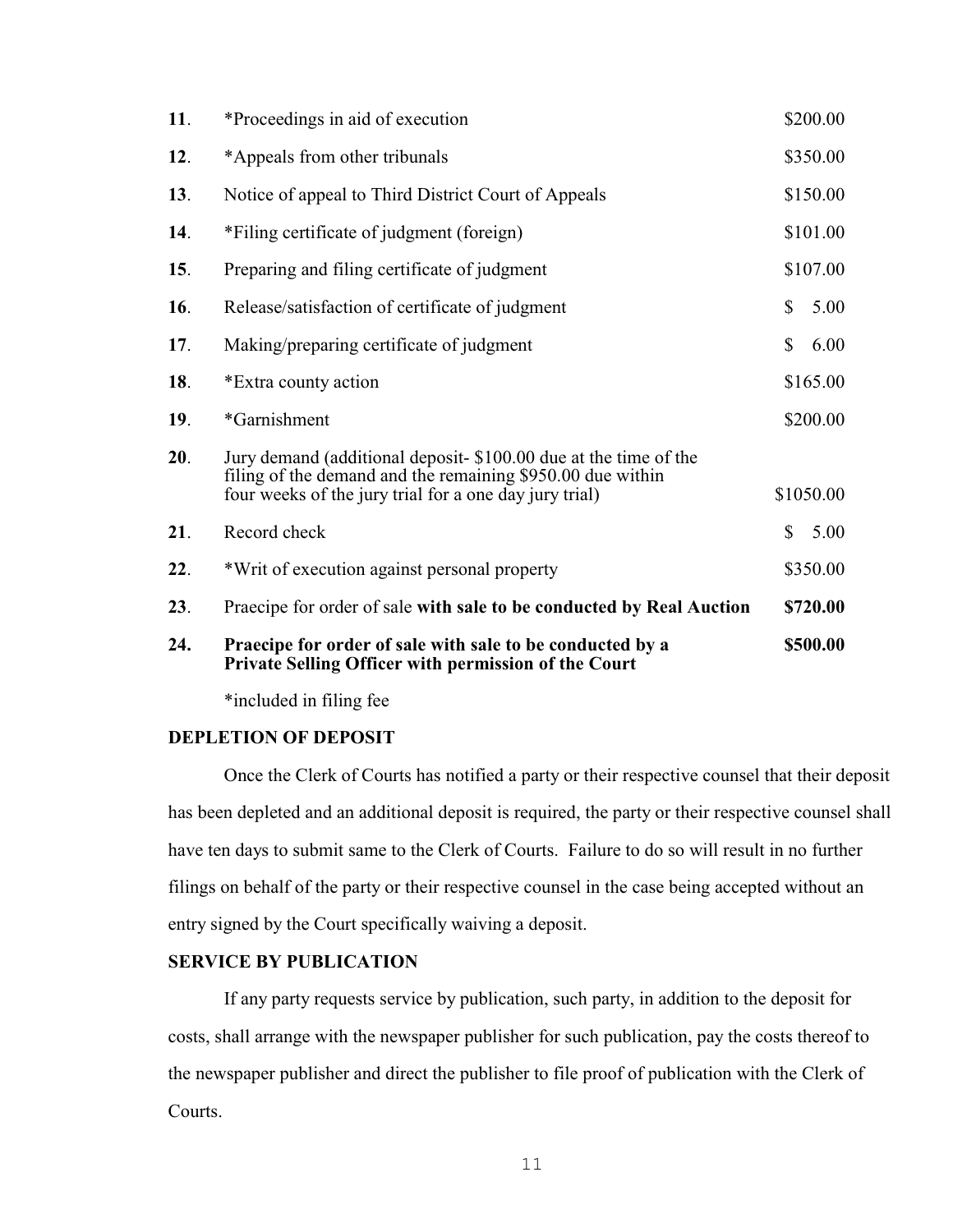| | | |
|---|---|---|
| **11**. | *Proceedings in aid of execution | $200.00 |
| **12**. | *Appeals from other tribunals | $350.00 |
| **13**. | Notice of appeal to Third District Court of Appeals | $150.00 |
| **14**. | *Filing certificate of judgment (foreign) | $101.00 |
| **15**. | Preparing and filing certificate of judgment | $107.00 |
| **16**. | Release/satisfaction of certificate of judgment | $ 5.00 |
| **17**. | Making/preparing certificate of judgment | $ 6.00 |
| **18**. | *Extra county action | $165.00 |
| **19**. | *Garnishment | $200.00 |
| **20**. | Jury demand (additional deposit- $100.00 due at the time of the filing of the demand and the remaining $950.00 due within four weeks of the jury trial for a one day jury trial) | $1050.00 |
| **21**. | Record check | $ 5.00 |
| **22**. | *Writ of execution against personal property | $350.00 |
| **23**. | Praecipe for order of sale **with sale to be conducted by Real Auction** | **$720.00** |
| **24.** | **Praecipe for order of sale with sale to be conducted by a Private Selling Officer with permission of the Court** | **$500.00** |

*included in filing fee

**DEPLETION OF DEPOSIT**

Once the Clerk of Courts has notified a party or their respective counsel that their deposit has been depleted and an additional deposit is required, the party or their respective counsel shall have ten days to submit same to the Clerk of Courts. Failure to do so will result in no further filings on behalf of the party or their respective counsel in the case being accepted without an entry signed by the Court specifically waiving a deposit.

**SERVICE BY PUBLICATION**

If any party requests service by publication, such party, in addition to the deposit for costs, shall arrange with the newspaper publisher for such publication, pay the costs thereof to the newspaper publisher and direct the publisher to file proof of publication with the Clerk of Courts.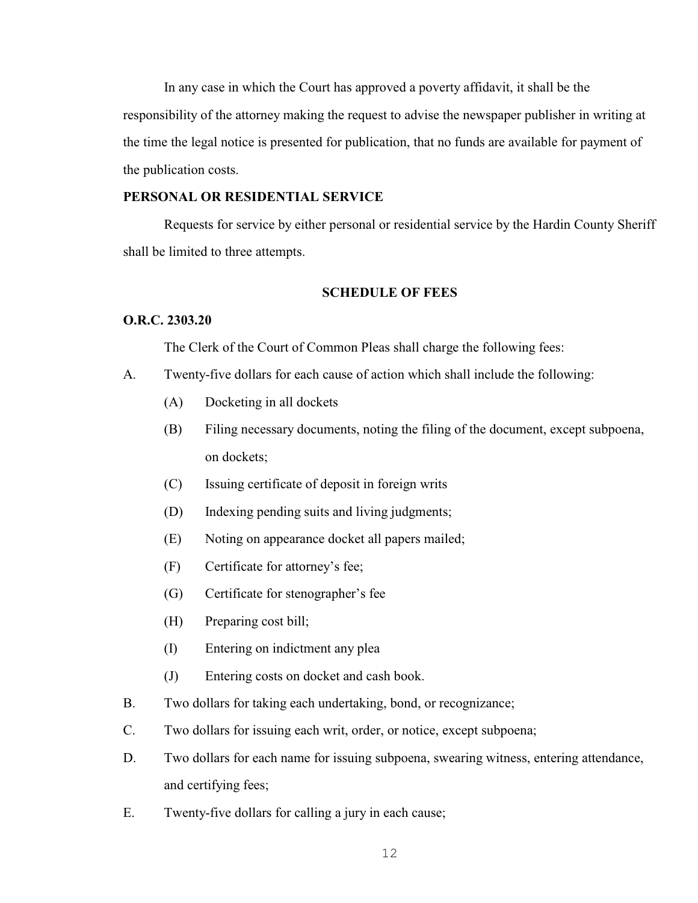In any case in which the Court has approved a poverty affidavit, it shall be the responsibility of the attorney making the request to advise the newspaper publisher in writing at the time the legal notice is presented for publication, that no funds are available for payment of the publication costs.

**PERSONAL OR RESIDENTIAL SERVICE**

Requests for service by either personal or residential service by the Hardin County Sheriff shall be limited to three attempts.

## SCHEDULE OF FEES

**O.R.C. 2303.20**

The Clerk of the Court of Common Pleas shall charge the following fees:

A. Twenty-five dollars for each cause of action which shall include the following:
   - (A) Docketing in all dockets
   - (B) Filing necessary documents, noting the filing of the document, except subpoena, on dockets;
   - (C) Issuing certificate of deposit in foreign writs
   - (D) Indexing pending suits and living judgments;
   - (E) Noting on appearance docket all papers mailed;
   - (F) Certificate for attorney's fee;
   - (G) Certificate for stenographer's fee
   - (H) Preparing cost bill;
   - (I) Entering on indictment any plea
   - (J) Entering costs on docket and cash book.

B. Two dollars for taking each undertaking, bond, or recognizance;

C. Two dollars for issuing each writ, order, or notice, except subpoena;

D. Two dollars for each name for issuing subpoena, swearing witness, entering attendance, and certifying fees;

E. Twenty-five dollars for calling a jury in each cause;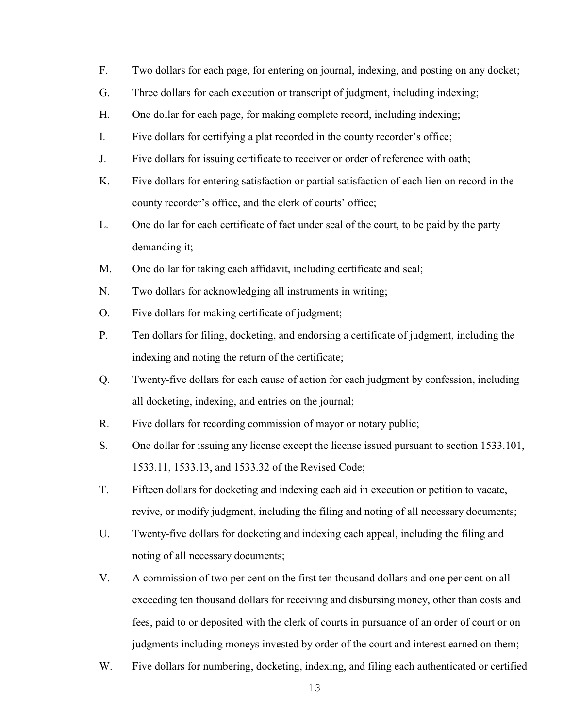F. Two dollars for each page, for entering on journal, indexing, and posting on any docket;

G. Three dollars for each execution or transcript of judgment, including indexing;

H. One dollar for each page, for making complete record, including indexing;

I. Five dollars for certifying a plat recorded in the county recorder's office;

J. Five dollars for issuing certificate to receiver or order of reference with oath;

K. Five dollars for entering satisfaction or partial satisfaction of each lien on record in the county recorder's office, and the clerk of courts' office;

L. One dollar for each certificate of fact under seal of the court, to be paid by the party demanding it;

M. One dollar for taking each affidavit, including certificate and seal;

N. Two dollars for acknowledging all instruments in writing;

O. Five dollars for making certificate of judgment;

P. Ten dollars for filing, docketing, and endorsing a certificate of judgment, including the indexing and noting the return of the certificate;

Q. Twenty-five dollars for each cause of action for each judgment by confession, including all docketing, indexing, and entries on the journal;

R. Five dollars for recording commission of mayor or notary public;

S. One dollar for issuing any license except the license issued pursuant to section 1533.101, 1533.11, 1533.13, and 1533.32 of the Revised Code;

T. Fifteen dollars for docketing and indexing each aid in execution or petition to vacate, revive, or modify judgment, including the filing and noting of all necessary documents;

U. Twenty-five dollars for docketing and indexing each appeal, including the filing and noting of all necessary documents;

V. A commission of two per cent on the first ten thousand dollars and one per cent on all exceeding ten thousand dollars for receiving and disbursing money, other than costs and fees, paid to or deposited with the clerk of courts in pursuance of an order of court or on judgments including moneys invested by order of the court and interest earned on them;

W. Five dollars for numbering, docketing, indexing, and filing each authenticated or certified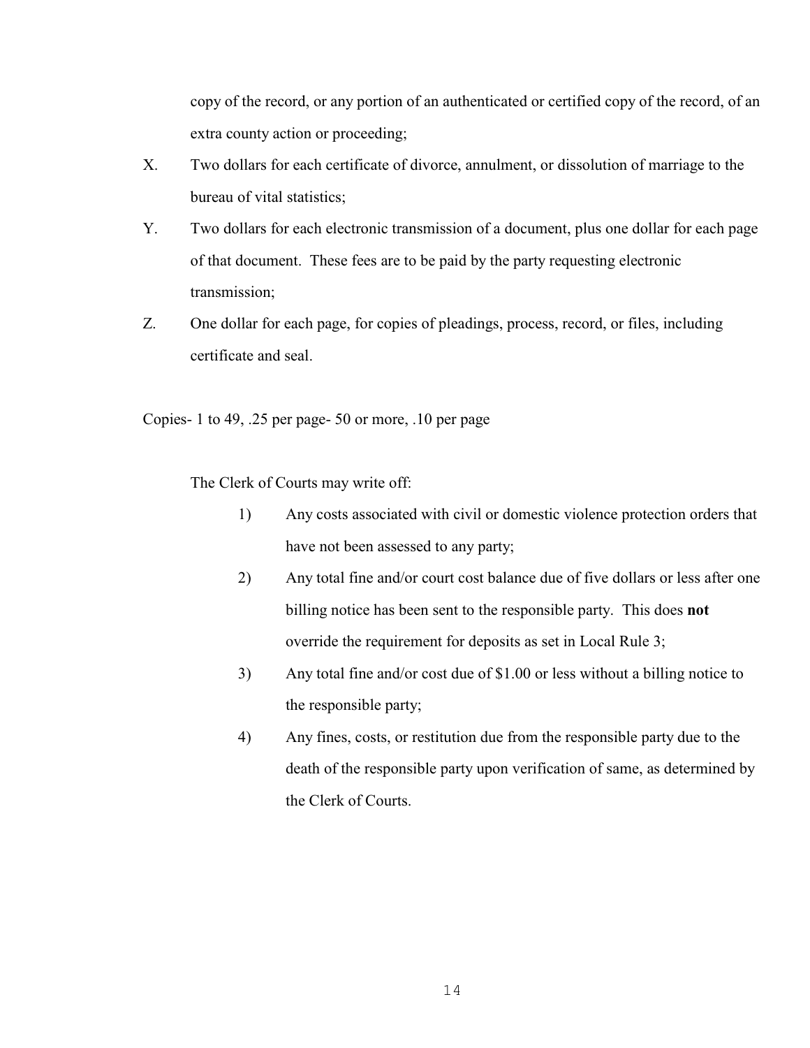copy of the record, or any portion of an authenticated or certified copy of the record, of an extra county action or proceeding;

X. Two dollars for each certificate of divorce, annulment, or dissolution of marriage to the bureau of vital statistics;

Y. Two dollars for each electronic transmission of a document, plus one dollar for each page of that document. These fees are to be paid by the party requesting electronic transmission;

Z. One dollar for each page, for copies of pleadings, process, record, or files, including certificate and seal.

Copies- 1 to 49, .25 per page- 50 or more, .10 per page

The Clerk of Courts may write off:

1) Any costs associated with civil or domestic violence protection orders that have not been assessed to any party;

2) Any total fine and/or court cost balance due of five dollars or less after one billing notice has been sent to the responsible party. This does **not** override the requirement for deposits as set in Local Rule 3;

3) Any total fine and/or cost due of $1.00 or less without a billing notice to the responsible party;

4) Any fines, costs, or restitution due from the responsible party due to the death of the responsible party upon verification of same, as determined by the Clerk of Courts.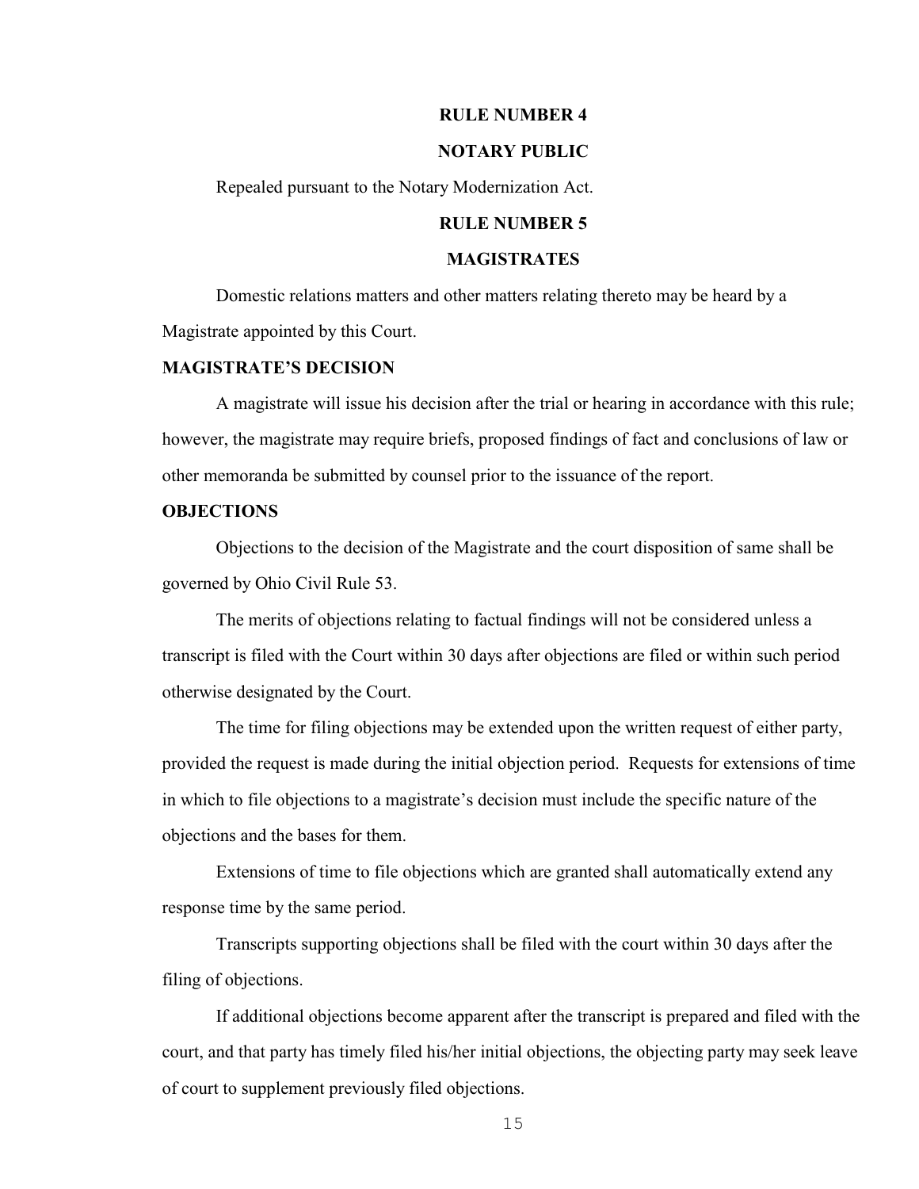## RULE NUMBER 4

## NOTARY PUBLIC

Repealed pursuant to the Notary Modernization Act.

## RULE NUMBER 5

## MAGISTRATES

Domestic relations matters and other matters relating thereto may be heard by a Magistrate appointed by this Court.

### MAGISTRATE'S DECISION

A magistrate will issue his decision after the trial or hearing in accordance with this rule; however, the magistrate may require briefs, proposed findings of fact and conclusions of law or other memoranda be submitted by counsel prior to the issuance of the report.

### OBJECTIONS

Objections to the decision of the Magistrate and the court disposition of same shall be governed by Ohio Civil Rule 53.

The merits of objections relating to factual findings will not be considered unless a transcript is filed with the Court within 30 days after objections are filed or within such period otherwise designated by the Court.

The time for filing objections may be extended upon the written request of either party, provided the request is made during the initial objection period. Requests for extensions of time in which to file objections to a magistrate's decision must include the specific nature of the objections and the bases for them.

Extensions of time to file objections which are granted shall automatically extend any response time by the same period.

Transcripts supporting objections shall be filed with the court within 30 days after the filing of objections.

If additional objections become apparent after the transcript is prepared and filed with the court, and that party has timely filed his/her initial objections, the objecting party may seek leave of court to supplement previously filed objections.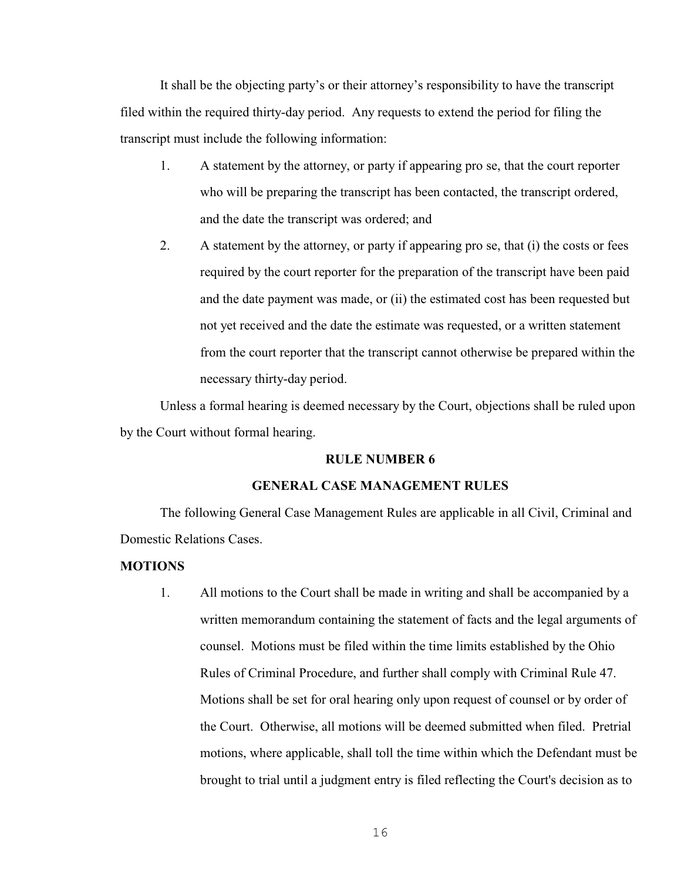It shall be the objecting party's or their attorney's responsibility to have the transcript filed within the required thirty-day period. Any requests to extend the period for filing the transcript must include the following information:

1. A statement by the attorney, or party if appearing pro se, that the court reporter who will be preparing the transcript has been contacted, the transcript ordered, and the date the transcript was ordered; and
2. A statement by the attorney, or party if appearing pro se, that (i) the costs or fees required by the court reporter for the preparation of the transcript have been paid and the date payment was made, or (ii) the estimated cost has been requested but not yet received and the date the estimate was requested, or a written statement from the court reporter that the transcript cannot otherwise be prepared within the necessary thirty-day period.

Unless a formal hearing is deemed necessary by the Court, objections shall be ruled upon by the Court without formal hearing.

## RULE NUMBER 6

## GENERAL CASE MANAGEMENT RULES

The following General Case Management Rules are applicable in all Civil, Criminal and Domestic Relations Cases.

**MOTIONS**

1. All motions to the Court shall be made in writing and shall be accompanied by a written memorandum containing the statement of facts and the legal arguments of counsel. Motions must be filed within the time limits established by the Ohio Rules of Criminal Procedure, and further shall comply with Criminal Rule 47. Motions shall be set for oral hearing only upon request of counsel or by order of the Court. Otherwise, all motions will be deemed submitted when filed. Pretrial motions, where applicable, shall toll the time within which the Defendant must be brought to trial until a judgment entry is filed reflecting the Court's decision as to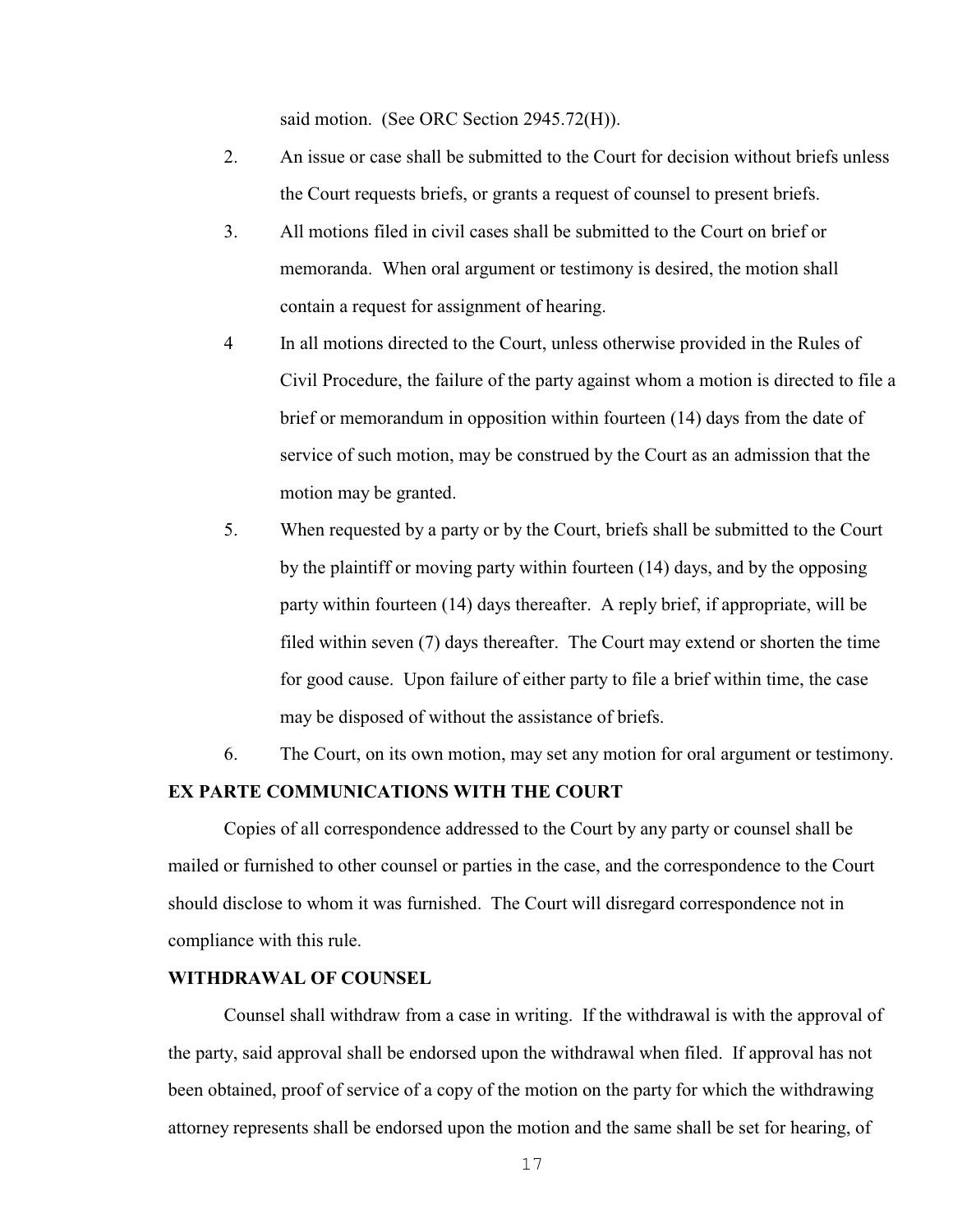said motion. (See ORC Section 2945.72(H)).

2. An issue or case shall be submitted to the Court for decision without briefs unless the Court requests briefs, or grants a request of counsel to present briefs.

3. All motions filed in civil cases shall be submitted to the Court on brief or memoranda. When oral argument or testimony is desired, the motion shall contain a request for assignment of hearing.

4 In all motions directed to the Court, unless otherwise provided in the Rules of Civil Procedure, the failure of the party against whom a motion is directed to file a brief or memorandum in opposition within fourteen (14) days from the date of service of such motion, may be construed by the Court as an admission that the motion may be granted.

5. When requested by a party or by the Court, briefs shall be submitted to the Court by the plaintiff or moving party within fourteen (14) days, and by the opposing party within fourteen (14) days thereafter. A reply brief, if appropriate, will be filed within seven (7) days thereafter. The Court may extend or shorten the time for good cause. Upon failure of either party to file a brief within time, the case may be disposed of without the assistance of briefs.

6. The Court, on its own motion, may set any motion for oral argument or testimony.

**EX PARTE COMMUNICATIONS WITH THE COURT**

Copies of all correspondence addressed to the Court by any party or counsel shall be mailed or furnished to other counsel or parties in the case, and the correspondence to the Court should disclose to whom it was furnished. The Court will disregard correspondence not in compliance with this rule.

**WITHDRAWAL OF COUNSEL**

Counsel shall withdraw from a case in writing. If the withdrawal is with the approval of the party, said approval shall be endorsed upon the withdrawal when filed. If approval has not been obtained, proof of service of a copy of the motion on the party for which the withdrawing attorney represents shall be endorsed upon the motion and the same shall be set for hearing, of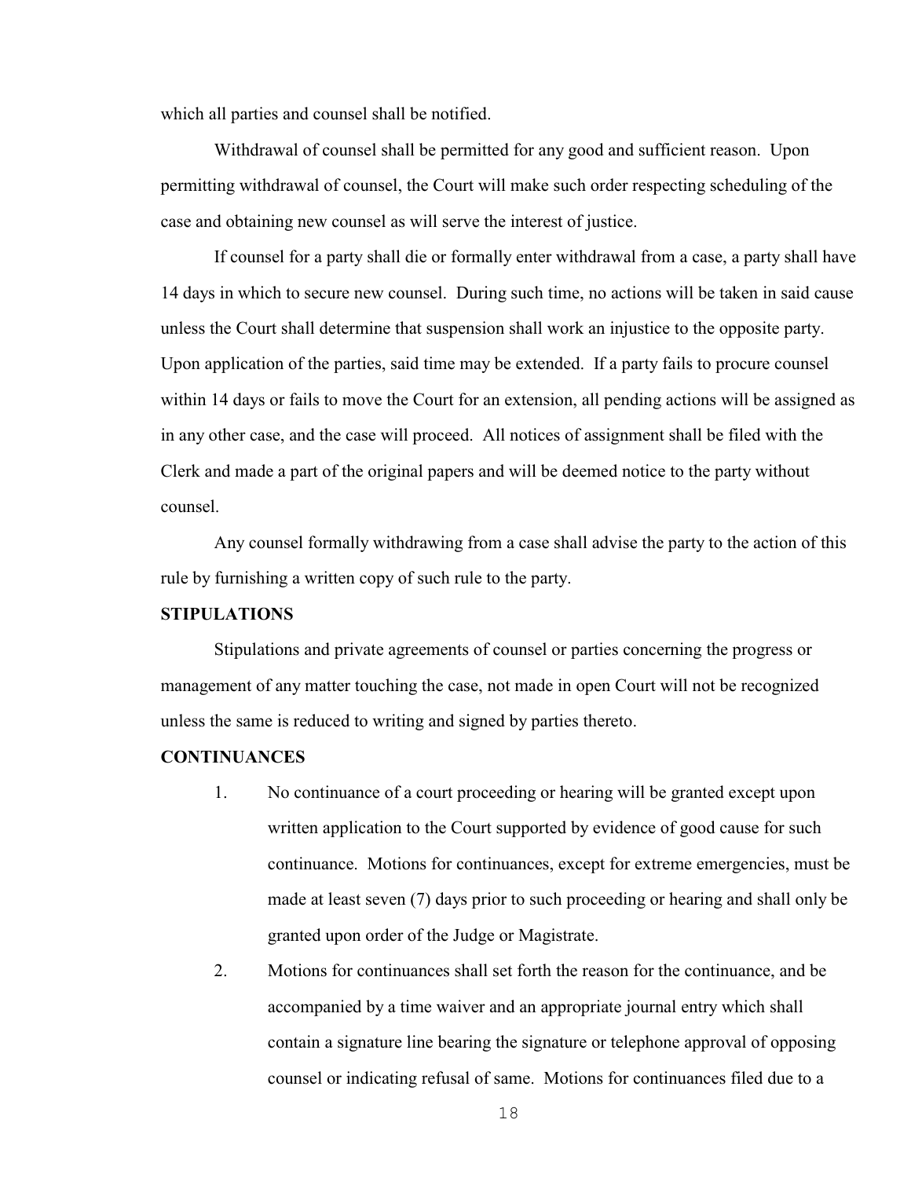which all parties and counsel shall be notified.

Withdrawal of counsel shall be permitted for any good and sufficient reason. Upon permitting withdrawal of counsel, the Court will make such order respecting scheduling of the case and obtaining new counsel as will serve the interest of justice.

If counsel for a party shall die or formally enter withdrawal from a case, a party shall have 14 days in which to secure new counsel. During such time, no actions will be taken in said cause unless the Court shall determine that suspension shall work an injustice to the opposite party. Upon application of the parties, said time may be extended. If a party fails to procure counsel within 14 days or fails to move the Court for an extension, all pending actions will be assigned as in any other case, and the case will proceed. All notices of assignment shall be filed with the Clerk and made a part of the original papers and will be deemed notice to the party without counsel.

Any counsel formally withdrawing from a case shall advise the party to the action of this rule by furnishing a written copy of such rule to the party.

**STIPULATIONS**

Stipulations and private agreements of counsel or parties concerning the progress or management of any matter touching the case, not made in open Court will not be recognized unless the same is reduced to writing and signed by parties thereto.

**CONTINUANCES**

1. No continuance of a court proceeding or hearing will be granted except upon written application to the Court supported by evidence of good cause for such continuance. Motions for continuances, except for extreme emergencies, must be made at least seven (7) days prior to such proceeding or hearing and shall only be granted upon order of the Judge or Magistrate.

2. Motions for continuances shall set forth the reason for the continuance, and be accompanied by a time waiver and an appropriate journal entry which shall contain a signature line bearing the signature or telephone approval of opposing counsel or indicating refusal of same. Motions for continuances filed due to a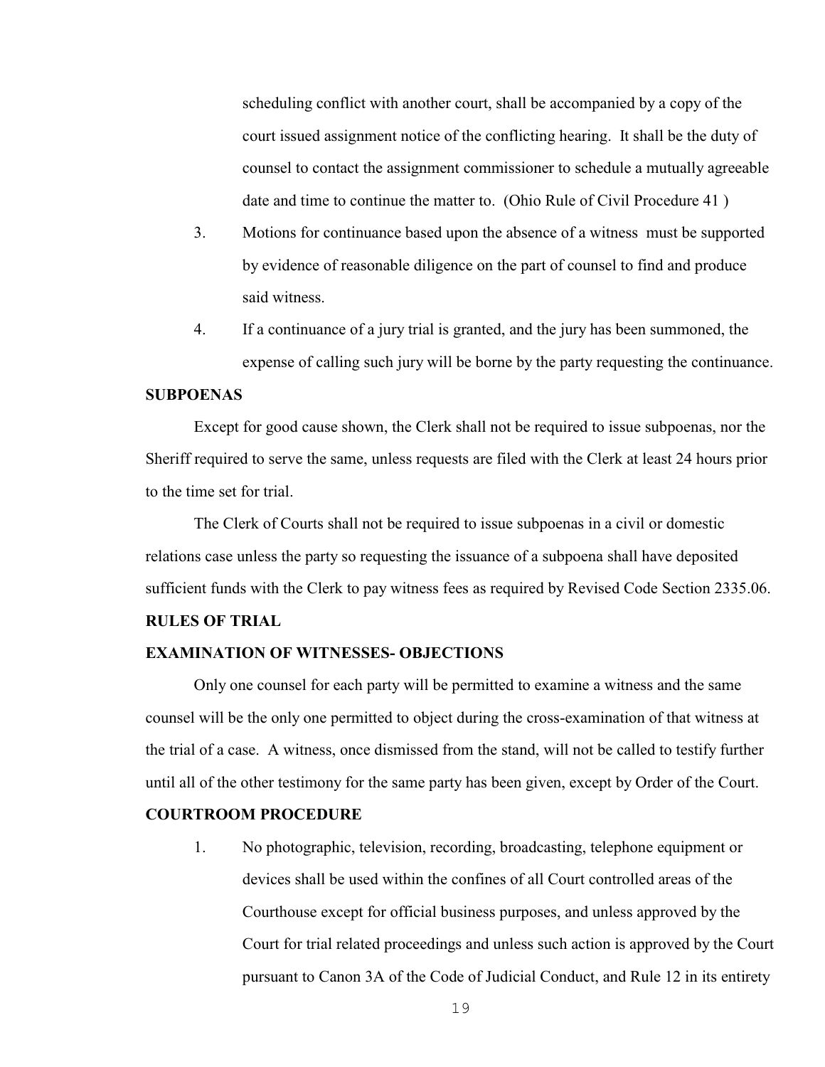scheduling conflict with another court, shall be accompanied by a copy of the court issued assignment notice of the conflicting hearing. It shall be the duty of counsel to contact the assignment commissioner to schedule a mutually agreeable date and time to continue the matter to. (Ohio Rule of Civil Procedure 41 )

3. Motions for continuance based upon the absence of a witness must be supported by evidence of reasonable diligence on the part of counsel to find and produce said witness.

4. If a continuance of a jury trial is granted, and the jury has been summoned, the expense of calling such jury will be borne by the party requesting the continuance.

**SUBPOENAS**

Except for good cause shown, the Clerk shall not be required to issue subpoenas, nor the Sheriff required to serve the same, unless requests are filed with the Clerk at least 24 hours prior to the time set for trial.

The Clerk of Courts shall not be required to issue subpoenas in a civil or domestic relations case unless the party so requesting the issuance of a subpoena shall have deposited sufficient funds with the Clerk to pay witness fees as required by Revised Code Section 2335.06.

**RULES OF TRIAL**

**EXAMINATION OF WITNESSES- OBJECTIONS**

Only one counsel for each party will be permitted to examine a witness and the same counsel will be the only one permitted to object during the cross-examination of that witness at the trial of a case. A witness, once dismissed from the stand, will not be called to testify further until all of the other testimony for the same party has been given, except by Order of the Court.

**COURTROOM PROCEDURE**

1. No photographic, television, recording, broadcasting, telephone equipment or devices shall be used within the confines of all Court controlled areas of the Courthouse except for official business purposes, and unless approved by the Court for trial related proceedings and unless such action is approved by the Court pursuant to Canon 3A of the Code of Judicial Conduct, and Rule 12 in its entirety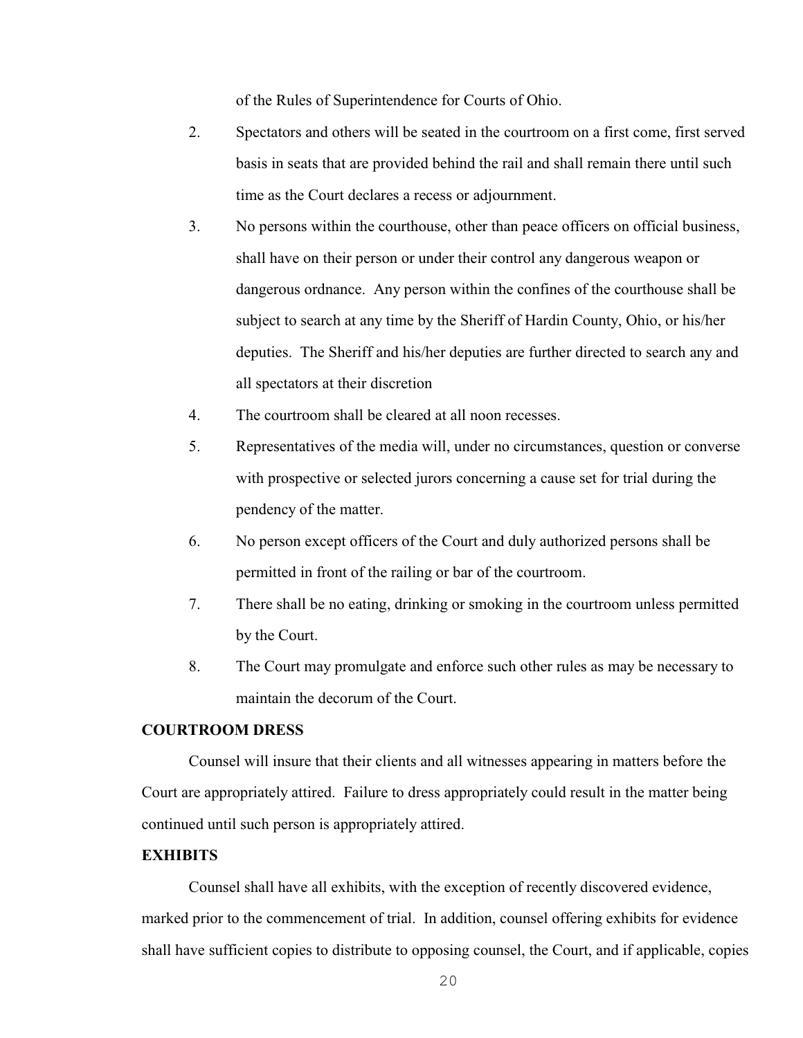of the Rules of Superintendence for Courts of Ohio.

2. Spectators and others will be seated in the courtroom on a first come, first served basis in seats that are provided behind the rail and shall remain there until such time as the Court declares a recess or adjournment.

3. No persons within the courthouse, other than peace officers on official business, shall have on their person or under their control any dangerous weapon or dangerous ordnance. Any person within the confines of the courthouse shall be subject to search at any time by the Sheriff of Hardin County, Ohio, or his/her deputies. The Sheriff and his/her deputies are further directed to search any and all spectators at their discretion

4. The courtroom shall be cleared at all noon recesses.

5. Representatives of the media will, under no circumstances, question or converse with prospective or selected jurors concerning a cause set for trial during the pendency of the matter.

6. No person except officers of the Court and duly authorized persons shall be permitted in front of the railing or bar of the courtroom.

7. There shall be no eating, drinking or smoking in the courtroom unless permitted by the Court.

8. The Court may promulgate and enforce such other rules as may be necessary to maintain the decorum of the Court.

**COURTROOM DRESS**

Counsel will insure that their clients and all witnesses appearing in matters before the Court are appropriately attired. Failure to dress appropriately could result in the matter being continued until such person is appropriately attired.

**EXHIBITS**

Counsel shall have all exhibits, with the exception of recently discovered evidence, marked prior to the commencement of trial. In addition, counsel offering exhibits for evidence shall have sufficient copies to distribute to opposing counsel, the Court, and if applicable, copies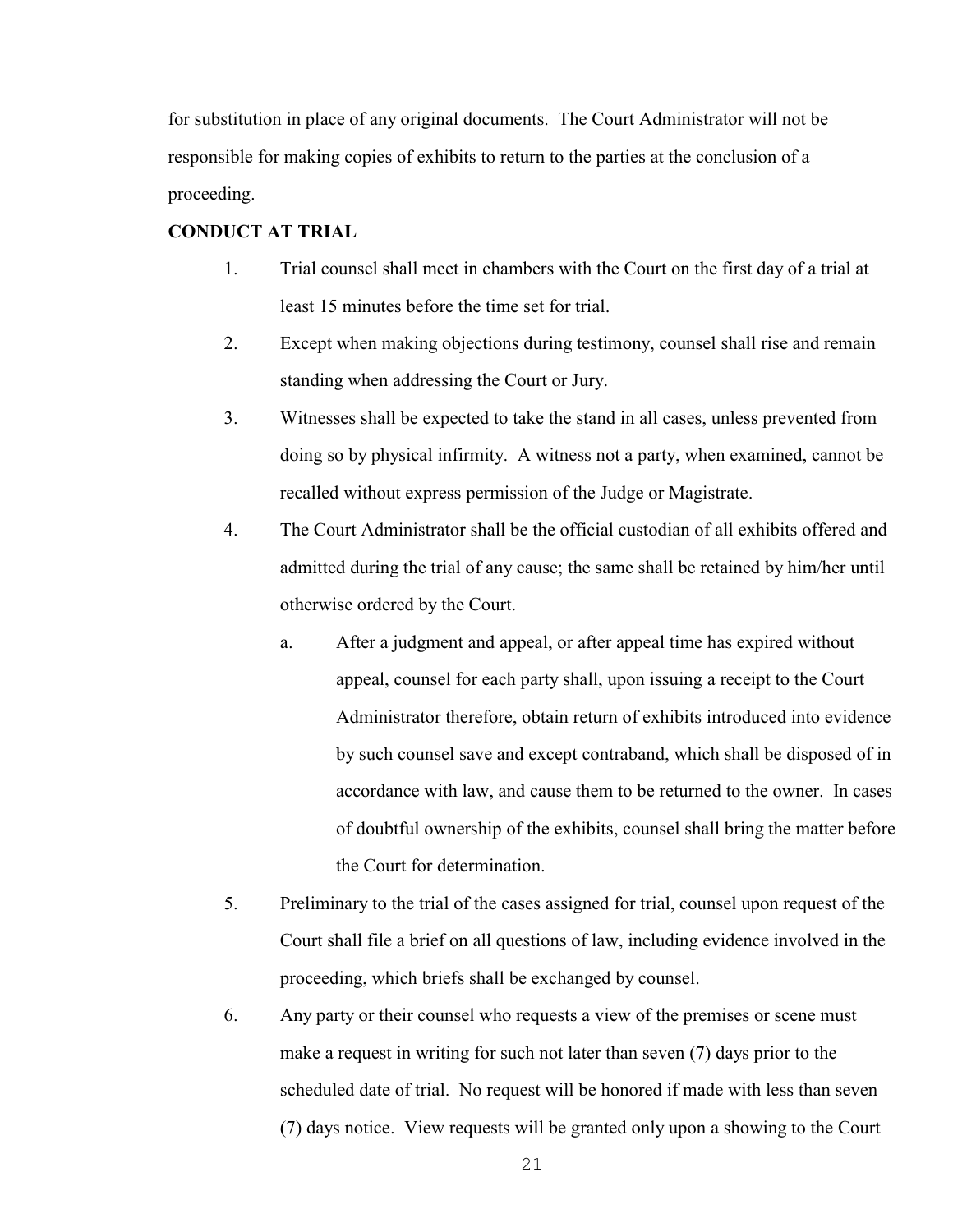for substitution in place of any original documents. The Court Administrator will not be responsible for making copies of exhibits to return to the parties at the conclusion of a proceeding.

**CONDUCT AT TRIAL**

1. Trial counsel shall meet in chambers with the Court on the first day of a trial at least 15 minutes before the time set for trial.

2. Except when making objections during testimony, counsel shall rise and remain standing when addressing the Court or Jury.

3. Witnesses shall be expected to take the stand in all cases, unless prevented from doing so by physical infirmity. A witness not a party, when examined, cannot be recalled without express permission of the Judge or Magistrate.

4. The Court Administrator shall be the official custodian of all exhibits offered and admitted during the trial of any cause; the same shall be retained by him/her until otherwise ordered by the Court.

   a. After a judgment and appeal, or after appeal time has expired without appeal, counsel for each party shall, upon issuing a receipt to the Court Administrator therefore, obtain return of exhibits introduced into evidence by such counsel save and except contraband, which shall be disposed of in accordance with law, and cause them to be returned to the owner. In cases of doubtful ownership of the exhibits, counsel shall bring the matter before the Court for determination.

5. Preliminary to the trial of the cases assigned for trial, counsel upon request of the Court shall file a brief on all questions of law, including evidence involved in the proceeding, which briefs shall be exchanged by counsel.

6. Any party or their counsel who requests a view of the premises or scene must make a request in writing for such not later than seven (7) days prior to the scheduled date of trial. No request will be honored if made with less than seven (7) days notice. View requests will be granted only upon a showing to the Court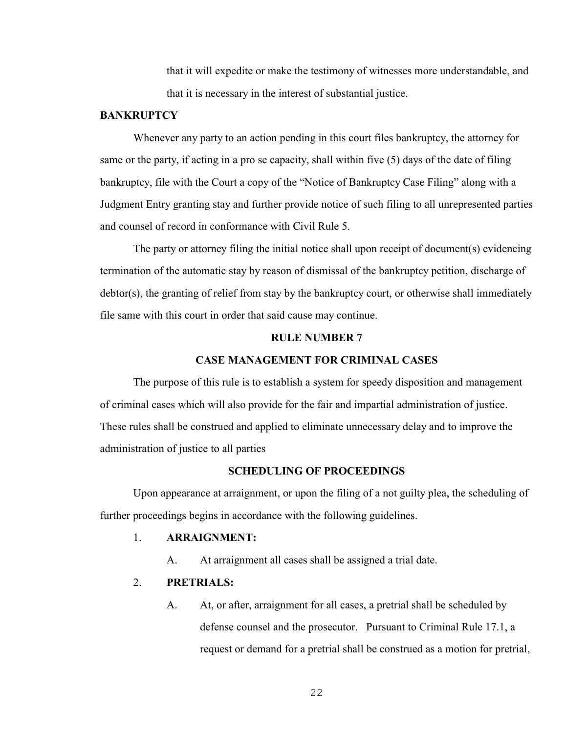that it will expedite or make the testimony of witnesses more understandable, and that it is necessary in the interest of substantial justice.

**BANKRUPTCY**

Whenever any party to an action pending in this court files bankruptcy, the attorney for same or the party, if acting in a pro se capacity, shall within five (5) days of the date of filing bankruptcy, file with the Court a copy of the "Notice of Bankruptcy Case Filing" along with a Judgment Entry granting stay and further provide notice of such filing to all unrepresented parties and counsel of record in conformance with Civil Rule 5.

The party or attorney filing the initial notice shall upon receipt of document(s) evidencing termination of the automatic stay by reason of dismissal of the bankruptcy petition, discharge of debtor(s), the granting of relief from stay by the bankruptcy court, or otherwise shall immediately file same with this court in order that said cause may continue.

## RULE NUMBER 7

## CASE MANAGEMENT FOR CRIMINAL CASES

The purpose of this rule is to establish a system for speedy disposition and management of criminal cases which will also provide for the fair and impartial administration of justice. These rules shall be construed and applied to eliminate unnecessary delay and to improve the administration of justice to all parties

### SCHEDULING OF PROCEEDINGS

Upon appearance at arraignment, or upon the filing of a not guilty plea, the scheduling of further proceedings begins in accordance with the following guidelines.

1. **ARRAIGNMENT:**
   - A. At arraignment all cases shall be assigned a trial date.
2. **PRETRIALS:**
   - A. At, or after, arraignment for all cases, a pretrial shall be scheduled by defense counsel and the prosecutor. Pursuant to Criminal Rule 17.1, a request or demand for a pretrial shall be construed as a motion for pretrial,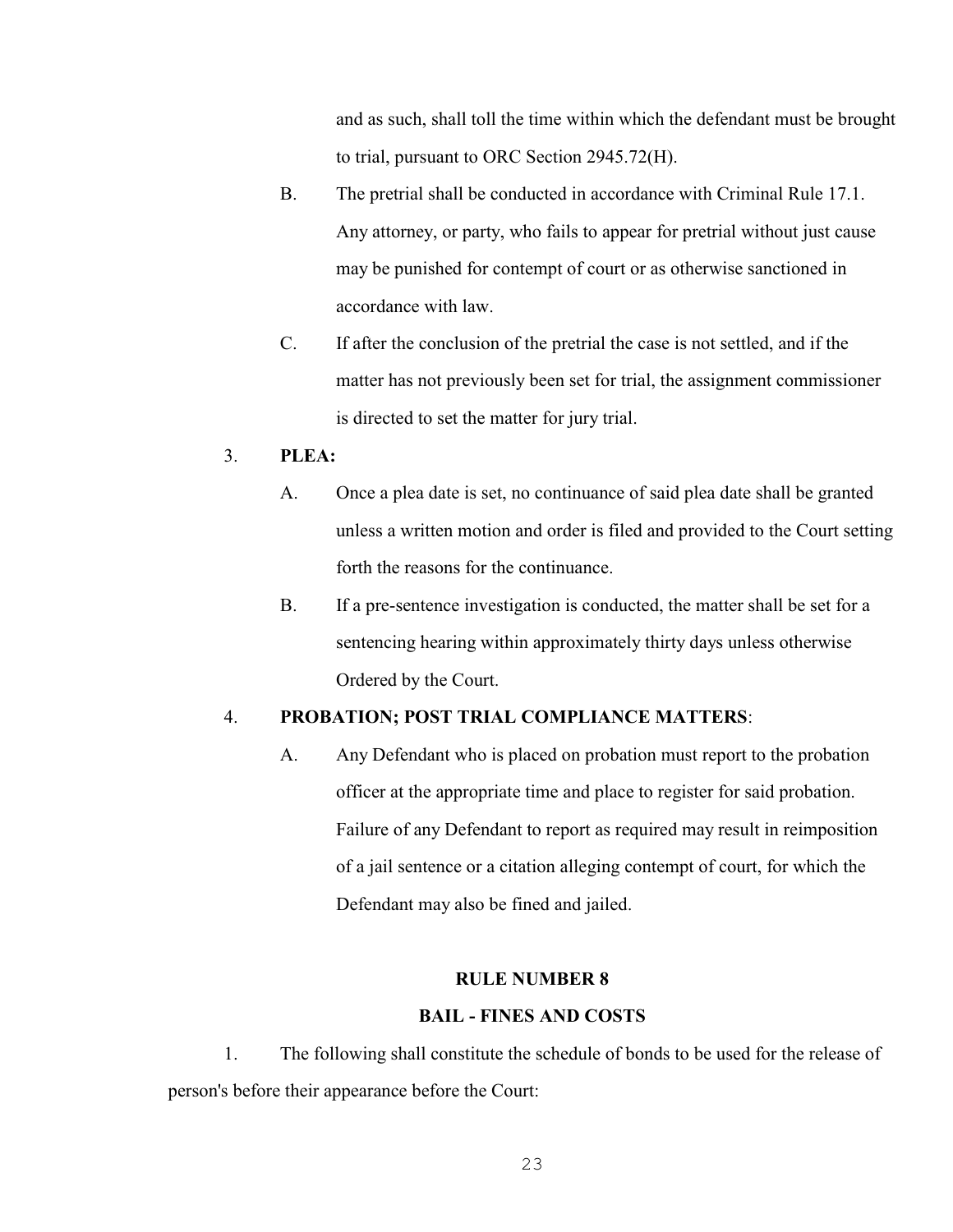and as such, shall toll the time within which the defendant must be brought to trial, pursuant to ORC Section 2945.72(H).

B. The pretrial shall be conducted in accordance with Criminal Rule 17.1. Any attorney, or party, who fails to appear for pretrial without just cause may be punished for contempt of court or as otherwise sanctioned in accordance with law.

C. If after the conclusion of the pretrial the case is not settled, and if the matter has not previously been set for trial, the assignment commissioner is directed to set the matter for jury trial.

3. **PLEA:**

A. Once a plea date is set, no continuance of said plea date shall be granted unless a written motion and order is filed and provided to the Court setting forth the reasons for the continuance.

B. If a pre-sentence investigation is conducted, the matter shall be set for a sentencing hearing within approximately thirty days unless otherwise Ordered by the Court.

4. **PROBATION; POST TRIAL COMPLIANCE MATTERS**:

A. Any Defendant who is placed on probation must report to the probation officer at the appropriate time and place to register for said probation. Failure of any Defendant to report as required may result in reimposition of a jail sentence or a citation alleging contempt of court, for which the Defendant may also be fined and jailed.

## RULE NUMBER 8

## BAIL - FINES AND COSTS

1. The following shall constitute the schedule of bonds to be used for the release of person's before their appearance before the Court: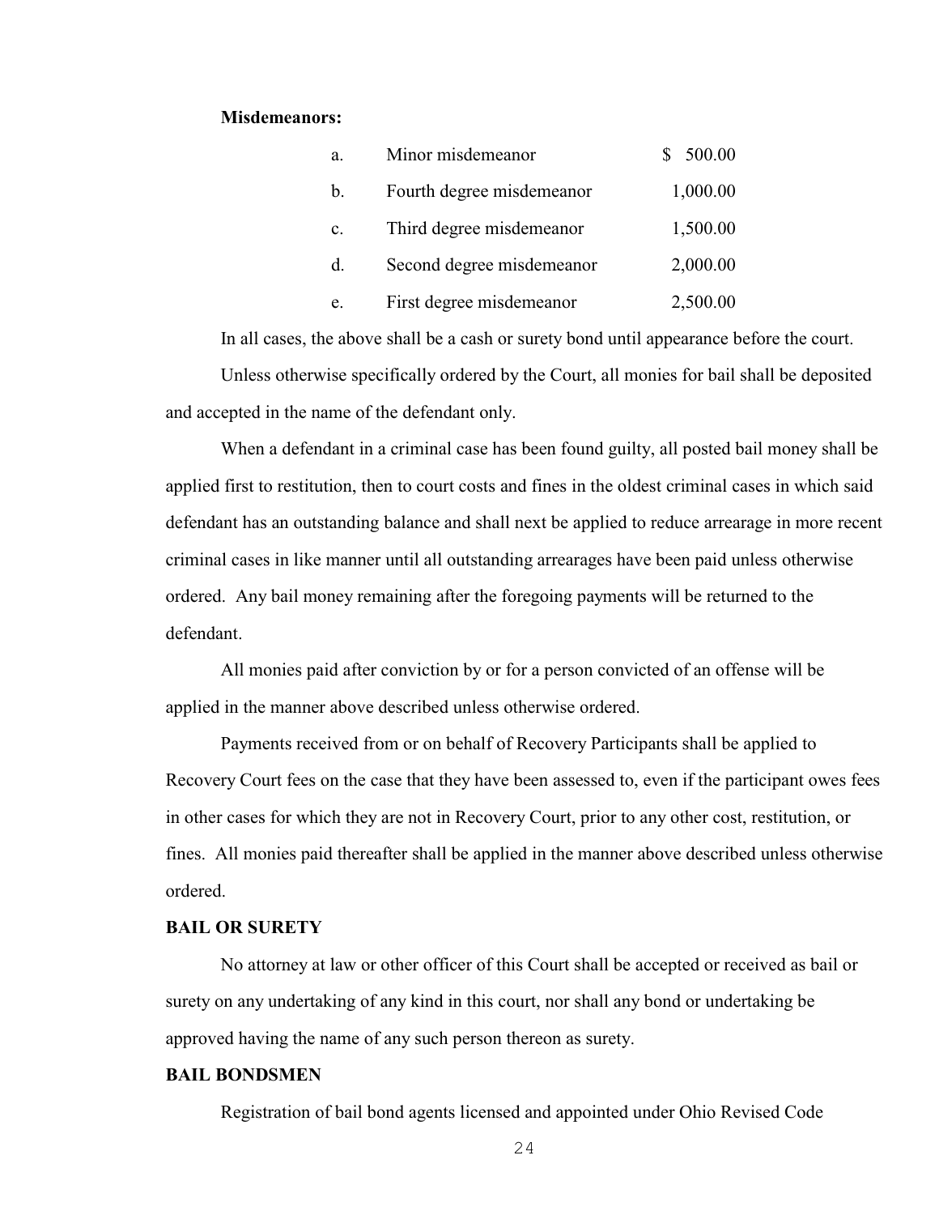**Misdemeanors:**

| | | |
|---|---|---|
| a. | Minor misdemeanor | $ 500.00 |
| b. | Fourth degree misdemeanor | 1,000.00 |
| c. | Third degree misdemeanor | 1,500.00 |
| d. | Second degree misdemeanor | 2,000.00 |
| e. | First degree misdemeanor | 2,500.00 |

In all cases, the above shall be a cash or surety bond until appearance before the court.

Unless otherwise specifically ordered by the Court, all monies for bail shall be deposited and accepted in the name of the defendant only.

When a defendant in a criminal case has been found guilty, all posted bail money shall be applied first to restitution, then to court costs and fines in the oldest criminal cases in which said defendant has an outstanding balance and shall next be applied to reduce arrearage in more recent criminal cases in like manner until all outstanding arrearages have been paid unless otherwise ordered. Any bail money remaining after the foregoing payments will be returned to the defendant.

All monies paid after conviction by or for a person convicted of an offense will be applied in the manner above described unless otherwise ordered.

Payments received from or on behalf of Recovery Participants shall be applied to Recovery Court fees on the case that they have been assessed to, even if the participant owes fees in other cases for which they are not in Recovery Court, prior to any other cost, restitution, or fines. All monies paid thereafter shall be applied in the manner above described unless otherwise ordered.

**BAIL OR SURETY**

No attorney at law or other officer of this Court shall be accepted or received as bail or surety on any undertaking of any kind in this court, nor shall any bond or undertaking be approved having the name of any such person thereon as surety.

**BAIL BONDSMEN**

Registration of bail bond agents licensed and appointed under Ohio Revised Code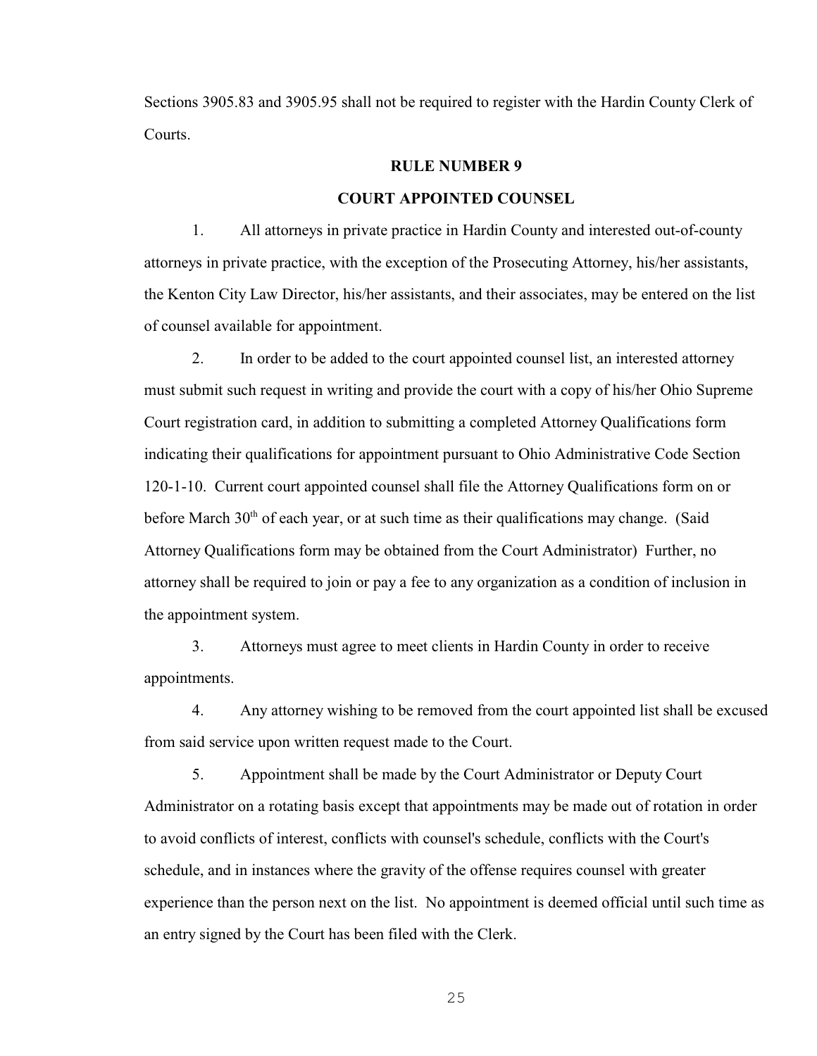Sections 3905.83 and 3905.95 shall not be required to register with the Hardin County Clerk of Courts.

## RULE NUMBER 9

## COURT APPOINTED COUNSEL

1. All attorneys in private practice in Hardin County and interested out-of-county attorneys in private practice, with the exception of the Prosecuting Attorney, his/her assistants, the Kenton City Law Director, his/her assistants, and their associates, may be entered on the list of counsel available for appointment.

2. In order to be added to the court appointed counsel list, an interested attorney must submit such request in writing and provide the court with a copy of his/her Ohio Supreme Court registration card, in addition to submitting a completed Attorney Qualifications form indicating their qualifications for appointment pursuant to Ohio Administrative Code Section 120-1-10. Current court appointed counsel shall file the Attorney Qualifications form on or before March 30th of each year, or at such time as their qualifications may change. (Said Attorney Qualifications form may be obtained from the Court Administrator) Further, no attorney shall be required to join or pay a fee to any organization as a condition of inclusion in the appointment system.

3. Attorneys must agree to meet clients in Hardin County in order to receive appointments.

4. Any attorney wishing to be removed from the court appointed list shall be excused from said service upon written request made to the Court.

5. Appointment shall be made by the Court Administrator or Deputy Court Administrator on a rotating basis except that appointments may be made out of rotation in order to avoid conflicts of interest, conflicts with counsel's schedule, conflicts with the Court's schedule, and in instances where the gravity of the offense requires counsel with greater experience than the person next on the list. No appointment is deemed official until such time as an entry signed by the Court has been filed with the Clerk.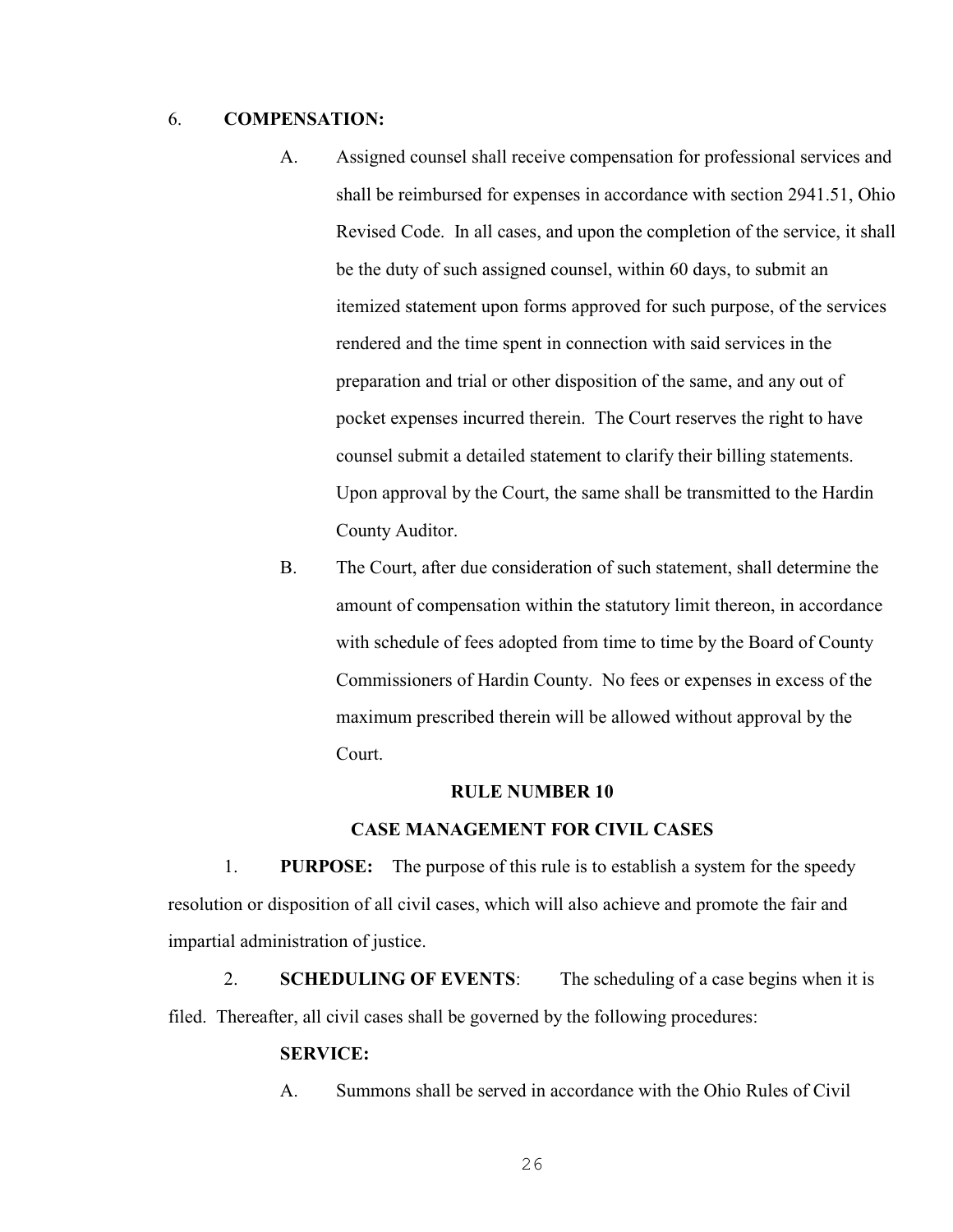6. **COMPENSATION:**

A. Assigned counsel shall receive compensation for professional services and shall be reimbursed for expenses in accordance with section 2941.51, Ohio Revised Code. In all cases, and upon the completion of the service, it shall be the duty of such assigned counsel, within 60 days, to submit an itemized statement upon forms approved for such purpose, of the services rendered and the time spent in connection with said services in the preparation and trial or other disposition of the same, and any out of pocket expenses incurred therein. The Court reserves the right to have counsel submit a detailed statement to clarify their billing statements. Upon approval by the Court, the same shall be transmitted to the Hardin County Auditor.

B. The Court, after due consideration of such statement, shall determine the amount of compensation within the statutory limit thereon, in accordance with schedule of fees adopted from time to time by the Board of County Commissioners of Hardin County. No fees or expenses in excess of the maximum prescribed therein will be allowed without approval by the Court.

## RULE NUMBER 10

## CASE MANAGEMENT FOR CIVIL CASES

1. **PURPOSE:** The purpose of this rule is to establish a system for the speedy resolution or disposition of all civil cases, which will also achieve and promote the fair and impartial administration of justice.

2. **SCHEDULING OF EVENTS**: The scheduling of a case begins when it is filed. Thereafter, all civil cases shall be governed by the following procedures:

**SERVICE:**

A. Summons shall be served in accordance with the Ohio Rules of Civil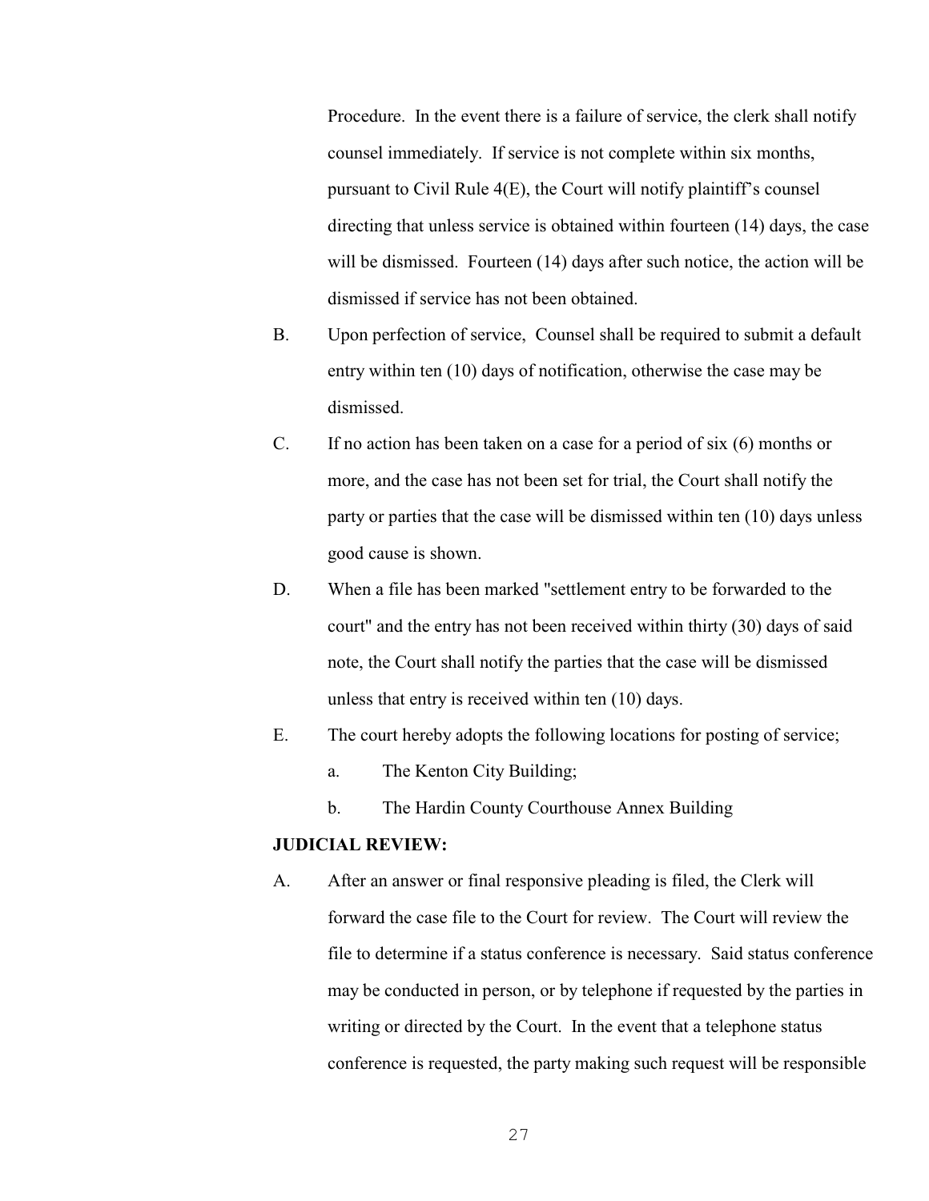Procedure. In the event there is a failure of service, the clerk shall notify counsel immediately. If service is not complete within six months, pursuant to Civil Rule 4(E), the Court will notify plaintiff's counsel directing that unless service is obtained within fourteen (14) days, the case will be dismissed. Fourteen (14) days after such notice, the action will be dismissed if service has not been obtained.

B. Upon perfection of service, Counsel shall be required to submit a default entry within ten (10) days of notification, otherwise the case may be dismissed.

C. If no action has been taken on a case for a period of six (6) months or more, and the case has not been set for trial, the Court shall notify the party or parties that the case will be dismissed within ten (10) days unless good cause is shown.

D. When a file has been marked "settlement entry to be forwarded to the court" and the entry has not been received within thirty (30) days of said note, the Court shall notify the parties that the case will be dismissed unless that entry is received within ten (10) days.

E. The court hereby adopts the following locations for posting of service;

a. The Kenton City Building;

b. The Hardin County Courthouse Annex Building

**JUDICIAL REVIEW:**

A. After an answer or final responsive pleading is filed, the Clerk will forward the case file to the Court for review. The Court will review the file to determine if a status conference is necessary. Said status conference may be conducted in person, or by telephone if requested by the parties in writing or directed by the Court. In the event that a telephone status conference is requested, the party making such request will be responsible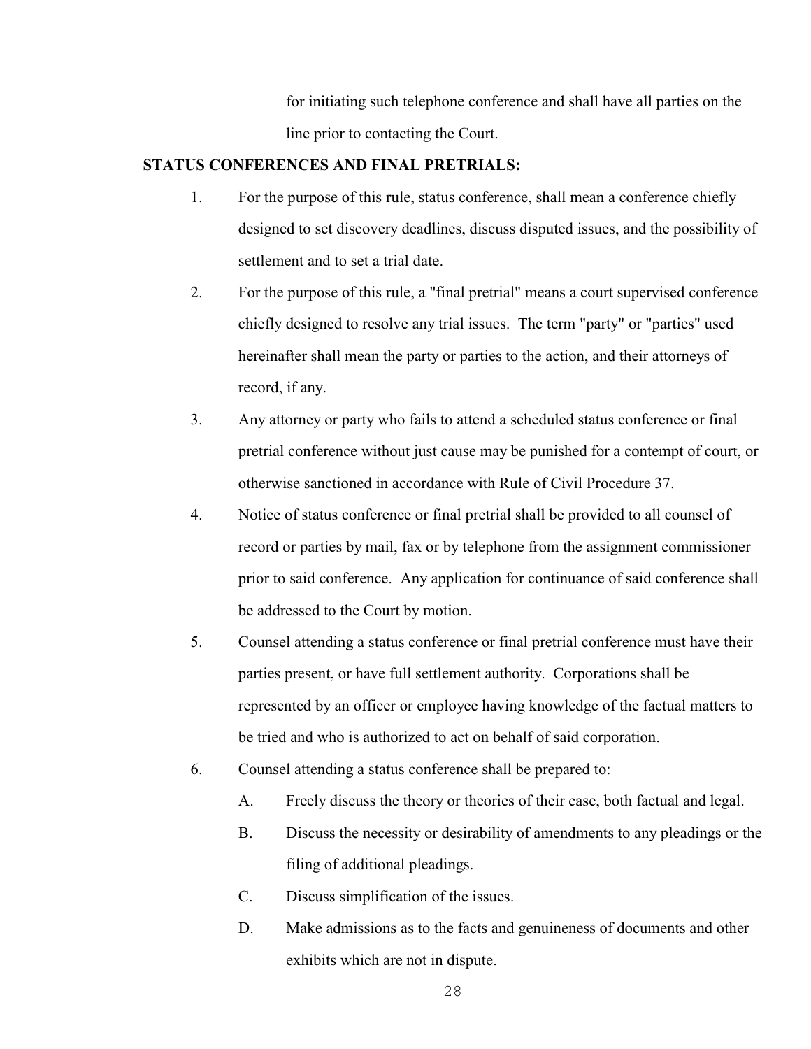for initiating such telephone conference and shall have all parties on the line prior to contacting the Court.

**STATUS CONFERENCES AND FINAL PRETRIALS:**

1. For the purpose of this rule, status conference, shall mean a conference chiefly designed to set discovery deadlines, discuss disputed issues, and the possibility of settlement and to set a trial date.
2. For the purpose of this rule, a "final pretrial" means a court supervised conference chiefly designed to resolve any trial issues. The term "party" or "parties" used hereinafter shall mean the party or parties to the action, and their attorneys of record, if any.
3. Any attorney or party who fails to attend a scheduled status conference or final pretrial conference without just cause may be punished for a contempt of court, or otherwise sanctioned in accordance with Rule of Civil Procedure 37.
4. Notice of status conference or final pretrial shall be provided to all counsel of record or parties by mail, fax or by telephone from the assignment commissioner prior to said conference. Any application for continuance of said conference shall be addressed to the Court by motion.
5. Counsel attending a status conference or final pretrial conference must have their parties present, or have full settlement authority. Corporations shall be represented by an officer or employee having knowledge of the factual matters to be tried and who is authorized to act on behalf of said corporation.
6. Counsel attending a status conference shall be prepared to:
   - A. Freely discuss the theory or theories of their case, both factual and legal.
   - B. Discuss the necessity or desirability of amendments to any pleadings or the filing of additional pleadings.
   - C. Discuss simplification of the issues.
   - D. Make admissions as to the facts and genuineness of documents and other exhibits which are not in dispute.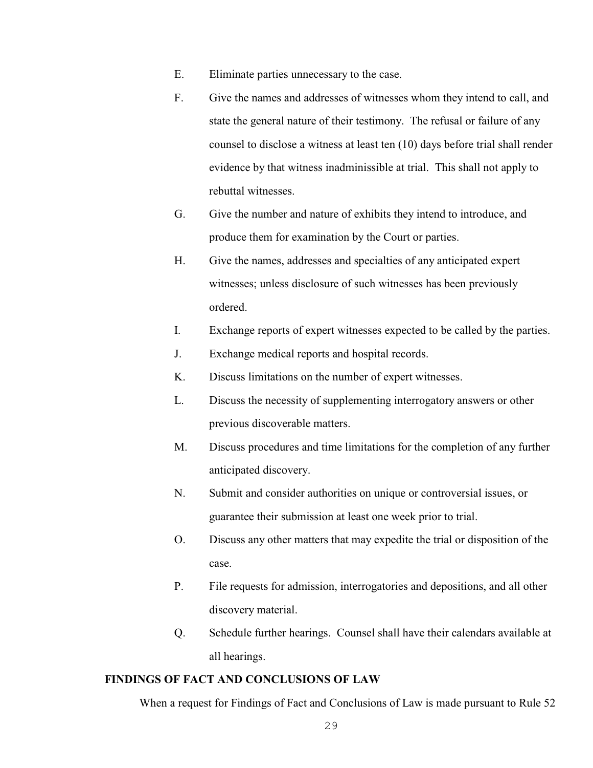E. Eliminate parties unnecessary to the case.

F. Give the names and addresses of witnesses whom they intend to call, and state the general nature of their testimony. The refusal or failure of any counsel to disclose a witness at least ten (10) days before trial shall render evidence by that witness inadmissible at trial. This shall not apply to rebuttal witnesses.

G. Give the number and nature of exhibits they intend to introduce, and produce them for examination by the Court or parties.

H. Give the names, addresses and specialties of any anticipated expert witnesses; unless disclosure of such witnesses has been previously ordered.

I. Exchange reports of expert witnesses expected to be called by the parties.

J. Exchange medical reports and hospital records.

K. Discuss limitations on the number of expert witnesses.

L. Discuss the necessity of supplementing interrogatory answers or other previous discoverable matters.

M. Discuss procedures and time limitations for the completion of any further anticipated discovery.

N. Submit and consider authorities on unique or controversial issues, or guarantee their submission at least one week prior to trial.

O. Discuss any other matters that may expedite the trial or disposition of the case.

P. File requests for admission, interrogatories and depositions, and all other discovery material.

Q. Schedule further hearings. Counsel shall have their calendars available at all hearings.

**FINDINGS OF FACT AND CONCLUSIONS OF LAW**

When a request for Findings of Fact and Conclusions of Law is made pursuant to Rule 52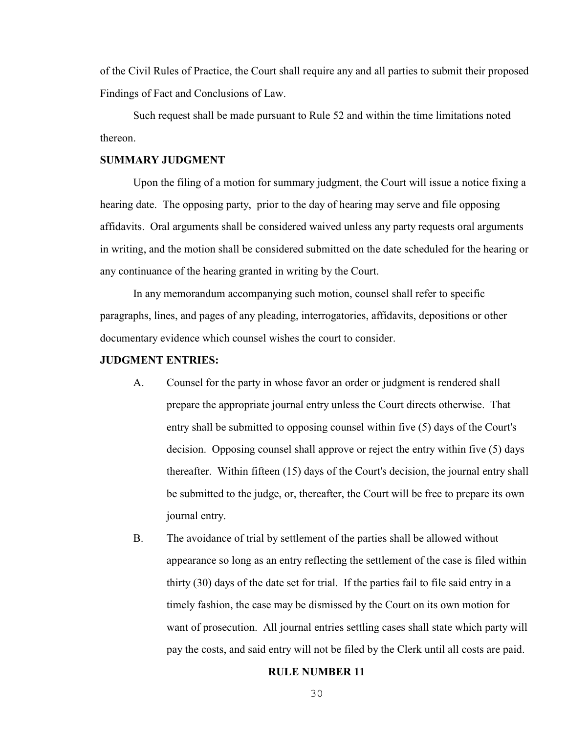of the Civil Rules of Practice, the Court shall require any and all parties to submit their proposed Findings of Fact and Conclusions of Law.

Such request shall be made pursuant to Rule 52 and within the time limitations noted thereon.

**SUMMARY JUDGMENT**

Upon the filing of a motion for summary judgment, the Court will issue a notice fixing a hearing date. The opposing party, prior to the day of hearing may serve and file opposing affidavits. Oral arguments shall be considered waived unless any party requests oral arguments in writing, and the motion shall be considered submitted on the date scheduled for the hearing or any continuance of the hearing granted in writing by the Court.

In any memorandum accompanying such motion, counsel shall refer to specific paragraphs, lines, and pages of any pleading, interrogatories, affidavits, depositions or other documentary evidence which counsel wishes the court to consider.

**JUDGMENT ENTRIES:**

A. Counsel for the party in whose favor an order or judgment is rendered shall prepare the appropriate journal entry unless the Court directs otherwise. That entry shall be submitted to opposing counsel within five (5) days of the Court's decision. Opposing counsel shall approve or reject the entry within five (5) days thereafter. Within fifteen (15) days of the Court's decision, the journal entry shall be submitted to the judge, or, thereafter, the Court will be free to prepare its own journal entry.

B. The avoidance of trial by settlement of the parties shall be allowed without appearance so long as an entry reflecting the settlement of the case is filed within thirty (30) days of the date set for trial. If the parties fail to file said entry in a timely fashion, the case may be dismissed by the Court on its own motion for want of prosecution. All journal entries settling cases shall state which party will pay the costs, and said entry will not be filed by the Clerk until all costs are paid.

**RULE NUMBER 11**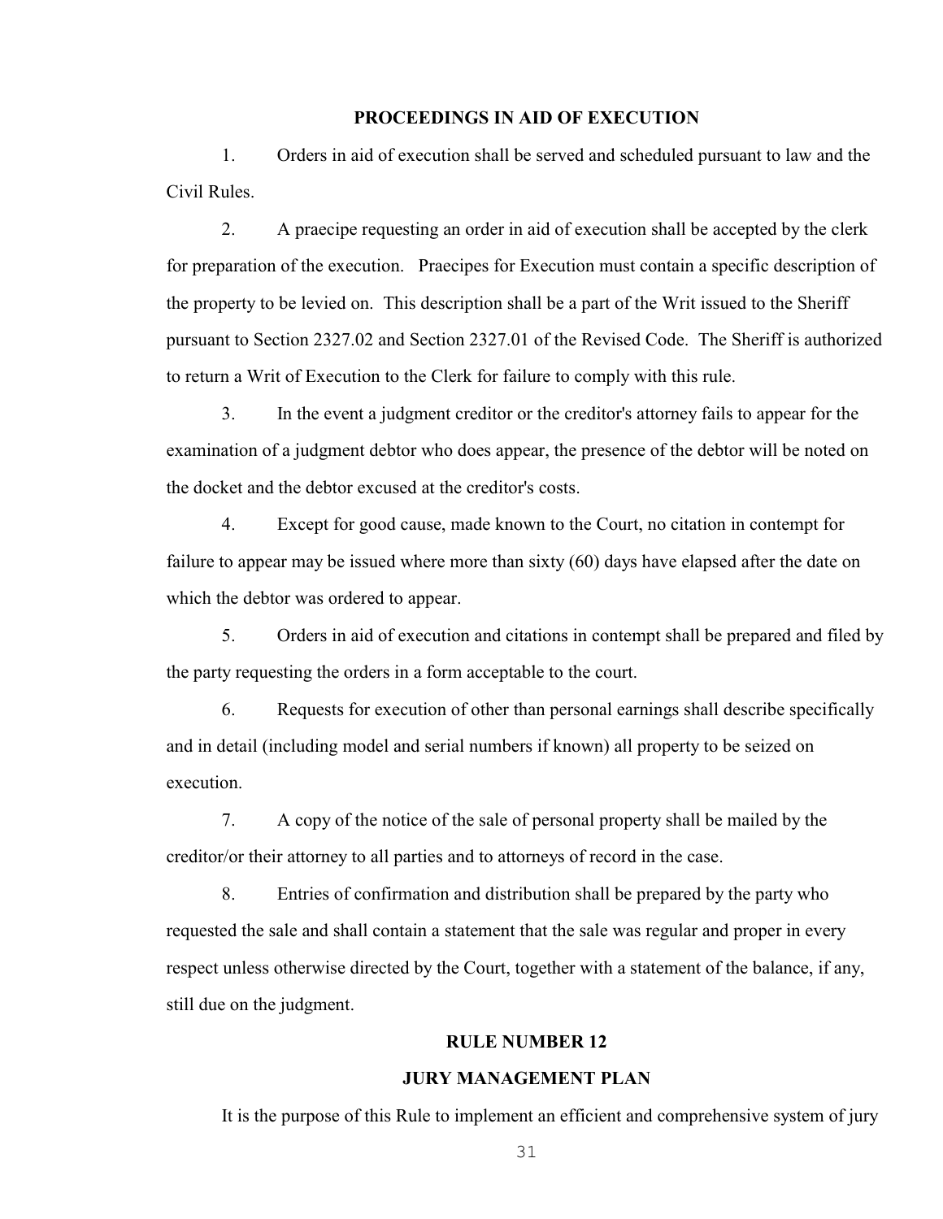## PROCEEDINGS IN AID OF EXECUTION

1. Orders in aid of execution shall be served and scheduled pursuant to law and the Civil Rules.

2. A praecipe requesting an order in aid of execution shall be accepted by the clerk for preparation of the execution. Praecipes for Execution must contain a specific description of the property to be levied on. This description shall be a part of the Writ issued to the Sheriff pursuant to Section 2327.02 and Section 2327.01 of the Revised Code. The Sheriff is authorized to return a Writ of Execution to the Clerk for failure to comply with this rule.

3. In the event a judgment creditor or the creditor's attorney fails to appear for the examination of a judgment debtor who does appear, the presence of the debtor will be noted on the docket and the debtor excused at the creditor's costs.

4. Except for good cause, made known to the Court, no citation in contempt for failure to appear may be issued where more than sixty (60) days have elapsed after the date on which the debtor was ordered to appear.

5. Orders in aid of execution and citations in contempt shall be prepared and filed by the party requesting the orders in a form acceptable to the court.

6. Requests for execution of other than personal earnings shall describe specifically and in detail (including model and serial numbers if known) all property to be seized on execution.

7. A copy of the notice of the sale of personal property shall be mailed by the creditor/or their attorney to all parties and to attorneys of record in the case.

8. Entries of confirmation and distribution shall be prepared by the party who requested the sale and shall contain a statement that the sale was regular and proper in every respect unless otherwise directed by the Court, together with a statement of the balance, if any, still due on the judgment.

## RULE NUMBER 12

## JURY MANAGEMENT PLAN

It is the purpose of this Rule to implement an efficient and comprehensive system of jury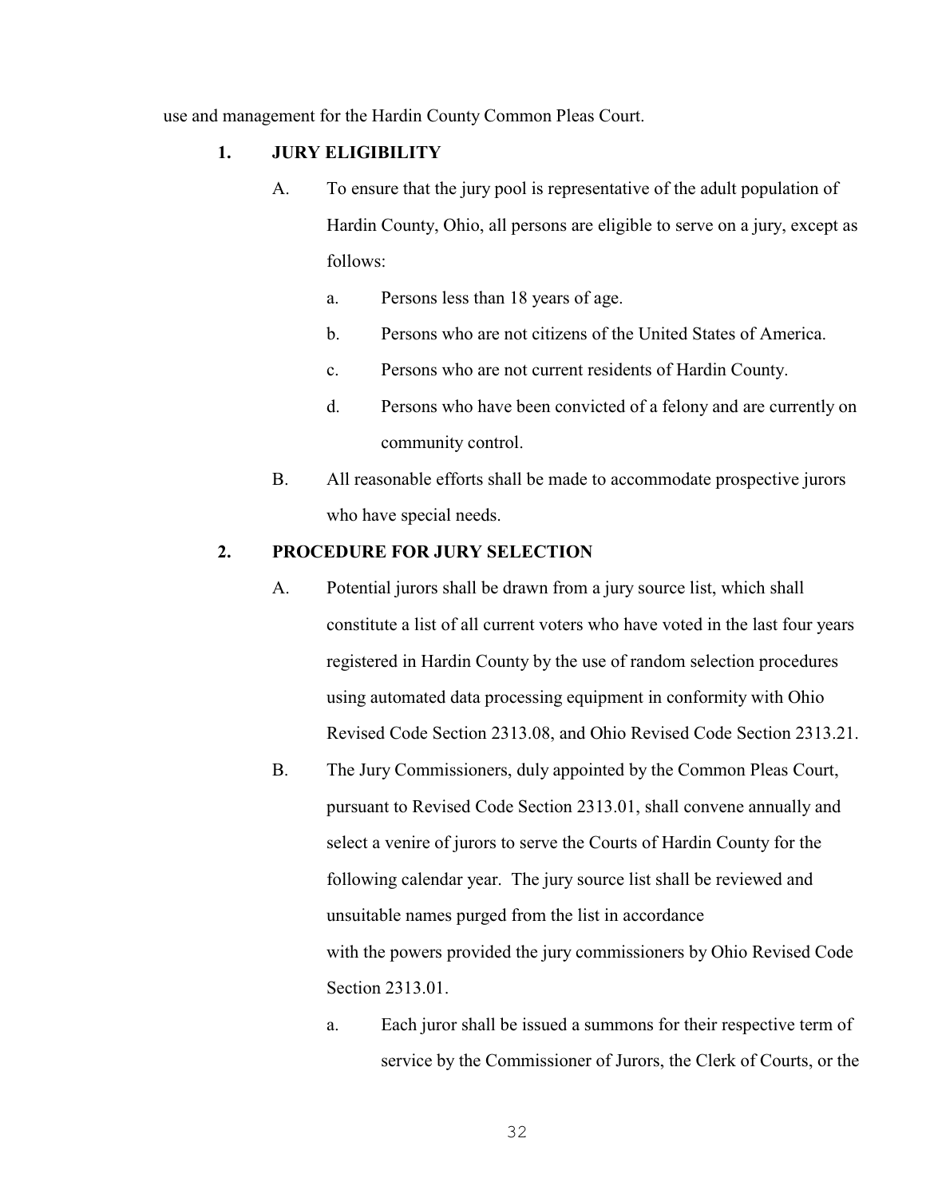use and management for the Hardin County Common Pleas Court.

## 1. JURY ELIGIBILITY

A. To ensure that the jury pool is representative of the adult population of Hardin County, Ohio, all persons are eligible to serve on a jury, except as follows:

   a. Persons less than 18 years of age.

   b. Persons who are not citizens of the United States of America.

   c. Persons who are not current residents of Hardin County.

   d. Persons who have been convicted of a felony and are currently on community control.

B. All reasonable efforts shall be made to accommodate prospective jurors who have special needs.

## 2. PROCEDURE FOR JURY SELECTION

A. Potential jurors shall be drawn from a jury source list, which shall constitute a list of all current voters who have voted in the last four years registered in Hardin County by the use of random selection procedures using automated data processing equipment in conformity with Ohio Revised Code Section 2313.08, and Ohio Revised Code Section 2313.21.

B. The Jury Commissioners, duly appointed by the Common Pleas Court, pursuant to Revised Code Section 2313.01, shall convene annually and select a venire of jurors to serve the Courts of Hardin County for the following calendar year. The jury source list shall be reviewed and unsuitable names purged from the list in accordance with the powers provided the jury commissioners by Ohio Revised Code Section 2313.01.

   a. Each juror shall be issued a summons for their respective term of service by the Commissioner of Jurors, the Clerk of Courts, or the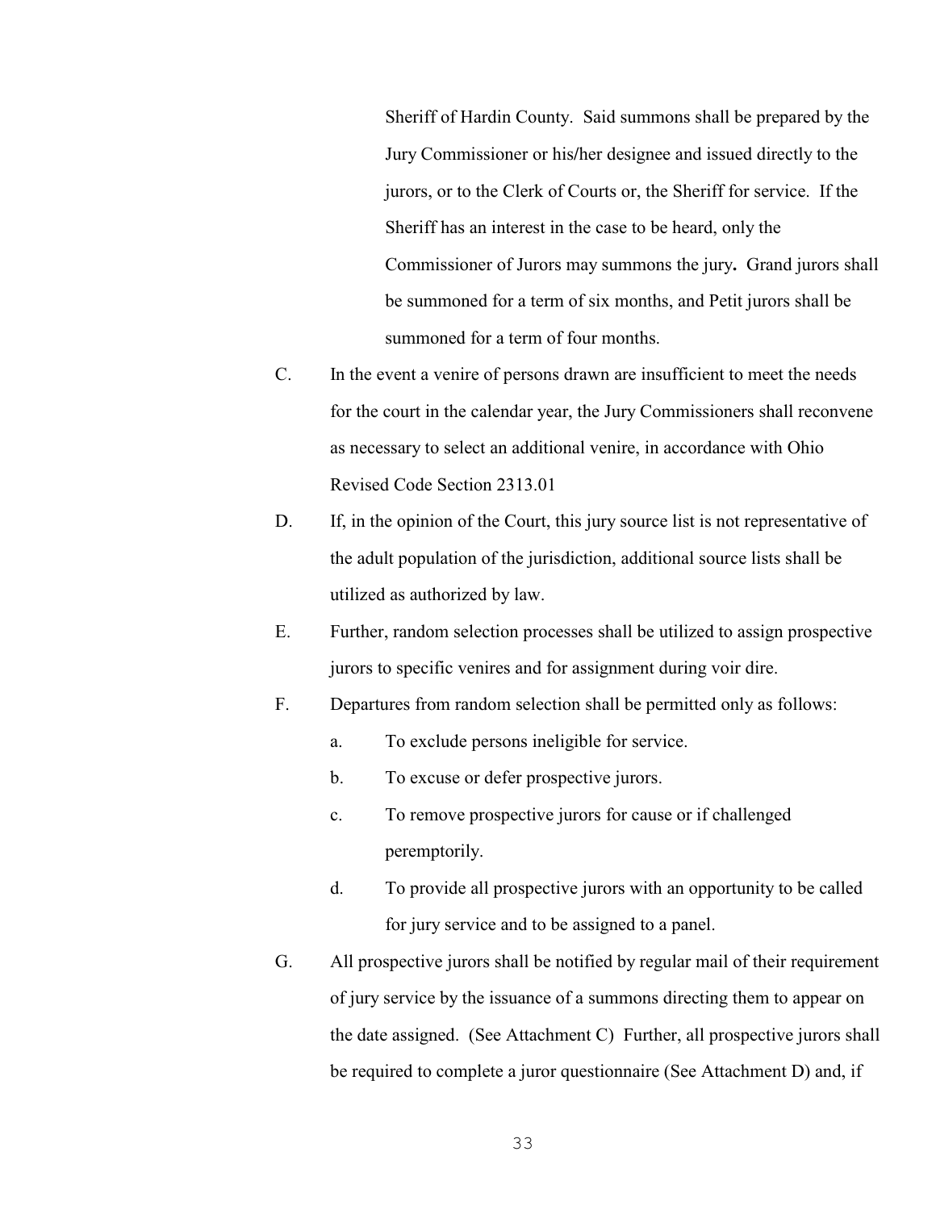Sheriff of Hardin County. Said summons shall be prepared by the Jury Commissioner or his/her designee and issued directly to the jurors, or to the Clerk of Courts or, the Sheriff for service. If the Sheriff has an interest in the case to be heard, only the Commissioner of Jurors may summons the jury**.** Grand jurors shall be summoned for a term of six months, and Petit jurors shall be summoned for a term of four months.

C. In the event a venire of persons drawn are insufficient to meet the needs for the court in the calendar year, the Jury Commissioners shall reconvene as necessary to select an additional venire, in accordance with Ohio Revised Code Section 2313.01

D. If, in the opinion of the Court, this jury source list is not representative of the adult population of the jurisdiction, additional source lists shall be utilized as authorized by law.

E. Further, random selection processes shall be utilized to assign prospective jurors to specific venires and for assignment during voir dire.

F. Departures from random selection shall be permitted only as follows:

   a. To exclude persons ineligible for service.

   b. To excuse or defer prospective jurors.

   c. To remove prospective jurors for cause or if challenged peremptorily.

   d. To provide all prospective jurors with an opportunity to be called for jury service and to be assigned to a panel.

G. All prospective jurors shall be notified by regular mail of their requirement of jury service by the issuance of a summons directing them to appear on the date assigned. (See Attachment C) Further, all prospective jurors shall be required to complete a juror questionnaire (See Attachment D) and, if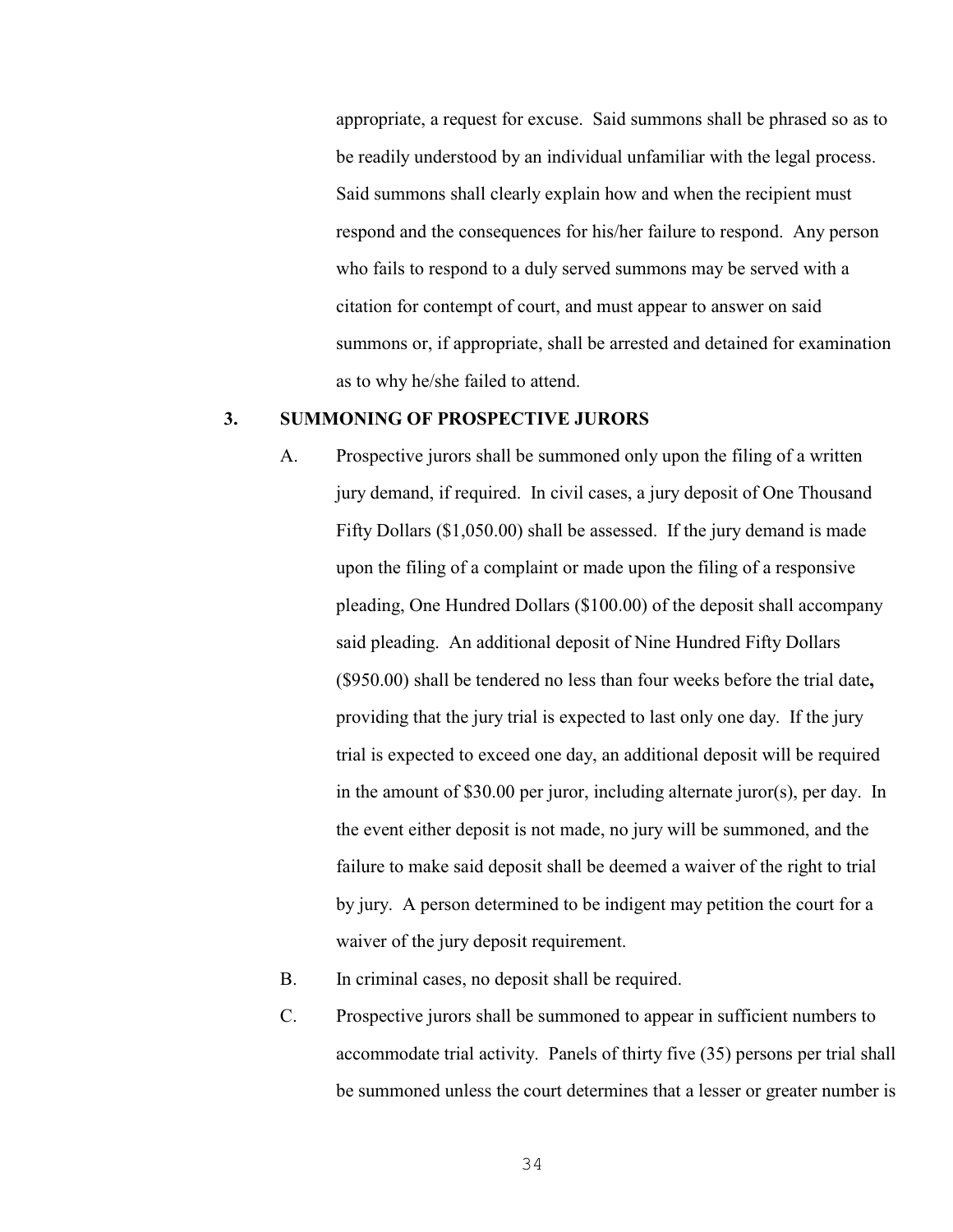appropriate, a request for excuse. Said summons shall be phrased so as to be readily understood by an individual unfamiliar with the legal process. Said summons shall clearly explain how and when the recipient must respond and the consequences for his/her failure to respond. Any person who fails to respond to a duly served summons may be served with a citation for contempt of court, and must appear to answer on said summons or, if appropriate, shall be arrested and detained for examination as to why he/she failed to attend.

**3. SUMMONING OF PROSPECTIVE JURORS**

A. Prospective jurors shall be summoned only upon the filing of a written jury demand, if required. In civil cases, a jury deposit of One Thousand Fifty Dollars ($1,050.00) shall be assessed. If the jury demand is made upon the filing of a complaint or made upon the filing of a responsive pleading, One Hundred Dollars ($100.00) of the deposit shall accompany said pleading. An additional deposit of Nine Hundred Fifty Dollars ($950.00) shall be tendered no less than four weeks before the trial date**,** providing that the jury trial is expected to last only one day. If the jury trial is expected to exceed one day, an additional deposit will be required in the amount of $30.00 per juror, including alternate juror(s), per day. In the event either deposit is not made, no jury will be summoned, and the failure to make said deposit shall be deemed a waiver of the right to trial by jury. A person determined to be indigent may petition the court for a waiver of the jury deposit requirement.

B. In criminal cases, no deposit shall be required.

C. Prospective jurors shall be summoned to appear in sufficient numbers to accommodate trial activity. Panels of thirty five (35) persons per trial shall be summoned unless the court determines that a lesser or greater number is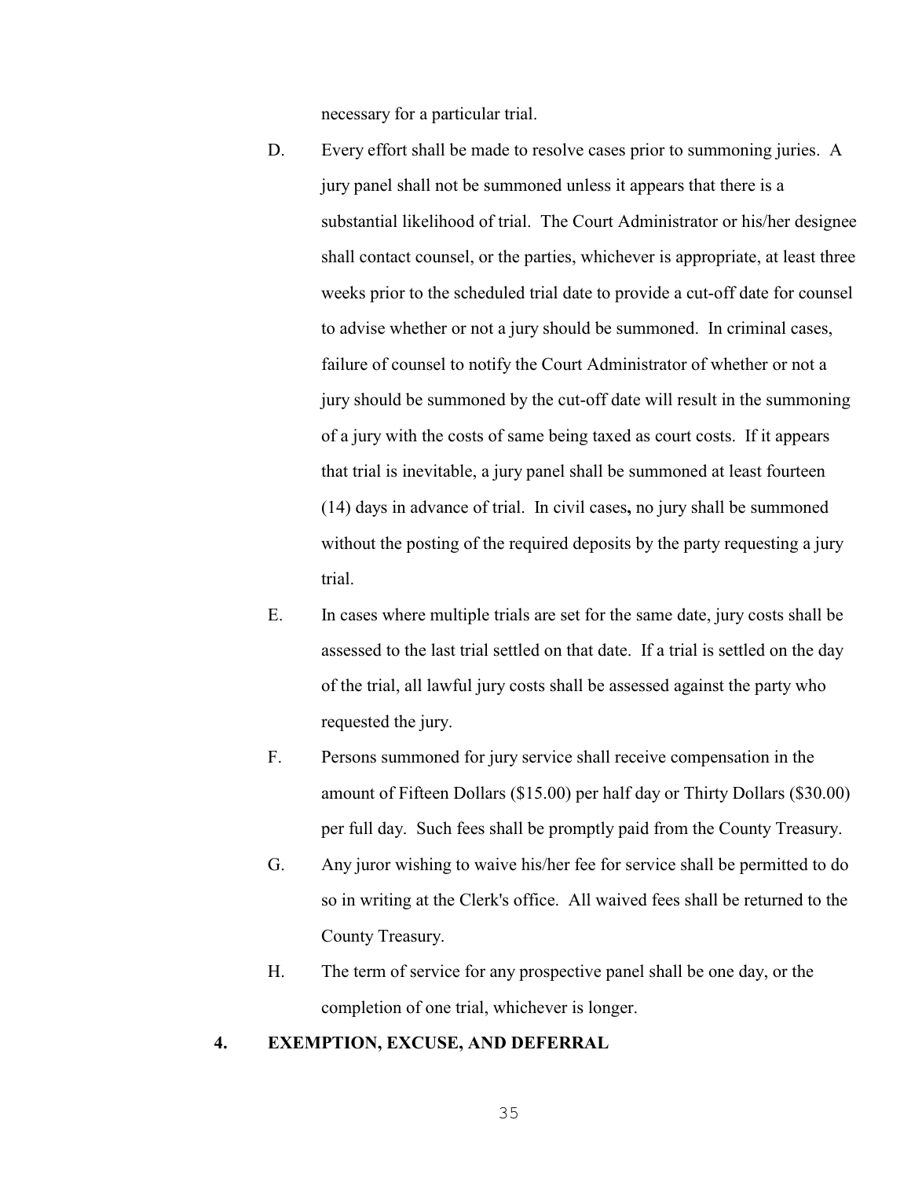necessary for a particular trial.

D. Every effort shall be made to resolve cases prior to summoning juries. A jury panel shall not be summoned unless it appears that there is a substantial likelihood of trial. The Court Administrator or his/her designee shall contact counsel, or the parties, whichever is appropriate, at least three weeks prior to the scheduled trial date to provide a cut-off date for counsel to advise whether or not a jury should be summoned. In criminal cases, failure of counsel to notify the Court Administrator of whether or not a jury should be summoned by the cut-off date will result in the summoning of a jury with the costs of same being taxed as court costs. If it appears that trial is inevitable, a jury panel shall be summoned at least fourteen (14) days in advance of trial. In civil cases**,** no jury shall be summoned without the posting of the required deposits by the party requesting a jury trial.

E. In cases where multiple trials are set for the same date, jury costs shall be assessed to the last trial settled on that date. If a trial is settled on the day of the trial, all lawful jury costs shall be assessed against the party who requested the jury.

F. Persons summoned for jury service shall receive compensation in the amount of Fifteen Dollars ($15.00) per half day or Thirty Dollars ($30.00) per full day. Such fees shall be promptly paid from the County Treasury.

G. Any juror wishing to waive his/her fee for service shall be permitted to do so in writing at the Clerk's office. All waived fees shall be returned to the County Treasury.

H. The term of service for any prospective panel shall be one day, or the completion of one trial, whichever is longer.

**4. EXEMPTION, EXCUSE, AND DEFERRAL**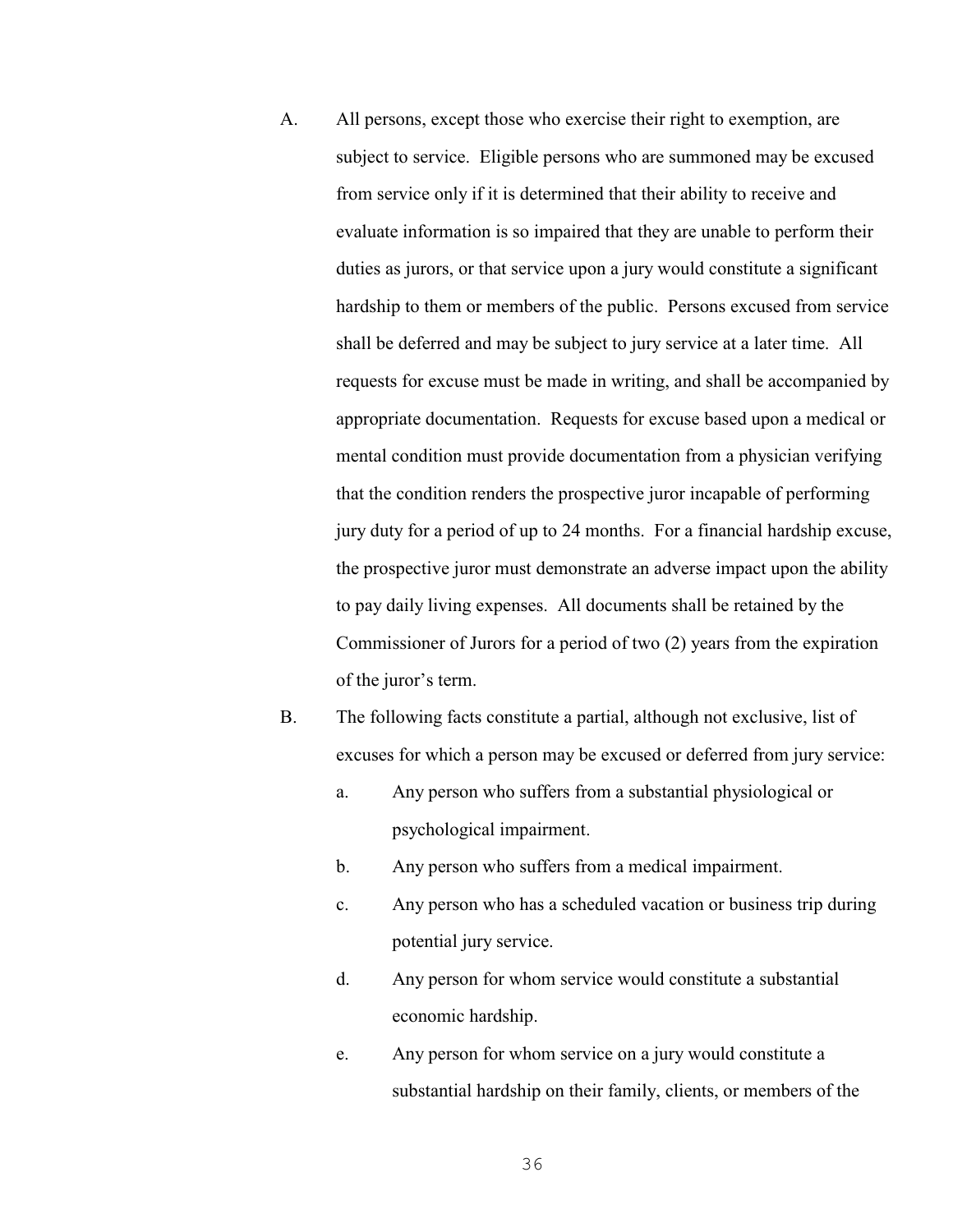A. All persons, except those who exercise their right to exemption, are subject to service. Eligible persons who are summoned may be excused from service only if it is determined that their ability to receive and evaluate information is so impaired that they are unable to perform their duties as jurors, or that service upon a jury would constitute a significant hardship to them or members of the public. Persons excused from service shall be deferred and may be subject to jury service at a later time. All requests for excuse must be made in writing, and shall be accompanied by appropriate documentation. Requests for excuse based upon a medical or mental condition must provide documentation from a physician verifying that the condition renders the prospective juror incapable of performing jury duty for a period of up to 24 months. For a financial hardship excuse, the prospective juror must demonstrate an adverse impact upon the ability to pay daily living expenses. All documents shall be retained by the Commissioner of Jurors for a period of two (2) years from the expiration of the juror's term.

B. The following facts constitute a partial, although not exclusive, list of excuses for which a person may be excused or deferred from jury service:

   a. Any person who suffers from a substantial physiological or psychological impairment.

   b. Any person who suffers from a medical impairment.

   c. Any person who has a scheduled vacation or business trip during potential jury service.

   d. Any person for whom service would constitute a substantial economic hardship.

   e. Any person for whom service on a jury would constitute a substantial hardship on their family, clients, or members of the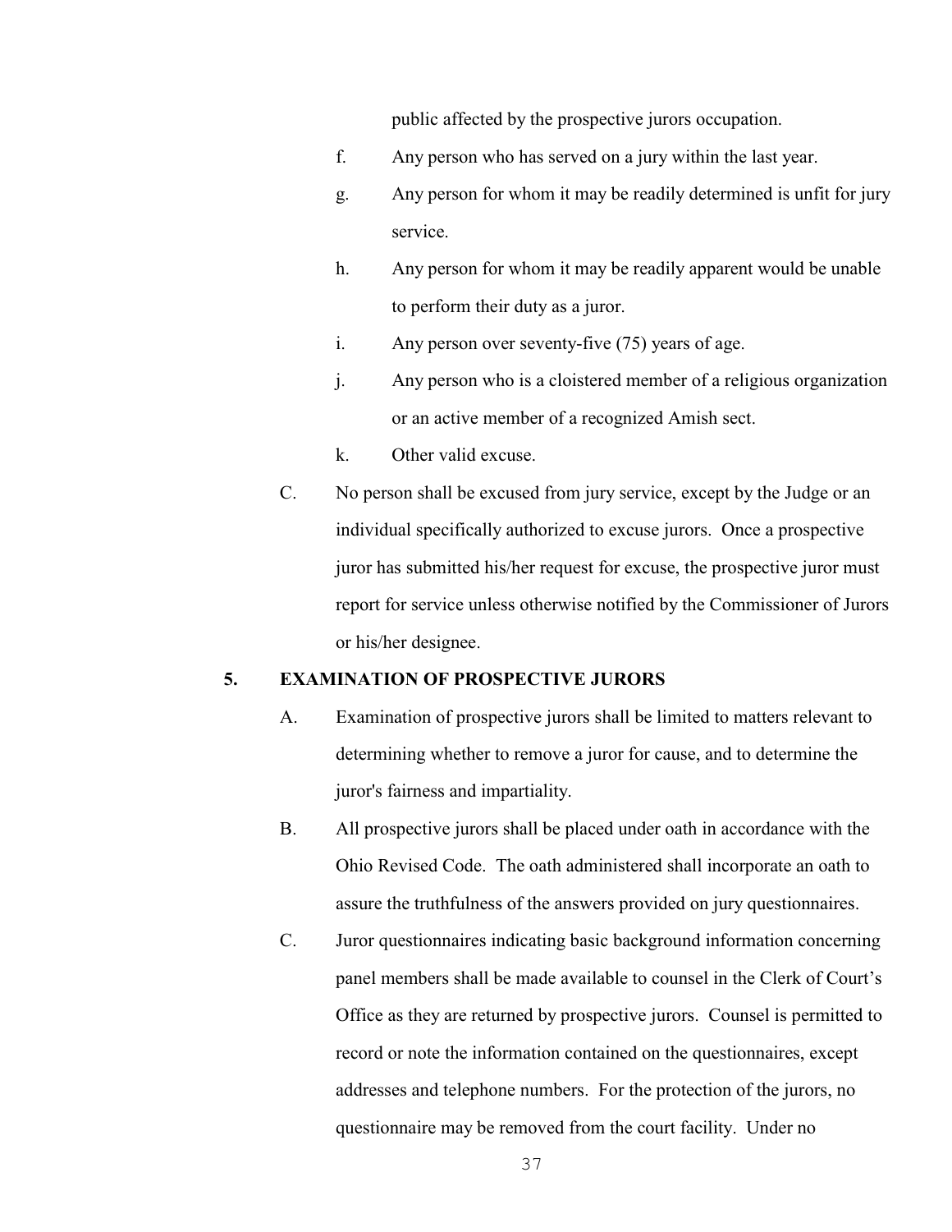public affected by the prospective jurors occupation.

f. Any person who has served on a jury within the last year.

g. Any person for whom it may be readily determined is unfit for jury service.

h. Any person for whom it may be readily apparent would be unable to perform their duty as a juror.

i. Any person over seventy-five (75) years of age.

j. Any person who is a cloistered member of a religious organization or an active member of a recognized Amish sect.

k. Other valid excuse.

C. No person shall be excused from jury service, except by the Judge or an individual specifically authorized to excuse jurors. Once a prospective juror has submitted his/her request for excuse, the prospective juror must report for service unless otherwise notified by the Commissioner of Jurors or his/her designee.

## 5. EXAMINATION OF PROSPECTIVE JURORS

A. Examination of prospective jurors shall be limited to matters relevant to determining whether to remove a juror for cause, and to determine the juror's fairness and impartiality.

B. All prospective jurors shall be placed under oath in accordance with the Ohio Revised Code. The oath administered shall incorporate an oath to assure the truthfulness of the answers provided on jury questionnaires.

C. Juror questionnaires indicating basic background information concerning panel members shall be made available to counsel in the Clerk of Court's Office as they are returned by prospective jurors. Counsel is permitted to record or note the information contained on the questionnaires, except addresses and telephone numbers. For the protection of the jurors, no questionnaire may be removed from the court facility. Under no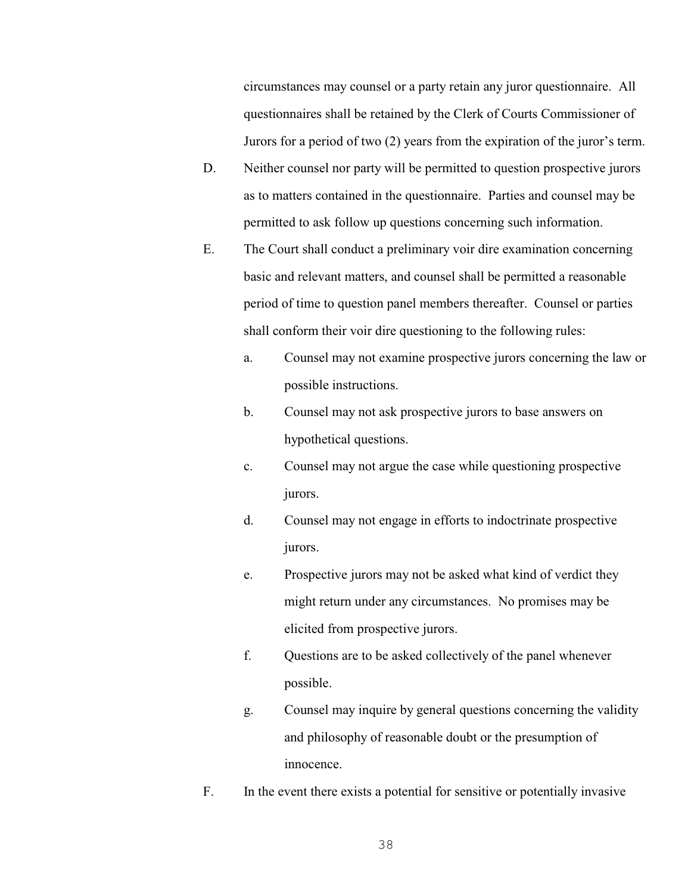circumstances may counsel or a party retain any juror questionnaire. All questionnaires shall be retained by the Clerk of Courts Commissioner of Jurors for a period of two (2) years from the expiration of the juror's term.

D. Neither counsel nor party will be permitted to question prospective jurors as to matters contained in the questionnaire. Parties and counsel may be permitted to ask follow up questions concerning such information.

E. The Court shall conduct a preliminary voir dire examination concerning basic and relevant matters, and counsel shall be permitted a reasonable period of time to question panel members thereafter. Counsel or parties shall conform their voir dire questioning to the following rules:

   a. Counsel may not examine prospective jurors concerning the law or possible instructions.

   b. Counsel may not ask prospective jurors to base answers on hypothetical questions.

   c. Counsel may not argue the case while questioning prospective jurors.

   d. Counsel may not engage in efforts to indoctrinate prospective jurors.

   e. Prospective jurors may not be asked what kind of verdict they might return under any circumstances. No promises may be elicited from prospective jurors.

   f. Questions are to be asked collectively of the panel whenever possible.

   g. Counsel may inquire by general questions concerning the validity and philosophy of reasonable doubt or the presumption of innocence.

F. In the event there exists a potential for sensitive or potentially invasive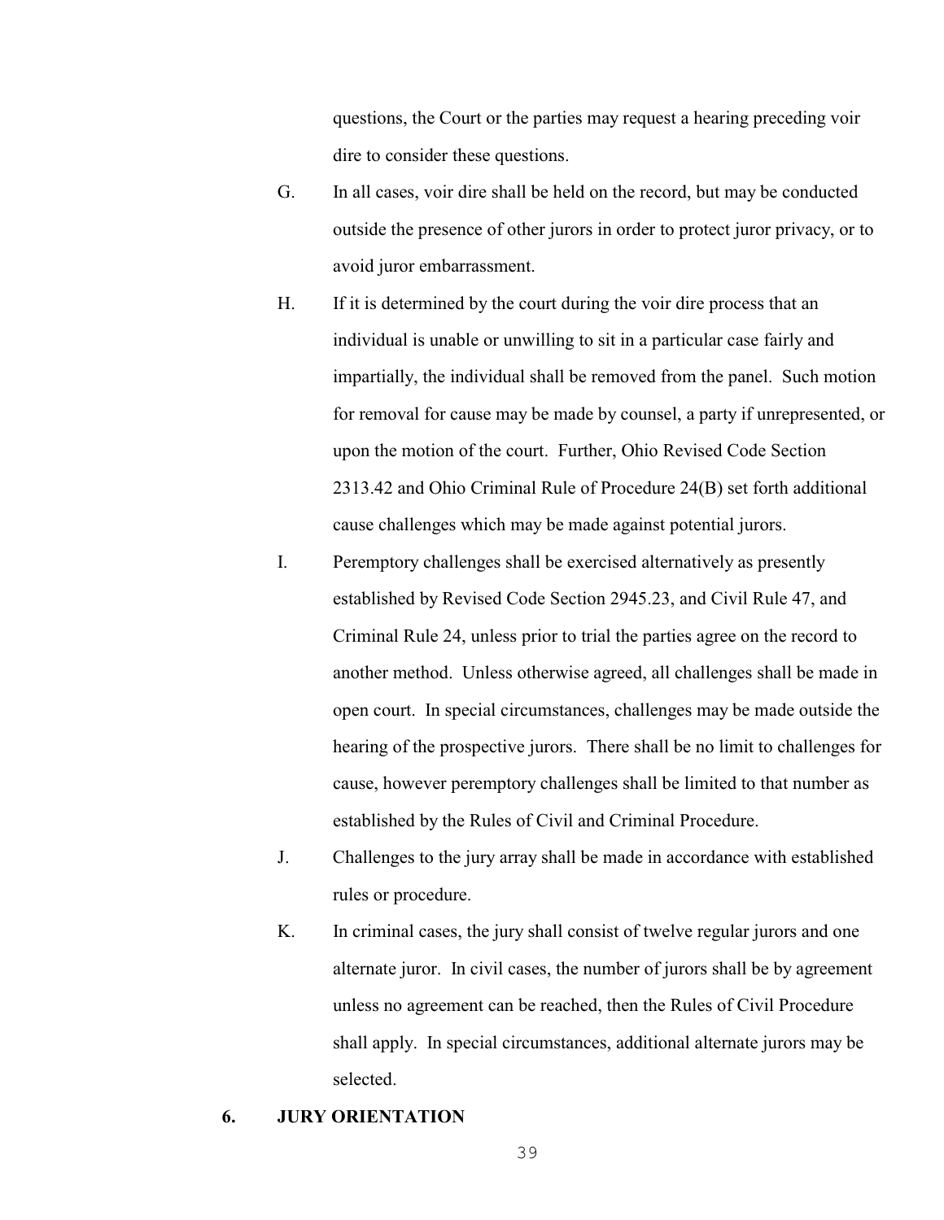questions, the Court or the parties may request a hearing preceding voir dire to consider these questions.

G. In all cases, voir dire shall be held on the record, but may be conducted outside the presence of other jurors in order to protect juror privacy, or to avoid juror embarrassment.

H. If it is determined by the court during the voir dire process that an individual is unable or unwilling to sit in a particular case fairly and impartially, the individual shall be removed from the panel. Such motion for removal for cause may be made by counsel, a party if unrepresented, or upon the motion of the court. Further, Ohio Revised Code Section 2313.42 and Ohio Criminal Rule of Procedure 24(B) set forth additional cause challenges which may be made against potential jurors.

I. Peremptory challenges shall be exercised alternatively as presently established by Revised Code Section 2945.23, and Civil Rule 47, and Criminal Rule 24, unless prior to trial the parties agree on the record to another method. Unless otherwise agreed, all challenges shall be made in open court. In special circumstances, challenges may be made outside the hearing of the prospective jurors. There shall be no limit to challenges for cause, however peremptory challenges shall be limited to that number as established by the Rules of Civil and Criminal Procedure.

J. Challenges to the jury array shall be made in accordance with established rules or procedure.

K. In criminal cases, the jury shall consist of twelve regular jurors and one alternate juror. In civil cases, the number of jurors shall be by agreement unless no agreement can be reached, then the Rules of Civil Procedure shall apply. In special circumstances, additional alternate jurors may be selected.

## 6. JURY ORIENTATION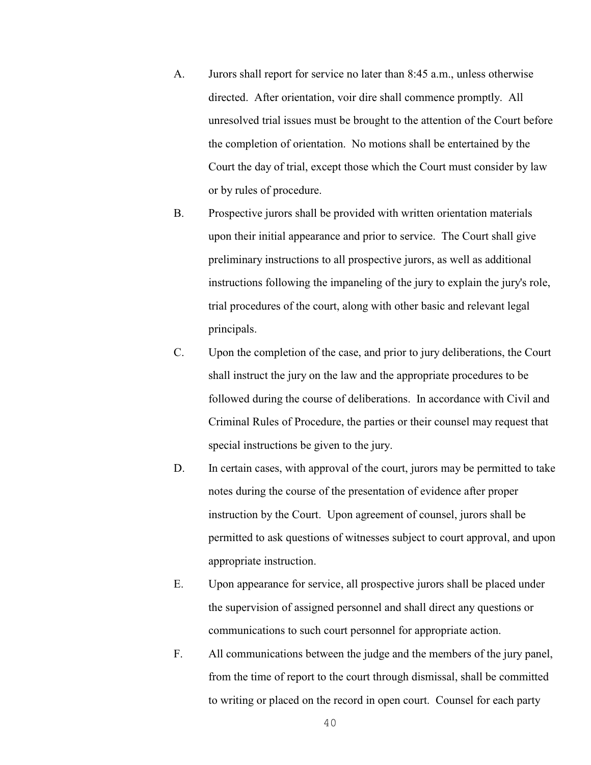A. Jurors shall report for service no later than 8:45 a.m., unless otherwise directed. After orientation, voir dire shall commence promptly. All unresolved trial issues must be brought to the attention of the Court before the completion of orientation. No motions shall be entertained by the Court the day of trial, except those which the Court must consider by law or by rules of procedure.

B. Prospective jurors shall be provided with written orientation materials upon their initial appearance and prior to service. The Court shall give preliminary instructions to all prospective jurors, as well as additional instructions following the impaneling of the jury to explain the jury's role, trial procedures of the court, along with other basic and relevant legal principals.

C. Upon the completion of the case, and prior to jury deliberations, the Court shall instruct the jury on the law and the appropriate procedures to be followed during the course of deliberations. In accordance with Civil and Criminal Rules of Procedure, the parties or their counsel may request that special instructions be given to the jury.

D. In certain cases, with approval of the court, jurors may be permitted to take notes during the course of the presentation of evidence after proper instruction by the Court. Upon agreement of counsel, jurors shall be permitted to ask questions of witnesses subject to court approval, and upon appropriate instruction.

E. Upon appearance for service, all prospective jurors shall be placed under the supervision of assigned personnel and shall direct any questions or communications to such court personnel for appropriate action.

F. All communications between the judge and the members of the jury panel, from the time of report to the court through dismissal, shall be committed to writing or placed on the record in open court. Counsel for each party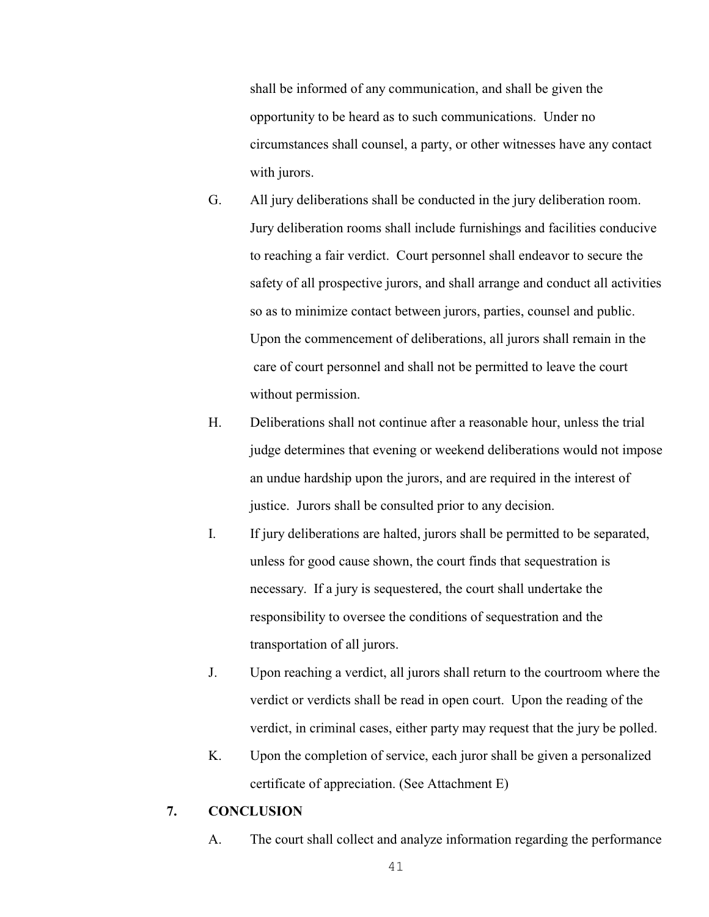shall be informed of any communication, and shall be given the opportunity to be heard as to such communications. Under no circumstances shall counsel, a party, or other witnesses have any contact with jurors.

G. All jury deliberations shall be conducted in the jury deliberation room. Jury deliberation rooms shall include furnishings and facilities conducive to reaching a fair verdict. Court personnel shall endeavor to secure the safety of all prospective jurors, and shall arrange and conduct all activities so as to minimize contact between jurors, parties, counsel and public. Upon the commencement of deliberations, all jurors shall remain in the care of court personnel and shall not be permitted to leave the court without permission.

H. Deliberations shall not continue after a reasonable hour, unless the trial judge determines that evening or weekend deliberations would not impose an undue hardship upon the jurors, and are required in the interest of justice. Jurors shall be consulted prior to any decision.

I. If jury deliberations are halted, jurors shall be permitted to be separated, unless for good cause shown, the court finds that sequestration is necessary. If a jury is sequestered, the court shall undertake the responsibility to oversee the conditions of sequestration and the transportation of all jurors.

J. Upon reaching a verdict, all jurors shall return to the courtroom where the verdict or verdicts shall be read in open court. Upon the reading of the verdict, in criminal cases, either party may request that the jury be polled.

K. Upon the completion of service, each juror shall be given a personalized certificate of appreciation. (See Attachment E)

## 7. CONCLUSION

A. The court shall collect and analyze information regarding the performance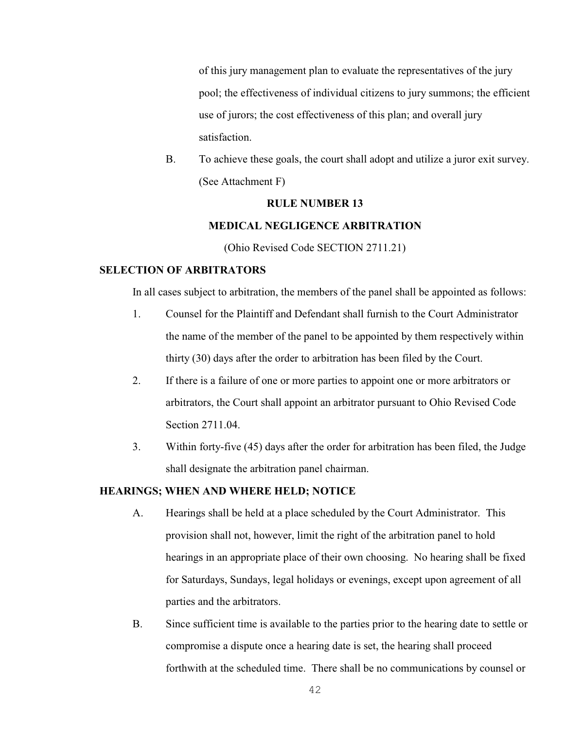of this jury management plan to evaluate the representatives of the jury pool; the effectiveness of individual citizens to jury summons; the efficient use of jurors; the cost effectiveness of this plan; and overall jury satisfaction.

B. To achieve these goals, the court shall adopt and utilize a juror exit survey. (See Attachment F)

## RULE NUMBER 13

## MEDICAL NEGLIGENCE ARBITRATION

(Ohio Revised Code SECTION 2711.21)

### SELECTION OF ARBITRATORS

In all cases subject to arbitration, the members of the panel shall be appointed as follows:

1. Counsel for the Plaintiff and Defendant shall furnish to the Court Administrator the name of the member of the panel to be appointed by them respectively within thirty (30) days after the order to arbitration has been filed by the Court.
2. If there is a failure of one or more parties to appoint one or more arbitrators or arbitrators, the Court shall appoint an arbitrator pursuant to Ohio Revised Code Section 2711.04.
3. Within forty-five (45) days after the order for arbitration has been filed, the Judge shall designate the arbitration panel chairman.

### HEARINGS; WHEN AND WHERE HELD; NOTICE

A. Hearings shall be held at a place scheduled by the Court Administrator. This provision shall not, however, limit the right of the arbitration panel to hold hearings in an appropriate place of their own choosing. No hearing shall be fixed for Saturdays, Sundays, legal holidays or evenings, except upon agreement of all parties and the arbitrators.

B. Since sufficient time is available to the parties prior to the hearing date to settle or compromise a dispute once a hearing date is set, the hearing shall proceed forthwith at the scheduled time. There shall be no communications by counsel or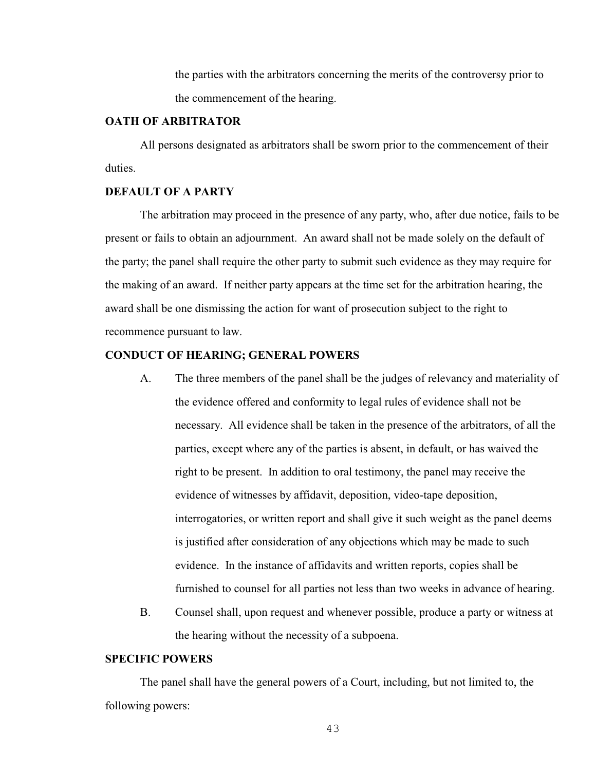the parties with the arbitrators concerning the merits of the controversy prior to the commencement of the hearing.

**OATH OF ARBITRATOR**

All persons designated as arbitrators shall be sworn prior to the commencement of their duties.

**DEFAULT OF A PARTY**

The arbitration may proceed in the presence of any party, who, after due notice, fails to be present or fails to obtain an adjournment. An award shall not be made solely on the default of the party; the panel shall require the other party to submit such evidence as they may require for the making of an award. If neither party appears at the time set for the arbitration hearing, the award shall be one dismissing the action for want of prosecution subject to the right to recommence pursuant to law.

**CONDUCT OF HEARING; GENERAL POWERS**

A. The three members of the panel shall be the judges of relevancy and materiality of the evidence offered and conformity to legal rules of evidence shall not be necessary. All evidence shall be taken in the presence of the arbitrators, of all the parties, except where any of the parties is absent, in default, or has waived the right to be present. In addition to oral testimony, the panel may receive the evidence of witnesses by affidavit, deposition, video-tape deposition, interrogatories, or written report and shall give it such weight as the panel deems is justified after consideration of any objections which may be made to such evidence. In the instance of affidavits and written reports, copies shall be furnished to counsel for all parties not less than two weeks in advance of hearing.

B. Counsel shall, upon request and whenever possible, produce a party or witness at the hearing without the necessity of a subpoena.

**SPECIFIC POWERS**

The panel shall have the general powers of a Court, including, but not limited to, the following powers: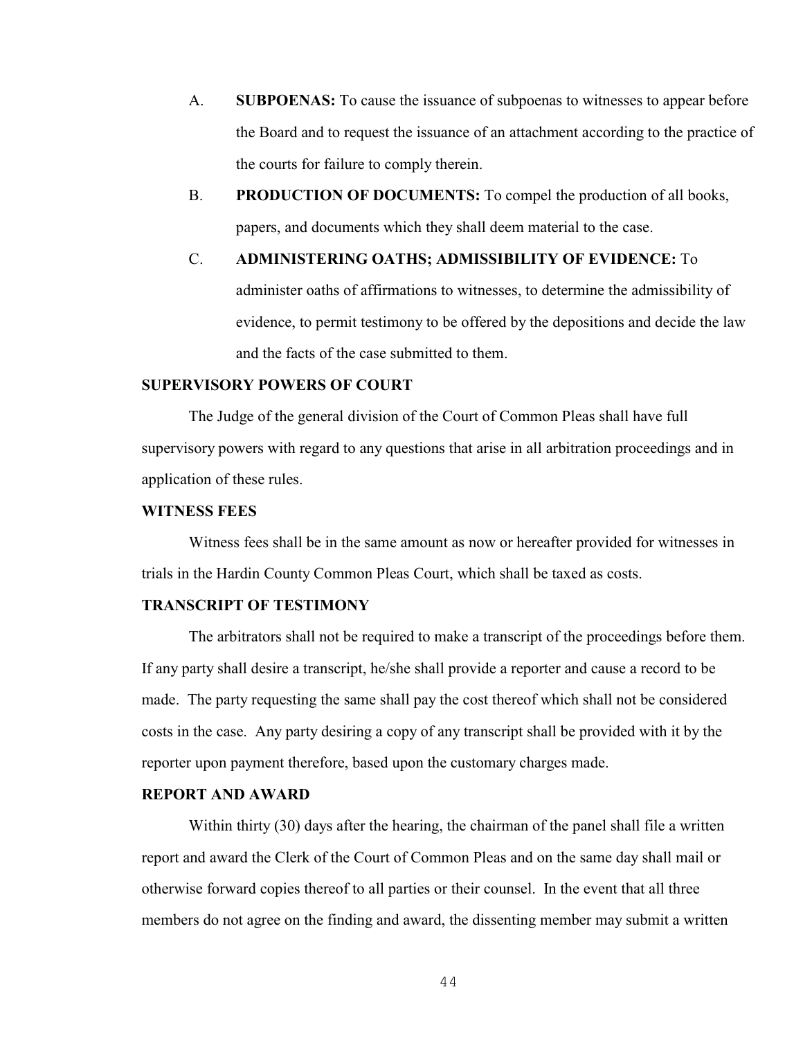A. **SUBPOENAS:** To cause the issuance of subpoenas to witnesses to appear before the Board and to request the issuance of an attachment according to the practice of the courts for failure to comply therein.

B. **PRODUCTION OF DOCUMENTS:** To compel the production of all books, papers, and documents which they shall deem material to the case.

C. **ADMINISTERING OATHS; ADMISSIBILITY OF EVIDENCE:** To administer oaths of affirmations to witnesses, to determine the admissibility of evidence, to permit testimony to be offered by the depositions and decide the law and the facts of the case submitted to them.

**SUPERVISORY POWERS OF COURT**

The Judge of the general division of the Court of Common Pleas shall have full supervisory powers with regard to any questions that arise in all arbitration proceedings and in application of these rules.

**WITNESS FEES**

Witness fees shall be in the same amount as now or hereafter provided for witnesses in trials in the Hardin County Common Pleas Court, which shall be taxed as costs.

**TRANSCRIPT OF TESTIMONY**

The arbitrators shall not be required to make a transcript of the proceedings before them. If any party shall desire a transcript, he/she shall provide a reporter and cause a record to be made. The party requesting the same shall pay the cost thereof which shall not be considered costs in the case. Any party desiring a copy of any transcript shall be provided with it by the reporter upon payment therefore, based upon the customary charges made.

**REPORT AND AWARD**

Within thirty (30) days after the hearing, the chairman of the panel shall file a written report and award the Clerk of the Court of Common Pleas and on the same day shall mail or otherwise forward copies thereof to all parties or their counsel. In the event that all three members do not agree on the finding and award, the dissenting member may submit a written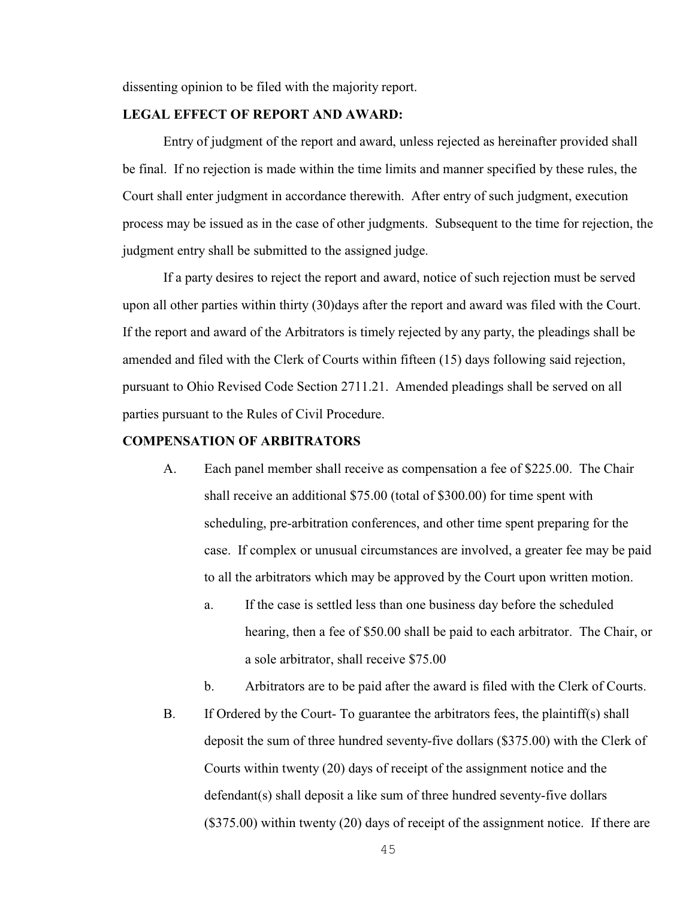dissenting opinion to be filed with the majority report.

**LEGAL EFFECT OF REPORT AND AWARD:**

Entry of judgment of the report and award, unless rejected as hereinafter provided shall be final. If no rejection is made within the time limits and manner specified by these rules, the Court shall enter judgment in accordance therewith. After entry of such judgment, execution process may be issued as in the case of other judgments. Subsequent to the time for rejection, the judgment entry shall be submitted to the assigned judge.

If a party desires to reject the report and award, notice of such rejection must be served upon all other parties within thirty (30)days after the report and award was filed with the Court. If the report and award of the Arbitrators is timely rejected by any party, the pleadings shall be amended and filed with the Clerk of Courts within fifteen (15) days following said rejection, pursuant to Ohio Revised Code Section 2711.21. Amended pleadings shall be served on all parties pursuant to the Rules of Civil Procedure.

**COMPENSATION OF ARBITRATORS**

A. Each panel member shall receive as compensation a fee of $225.00. The Chair shall receive an additional $75.00 (total of $300.00) for time spent with scheduling, pre-arbitration conferences, and other time spent preparing for the case. If complex or unusual circumstances are involved, a greater fee may be paid to all the arbitrators which may be approved by the Court upon written motion.

   a. If the case is settled less than one business day before the scheduled hearing, then a fee of $50.00 shall be paid to each arbitrator. The Chair, or a sole arbitrator, shall receive $75.00

   b. Arbitrators are to be paid after the award is filed with the Clerk of Courts.

B. If Ordered by the Court- To guarantee the arbitrators fees, the plaintiff(s) shall deposit the sum of three hundred seventy-five dollars ($375.00) with the Clerk of Courts within twenty (20) days of receipt of the assignment notice and the defendant(s) shall deposit a like sum of three hundred seventy-five dollars ($375.00) within twenty (20) days of receipt of the assignment notice. If there are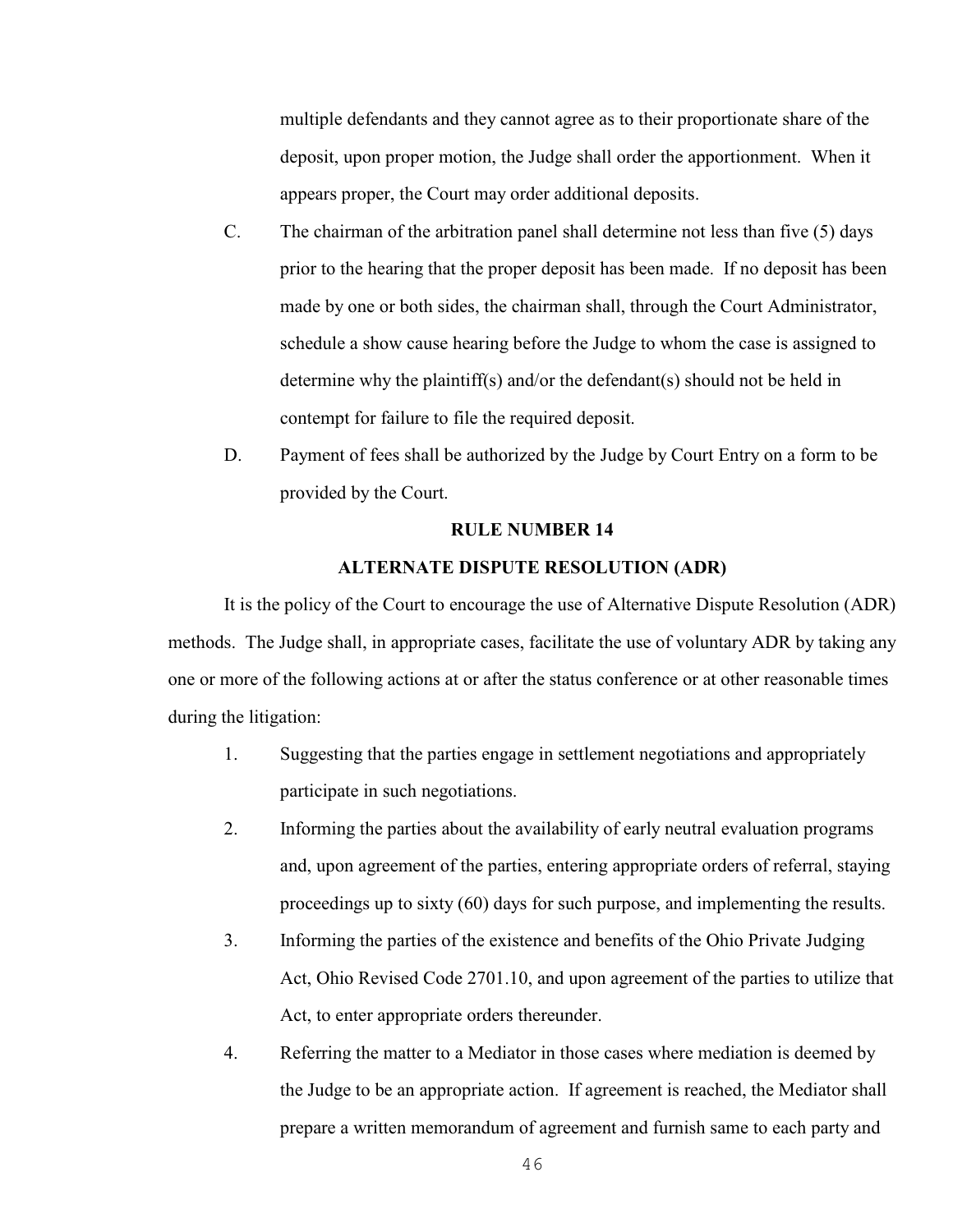multiple defendants and they cannot agree as to their proportionate share of the deposit, upon proper motion, the Judge shall order the apportionment. When it appears proper, the Court may order additional deposits.

C. The chairman of the arbitration panel shall determine not less than five (5) days prior to the hearing that the proper deposit has been made. If no deposit has been made by one or both sides, the chairman shall, through the Court Administrator, schedule a show cause hearing before the Judge to whom the case is assigned to determine why the plaintiff(s) and/or the defendant(s) should not be held in contempt for failure to file the required deposit.

D. Payment of fees shall be authorized by the Judge by Court Entry on a form to be provided by the Court.

**RULE NUMBER 14**

**ALTERNATE DISPUTE RESOLUTION (ADR)**

It is the policy of the Court to encourage the use of Alternative Dispute Resolution (ADR) methods. The Judge shall, in appropriate cases, facilitate the use of voluntary ADR by taking any one or more of the following actions at or after the status conference or at other reasonable times during the litigation:

1. Suggesting that the parties engage in settlement negotiations and appropriately participate in such negotiations.
2. Informing the parties about the availability of early neutral evaluation programs and, upon agreement of the parties, entering appropriate orders of referral, staying proceedings up to sixty (60) days for such purpose, and implementing the results.
3. Informing the parties of the existence and benefits of the Ohio Private Judging Act, Ohio Revised Code 2701.10, and upon agreement of the parties to utilize that Act, to enter appropriate orders thereunder.
4. Referring the matter to a Mediator in those cases where mediation is deemed by the Judge to be an appropriate action. If agreement is reached, the Mediator shall prepare a written memorandum of agreement and furnish same to each party and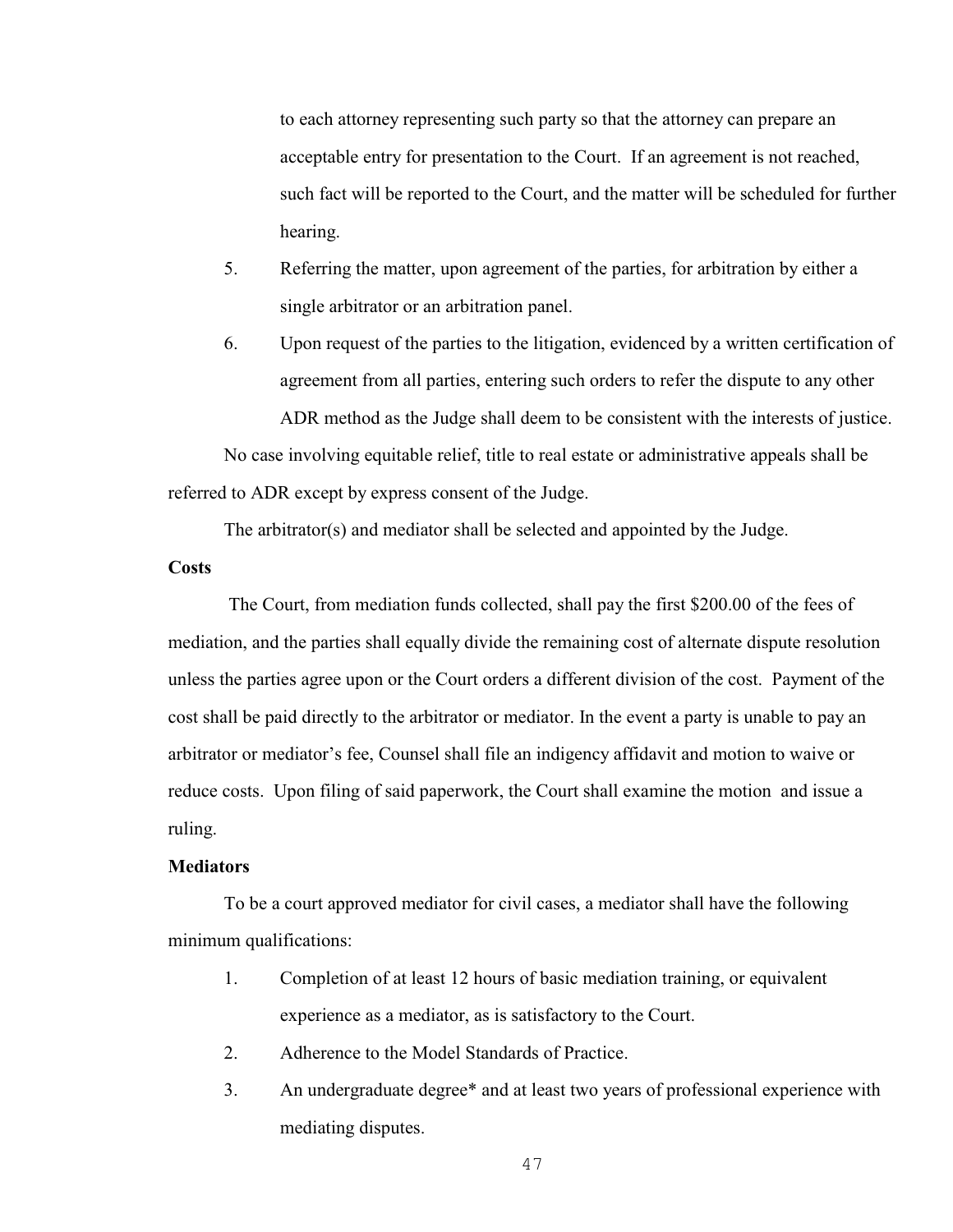to each attorney representing such party so that the attorney can prepare an acceptable entry for presentation to the Court. If an agreement is not reached, such fact will be reported to the Court, and the matter will be scheduled for further hearing.

5. Referring the matter, upon agreement of the parties, for arbitration by either a single arbitrator or an arbitration panel.

6. Upon request of the parties to the litigation, evidenced by a written certification of agreement from all parties, entering such orders to refer the dispute to any other ADR method as the Judge shall deem to be consistent with the interests of justice.

No case involving equitable relief, title to real estate or administrative appeals shall be referred to ADR except by express consent of the Judge.

The arbitrator(s) and mediator shall be selected and appointed by the Judge.

**Costs**

The Court, from mediation funds collected, shall pay the first $200.00 of the fees of mediation, and the parties shall equally divide the remaining cost of alternate dispute resolution unless the parties agree upon or the Court orders a different division of the cost. Payment of the cost shall be paid directly to the arbitrator or mediator. In the event a party is unable to pay an arbitrator or mediator's fee, Counsel shall file an indigency affidavit and motion to waive or reduce costs. Upon filing of said paperwork, the Court shall examine the motion and issue a ruling.

**Mediators**

To be a court approved mediator for civil cases, a mediator shall have the following minimum qualifications:

1. Completion of at least 12 hours of basic mediation training, or equivalent experience as a mediator, as is satisfactory to the Court.

2. Adherence to the Model Standards of Practice.

3. An undergraduate degree* and at least two years of professional experience with mediating disputes.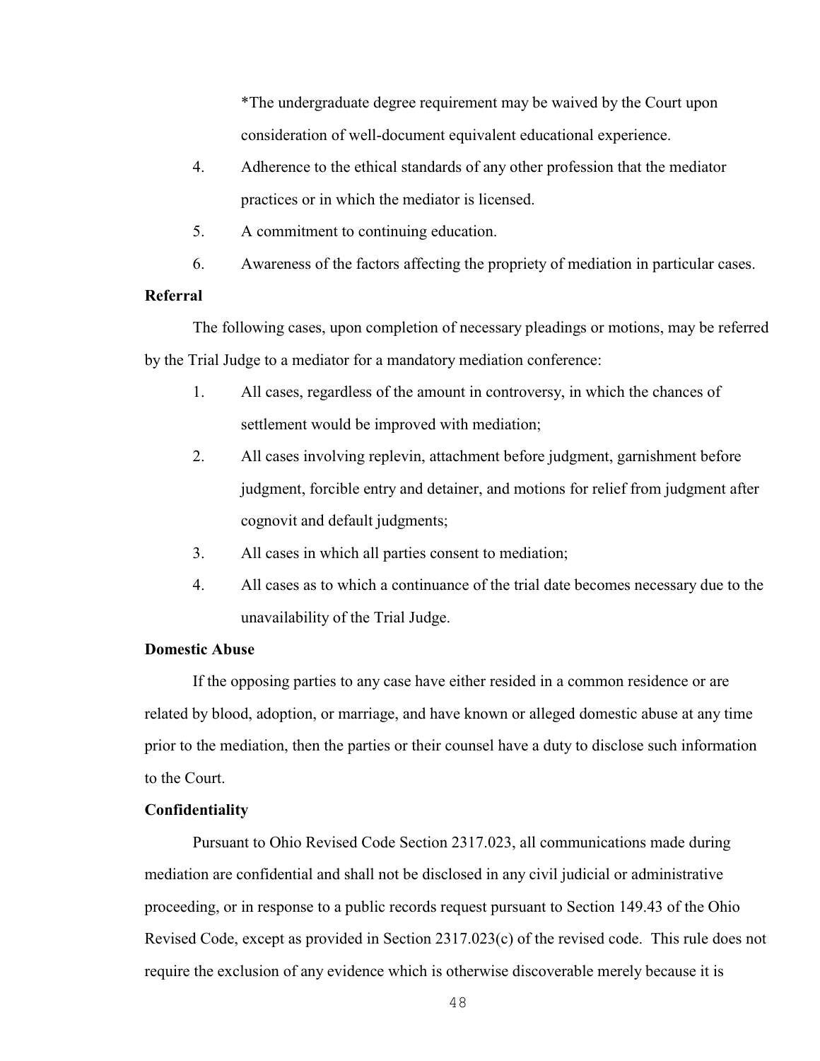*The undergraduate degree requirement may be waived by the Court upon consideration of well-document equivalent educational experience.

4. Adherence to the ethical standards of any other profession that the mediator practices or in which the mediator is licensed.
5. A commitment to continuing education.
6. Awareness of the factors affecting the propriety of mediation in particular cases.

**Referral**

The following cases, upon completion of necessary pleadings or motions, may be referred by the Trial Judge to a mediator for a mandatory mediation conference:

1. All cases, regardless of the amount in controversy, in which the chances of settlement would be improved with mediation;
2. All cases involving replevin, attachment before judgment, garnishment before judgment, forcible entry and detainer, and motions for relief from judgment after cognovit and default judgments;
3. All cases in which all parties consent to mediation;
4. All cases as to which a continuance of the trial date becomes necessary due to the unavailability of the Trial Judge.

**Domestic Abuse**

If the opposing parties to any case have either resided in a common residence or are related by blood, adoption, or marriage, and have known or alleged domestic abuse at any time prior to the mediation, then the parties or their counsel have a duty to disclose such information to the Court.

**Confidentiality**

Pursuant to Ohio Revised Code Section 2317.023, all communications made during mediation are confidential and shall not be disclosed in any civil judicial or administrative proceeding, or in response to a public records request pursuant to Section 149.43 of the Ohio Revised Code, except as provided in Section 2317.023(c) of the revised code. This rule does not require the exclusion of any evidence which is otherwise discoverable merely because it is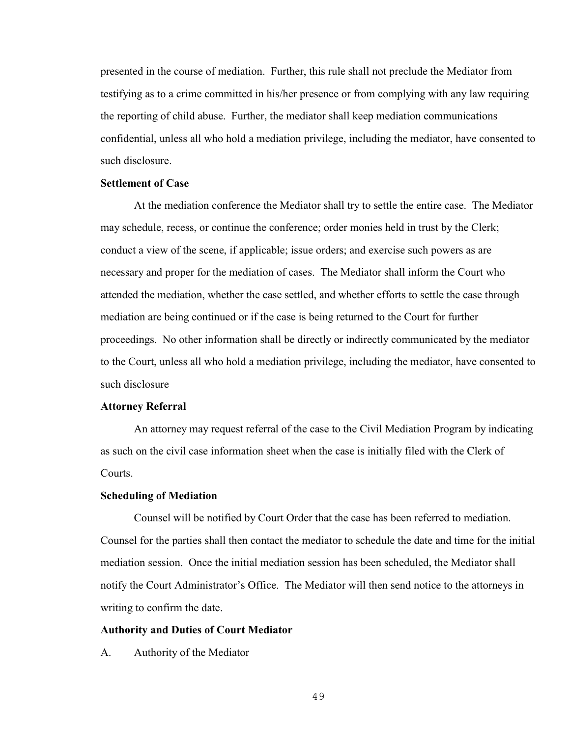presented in the course of mediation. Further, this rule shall not preclude the Mediator from testifying as to a crime committed in his/her presence or from complying with any law requiring the reporting of child abuse. Further, the mediator shall keep mediation communications confidential, unless all who hold a mediation privilege, including the mediator, have consented to such disclosure.

**Settlement of Case**

At the mediation conference the Mediator shall try to settle the entire case. The Mediator may schedule, recess, or continue the conference; order monies held in trust by the Clerk; conduct a view of the scene, if applicable; issue orders; and exercise such powers as are necessary and proper for the mediation of cases. The Mediator shall inform the Court who attended the mediation, whether the case settled, and whether efforts to settle the case through mediation are being continued or if the case is being returned to the Court for further proceedings. No other information shall be directly or indirectly communicated by the mediator to the Court, unless all who hold a mediation privilege, including the mediator, have consented to such disclosure

**Attorney Referral**

An attorney may request referral of the case to the Civil Mediation Program by indicating as such on the civil case information sheet when the case is initially filed with the Clerk of Courts.

**Scheduling of Mediation**

Counsel will be notified by Court Order that the case has been referred to mediation. Counsel for the parties shall then contact the mediator to schedule the date and time for the initial mediation session. Once the initial mediation session has been scheduled, the Mediator shall notify the Court Administrator's Office. The Mediator will then send notice to the attorneys in writing to confirm the date.

**Authority and Duties of Court Mediator**

A. Authority of the Mediator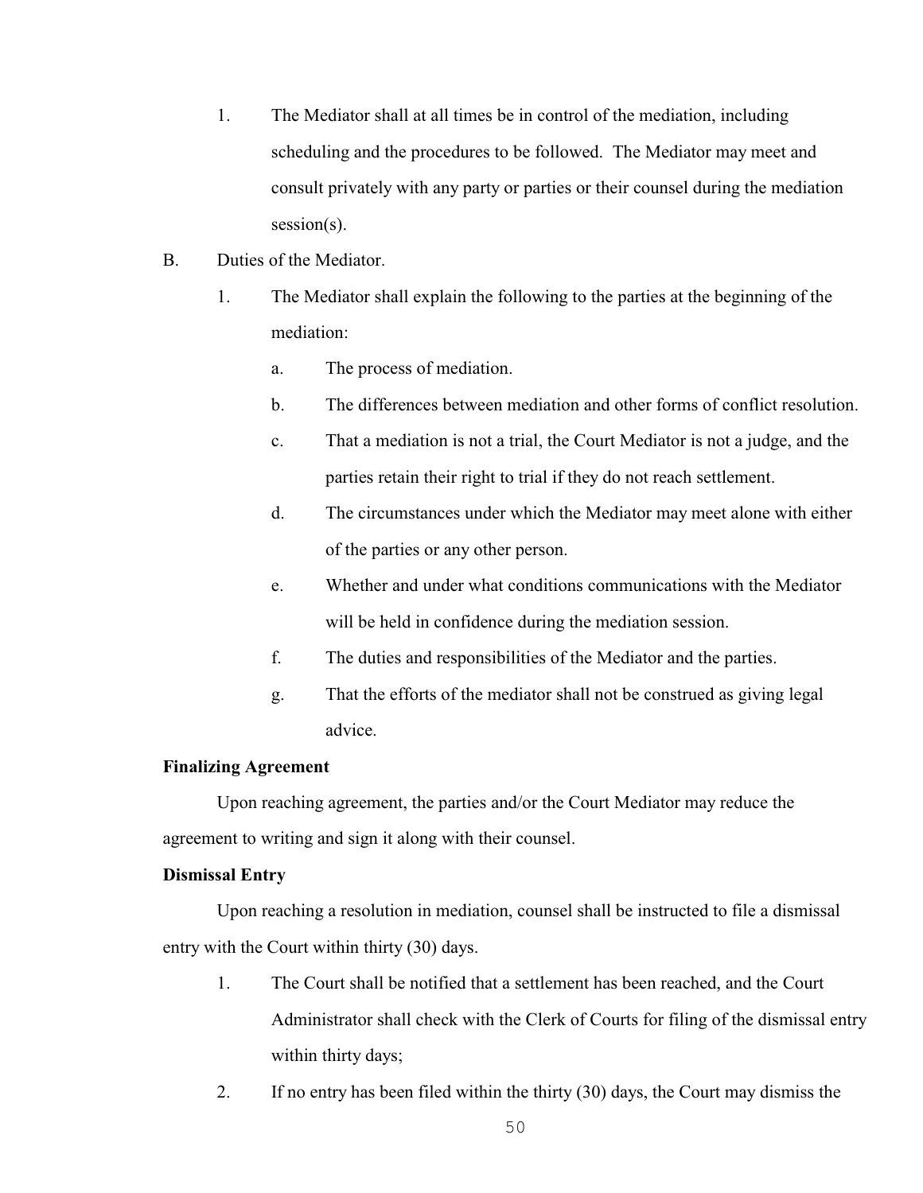1. The Mediator shall at all times be in control of the mediation, including scheduling and the procedures to be followed. The Mediator may meet and consult privately with any party or parties or their counsel during the mediation session(s).

B. Duties of the Mediator.

1. The Mediator shall explain the following to the parties at the beginning of the mediation:

   a. The process of mediation.

   b. The differences between mediation and other forms of conflict resolution.

   c. That a mediation is not a trial, the Court Mediator is not a judge, and the parties retain their right to trial if they do not reach settlement.

   d. The circumstances under which the Mediator may meet alone with either of the parties or any other person.

   e. Whether and under what conditions communications with the Mediator will be held in confidence during the mediation session.

   f. The duties and responsibilities of the Mediator and the parties.

   g. That the efforts of the mediator shall not be construed as giving legal advice.

**Finalizing Agreement**

Upon reaching agreement, the parties and/or the Court Mediator may reduce the agreement to writing and sign it along with their counsel.

**Dismissal Entry**

Upon reaching a resolution in mediation, counsel shall be instructed to file a dismissal entry with the Court within thirty (30) days.

1. The Court shall be notified that a settlement has been reached, and the Court Administrator shall check with the Clerk of Courts for filing of the dismissal entry within thirty days;

2. If no entry has been filed within the thirty (30) days, the Court may dismiss the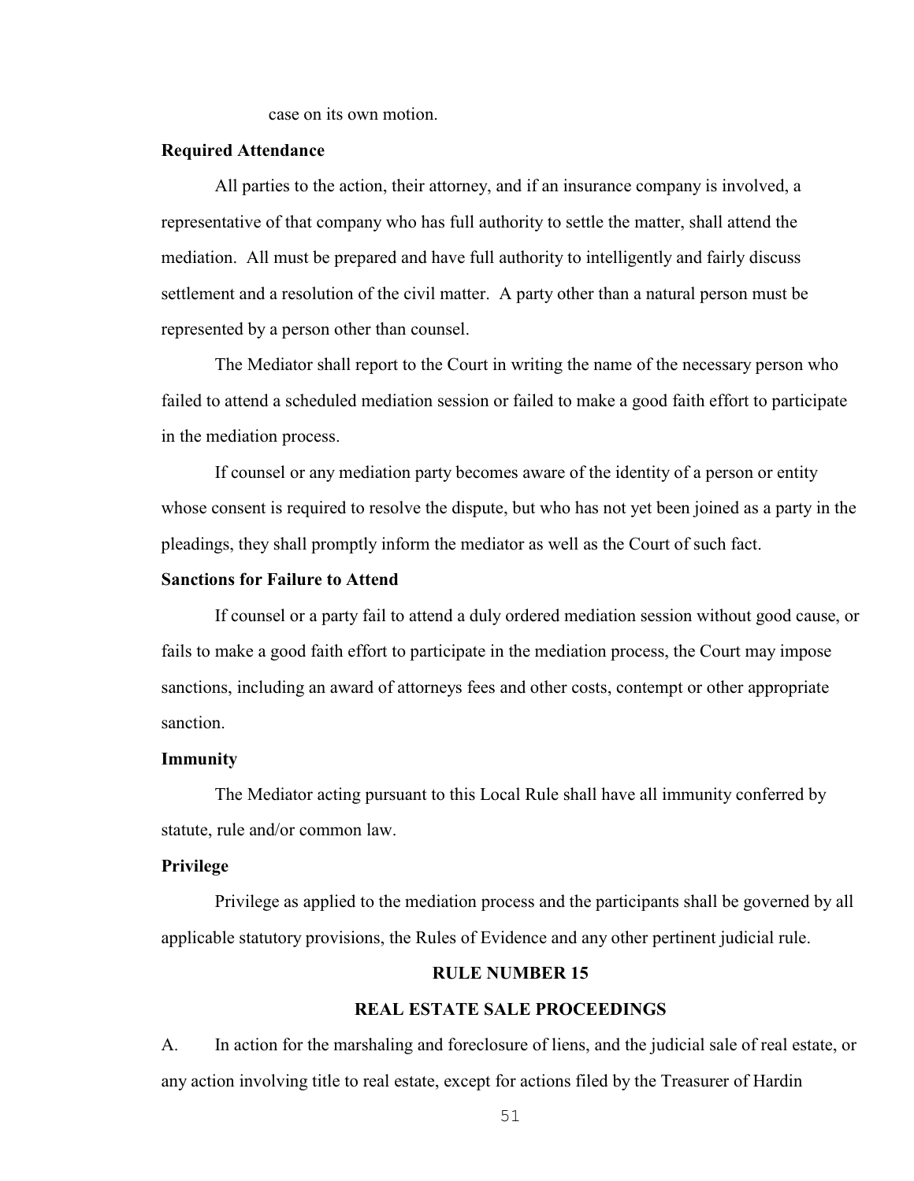case on its own motion.

**Required Attendance**

All parties to the action, their attorney, and if an insurance company is involved, a representative of that company who has full authority to settle the matter, shall attend the mediation. All must be prepared and have full authority to intelligently and fairly discuss settlement and a resolution of the civil matter. A party other than a natural person must be represented by a person other than counsel.

The Mediator shall report to the Court in writing the name of the necessary person who failed to attend a scheduled mediation session or failed to make a good faith effort to participate in the mediation process.

If counsel or any mediation party becomes aware of the identity of a person or entity whose consent is required to resolve the dispute, but who has not yet been joined as a party in the pleadings, they shall promptly inform the mediator as well as the Court of such fact.

**Sanctions for Failure to Attend**

If counsel or a party fail to attend a duly ordered mediation session without good cause, or fails to make a good faith effort to participate in the mediation process, the Court may impose sanctions, including an award of attorneys fees and other costs, contempt or other appropriate sanction.

**Immunity**

The Mediator acting pursuant to this Local Rule shall have all immunity conferred by statute, rule and/or common law.

**Privilege**

Privilege as applied to the mediation process and the participants shall be governed by all applicable statutory provisions, the Rules of Evidence and any other pertinent judicial rule.

## RULE NUMBER 15

## REAL ESTATE SALE PROCEEDINGS

A. In action for the marshaling and foreclosure of liens, and the judicial sale of real estate, or any action involving title to real estate, except for actions filed by the Treasurer of Hardin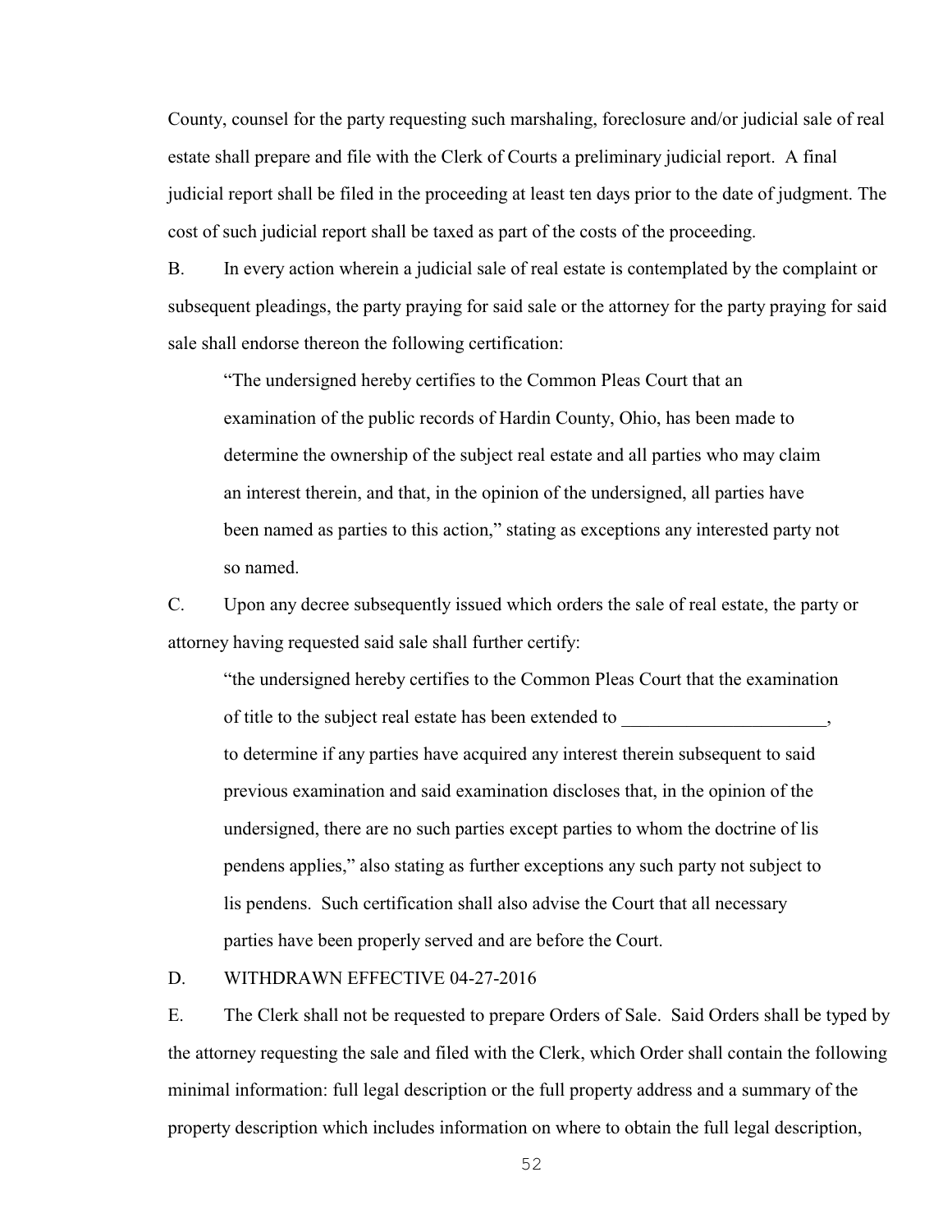County, counsel for the party requesting such marshaling, foreclosure and/or judicial sale of real estate shall prepare and file with the Clerk of Courts a preliminary judicial report. A final judicial report shall be filed in the proceeding at least ten days prior to the date of judgment. The cost of such judicial report shall be taxed as part of the costs of the proceeding.

B. In every action wherein a judicial sale of real estate is contemplated by the complaint or subsequent pleadings, the party praying for said sale or the attorney for the party praying for said sale shall endorse thereon the following certification:

> "The undersigned hereby certifies to the Common Pleas Court that an examination of the public records of Hardin County, Ohio, has been made to determine the ownership of the subject real estate and all parties who may claim an interest therein, and that, in the opinion of the undersigned, all parties have been named as parties to this action," stating as exceptions any interested party not so named.

C. Upon any decree subsequently issued which orders the sale of real estate, the party or attorney having requested said sale shall further certify:

> "the undersigned hereby certifies to the Common Pleas Court that the examination of title to the subject real estate has been extended to ______________________, to determine if any parties have acquired any interest therein subsequent to said previous examination and said examination discloses that, in the opinion of the undersigned, there are no such parties except parties to whom the doctrine of lis pendens applies," also stating as further exceptions any such party not subject to lis pendens. Such certification shall also advise the Court that all necessary parties have been properly served and are before the Court.

D. WITHDRAWN EFFECTIVE 04-27-2016

E. The Clerk shall not be requested to prepare Orders of Sale. Said Orders shall be typed by the attorney requesting the sale and filed with the Clerk, which Order shall contain the following minimal information: full legal description or the full property address and a summary of the property description which includes information on where to obtain the full legal description,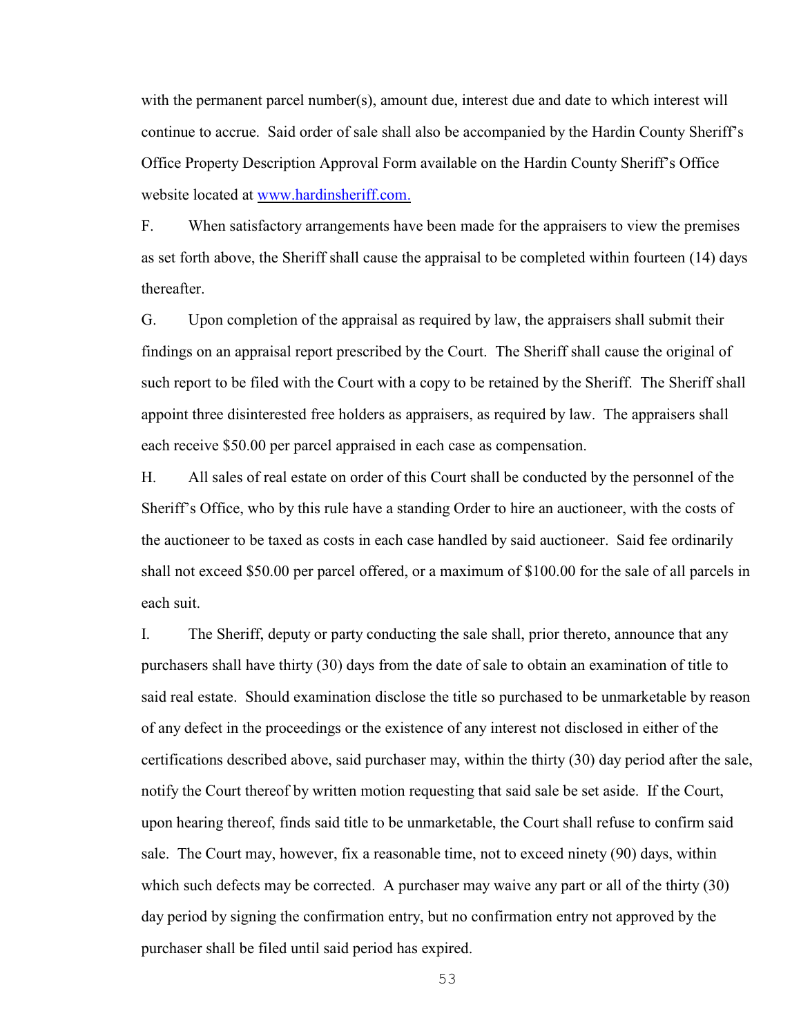with the permanent parcel number(s), amount due, interest due and date to which interest will continue to accrue. Said order of sale shall also be accompanied by the Hardin County Sheriff's Office Property Description Approval Form available on the Hardin County Sheriff's Office website located at [www.hardinsheriff.com.](www.hardinsheriff.com)

F. When satisfactory arrangements have been made for the appraisers to view the premises as set forth above, the Sheriff shall cause the appraisal to be completed within fourteen (14) days thereafter.

G. Upon completion of the appraisal as required by law, the appraisers shall submit their findings on an appraisal report prescribed by the Court. The Sheriff shall cause the original of such report to be filed with the Court with a copy to be retained by the Sheriff. The Sheriff shall appoint three disinterested free holders as appraisers, as required by law. The appraisers shall each receive $50.00 per parcel appraised in each case as compensation.

H. All sales of real estate on order of this Court shall be conducted by the personnel of the Sheriff's Office, who by this rule have a standing Order to hire an auctioneer, with the costs of the auctioneer to be taxed as costs in each case handled by said auctioneer. Said fee ordinarily shall not exceed $50.00 per parcel offered, or a maximum of $100.00 for the sale of all parcels in each suit.

I. The Sheriff, deputy or party conducting the sale shall, prior thereto, announce that any purchasers shall have thirty (30) days from the date of sale to obtain an examination of title to said real estate. Should examination disclose the title so purchased to be unmarketable by reason of any defect in the proceedings or the existence of any interest not disclosed in either of the certifications described above, said purchaser may, within the thirty (30) day period after the sale, notify the Court thereof by written motion requesting that said sale be set aside. If the Court, upon hearing thereof, finds said title to be unmarketable, the Court shall refuse to confirm said sale. The Court may, however, fix a reasonable time, not to exceed ninety (90) days, within which such defects may be corrected. A purchaser may waive any part or all of the thirty (30) day period by signing the confirmation entry, but no confirmation entry not approved by the purchaser shall be filed until said period has expired.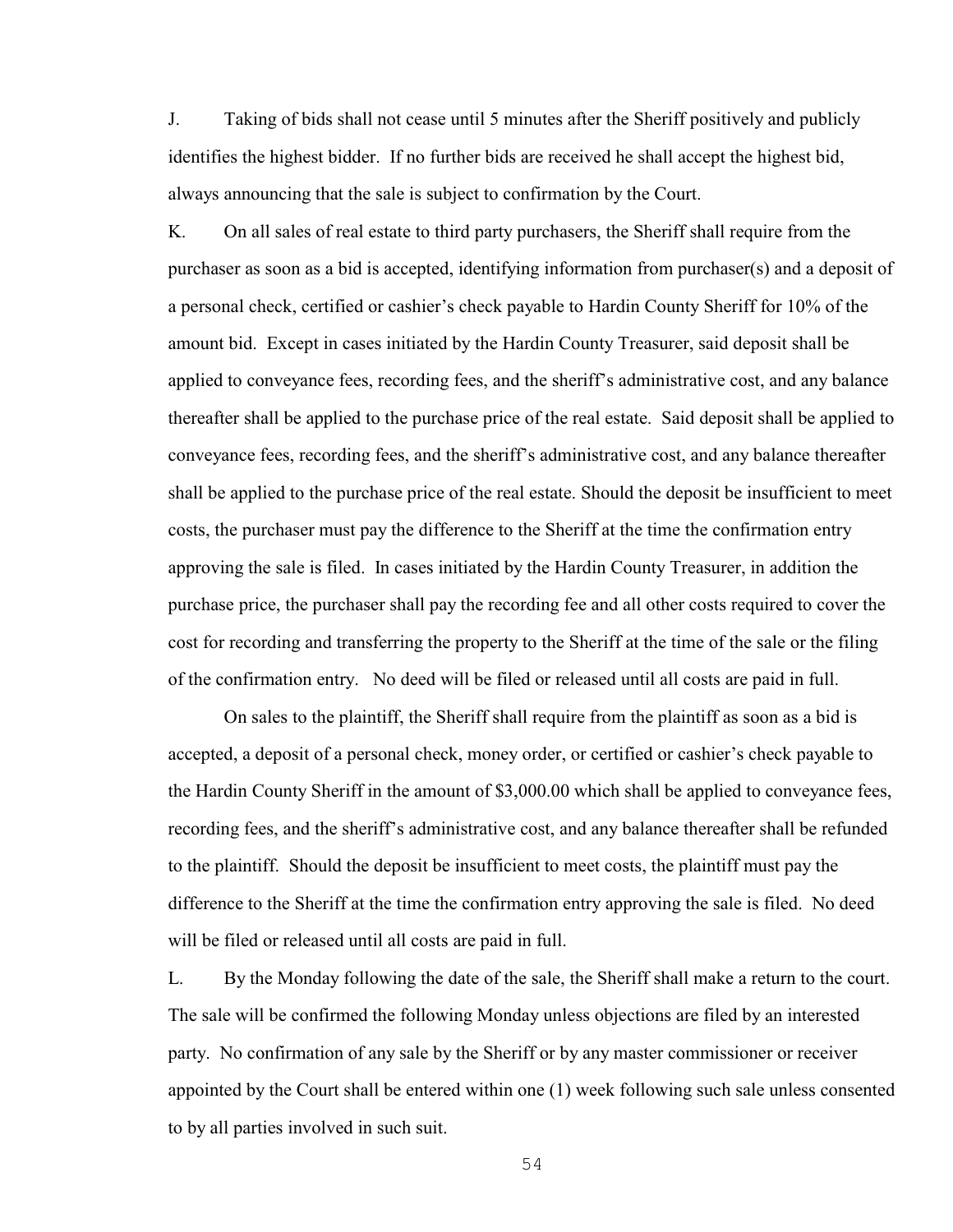J. Taking of bids shall not cease until 5 minutes after the Sheriff positively and publicly identifies the highest bidder. If no further bids are received he shall accept the highest bid, always announcing that the sale is subject to confirmation by the Court.

K. On all sales of real estate to third party purchasers, the Sheriff shall require from the purchaser as soon as a bid is accepted, identifying information from purchaser(s) and a deposit of a personal check, certified or cashier's check payable to Hardin County Sheriff for 10% of the amount bid. Except in cases initiated by the Hardin County Treasurer, said deposit shall be applied to conveyance fees, recording fees, and the sheriff's administrative cost, and any balance thereafter shall be applied to the purchase price of the real estate. Said deposit shall be applied to conveyance fees, recording fees, and the sheriff's administrative cost, and any balance thereafter shall be applied to the purchase price of the real estate. Should the deposit be insufficient to meet costs, the purchaser must pay the difference to the Sheriff at the time the confirmation entry approving the sale is filed. In cases initiated by the Hardin County Treasurer, in addition the purchase price, the purchaser shall pay the recording fee and all other costs required to cover the cost for recording and transferring the property to the Sheriff at the time of the sale or the filing of the confirmation entry. No deed will be filed or released until all costs are paid in full.

On sales to the plaintiff, the Sheriff shall require from the plaintiff as soon as a bid is accepted, a deposit of a personal check, money order, or certified or cashier's check payable to the Hardin County Sheriff in the amount of $3,000.00 which shall be applied to conveyance fees, recording fees, and the sheriff's administrative cost, and any balance thereafter shall be refunded to the plaintiff. Should the deposit be insufficient to meet costs, the plaintiff must pay the difference to the Sheriff at the time the confirmation entry approving the sale is filed. No deed will be filed or released until all costs are paid in full.

L. By the Monday following the date of the sale, the Sheriff shall make a return to the court. The sale will be confirmed the following Monday unless objections are filed by an interested party. No confirmation of any sale by the Sheriff or by any master commissioner or receiver appointed by the Court shall be entered within one (1) week following such sale unless consented to by all parties involved in such suit.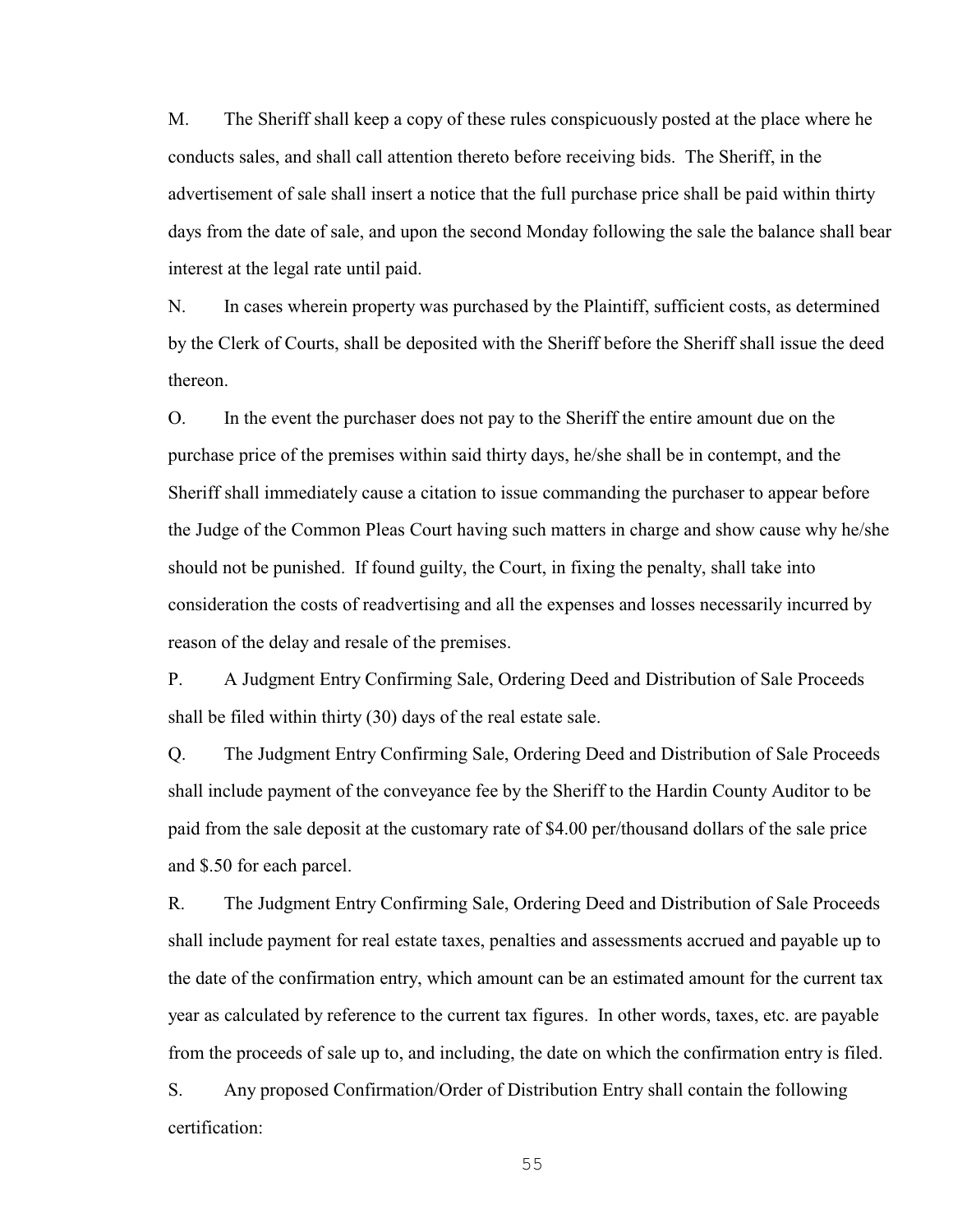M. The Sheriff shall keep a copy of these rules conspicuously posted at the place where he conducts sales, and shall call attention thereto before receiving bids. The Sheriff, in the advertisement of sale shall insert a notice that the full purchase price shall be paid within thirty days from the date of sale, and upon the second Monday following the sale the balance shall bear interest at the legal rate until paid.

N. In cases wherein property was purchased by the Plaintiff, sufficient costs, as determined by the Clerk of Courts, shall be deposited with the Sheriff before the Sheriff shall issue the deed thereon.

O. In the event the purchaser does not pay to the Sheriff the entire amount due on the purchase price of the premises within said thirty days, he/she shall be in contempt, and the Sheriff shall immediately cause a citation to issue commanding the purchaser to appear before the Judge of the Common Pleas Court having such matters in charge and show cause why he/she should not be punished. If found guilty, the Court, in fixing the penalty, shall take into consideration the costs of readvertising and all the expenses and losses necessarily incurred by reason of the delay and resale of the premises.

P. A Judgment Entry Confirming Sale, Ordering Deed and Distribution of Sale Proceeds shall be filed within thirty (30) days of the real estate sale.

Q. The Judgment Entry Confirming Sale, Ordering Deed and Distribution of Sale Proceeds shall include payment of the conveyance fee by the Sheriff to the Hardin County Auditor to be paid from the sale deposit at the customary rate of $4.00 per/thousand dollars of the sale price and $.50 for each parcel.

R. The Judgment Entry Confirming Sale, Ordering Deed and Distribution of Sale Proceeds shall include payment for real estate taxes, penalties and assessments accrued and payable up to the date of the confirmation entry, which amount can be an estimated amount for the current tax year as calculated by reference to the current tax figures. In other words, taxes, etc. are payable from the proceeds of sale up to, and including, the date on which the confirmation entry is filed.

S. Any proposed Confirmation/Order of Distribution Entry shall contain the following certification: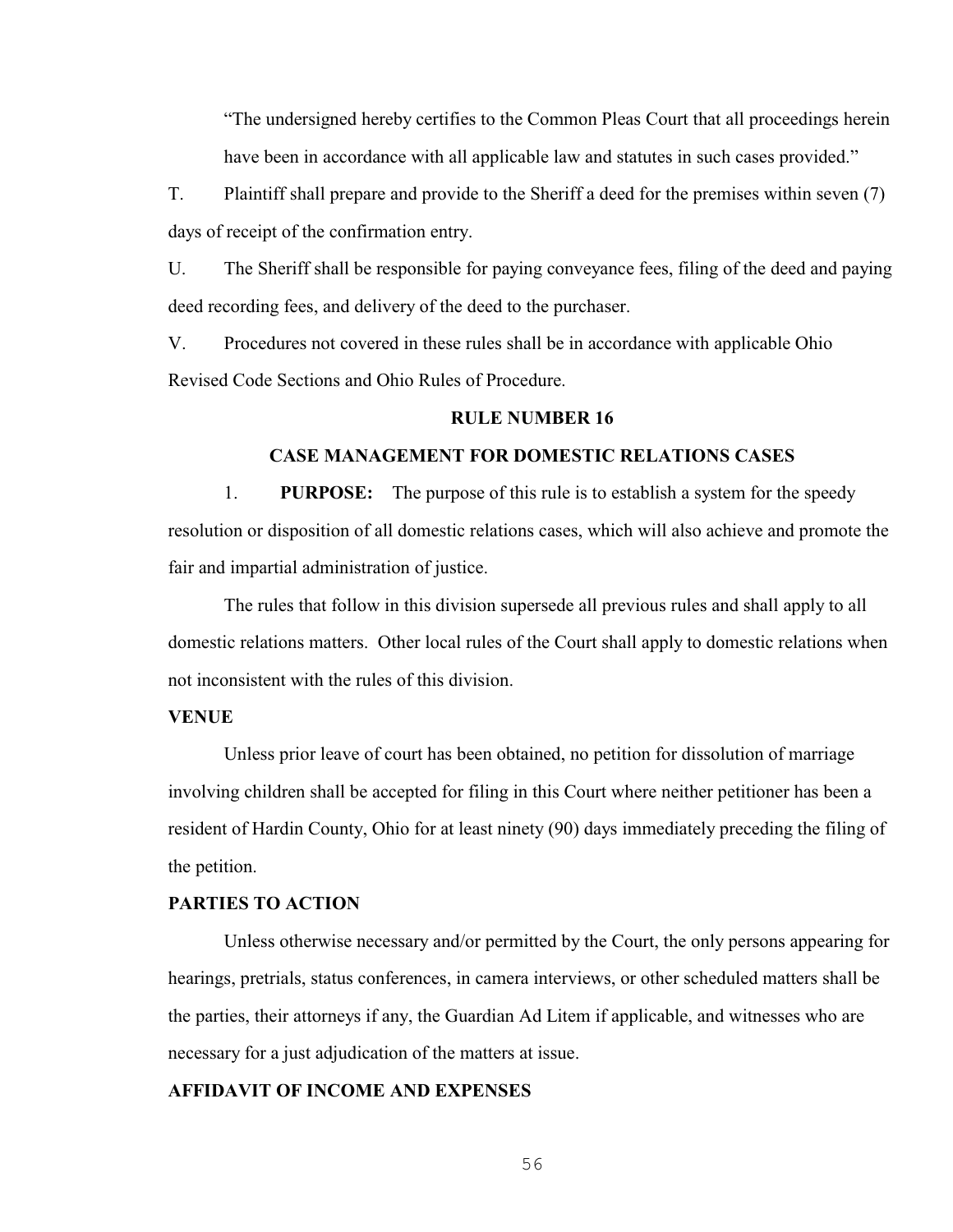"The undersigned hereby certifies to the Common Pleas Court that all proceedings herein have been in accordance with all applicable law and statutes in such cases provided."

T. Plaintiff shall prepare and provide to the Sheriff a deed for the premises within seven (7) days of receipt of the confirmation entry.

U. The Sheriff shall be responsible for paying conveyance fees, filing of the deed and paying deed recording fees, and delivery of the deed to the purchaser.

V. Procedures not covered in these rules shall be in accordance with applicable Ohio Revised Code Sections and Ohio Rules of Procedure.

## RULE NUMBER 16

## CASE MANAGEMENT FOR DOMESTIC RELATIONS CASES

1. **PURPOSE:** The purpose of this rule is to establish a system for the speedy resolution or disposition of all domestic relations cases, which will also achieve and promote the fair and impartial administration of justice.

The rules that follow in this division supersede all previous rules and shall apply to all domestic relations matters. Other local rules of the Court shall apply to domestic relations when not inconsistent with the rules of this division.

**VENUE**

Unless prior leave of court has been obtained, no petition for dissolution of marriage involving children shall be accepted for filing in this Court where neither petitioner has been a resident of Hardin County, Ohio for at least ninety (90) days immediately preceding the filing of the petition.

**PARTIES TO ACTION**

Unless otherwise necessary and/or permitted by the Court, the only persons appearing for hearings, pretrials, status conferences, in camera interviews, or other scheduled matters shall be the parties, their attorneys if any, the Guardian Ad Litem if applicable, and witnesses who are necessary for a just adjudication of the matters at issue.

**AFFIDAVIT OF INCOME AND EXPENSES**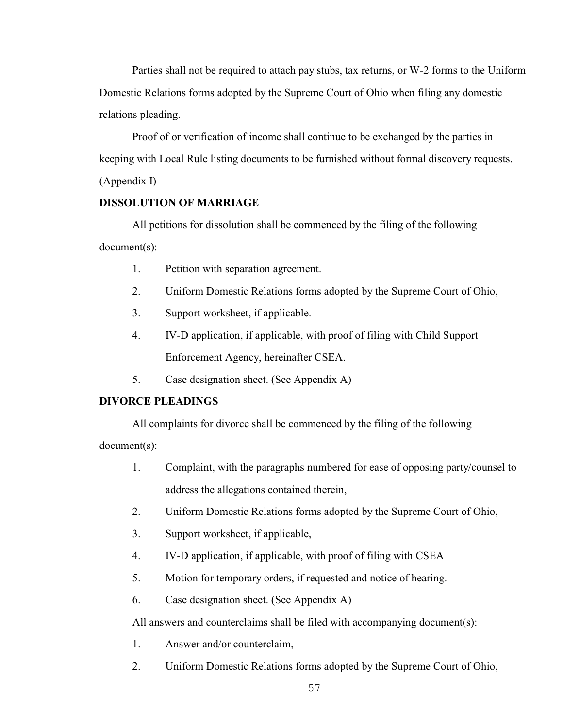Parties shall not be required to attach pay stubs, tax returns, or W-2 forms to the Uniform Domestic Relations forms adopted by the Supreme Court of Ohio when filing any domestic relations pleading.

Proof of or verification of income shall continue to be exchanged by the parties in keeping with Local Rule listing documents to be furnished without formal discovery requests. (Appendix I)

**DISSOLUTION OF MARRIAGE**

All petitions for dissolution shall be commenced by the filing of the following document(s):

1. Petition with separation agreement.
2. Uniform Domestic Relations forms adopted by the Supreme Court of Ohio,
3. Support worksheet, if applicable.
4. IV-D application, if applicable, with proof of filing with Child Support Enforcement Agency, hereinafter CSEA.
5. Case designation sheet. (See Appendix A)

**DIVORCE PLEADINGS**

All complaints for divorce shall be commenced by the filing of the following document(s):

1. Complaint, with the paragraphs numbered for ease of opposing party/counsel to address the allegations contained therein,
2. Uniform Domestic Relations forms adopted by the Supreme Court of Ohio,
3. Support worksheet, if applicable,
4. IV-D application, if applicable, with proof of filing with CSEA
5. Motion for temporary orders, if requested and notice of hearing.
6. Case designation sheet. (See Appendix A)

All answers and counterclaims shall be filed with accompanying document(s):

1. Answer and/or counterclaim,
2. Uniform Domestic Relations forms adopted by the Supreme Court of Ohio,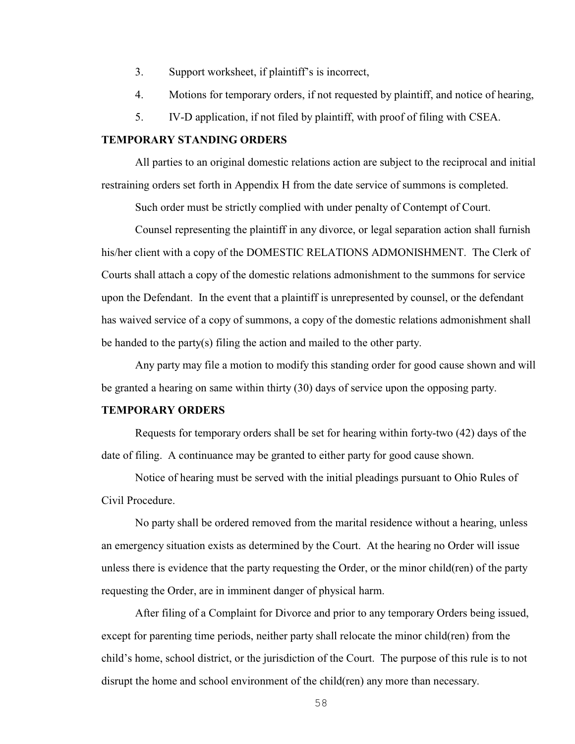3. Support worksheet, if plaintiff's is incorrect,
4. Motions for temporary orders, if not requested by plaintiff, and notice of hearing,
5. IV-D application, if not filed by plaintiff, with proof of filing with CSEA.

**TEMPORARY STANDING ORDERS**

All parties to an original domestic relations action are subject to the reciprocal and initial restraining orders set forth in Appendix H from the date service of summons is completed.

Such order must be strictly complied with under penalty of Contempt of Court.

Counsel representing the plaintiff in any divorce, or legal separation action shall furnish his/her client with a copy of the DOMESTIC RELATIONS ADMONISHMENT. The Clerk of Courts shall attach a copy of the domestic relations admonishment to the summons for service upon the Defendant. In the event that a plaintiff is unrepresented by counsel, or the defendant has waived service of a copy of summons, a copy of the domestic relations admonishment shall be handed to the party(s) filing the action and mailed to the other party.

Any party may file a motion to modify this standing order for good cause shown and will be granted a hearing on same within thirty (30) days of service upon the opposing party.

**TEMPORARY ORDERS**

Requests for temporary orders shall be set for hearing within forty-two (42) days of the date of filing. A continuance may be granted to either party for good cause shown.

Notice of hearing must be served with the initial pleadings pursuant to Ohio Rules of Civil Procedure.

No party shall be ordered removed from the marital residence without a hearing, unless an emergency situation exists as determined by the Court. At the hearing no Order will issue unless there is evidence that the party requesting the Order, or the minor child(ren) of the party requesting the Order, are in imminent danger of physical harm.

After filing of a Complaint for Divorce and prior to any temporary Orders being issued, except for parenting time periods, neither party shall relocate the minor child(ren) from the child's home, school district, or the jurisdiction of the Court. The purpose of this rule is to not disrupt the home and school environment of the child(ren) any more than necessary.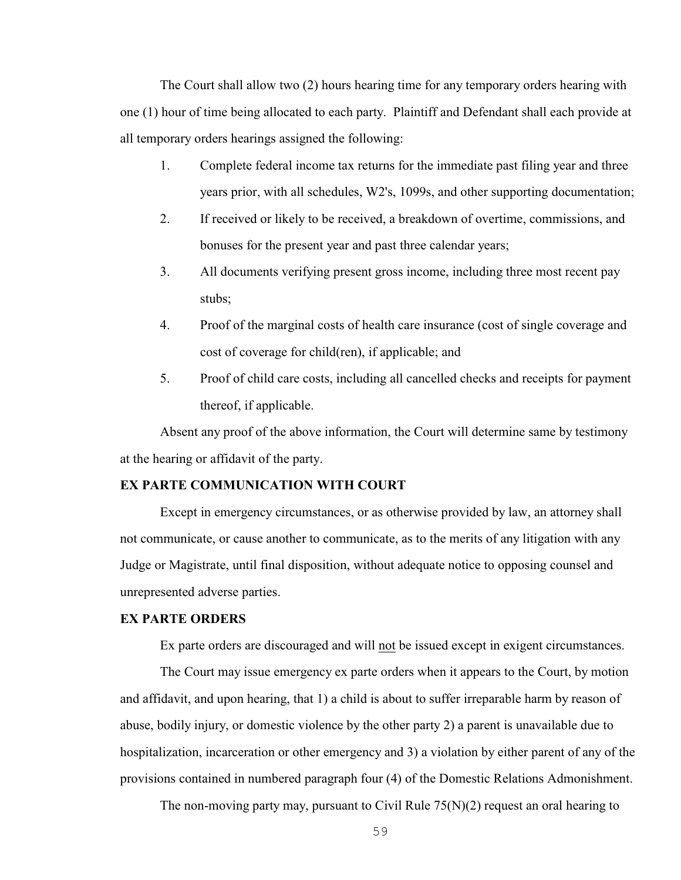The Court shall allow two (2) hours hearing time for any temporary orders hearing with one (1) hour of time being allocated to each party. Plaintiff and Defendant shall each provide at all temporary orders hearings assigned the following:

1. Complete federal income tax returns for the immediate past filing year and three years prior, with all schedules, W2's, 1099s, and other supporting documentation;
2. If received or likely to be received, a breakdown of overtime, commissions, and bonuses for the present year and past three calendar years;
3. All documents verifying present gross income, including three most recent pay stubs;
4. Proof of the marginal costs of health care insurance (cost of single coverage and cost of coverage for child(ren), if applicable; and
5. Proof of child care costs, including all cancelled checks and receipts for payment thereof, if applicable.

Absent any proof of the above information, the Court will determine same by testimony at the hearing or affidavit of the party.

**EX PARTE COMMUNICATION WITH COURT**

Except in emergency circumstances, or as otherwise provided by law, an attorney shall not communicate, or cause another to communicate, as to the merits of any litigation with any Judge or Magistrate, until final disposition, without adequate notice to opposing counsel and unrepresented adverse parties.

**EX PARTE ORDERS**

Ex parte orders are discouraged and will not be issued except in exigent circumstances.

The Court may issue emergency ex parte orders when it appears to the Court, by motion and affidavit, and upon hearing, that 1) a child is about to suffer irreparable harm by reason of abuse, bodily injury, or domestic violence by the other party 2) a parent is unavailable due to hospitalization, incarceration or other emergency and 3) a violation by either parent of any of the provisions contained in numbered paragraph four (4) of the Domestic Relations Admonishment.

The non-moving party may, pursuant to Civil Rule 75(N)(2) request an oral hearing to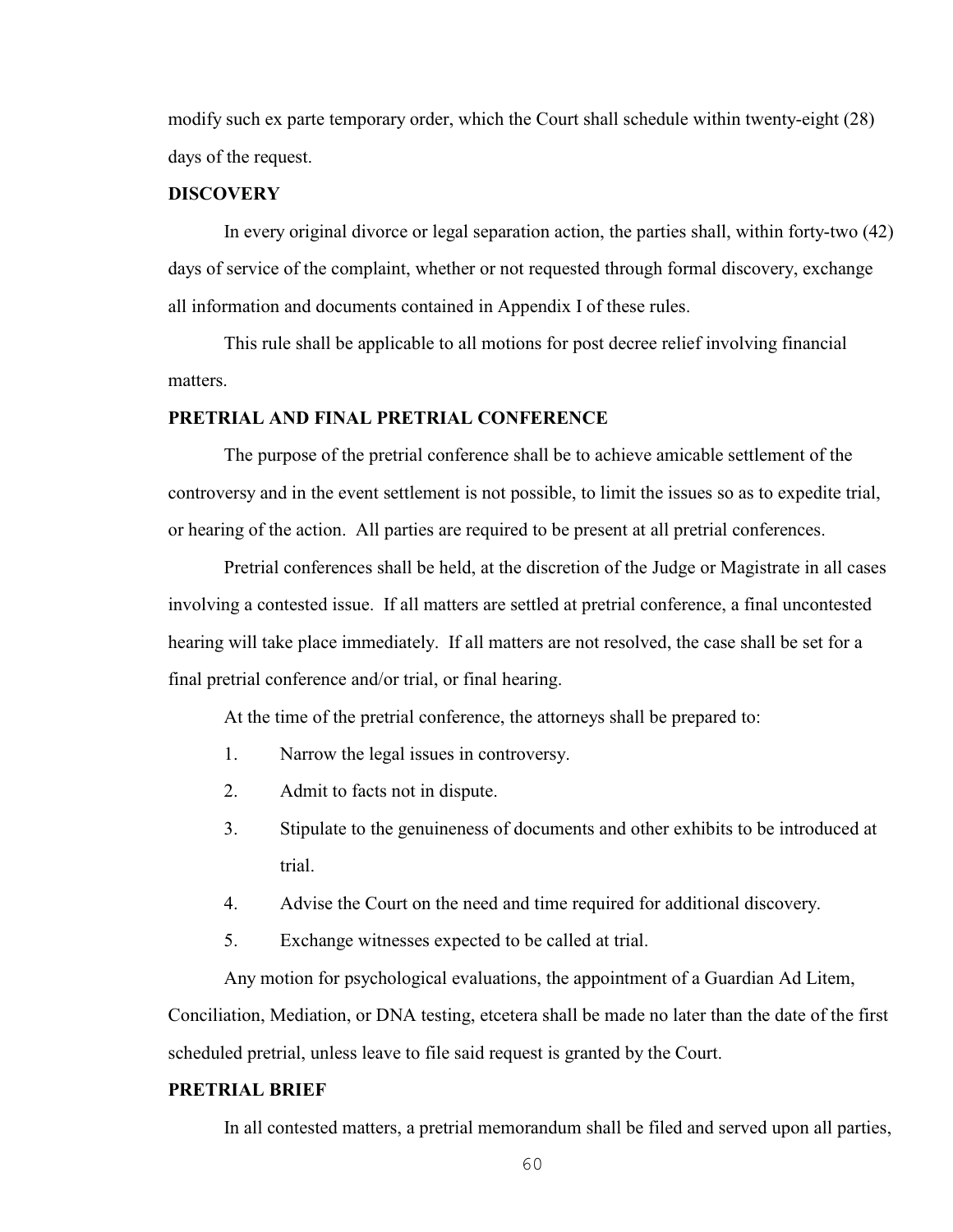modify such ex parte temporary order, which the Court shall schedule within twenty-eight (28) days of the request.

## DISCOVERY

In every original divorce or legal separation action, the parties shall, within forty-two (42) days of service of the complaint, whether or not requested through formal discovery, exchange all information and documents contained in Appendix I of these rules.

This rule shall be applicable to all motions for post decree relief involving financial matters.

## PRETRIAL AND FINAL PRETRIAL CONFERENCE

The purpose of the pretrial conference shall be to achieve amicable settlement of the controversy and in the event settlement is not possible, to limit the issues so as to expedite trial, or hearing of the action. All parties are required to be present at all pretrial conferences.

Pretrial conferences shall be held, at the discretion of the Judge or Magistrate in all cases involving a contested issue. If all matters are settled at pretrial conference, a final uncontested hearing will take place immediately. If all matters are not resolved, the case shall be set for a final pretrial conference and/or trial, or final hearing.

At the time of the pretrial conference, the attorneys shall be prepared to:

1. Narrow the legal issues in controversy.
2. Admit to facts not in dispute.
3. Stipulate to the genuineness of documents and other exhibits to be introduced at trial.
4. Advise the Court on the need and time required for additional discovery.
5. Exchange witnesses expected to be called at trial.

Any motion for psychological evaluations, the appointment of a Guardian Ad Litem, Conciliation, Mediation, or DNA testing, etcetera shall be made no later than the date of the first scheduled pretrial, unless leave to file said request is granted by the Court.

## PRETRIAL BRIEF

In all contested matters, a pretrial memorandum shall be filed and served upon all parties,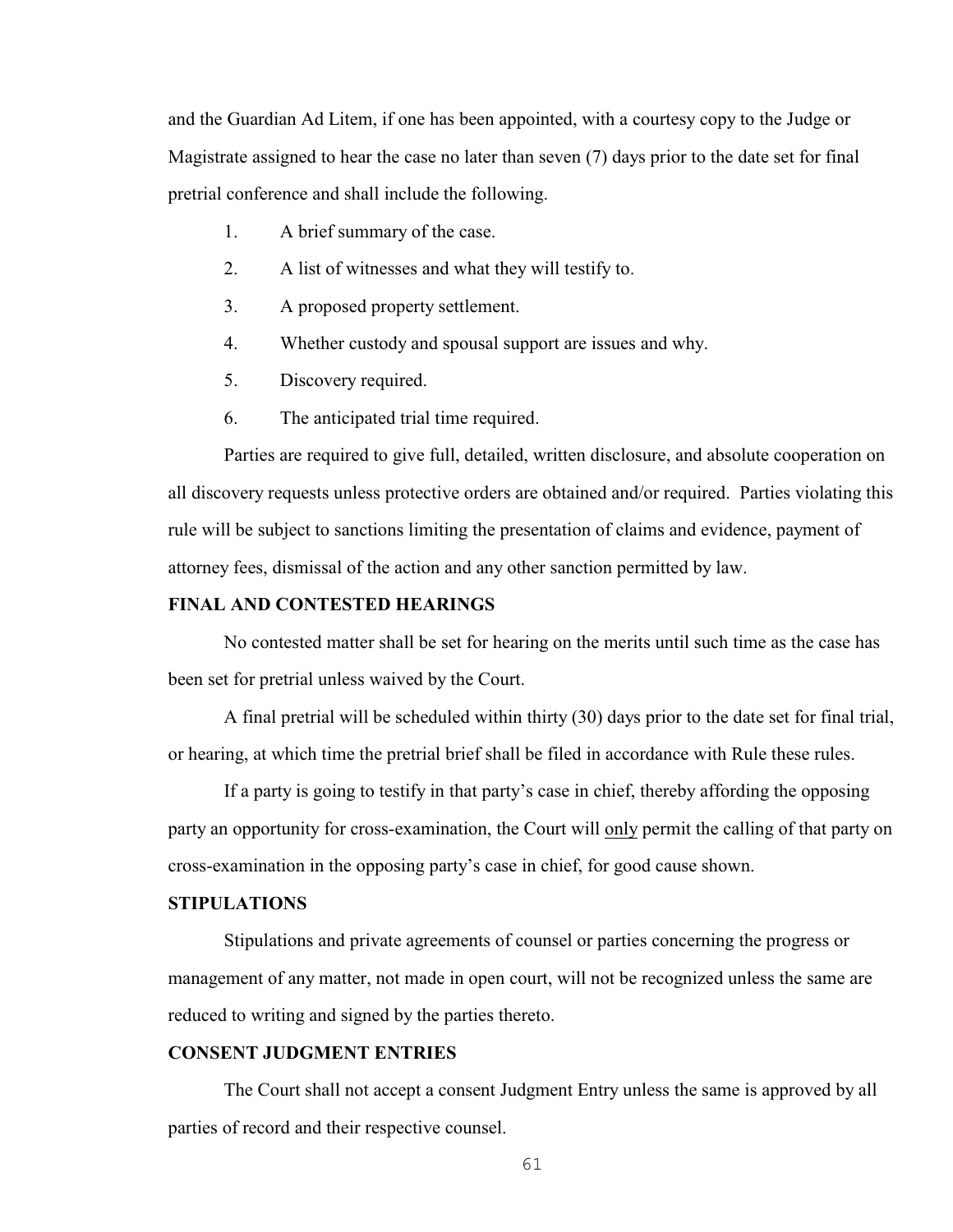and the Guardian Ad Litem, if one has been appointed, with a courtesy copy to the Judge or Magistrate assigned to hear the case no later than seven (7) days prior to the date set for final pretrial conference and shall include the following.

1. A brief summary of the case.
2. A list of witnesses and what they will testify to.
3. A proposed property settlement.
4. Whether custody and spousal support are issues and why.
5. Discovery required.
6. The anticipated trial time required.

Parties are required to give full, detailed, written disclosure, and absolute cooperation on all discovery requests unless protective orders are obtained and/or required. Parties violating this rule will be subject to sanctions limiting the presentation of claims and evidence, payment of attorney fees, dismissal of the action and any other sanction permitted by law.

**FINAL AND CONTESTED HEARINGS**

No contested matter shall be set for hearing on the merits until such time as the case has been set for pretrial unless waived by the Court.

A final pretrial will be scheduled within thirty (30) days prior to the date set for final trial, or hearing, at which time the pretrial brief shall be filed in accordance with Rule these rules.

If a party is going to testify in that party's case in chief, thereby affording the opposing party an opportunity for cross-examination, the Court will only permit the calling of that party on cross-examination in the opposing party's case in chief, for good cause shown.

**STIPULATIONS**

Stipulations and private agreements of counsel or parties concerning the progress or management of any matter, not made in open court, will not be recognized unless the same are reduced to writing and signed by the parties thereto.

**CONSENT JUDGMENT ENTRIES**

The Court shall not accept a consent Judgment Entry unless the same is approved by all parties of record and their respective counsel.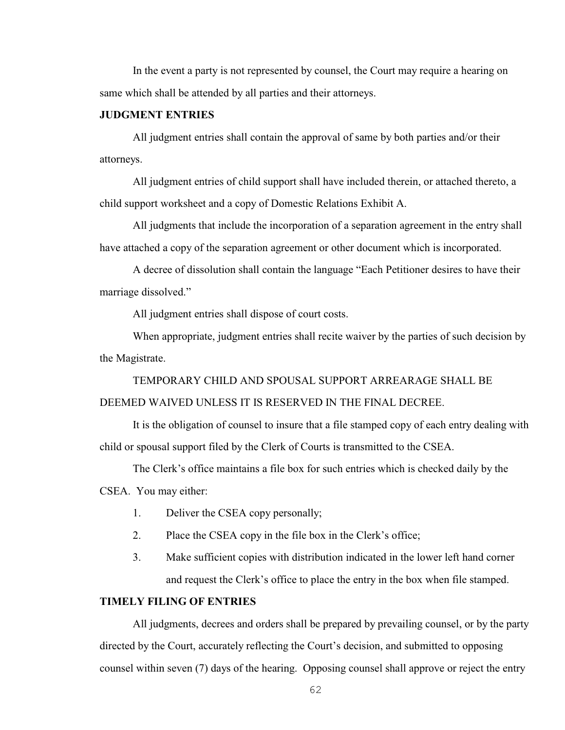In the event a party is not represented by counsel, the Court may require a hearing on same which shall be attended by all parties and their attorneys.

**JUDGMENT ENTRIES**

All judgment entries shall contain the approval of same by both parties and/or their attorneys.

All judgment entries of child support shall have included therein, or attached thereto, a child support worksheet and a copy of Domestic Relations Exhibit A.

All judgments that include the incorporation of a separation agreement in the entry shall have attached a copy of the separation agreement or other document which is incorporated.

A decree of dissolution shall contain the language "Each Petitioner desires to have their marriage dissolved."

All judgment entries shall dispose of court costs.

When appropriate, judgment entries shall recite waiver by the parties of such decision by the Magistrate.

TEMPORARY CHILD AND SPOUSAL SUPPORT ARREARAGE SHALL BE DEEMED WAIVED UNLESS IT IS RESERVED IN THE FINAL DECREE.

It is the obligation of counsel to insure that a file stamped copy of each entry dealing with child or spousal support filed by the Clerk of Courts is transmitted to the CSEA.

The Clerk's office maintains a file box for such entries which is checked daily by the CSEA. You may either:

1. Deliver the CSEA copy personally;
2. Place the CSEA copy in the file box in the Clerk's office;
3. Make sufficient copies with distribution indicated in the lower left hand corner and request the Clerk's office to place the entry in the box when file stamped.

**TIMELY FILING OF ENTRIES**

All judgments, decrees and orders shall be prepared by prevailing counsel, or by the party directed by the Court, accurately reflecting the Court's decision, and submitted to opposing counsel within seven (7) days of the hearing. Opposing counsel shall approve or reject the entry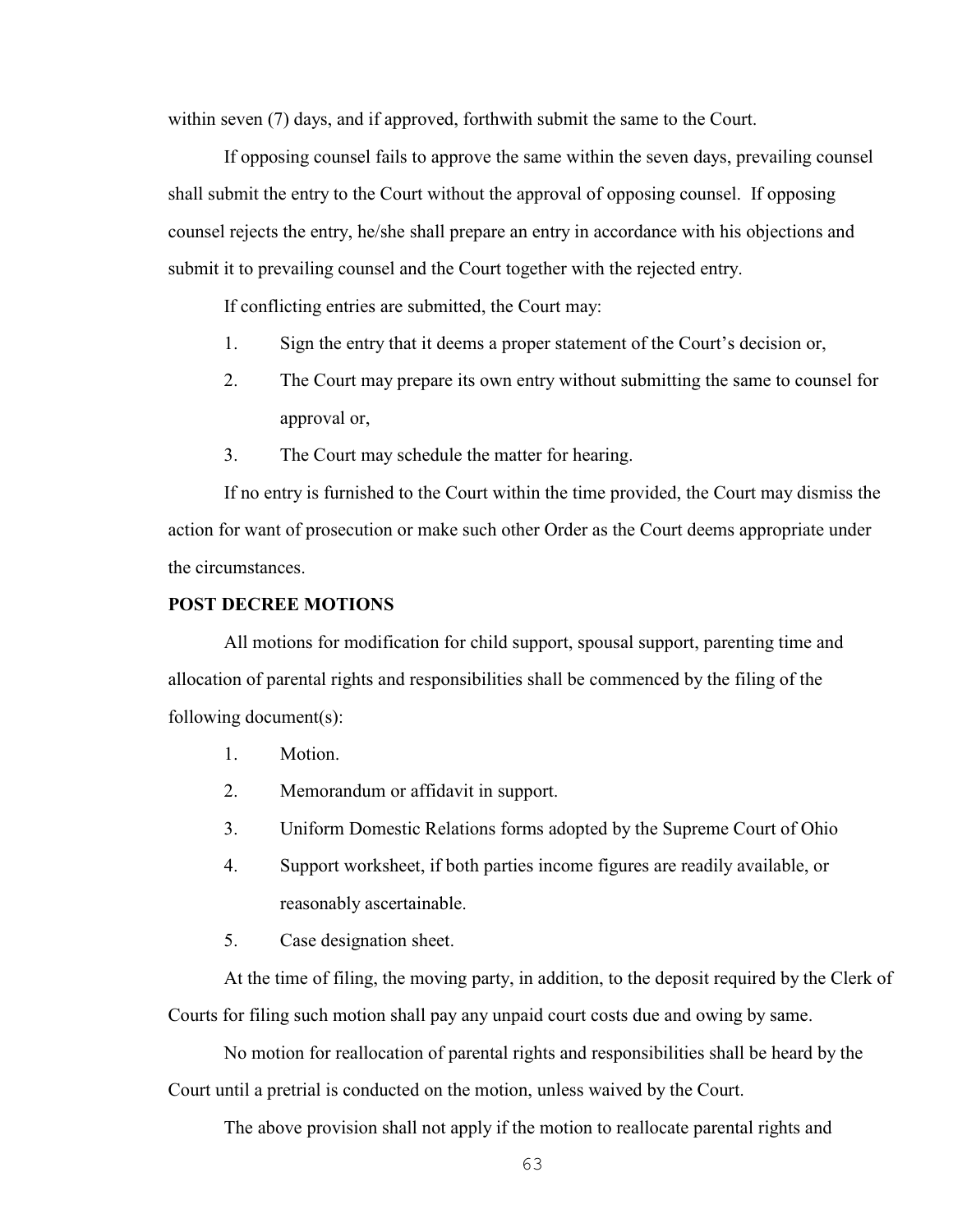within seven (7) days, and if approved, forthwith submit the same to the Court.

If opposing counsel fails to approve the same within the seven days, prevailing counsel shall submit the entry to the Court without the approval of opposing counsel. If opposing counsel rejects the entry, he/she shall prepare an entry in accordance with his objections and submit it to prevailing counsel and the Court together with the rejected entry.

If conflicting entries are submitted, the Court may:

1. Sign the entry that it deems a proper statement of the Court's decision or,
2. The Court may prepare its own entry without submitting the same to counsel for approval or,
3. The Court may schedule the matter for hearing.

If no entry is furnished to the Court within the time provided, the Court may dismiss the action for want of prosecution or make such other Order as the Court deems appropriate under the circumstances.

**POST DECREE MOTIONS**

All motions for modification for child support, spousal support, parenting time and allocation of parental rights and responsibilities shall be commenced by the filing of the following document(s):

1. Motion.
2. Memorandum or affidavit in support.
3. Uniform Domestic Relations forms adopted by the Supreme Court of Ohio
4. Support worksheet, if both parties income figures are readily available, or reasonably ascertainable.
5. Case designation sheet.

At the time of filing, the moving party, in addition, to the deposit required by the Clerk of Courts for filing such motion shall pay any unpaid court costs due and owing by same.

No motion for reallocation of parental rights and responsibilities shall be heard by the Court until a pretrial is conducted on the motion, unless waived by the Court.

The above provision shall not apply if the motion to reallocate parental rights and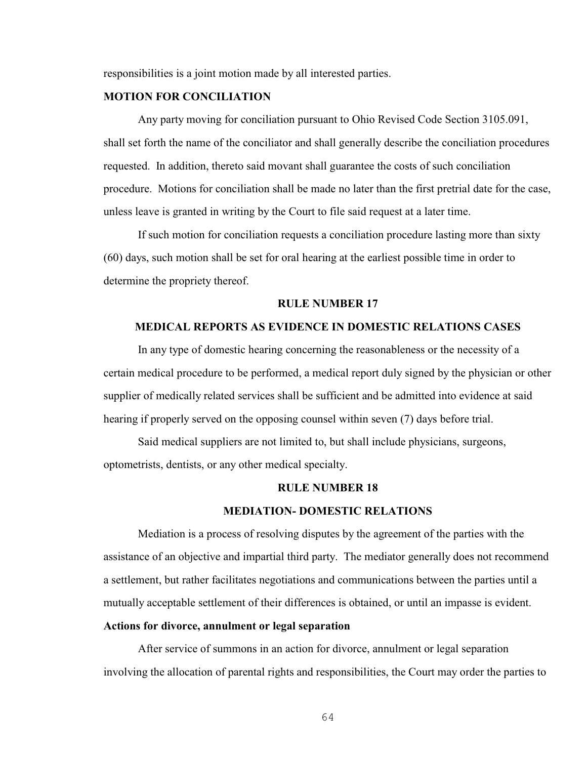responsibilities is a joint motion made by all interested parties.

**MOTION FOR CONCILIATION**

Any party moving for conciliation pursuant to Ohio Revised Code Section 3105.091, shall set forth the name of the conciliator and shall generally describe the conciliation procedures requested. In addition, thereto said movant shall guarantee the costs of such conciliation procedure. Motions for conciliation shall be made no later than the first pretrial date for the case, unless leave is granted in writing by the Court to file said request at a later time.

If such motion for conciliation requests a conciliation procedure lasting more than sixty (60) days, such motion shall be set for oral hearing at the earliest possible time in order to determine the propriety thereof.

## RULE NUMBER 17

## MEDICAL REPORTS AS EVIDENCE IN DOMESTIC RELATIONS CASES

In any type of domestic hearing concerning the reasonableness or the necessity of a certain medical procedure to be performed, a medical report duly signed by the physician or other supplier of medically related services shall be sufficient and be admitted into evidence at said hearing if properly served on the opposing counsel within seven (7) days before trial.

Said medical suppliers are not limited to, but shall include physicians, surgeons, optometrists, dentists, or any other medical specialty.

## RULE NUMBER 18

## MEDIATION- DOMESTIC RELATIONS

Mediation is a process of resolving disputes by the agreement of the parties with the assistance of an objective and impartial third party. The mediator generally does not recommend a settlement, but rather facilitates negotiations and communications between the parties until a mutually acceptable settlement of their differences is obtained, or until an impasse is evident.

**Actions for divorce, annulment or legal separation**

After service of summons in an action for divorce, annulment or legal separation involving the allocation of parental rights and responsibilities, the Court may order the parties to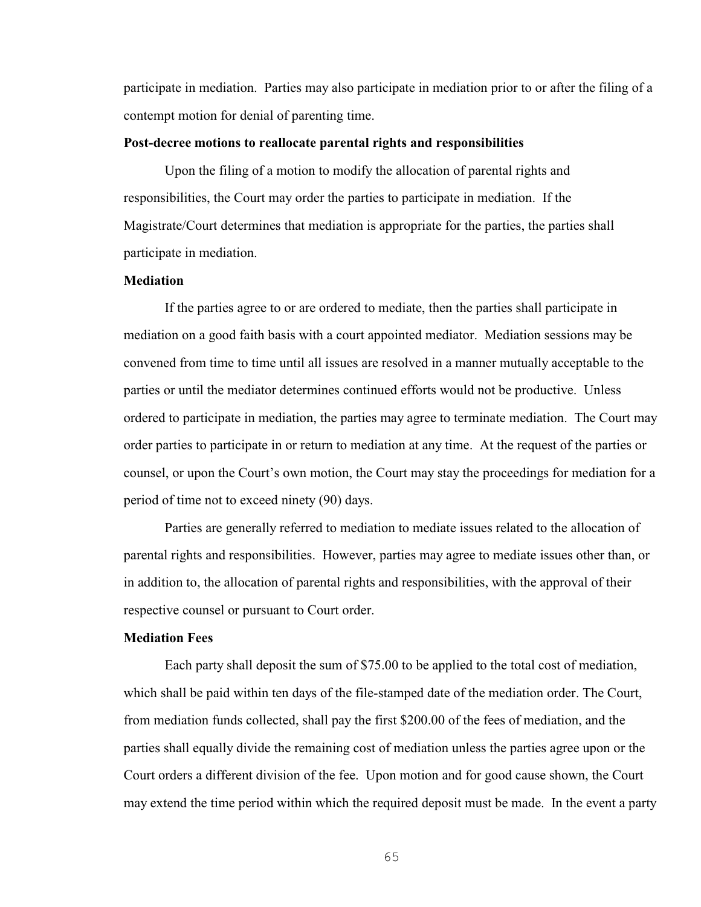participate in mediation. Parties may also participate in mediation prior to or after the filing of a contempt motion for denial of parenting time.

**Post-decree motions to reallocate parental rights and responsibilities**

Upon the filing of a motion to modify the allocation of parental rights and responsibilities, the Court may order the parties to participate in mediation. If the Magistrate/Court determines that mediation is appropriate for the parties, the parties shall participate in mediation.

**Mediation**

If the parties agree to or are ordered to mediate, then the parties shall participate in mediation on a good faith basis with a court appointed mediator. Mediation sessions may be convened from time to time until all issues are resolved in a manner mutually acceptable to the parties or until the mediator determines continued efforts would not be productive. Unless ordered to participate in mediation, the parties may agree to terminate mediation. The Court may order parties to participate in or return to mediation at any time. At the request of the parties or counsel, or upon the Court's own motion, the Court may stay the proceedings for mediation for a period of time not to exceed ninety (90) days.

Parties are generally referred to mediation to mediate issues related to the allocation of parental rights and responsibilities. However, parties may agree to mediate issues other than, or in addition to, the allocation of parental rights and responsibilities, with the approval of their respective counsel or pursuant to Court order.

**Mediation Fees**

Each party shall deposit the sum of $75.00 to be applied to the total cost of mediation, which shall be paid within ten days of the file-stamped date of the mediation order. The Court, from mediation funds collected, shall pay the first $200.00 of the fees of mediation, and the parties shall equally divide the remaining cost of mediation unless the parties agree upon or the Court orders a different division of the fee. Upon motion and for good cause shown, the Court may extend the time period within which the required deposit must be made. In the event a party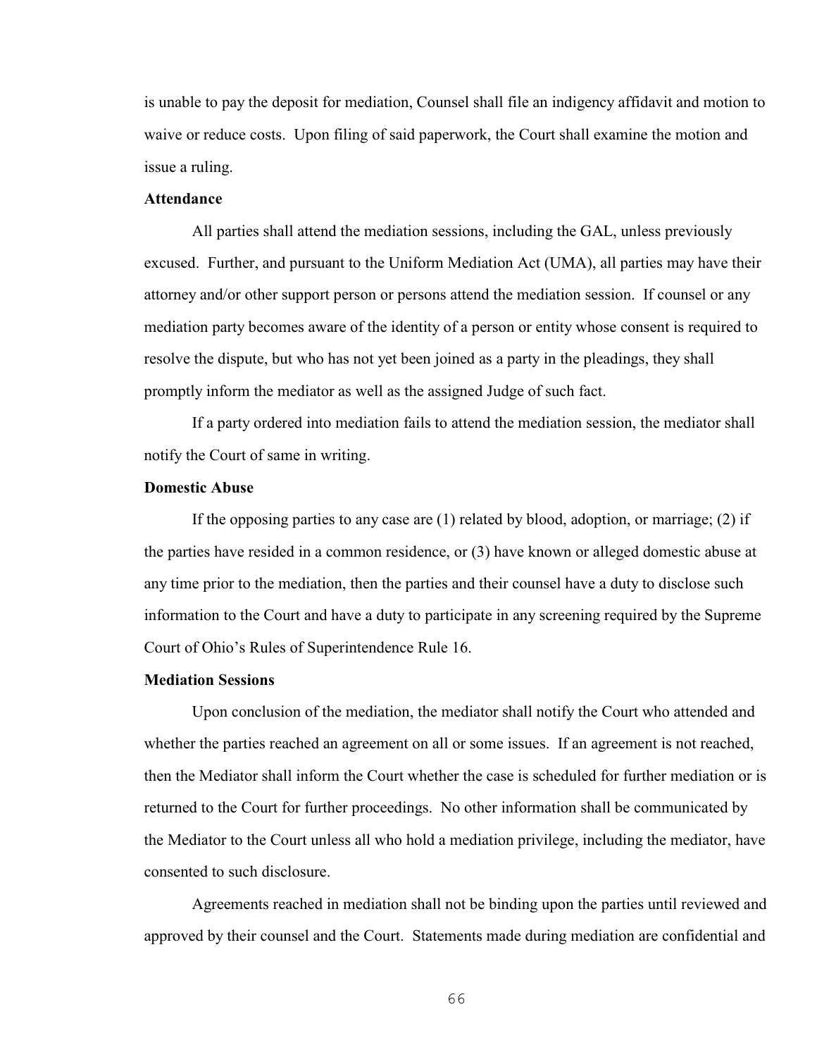is unable to pay the deposit for mediation, Counsel shall file an indigency affidavit and motion to waive or reduce costs. Upon filing of said paperwork, the Court shall examine the motion and issue a ruling.

**Attendance**

All parties shall attend the mediation sessions, including the GAL, unless previously excused. Further, and pursuant to the Uniform Mediation Act (UMA), all parties may have their attorney and/or other support person or persons attend the mediation session. If counsel or any mediation party becomes aware of the identity of a person or entity whose consent is required to resolve the dispute, but who has not yet been joined as a party in the pleadings, they shall promptly inform the mediator as well as the assigned Judge of such fact.

If a party ordered into mediation fails to attend the mediation session, the mediator shall notify the Court of same in writing.

**Domestic Abuse**

If the opposing parties to any case are (1) related by blood, adoption, or marriage; (2) if the parties have resided in a common residence, or (3) have known or alleged domestic abuse at any time prior to the mediation, then the parties and their counsel have a duty to disclose such information to the Court and have a duty to participate in any screening required by the Supreme Court of Ohio's Rules of Superintendence Rule 16.

**Mediation Sessions**

Upon conclusion of the mediation, the mediator shall notify the Court who attended and whether the parties reached an agreement on all or some issues. If an agreement is not reached, then the Mediator shall inform the Court whether the case is scheduled for further mediation or is returned to the Court for further proceedings. No other information shall be communicated by the Mediator to the Court unless all who hold a mediation privilege, including the mediator, have consented to such disclosure.

Agreements reached in mediation shall not be binding upon the parties until reviewed and approved by their counsel and the Court. Statements made during mediation are confidential and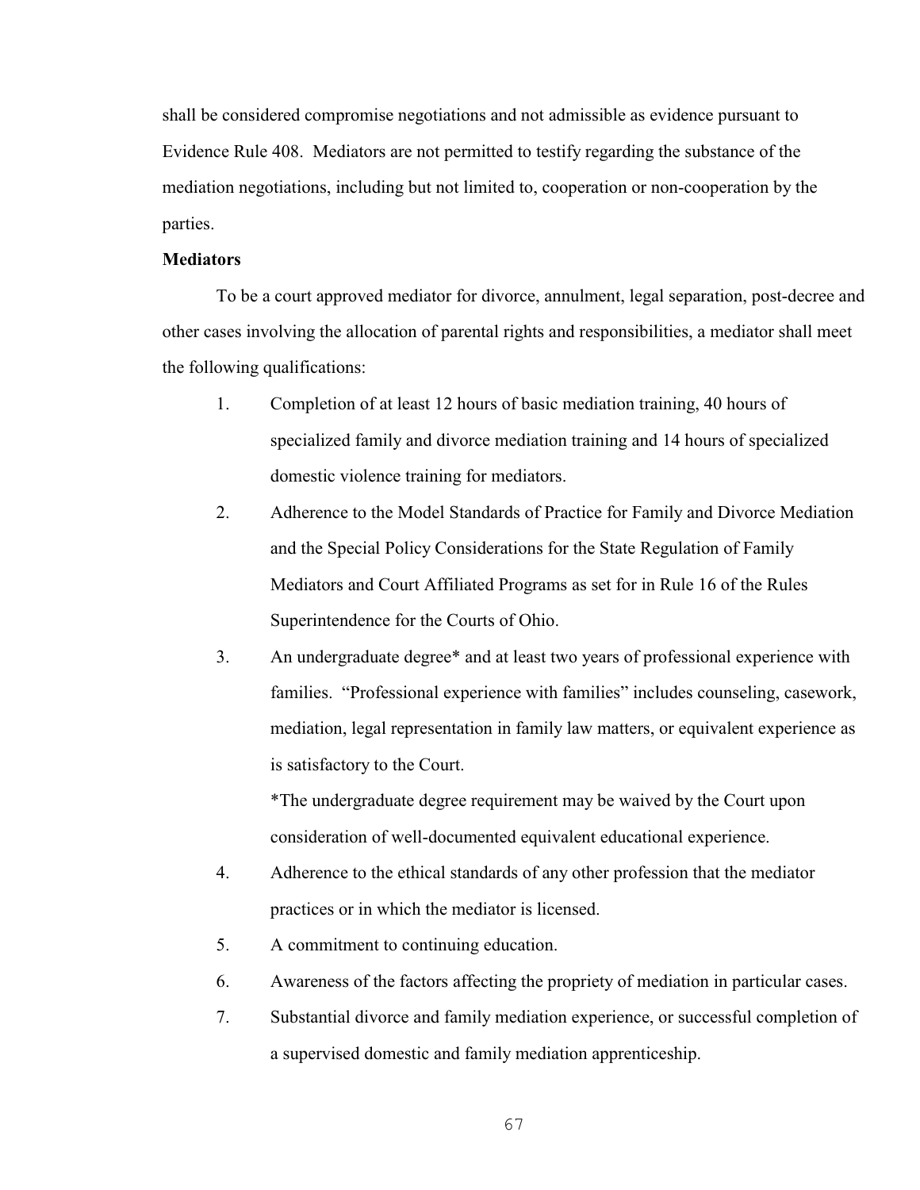shall be considered compromise negotiations and not admissible as evidence pursuant to Evidence Rule 408. Mediators are not permitted to testify regarding the substance of the mediation negotiations, including but not limited to, cooperation or non-cooperation by the parties.

**Mediators**

To be a court approved mediator for divorce, annulment, legal separation, post-decree and other cases involving the allocation of parental rights and responsibilities, a mediator shall meet the following qualifications:

1. Completion of at least 12 hours of basic mediation training, 40 hours of specialized family and divorce mediation training and 14 hours of specialized domestic violence training for mediators.
2. Adherence to the Model Standards of Practice for Family and Divorce Mediation and the Special Policy Considerations for the State Regulation of Family Mediators and Court Affiliated Programs as set for in Rule 16 of the Rules Superintendence for the Courts of Ohio.
3. An undergraduate degree* and at least two years of professional experience with families. "Professional experience with families" includes counseling, casework, mediation, legal representation in family law matters, or equivalent experience as is satisfactory to the Court.

   *The undergraduate degree requirement may be waived by the Court upon consideration of well-documented equivalent educational experience.
4. Adherence to the ethical standards of any other profession that the mediator practices or in which the mediator is licensed.
5. A commitment to continuing education.
6. Awareness of the factors affecting the propriety of mediation in particular cases.
7. Substantial divorce and family mediation experience, or successful completion of a supervised domestic and family mediation apprenticeship.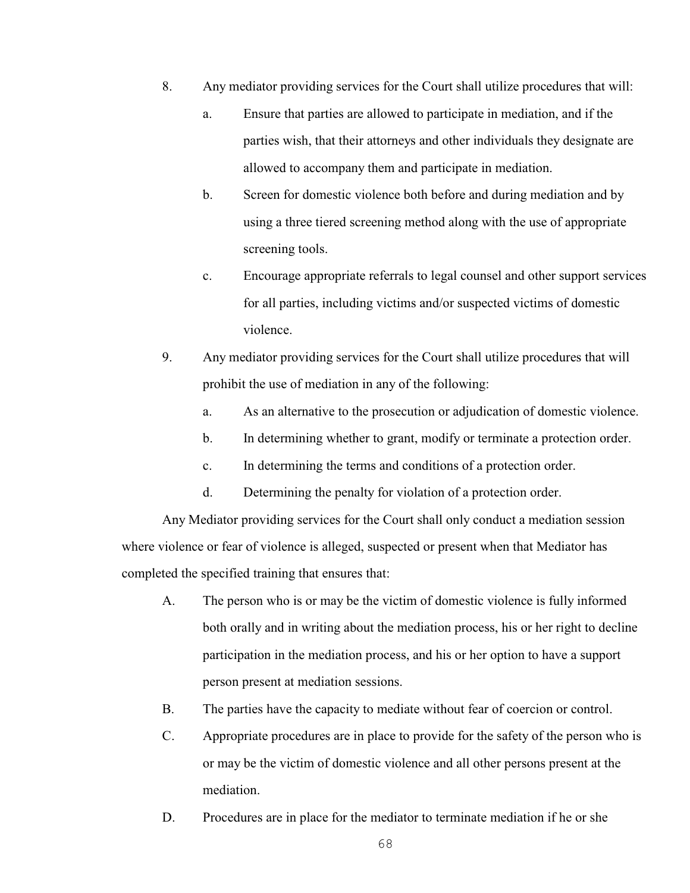8. Any mediator providing services for the Court shall utilize procedures that will:

   a. Ensure that parties are allowed to participate in mediation, and if the parties wish, that their attorneys and other individuals they designate are allowed to accompany them and participate in mediation.

   b. Screen for domestic violence both before and during mediation and by using a three tiered screening method along with the use of appropriate screening tools.

   c. Encourage appropriate referrals to legal counsel and other support services for all parties, including victims and/or suspected victims of domestic violence.

9. Any mediator providing services for the Court shall utilize procedures that will prohibit the use of mediation in any of the following:

   a. As an alternative to the prosecution or adjudication of domestic violence.

   b. In determining whether to grant, modify or terminate a protection order.

   c. In determining the terms and conditions of a protection order.

   d. Determining the penalty for violation of a protection order.

Any Mediator providing services for the Court shall only conduct a mediation session where violence or fear of violence is alleged, suspected or present when that Mediator has completed the specified training that ensures that:

A. The person who is or may be the victim of domestic violence is fully informed both orally and in writing about the mediation process, his or her right to decline participation in the mediation process, and his or her option to have a support person present at mediation sessions.

B. The parties have the capacity to mediate without fear of coercion or control.

C. Appropriate procedures are in place to provide for the safety of the person who is or may be the victim of domestic violence and all other persons present at the mediation.

D. Procedures are in place for the mediator to terminate mediation if he or she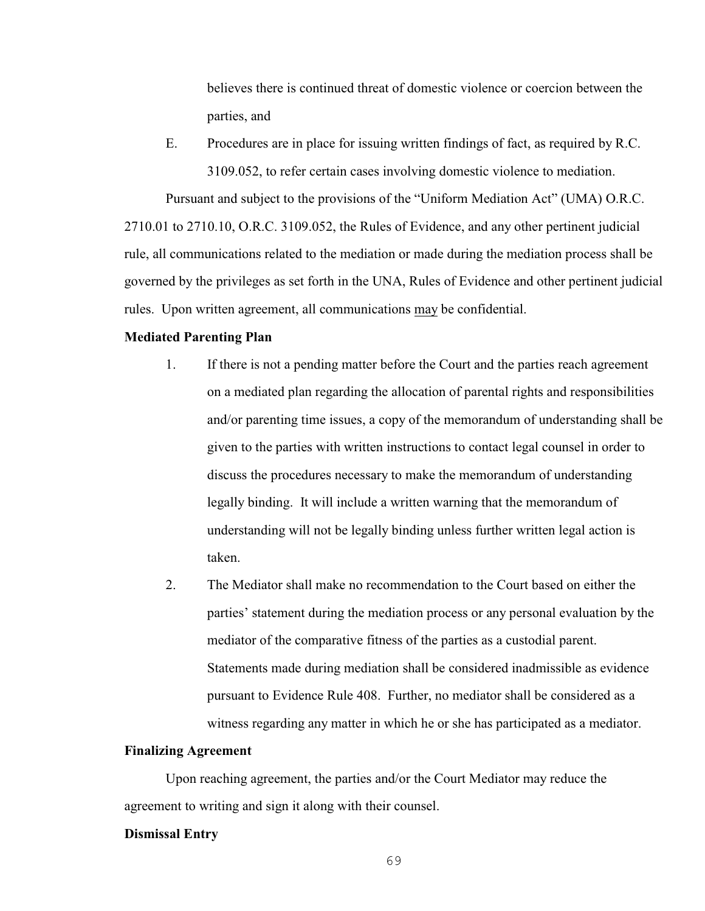believes there is continued threat of domestic violence or coercion between the parties, and

E. Procedures are in place for issuing written findings of fact, as required by R.C. 3109.052, to refer certain cases involving domestic violence to mediation.

Pursuant and subject to the provisions of the "Uniform Mediation Act" (UMA) O.R.C. 2710.01 to 2710.10, O.R.C. 3109.052, the Rules of Evidence, and any other pertinent judicial rule, all communications related to the mediation or made during the mediation process shall be governed by the privileges as set forth in the UNA, Rules of Evidence and other pertinent judicial rules. Upon written agreement, all communications <u>may</u> be confidential.

**Mediated Parenting Plan**

1. If there is not a pending matter before the Court and the parties reach agreement on a mediated plan regarding the allocation of parental rights and responsibilities and/or parenting time issues, a copy of the memorandum of understanding shall be given to the parties with written instructions to contact legal counsel in order to discuss the procedures necessary to make the memorandum of understanding legally binding. It will include a written warning that the memorandum of understanding will not be legally binding unless further written legal action is taken.

2. The Mediator shall make no recommendation to the Court based on either the parties' statement during the mediation process or any personal evaluation by the mediator of the comparative fitness of the parties as a custodial parent. Statements made during mediation shall be considered inadmissible as evidence pursuant to Evidence Rule 408. Further, no mediator shall be considered as a witness regarding any matter in which he or she has participated as a mediator.

**Finalizing Agreement**

Upon reaching agreement, the parties and/or the Court Mediator may reduce the agreement to writing and sign it along with their counsel.

**Dismissal Entry**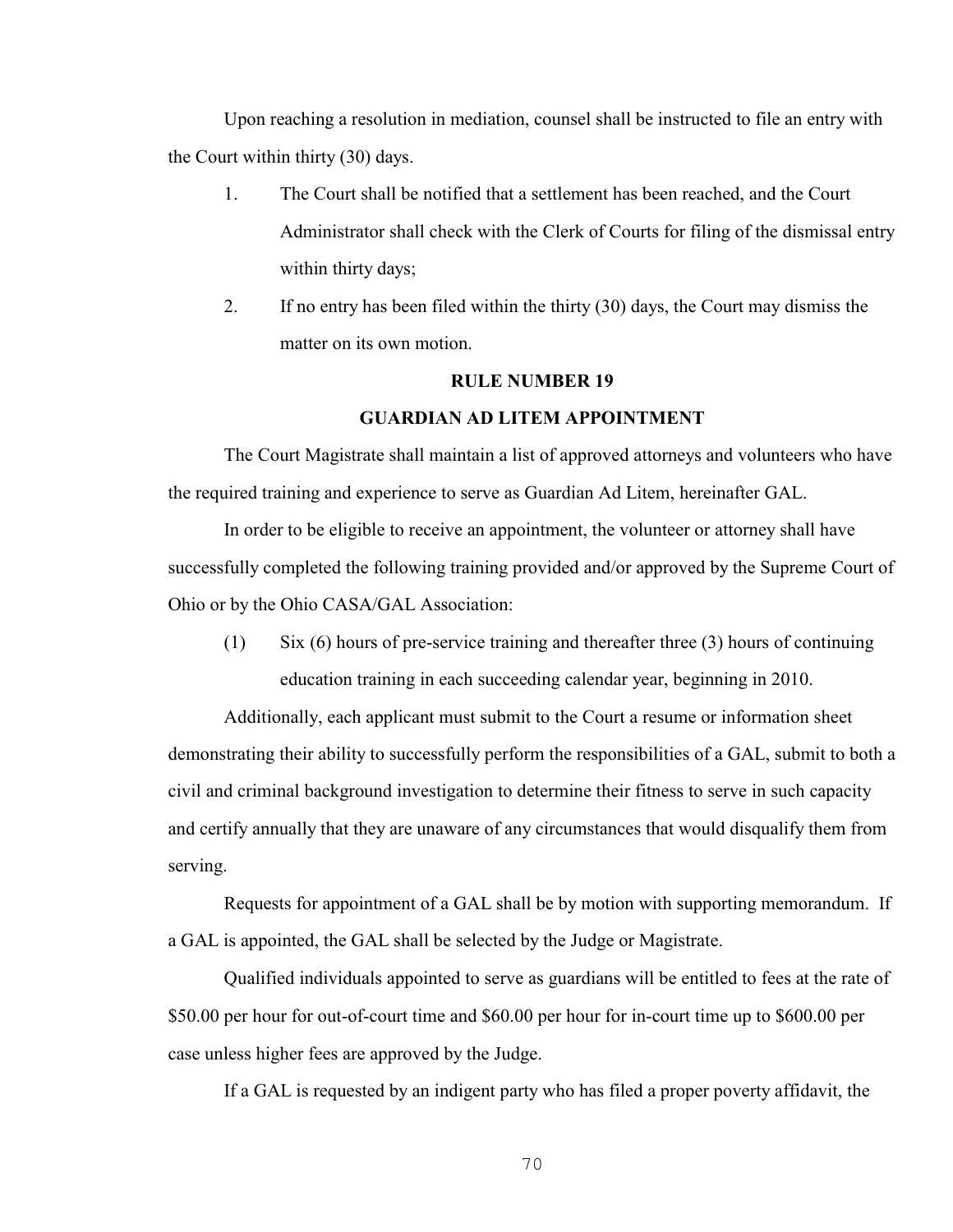Upon reaching a resolution in mediation, counsel shall be instructed to file an entry with the Court within thirty (30) days.

1. The Court shall be notified that a settlement has been reached, and the Court Administrator shall check with the Clerk of Courts for filing of the dismissal entry within thirty days;
2. If no entry has been filed within the thirty (30) days, the Court may dismiss the matter on its own motion.

## RULE NUMBER 19

## GUARDIAN AD LITEM APPOINTMENT

The Court Magistrate shall maintain a list of approved attorneys and volunteers who have the required training and experience to serve as Guardian Ad Litem, hereinafter GAL.

In order to be eligible to receive an appointment, the volunteer or attorney shall have successfully completed the following training provided and/or approved by the Supreme Court of Ohio or by the Ohio CASA/GAL Association:

(1) Six (6) hours of pre-service training and thereafter three (3) hours of continuing education training in each succeeding calendar year, beginning in 2010.

Additionally, each applicant must submit to the Court a resume or information sheet demonstrating their ability to successfully perform the responsibilities of a GAL, submit to both a civil and criminal background investigation to determine their fitness to serve in such capacity and certify annually that they are unaware of any circumstances that would disqualify them from serving.

Requests for appointment of a GAL shall be by motion with supporting memorandum. If a GAL is appointed, the GAL shall be selected by the Judge or Magistrate.

Qualified individuals appointed to serve as guardians will be entitled to fees at the rate of $50.00 per hour for out-of-court time and $60.00 per hour for in-court time up to $600.00 per case unless higher fees are approved by the Judge.

If a GAL is requested by an indigent party who has filed a proper poverty affidavit, the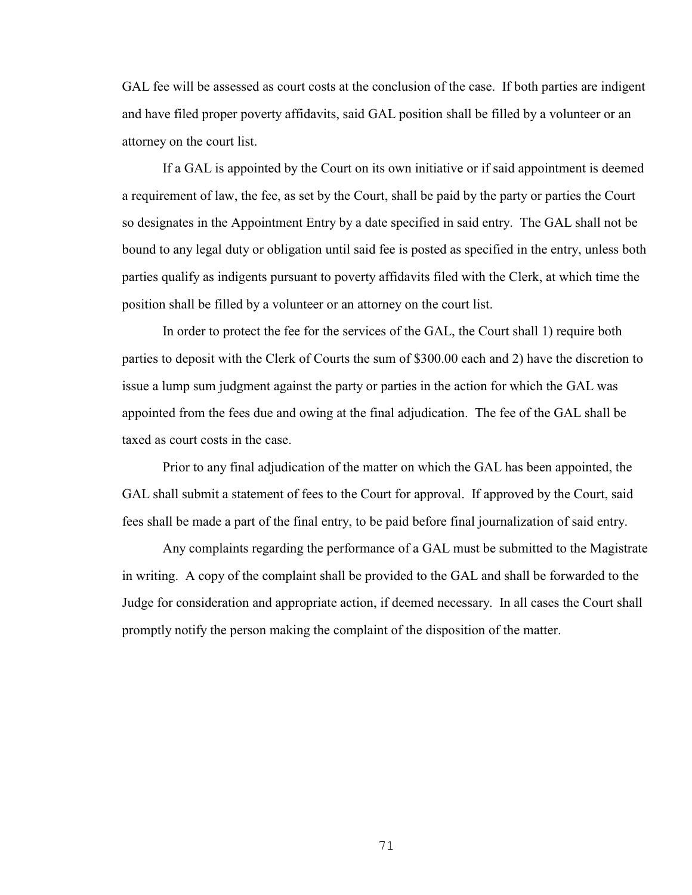GAL fee will be assessed as court costs at the conclusion of the case. If both parties are indigent and have filed proper poverty affidavits, said GAL position shall be filled by a volunteer or an attorney on the court list.

If a GAL is appointed by the Court on its own initiative or if said appointment is deemed a requirement of law, the fee, as set by the Court, shall be paid by the party or parties the Court so designates in the Appointment Entry by a date specified in said entry. The GAL shall not be bound to any legal duty or obligation until said fee is posted as specified in the entry, unless both parties qualify as indigents pursuant to poverty affidavits filed with the Clerk, at which time the position shall be filled by a volunteer or an attorney on the court list.

In order to protect the fee for the services of the GAL, the Court shall 1) require both parties to deposit with the Clerk of Courts the sum of $300.00 each and 2) have the discretion to issue a lump sum judgment against the party or parties in the action for which the GAL was appointed from the fees due and owing at the final adjudication. The fee of the GAL shall be taxed as court costs in the case.

Prior to any final adjudication of the matter on which the GAL has been appointed, the GAL shall submit a statement of fees to the Court for approval. If approved by the Court, said fees shall be made a part of the final entry, to be paid before final journalization of said entry.

Any complaints regarding the performance of a GAL must be submitted to the Magistrate in writing. A copy of the complaint shall be provided to the GAL and shall be forwarded to the Judge for consideration and appropriate action, if deemed necessary. In all cases the Court shall promptly notify the person making the complaint of the disposition of the matter.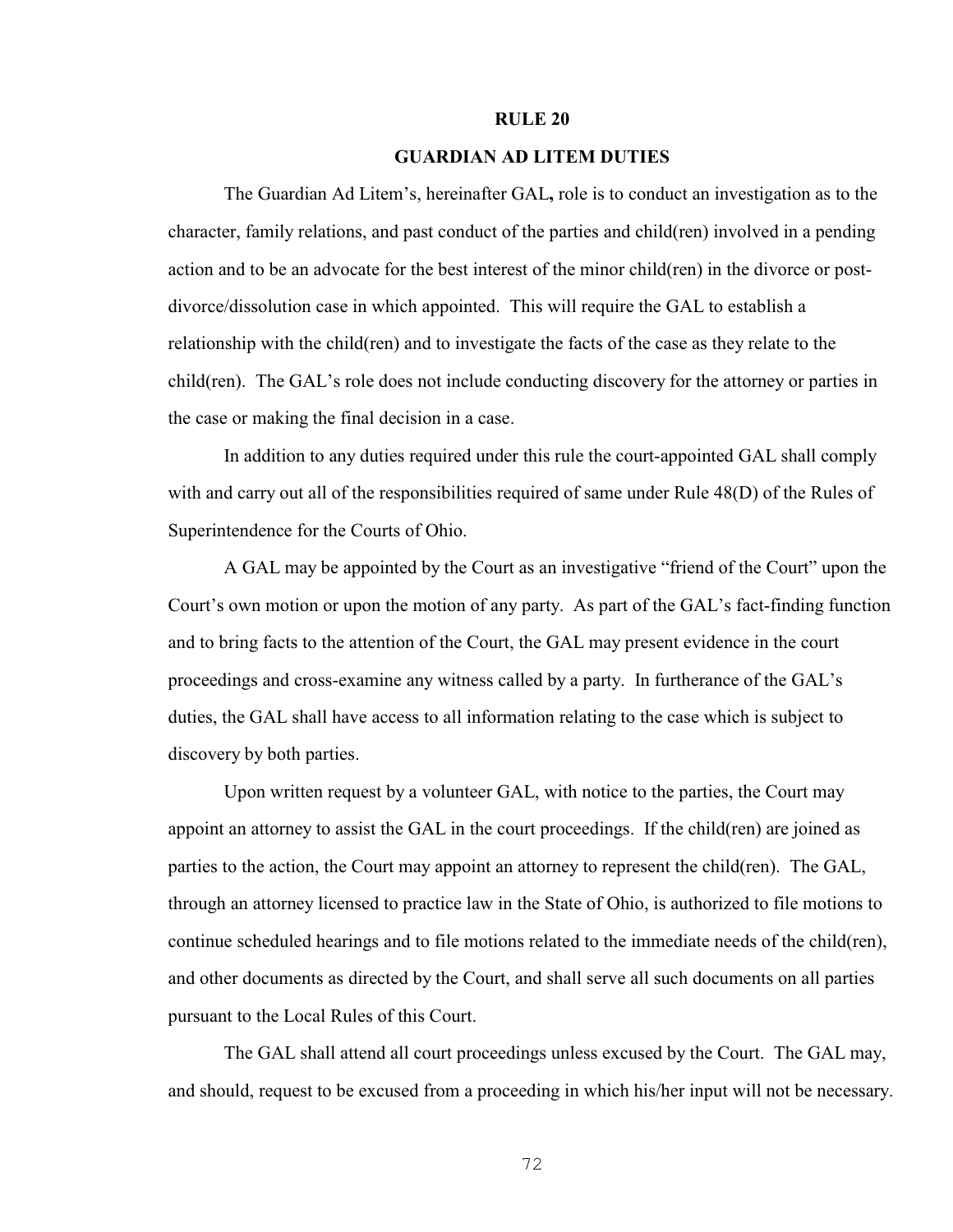# RULE 20

## GUARDIAN AD LITEM DUTIES

The Guardian Ad Litem's, hereinafter GAL**,** role is to conduct an investigation as to the character, family relations, and past conduct of the parties and child(ren) involved in a pending action and to be an advocate for the best interest of the minor child(ren) in the divorce or post-divorce/dissolution case in which appointed. This will require the GAL to establish a relationship with the child(ren) and to investigate the facts of the case as they relate to the child(ren). The GAL's role does not include conducting discovery for the attorney or parties in the case or making the final decision in a case.

In addition to any duties required under this rule the court-appointed GAL shall comply with and carry out all of the responsibilities required of same under Rule 48(D) of the Rules of Superintendence for the Courts of Ohio.

A GAL may be appointed by the Court as an investigative "friend of the Court" upon the Court's own motion or upon the motion of any party. As part of the GAL's fact-finding function and to bring facts to the attention of the Court, the GAL may present evidence in the court proceedings and cross-examine any witness called by a party. In furtherance of the GAL's duties, the GAL shall have access to all information relating to the case which is subject to discovery by both parties.

Upon written request by a volunteer GAL, with notice to the parties, the Court may appoint an attorney to assist the GAL in the court proceedings. If the child(ren) are joined as parties to the action, the Court may appoint an attorney to represent the child(ren). The GAL, through an attorney licensed to practice law in the State of Ohio, is authorized to file motions to continue scheduled hearings and to file motions related to the immediate needs of the child(ren), and other documents as directed by the Court, and shall serve all such documents on all parties pursuant to the Local Rules of this Court.

The GAL shall attend all court proceedings unless excused by the Court. The GAL may, and should, request to be excused from a proceeding in which his/her input will not be necessary.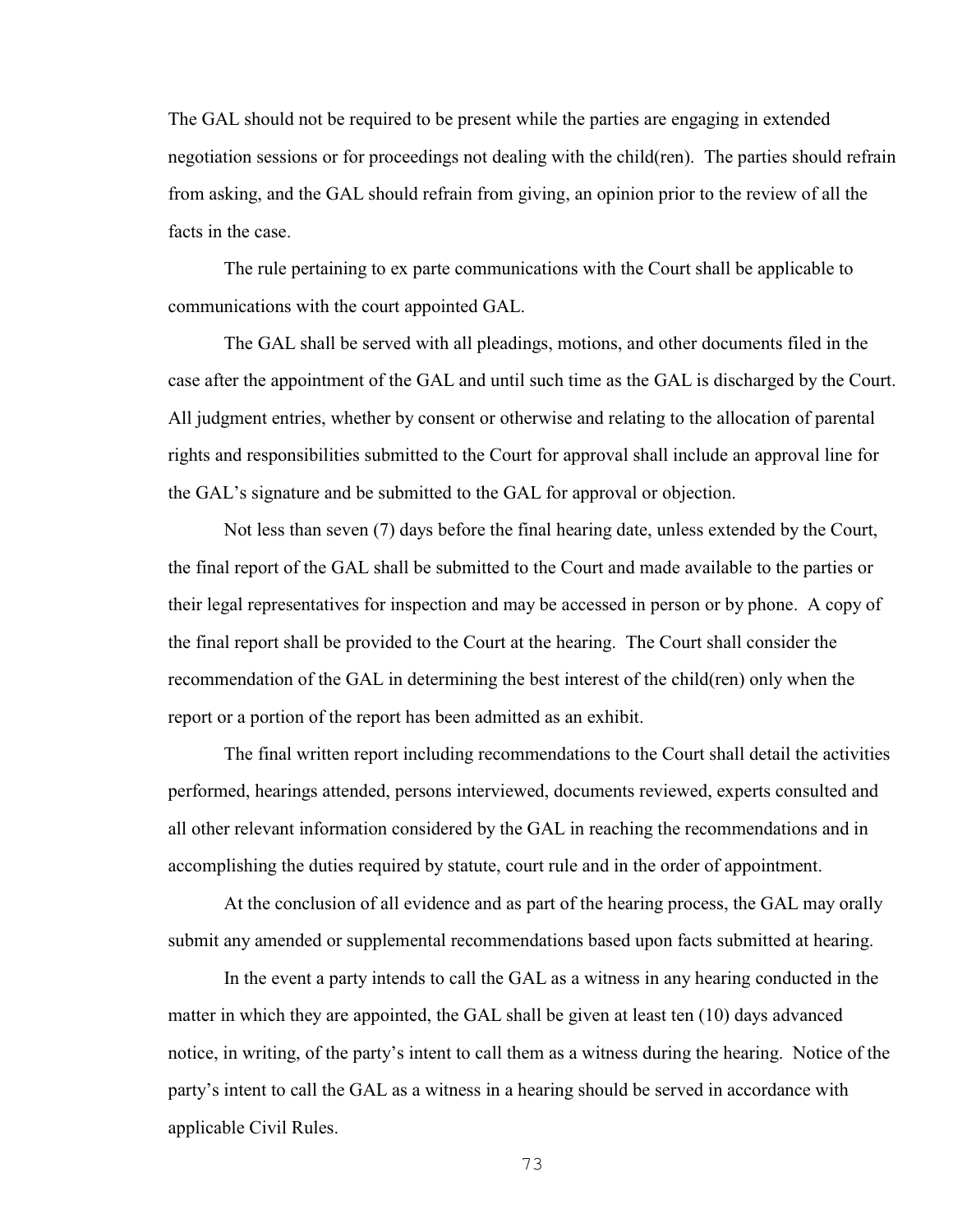The GAL should not be required to be present while the parties are engaging in extended negotiation sessions or for proceedings not dealing with the child(ren). The parties should refrain from asking, and the GAL should refrain from giving, an opinion prior to the review of all the facts in the case.

The rule pertaining to ex parte communications with the Court shall be applicable to communications with the court appointed GAL.

The GAL shall be served with all pleadings, motions, and other documents filed in the case after the appointment of the GAL and until such time as the GAL is discharged by the Court. All judgment entries, whether by consent or otherwise and relating to the allocation of parental rights and responsibilities submitted to the Court for approval shall include an approval line for the GAL's signature and be submitted to the GAL for approval or objection.

Not less than seven (7) days before the final hearing date, unless extended by the Court, the final report of the GAL shall be submitted to the Court and made available to the parties or their legal representatives for inspection and may be accessed in person or by phone. A copy of the final report shall be provided to the Court at the hearing. The Court shall consider the recommendation of the GAL in determining the best interest of the child(ren) only when the report or a portion of the report has been admitted as an exhibit.

The final written report including recommendations to the Court shall detail the activities performed, hearings attended, persons interviewed, documents reviewed, experts consulted and all other relevant information considered by the GAL in reaching the recommendations and in accomplishing the duties required by statute, court rule and in the order of appointment.

At the conclusion of all evidence and as part of the hearing process, the GAL may orally submit any amended or supplemental recommendations based upon facts submitted at hearing.

In the event a party intends to call the GAL as a witness in any hearing conducted in the matter in which they are appointed, the GAL shall be given at least ten (10) days advanced notice, in writing, of the party's intent to call them as a witness during the hearing. Notice of the party's intent to call the GAL as a witness in a hearing should be served in accordance with applicable Civil Rules.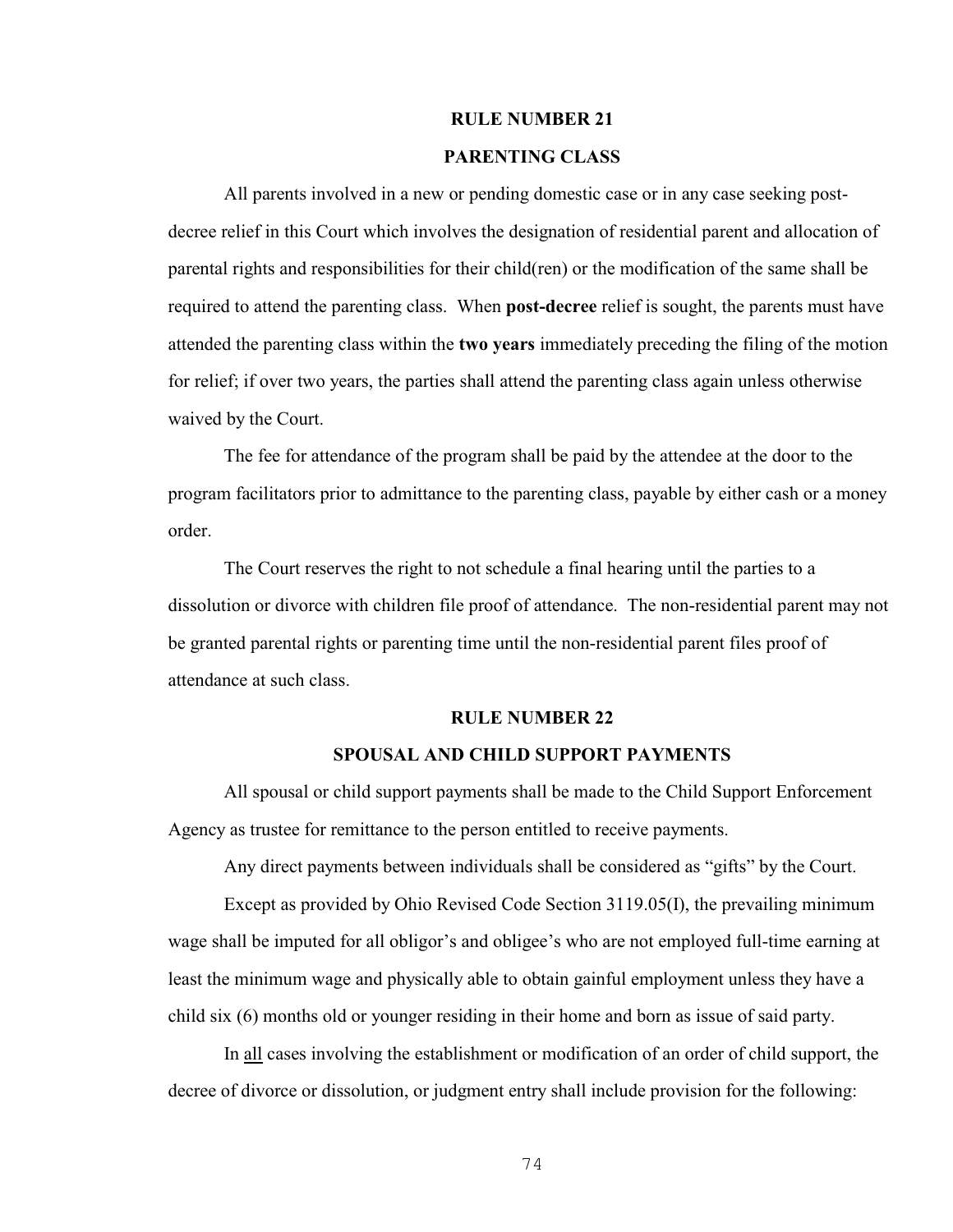## RULE NUMBER 21

## PARENTING CLASS

All parents involved in a new or pending domestic case or in any case seeking post-decree relief in this Court which involves the designation of residential parent and allocation of parental rights and responsibilities for their child(ren) or the modification of the same shall be required to attend the parenting class. When **post-decree** relief is sought, the parents must have attended the parenting class within the **two years** immediately preceding the filing of the motion for relief; if over two years, the parties shall attend the parenting class again unless otherwise waived by the Court.

The fee for attendance of the program shall be paid by the attendee at the door to the program facilitators prior to admittance to the parenting class, payable by either cash or a money order.

The Court reserves the right to not schedule a final hearing until the parties to a dissolution or divorce with children file proof of attendance. The non-residential parent may not be granted parental rights or parenting time until the non-residential parent files proof of attendance at such class.

## RULE NUMBER 22

## SPOUSAL AND CHILD SUPPORT PAYMENTS

All spousal or child support payments shall be made to the Child Support Enforcement Agency as trustee for remittance to the person entitled to receive payments.

Any direct payments between individuals shall be considered as "gifts" by the Court.

Except as provided by Ohio Revised Code Section 3119.05(I), the prevailing minimum wage shall be imputed for all obligor's and obligee's who are not employed full-time earning at least the minimum wage and physically able to obtain gainful employment unless they have a child six (6) months old or younger residing in their home and born as issue of said party.

In <u>all</u> cases involving the establishment or modification of an order of child support, the decree of divorce or dissolution, or judgment entry shall include provision for the following: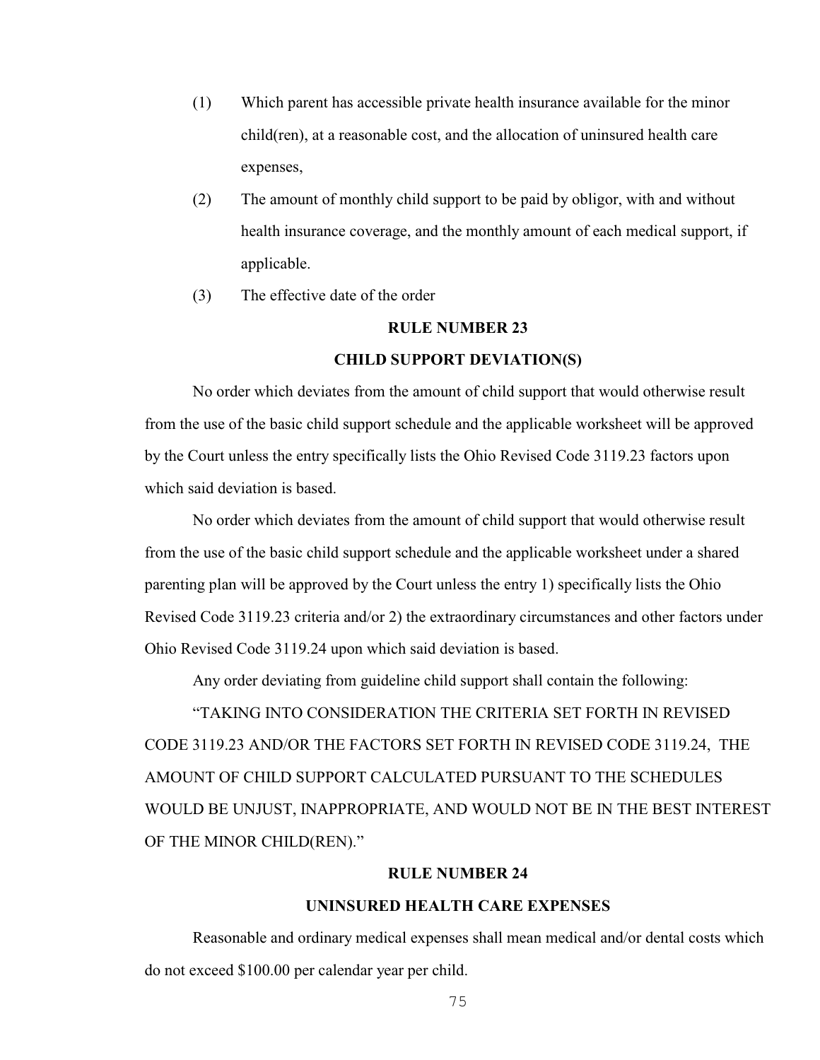(1) Which parent has accessible private health insurance available for the minor child(ren), at a reasonable cost, and the allocation of uninsured health care expenses,

(2) The amount of monthly child support to be paid by obligor, with and without health insurance coverage, and the monthly amount of each medical support, if applicable.

(3) The effective date of the order

## RULE NUMBER 23

## CHILD SUPPORT DEVIATION(S)

No order which deviates from the amount of child support that would otherwise result from the use of the basic child support schedule and the applicable worksheet will be approved by the Court unless the entry specifically lists the Ohio Revised Code 3119.23 factors upon which said deviation is based.

No order which deviates from the amount of child support that would otherwise result from the use of the basic child support schedule and the applicable worksheet under a shared parenting plan will be approved by the Court unless the entry 1) specifically lists the Ohio Revised Code 3119.23 criteria and/or 2) the extraordinary circumstances and other factors under Ohio Revised Code 3119.24 upon which said deviation is based.

Any order deviating from guideline child support shall contain the following:

"TAKING INTO CONSIDERATION THE CRITERIA SET FORTH IN REVISED CODE 3119.23 AND/OR THE FACTORS SET FORTH IN REVISED CODE 3119.24, THE AMOUNT OF CHILD SUPPORT CALCULATED PURSUANT TO THE SCHEDULES WOULD BE UNJUST, INAPPROPRIATE, AND WOULD NOT BE IN THE BEST INTEREST OF THE MINOR CHILD(REN)."

## RULE NUMBER 24

## UNINSURED HEALTH CARE EXPENSES

Reasonable and ordinary medical expenses shall mean medical and/or dental costs which do not exceed $100.00 per calendar year per child.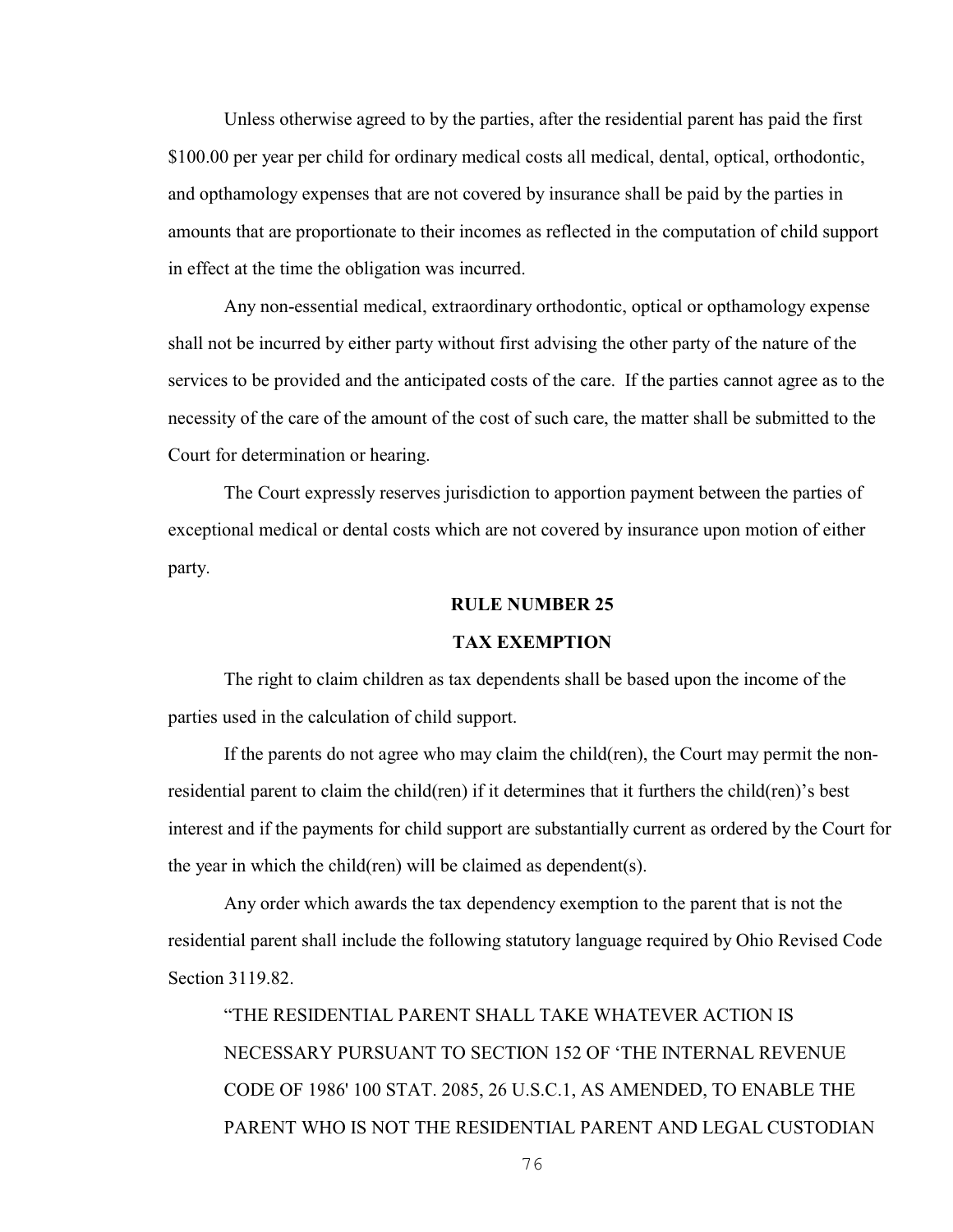Unless otherwise agreed to by the parties, after the residential parent has paid the first $100.00 per year per child for ordinary medical costs all medical, dental, optical, orthodontic, and opthamology expenses that are not covered by insurance shall be paid by the parties in amounts that are proportionate to their incomes as reflected in the computation of child support in effect at the time the obligation was incurred.

Any non-essential medical, extraordinary orthodontic, optical or opthamology expense shall not be incurred by either party without first advising the other party of the nature of the services to be provided and the anticipated costs of the care. If the parties cannot agree as to the necessity of the care of the amount of the cost of such care, the matter shall be submitted to the Court for determination or hearing.

The Court expressly reserves jurisdiction to apportion payment between the parties of exceptional medical or dental costs which are not covered by insurance upon motion of either party.

## RULE NUMBER 25

## TAX EXEMPTION

The right to claim children as tax dependents shall be based upon the income of the parties used in the calculation of child support.

If the parents do not agree who may claim the child(ren), the Court may permit the non-residential parent to claim the child(ren) if it determines that it furthers the child(ren)'s best interest and if the payments for child support are substantially current as ordered by the Court for the year in which the child(ren) will be claimed as dependent(s).

Any order which awards the tax dependency exemption to the parent that is not the residential parent shall include the following statutory language required by Ohio Revised Code Section 3119.82.

> "THE RESIDENTIAL PARENT SHALL TAKE WHATEVER ACTION IS NECESSARY PURSUANT TO SECTION 152 OF 'THE INTERNAL REVENUE CODE OF 1986' 100 STAT. 2085, 26 U.S.C.1, AS AMENDED, TO ENABLE THE PARENT WHO IS NOT THE RESIDENTIAL PARENT AND LEGAL CUSTODIAN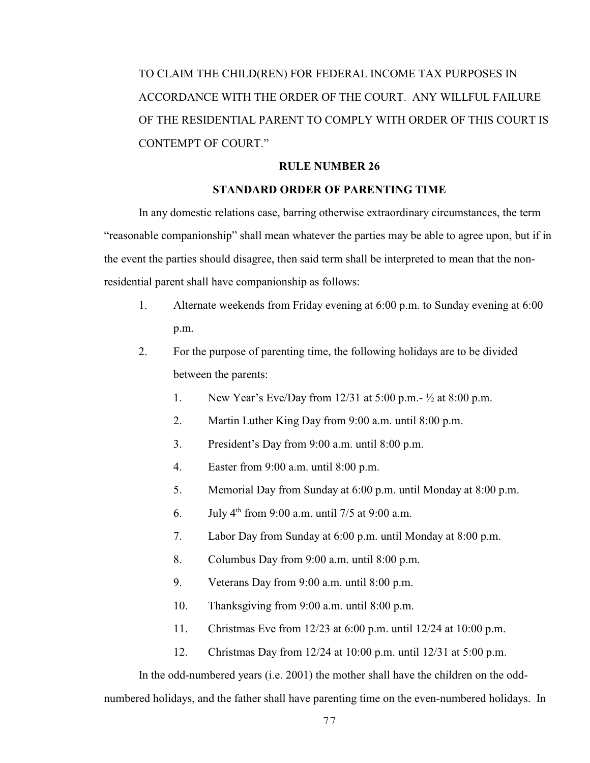TO CLAIM THE CHILD(REN) FOR FEDERAL INCOME TAX PURPOSES IN ACCORDANCE WITH THE ORDER OF THE COURT. ANY WILLFUL FAILURE OF THE RESIDENTIAL PARENT TO COMPLY WITH ORDER OF THIS COURT IS CONTEMPT OF COURT."

## RULE NUMBER 26

## STANDARD ORDER OF PARENTING TIME

In any domestic relations case, barring otherwise extraordinary circumstances, the term "reasonable companionship" shall mean whatever the parties may be able to agree upon, but if in the event the parties should disagree, then said term shall be interpreted to mean that the non-residential parent shall have companionship as follows:

1. Alternate weekends from Friday evening at 6:00 p.m. to Sunday evening at 6:00 p.m.
2. For the purpose of parenting time, the following holidays are to be divided between the parents:
   1. New Year's Eve/Day from 12/31 at 5:00 p.m.- ½ at 8:00 p.m.
   2. Martin Luther King Day from 9:00 a.m. until 8:00 p.m.
   3. President's Day from 9:00 a.m. until 8:00 p.m.
   4. Easter from 9:00 a.m. until 8:00 p.m.
   5. Memorial Day from Sunday at 6:00 p.m. until Monday at 8:00 p.m.
   6. July 4th from 9:00 a.m. until 7/5 at 9:00 a.m.
   7. Labor Day from Sunday at 6:00 p.m. until Monday at 8:00 p.m.
   8. Columbus Day from 9:00 a.m. until 8:00 p.m.
   9. Veterans Day from 9:00 a.m. until 8:00 p.m.
   10. Thanksgiving from 9:00 a.m. until 8:00 p.m.
   11. Christmas Eve from 12/23 at 6:00 p.m. until 12/24 at 10:00 p.m.
   12. Christmas Day from 12/24 at 10:00 p.m. until 12/31 at 5:00 p.m.

In the odd-numbered years (i.e. 2001) the mother shall have the children on the odd-numbered holidays, and the father shall have parenting time on the even-numbered holidays. In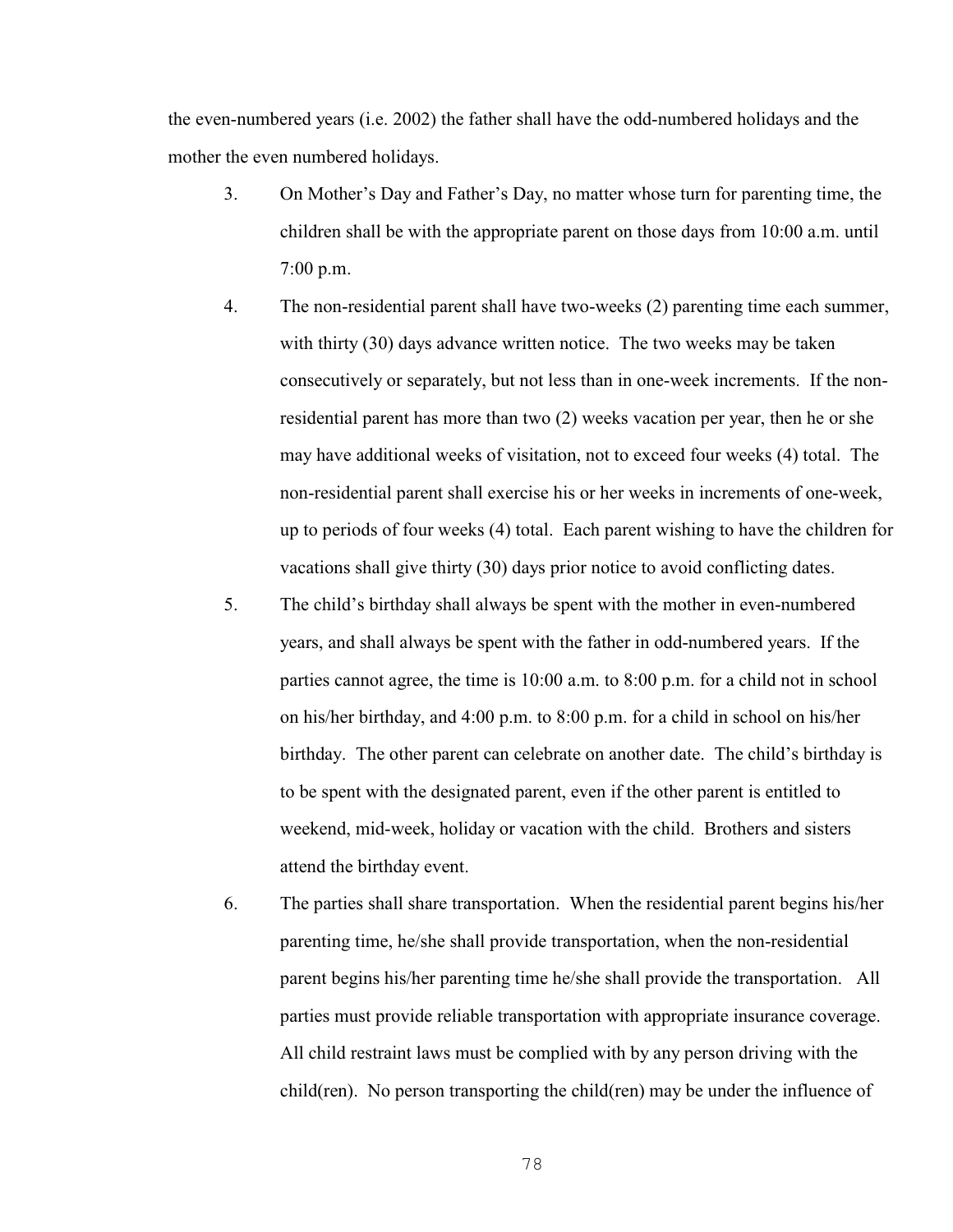the even-numbered years (i.e. 2002) the father shall have the odd-numbered holidays and the mother the even numbered holidays.

3. On Mother's Day and Father's Day, no matter whose turn for parenting time, the children shall be with the appropriate parent on those days from 10:00 a.m. until 7:00 p.m.

4. The non-residential parent shall have two-weeks (2) parenting time each summer, with thirty (30) days advance written notice. The two weeks may be taken consecutively or separately, but not less than in one-week increments. If the non-residential parent has more than two (2) weeks vacation per year, then he or she may have additional weeks of visitation, not to exceed four weeks (4) total. The non-residential parent shall exercise his or her weeks in increments of one-week, up to periods of four weeks (4) total. Each parent wishing to have the children for vacations shall give thirty (30) days prior notice to avoid conflicting dates.

5. The child's birthday shall always be spent with the mother in even-numbered years, and shall always be spent with the father in odd-numbered years. If the parties cannot agree, the time is 10:00 a.m. to 8:00 p.m. for a child not in school on his/her birthday, and 4:00 p.m. to 8:00 p.m. for a child in school on his/her birthday. The other parent can celebrate on another date. The child's birthday is to be spent with the designated parent, even if the other parent is entitled to weekend, mid-week, holiday or vacation with the child. Brothers and sisters attend the birthday event.

6. The parties shall share transportation. When the residential parent begins his/her parenting time, he/she shall provide transportation, when the non-residential parent begins his/her parenting time he/she shall provide the transportation. All parties must provide reliable transportation with appropriate insurance coverage. All child restraint laws must be complied with by any person driving with the child(ren). No person transporting the child(ren) may be under the influence of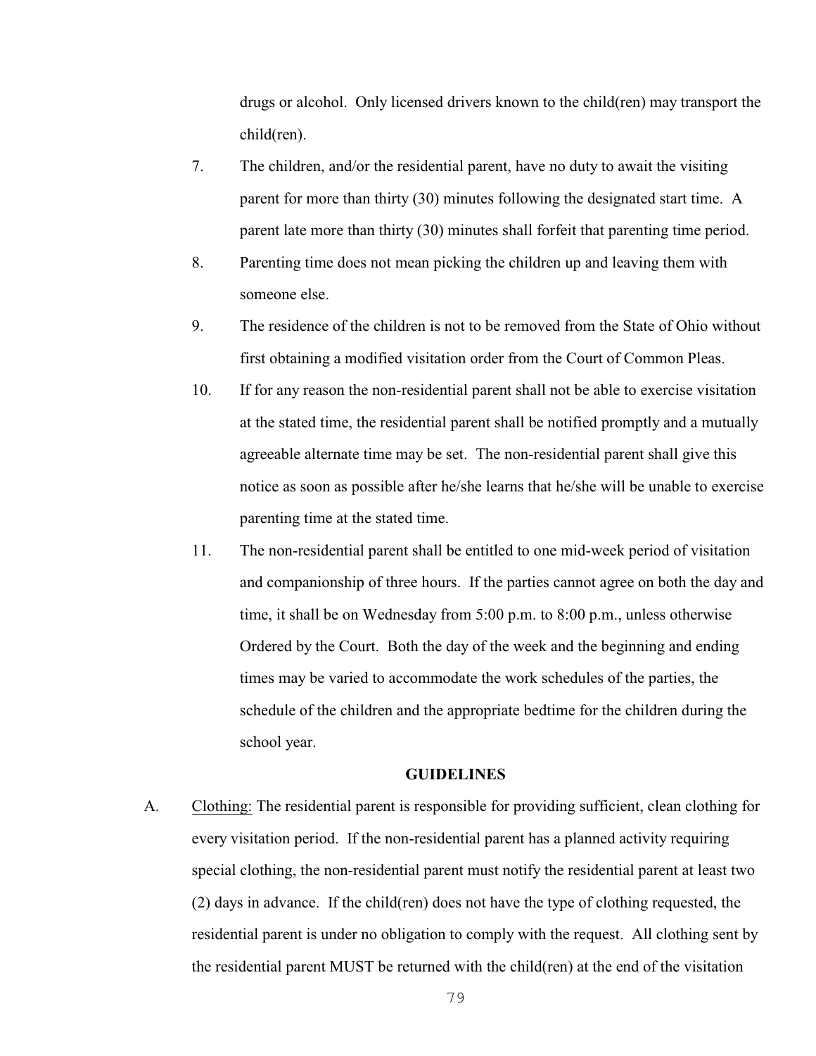drugs or alcohol. Only licensed drivers known to the child(ren) may transport the child(ren).

7. The children, and/or the residential parent, have no duty to await the visiting parent for more than thirty (30) minutes following the designated start time. A parent late more than thirty (30) minutes shall forfeit that parenting time period.

8. Parenting time does not mean picking the children up and leaving them with someone else.

9. The residence of the children is not to be removed from the State of Ohio without first obtaining a modified visitation order from the Court of Common Pleas.

10. If for any reason the non-residential parent shall not be able to exercise visitation at the stated time, the residential parent shall be notified promptly and a mutually agreeable alternate time may be set. The non-residential parent shall give this notice as soon as possible after he/she learns that he/she will be unable to exercise parenting time at the stated time.

11. The non-residential parent shall be entitled to one mid-week period of visitation and companionship of three hours. If the parties cannot agree on both the day and time, it shall be on Wednesday from 5:00 p.m. to 8:00 p.m., unless otherwise Ordered by the Court. Both the day of the week and the beginning and ending times may be varied to accommodate the work schedules of the parties, the schedule of the children and the appropriate bedtime for the children during the school year.

**GUIDELINES**

A. Clothing: The residential parent is responsible for providing sufficient, clean clothing for every visitation period. If the non-residential parent has a planned activity requiring special clothing, the non-residential parent must notify the residential parent at least two (2) days in advance. If the child(ren) does not have the type of clothing requested, the residential parent is under no obligation to comply with the request. All clothing sent by the residential parent MUST be returned with the child(ren) at the end of the visitation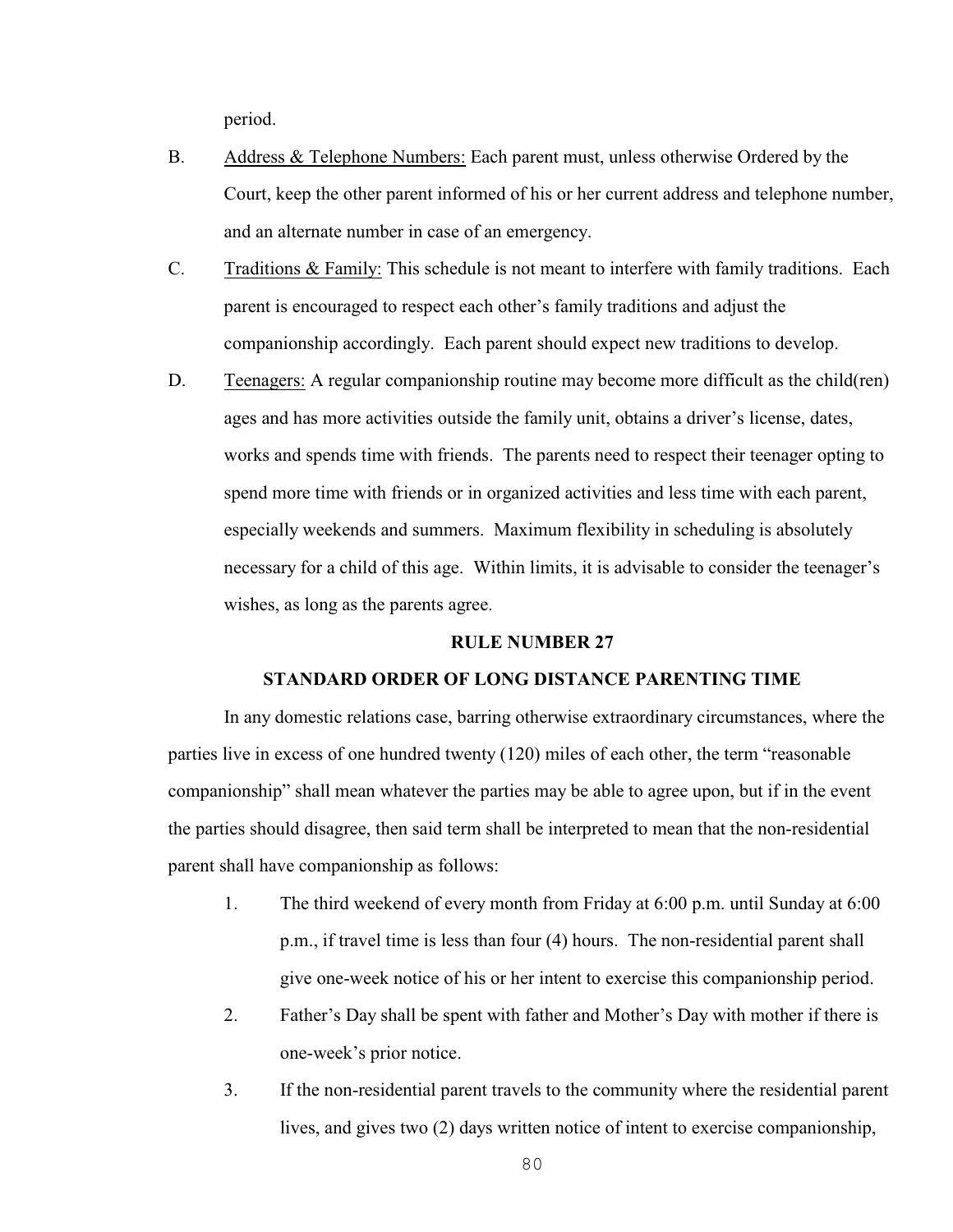period.

B. Address & Telephone Numbers: Each parent must, unless otherwise Ordered by the Court, keep the other parent informed of his or her current address and telephone number, and an alternate number in case of an emergency.

C. Traditions & Family: This schedule is not meant to interfere with family traditions. Each parent is encouraged to respect each other's family traditions and adjust the companionship accordingly. Each parent should expect new traditions to develop.

D. Teenagers: A regular companionship routine may become more difficult as the child(ren) ages and has more activities outside the family unit, obtains a driver's license, dates, works and spends time with friends. The parents need to respect their teenager opting to spend more time with friends or in organized activities and less time with each parent, especially weekends and summers. Maximum flexibility in scheduling is absolutely necessary for a child of this age. Within limits, it is advisable to consider the teenager's wishes, as long as the parents agree.

## RULE NUMBER 27

## STANDARD ORDER OF LONG DISTANCE PARENTING TIME

In any domestic relations case, barring otherwise extraordinary circumstances, where the parties live in excess of one hundred twenty (120) miles of each other, the term "reasonable companionship" shall mean whatever the parties may be able to agree upon, but if in the event the parties should disagree, then said term shall be interpreted to mean that the non-residential parent shall have companionship as follows:

1. The third weekend of every month from Friday at 6:00 p.m. until Sunday at 6:00 p.m., if travel time is less than four (4) hours. The non-residential parent shall give one-week notice of his or her intent to exercise this companionship period.
2. Father's Day shall be spent with father and Mother's Day with mother if there is one-week's prior notice.
3. If the non-residential parent travels to the community where the residential parent lives, and gives two (2) days written notice of intent to exercise companionship,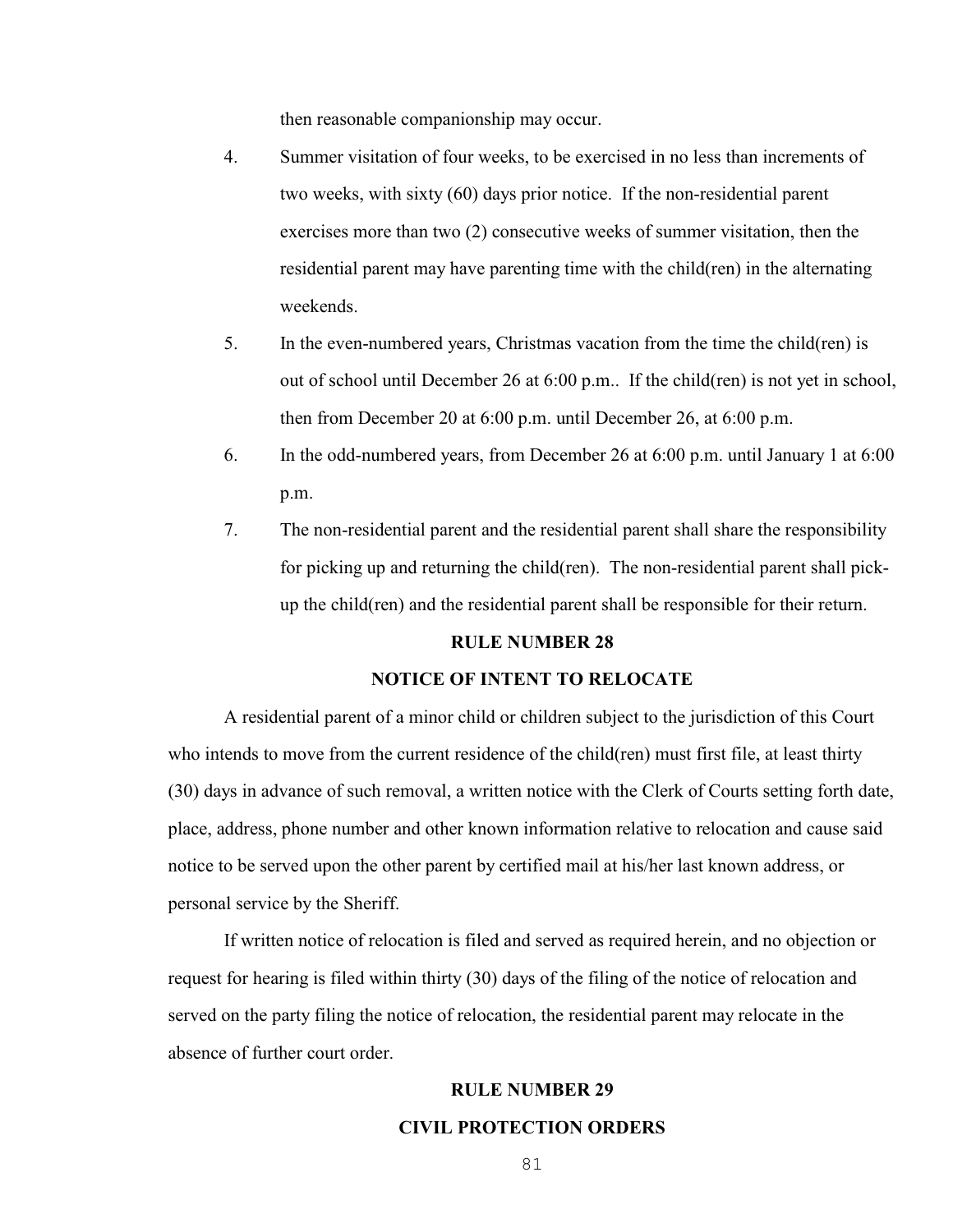then reasonable companionship may occur.

4. Summer visitation of four weeks, to be exercised in no less than increments of two weeks, with sixty (60) days prior notice. If the non-residential parent exercises more than two (2) consecutive weeks of summer visitation, then the residential parent may have parenting time with the child(ren) in the alternating weekends.

5. In the even-numbered years, Christmas vacation from the time the child(ren) is out of school until December 26 at 6:00 p.m.. If the child(ren) is not yet in school, then from December 20 at 6:00 p.m. until December 26, at 6:00 p.m.

6. In the odd-numbered years, from December 26 at 6:00 p.m. until January 1 at 6:00 p.m.

7. The non-residential parent and the residential parent shall share the responsibility for picking up and returning the child(ren). The non-residential parent shall pick-up the child(ren) and the residential parent shall be responsible for their return.

## RULE NUMBER 28

## NOTICE OF INTENT TO RELOCATE

A residential parent of a minor child or children subject to the jurisdiction of this Court who intends to move from the current residence of the child(ren) must first file, at least thirty (30) days in advance of such removal, a written notice with the Clerk of Courts setting forth date, place, address, phone number and other known information relative to relocation and cause said notice to be served upon the other parent by certified mail at his/her last known address, or personal service by the Sheriff.

If written notice of relocation is filed and served as required herein, and no objection or request for hearing is filed within thirty (30) days of the filing of the notice of relocation and served on the party filing the notice of relocation, the residential parent may relocate in the absence of further court order.

## RULE NUMBER 29

## CIVIL PROTECTION ORDERS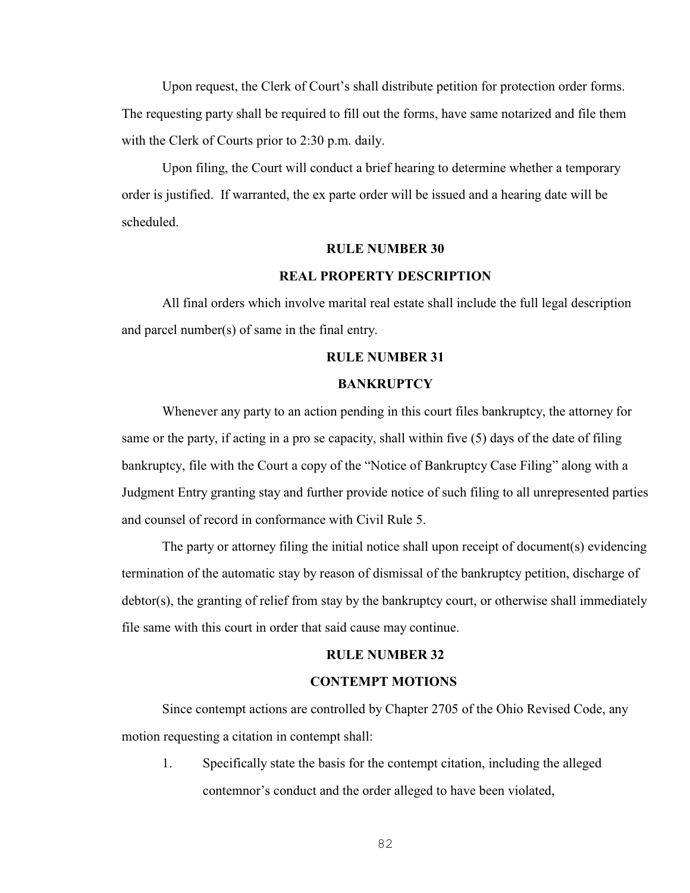Upon request, the Clerk of Court's shall distribute petition for protection order forms. The requesting party shall be required to fill out the forms, have same notarized and file them with the Clerk of Courts prior to 2:30 p.m. daily.

Upon filing, the Court will conduct a brief hearing to determine whether a temporary order is justified. If warranted, the ex parte order will be issued and a hearing date will be scheduled.

## RULE NUMBER 30

## REAL PROPERTY DESCRIPTION

All final orders which involve marital real estate shall include the full legal description and parcel number(s) of same in the final entry.

## RULE NUMBER 31

## BANKRUPTCY

Whenever any party to an action pending in this court files bankruptcy, the attorney for same or the party, if acting in a pro se capacity, shall within five (5) days of the date of filing bankruptcy, file with the Court a copy of the "Notice of Bankruptcy Case Filing" along with a Judgment Entry granting stay and further provide notice of such filing to all unrepresented parties and counsel of record in conformance with Civil Rule 5.

The party or attorney filing the initial notice shall upon receipt of document(s) evidencing termination of the automatic stay by reason of dismissal of the bankruptcy petition, discharge of debtor(s), the granting of relief from stay by the bankruptcy court, or otherwise shall immediately file same with this court in order that said cause may continue.

## RULE NUMBER 32

## CONTEMPT MOTIONS

Since contempt actions are controlled by Chapter 2705 of the Ohio Revised Code, any motion requesting a citation in contempt shall:

1. Specifically state the basis for the contempt citation, including the alleged contemnor's conduct and the order alleged to have been violated,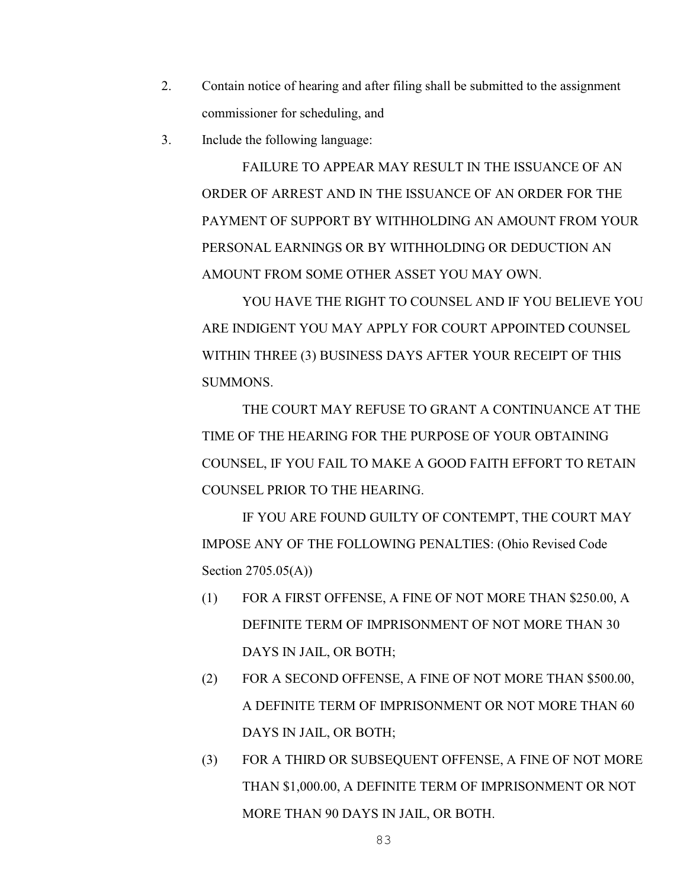2. Contain notice of hearing and after filing shall be submitted to the assignment commissioner for scheduling, and
3. Include the following language:

   FAILURE TO APPEAR MAY RESULT IN THE ISSUANCE OF AN ORDER OF ARREST AND IN THE ISSUANCE OF AN ORDER FOR THE PAYMENT OF SUPPORT BY WITHHOLDING AN AMOUNT FROM YOUR PERSONAL EARNINGS OR BY WITHHOLDING OR DEDUCTION AN AMOUNT FROM SOME OTHER ASSET YOU MAY OWN.

   YOU HAVE THE RIGHT TO COUNSEL AND IF YOU BELIEVE YOU ARE INDIGENT YOU MAY APPLY FOR COURT APPOINTED COUNSEL WITHIN THREE (3) BUSINESS DAYS AFTER YOUR RECEIPT OF THIS SUMMONS.

   THE COURT MAY REFUSE TO GRANT A CONTINUANCE AT THE TIME OF THE HEARING FOR THE PURPOSE OF YOUR OBTAINING COUNSEL, IF YOU FAIL TO MAKE A GOOD FAITH EFFORT TO RETAIN COUNSEL PRIOR TO THE HEARING.

   IF YOU ARE FOUND GUILTY OF CONTEMPT, THE COURT MAY IMPOSE ANY OF THE FOLLOWING PENALTIES: (Ohio Revised Code Section 2705.05(A))

   (1) FOR A FIRST OFFENSE, A FINE OF NOT MORE THAN $250.00, A DEFINITE TERM OF IMPRISONMENT OF NOT MORE THAN 30 DAYS IN JAIL, OR BOTH;
   (2) FOR A SECOND OFFENSE, A FINE OF NOT MORE THAN $500.00, A DEFINITE TERM OF IMPRISONMENT OR NOT MORE THAN 60 DAYS IN JAIL, OR BOTH;
   (3) FOR A THIRD OR SUBSEQUENT OFFENSE, A FINE OF NOT MORE THAN $1,000.00, A DEFINITE TERM OF IMPRISONMENT OR NOT MORE THAN 90 DAYS IN JAIL, OR BOTH.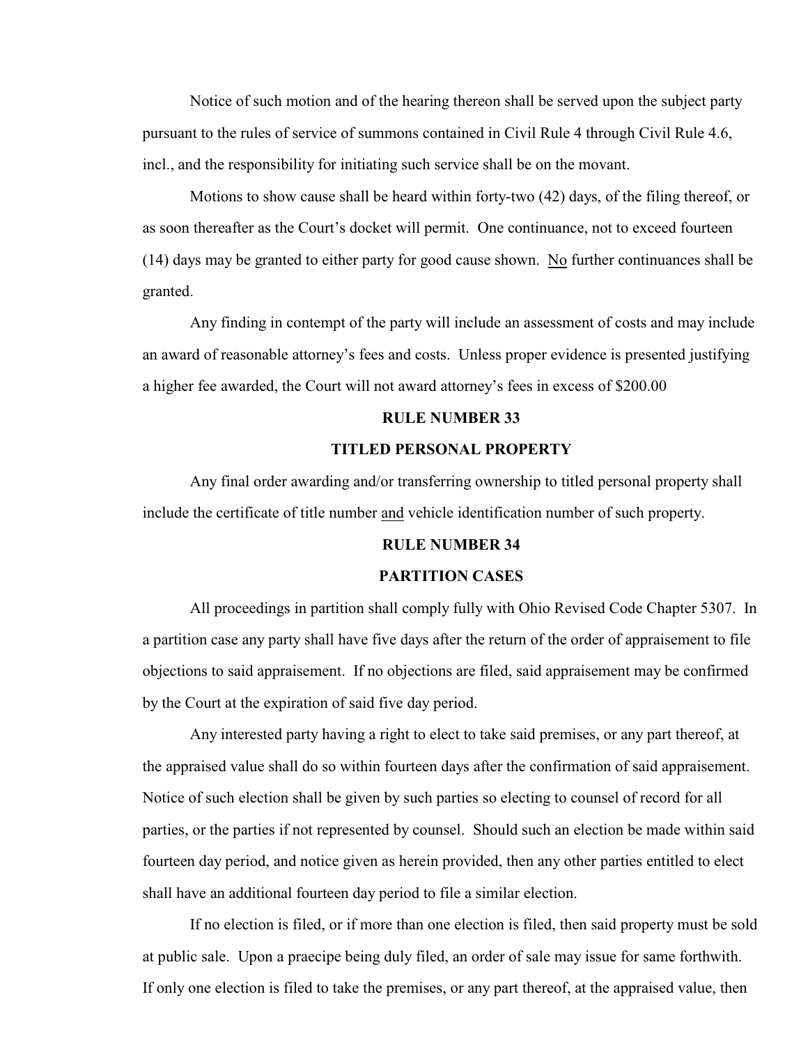Notice of such motion and of the hearing thereon shall be served upon the subject party pursuant to the rules of service of summons contained in Civil Rule 4 through Civil Rule 4.6, incl., and the responsibility for initiating such service shall be on the movant.

Motions to show cause shall be heard within forty-two (42) days, of the filing thereof, or as soon thereafter as the Court's docket will permit. One continuance, not to exceed fourteen (14) days may be granted to either party for good cause shown. No further continuances shall be granted.

Any finding in contempt of the party will include an assessment of costs and may include an award of reasonable attorney's fees and costs. Unless proper evidence is presented justifying a higher fee awarded, the Court will not award attorney's fees in excess of $200.00

## RULE NUMBER 33

## TITLED PERSONAL PROPERTY

Any final order awarding and/or transferring ownership to titled personal property shall include the certificate of title number and vehicle identification number of such property.

## RULE NUMBER 34

## PARTITION CASES

All proceedings in partition shall comply fully with Ohio Revised Code Chapter 5307. In a partition case any party shall have five days after the return of the order of appraisement to file objections to said appraisement. If no objections are filed, said appraisement may be confirmed by the Court at the expiration of said five day period.

Any interested party having a right to elect to take said premises, or any part thereof, at the appraised value shall do so within fourteen days after the confirmation of said appraisement. Notice of such election shall be given by such parties so electing to counsel of record for all parties, or the parties if not represented by counsel. Should such an election be made within said fourteen day period, and notice given as herein provided, then any other parties entitled to elect shall have an additional fourteen day period to file a similar election.

If no election is filed, or if more than one election is filed, then said property must be sold at public sale. Upon a praecipe being duly filed, an order of sale may issue for same forthwith. If only one election is filed to take the premises, or any part thereof, at the appraised value, then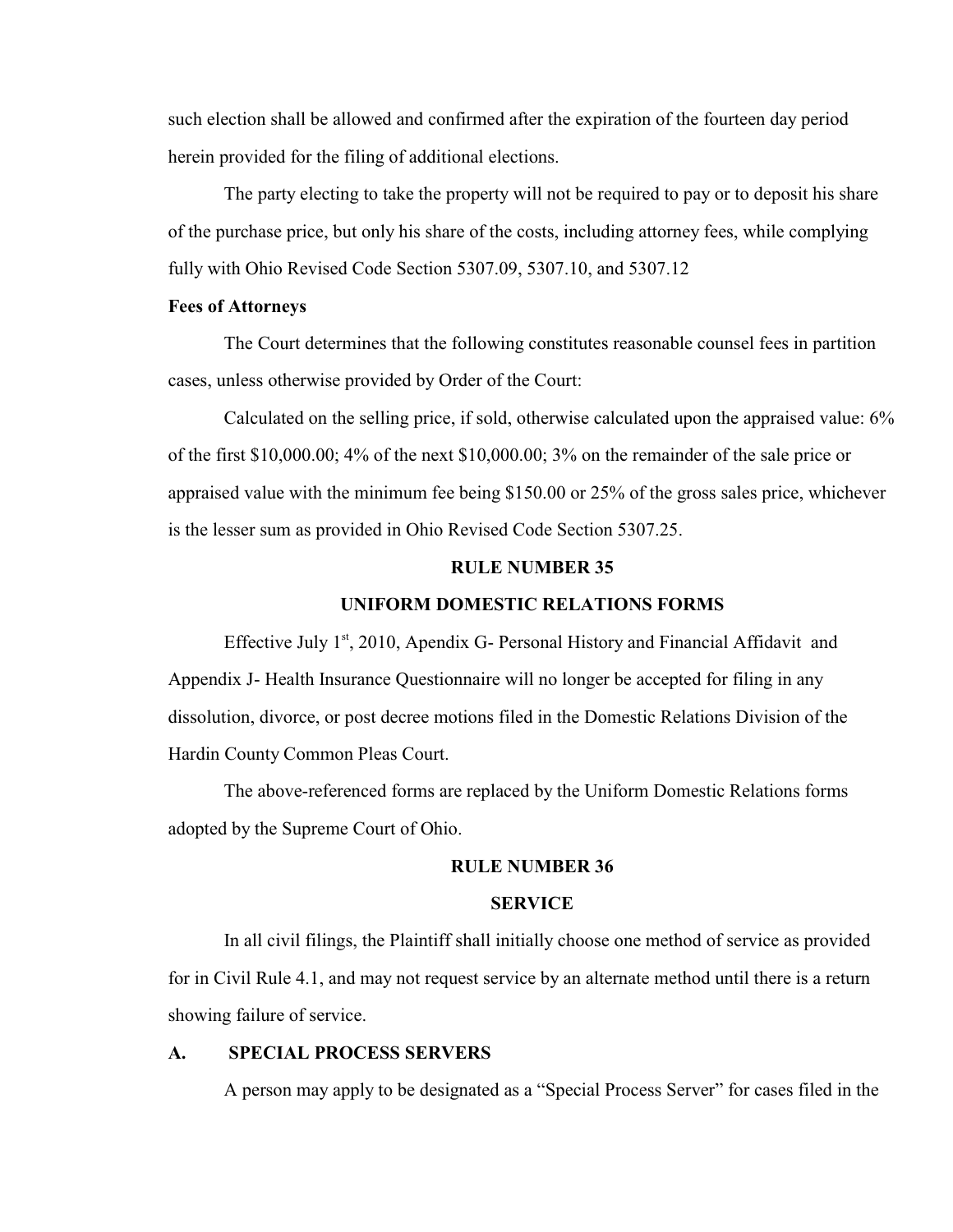such election shall be allowed and confirmed after the expiration of the fourteen day period herein provided for the filing of additional elections.

The party electing to take the property will not be required to pay or to deposit his share of the purchase price, but only his share of the costs, including attorney fees, while complying fully with Ohio Revised Code Section 5307.09, 5307.10, and 5307.12

**Fees of Attorneys**

The Court determines that the following constitutes reasonable counsel fees in partition cases, unless otherwise provided by Order of the Court:

Calculated on the selling price, if sold, otherwise calculated upon the appraised value: 6% of the first $10,000.00; 4% of the next $10,000.00; 3% on the remainder of the sale price or appraised value with the minimum fee being $150.00 or 25% of the gross sales price, whichever is the lesser sum as provided in Ohio Revised Code Section 5307.25.

## RULE NUMBER 35

## UNIFORM DOMESTIC RELATIONS FORMS

Effective July 1st, 2010, Apendix G- Personal History and Financial Affidavit and Appendix J- Health Insurance Questionnaire will no longer be accepted for filing in any dissolution, divorce, or post decree motions filed in the Domestic Relations Division of the Hardin County Common Pleas Court.

The above-referenced forms are replaced by the Uniform Domestic Relations forms adopted by the Supreme Court of Ohio.

## RULE NUMBER 36

## SERVICE

In all civil filings, the Plaintiff shall initially choose one method of service as provided for in Civil Rule 4.1, and may not request service by an alternate method until there is a return showing failure of service.

### A. SPECIAL PROCESS SERVERS

A person may apply to be designated as a "Special Process Server" for cases filed in the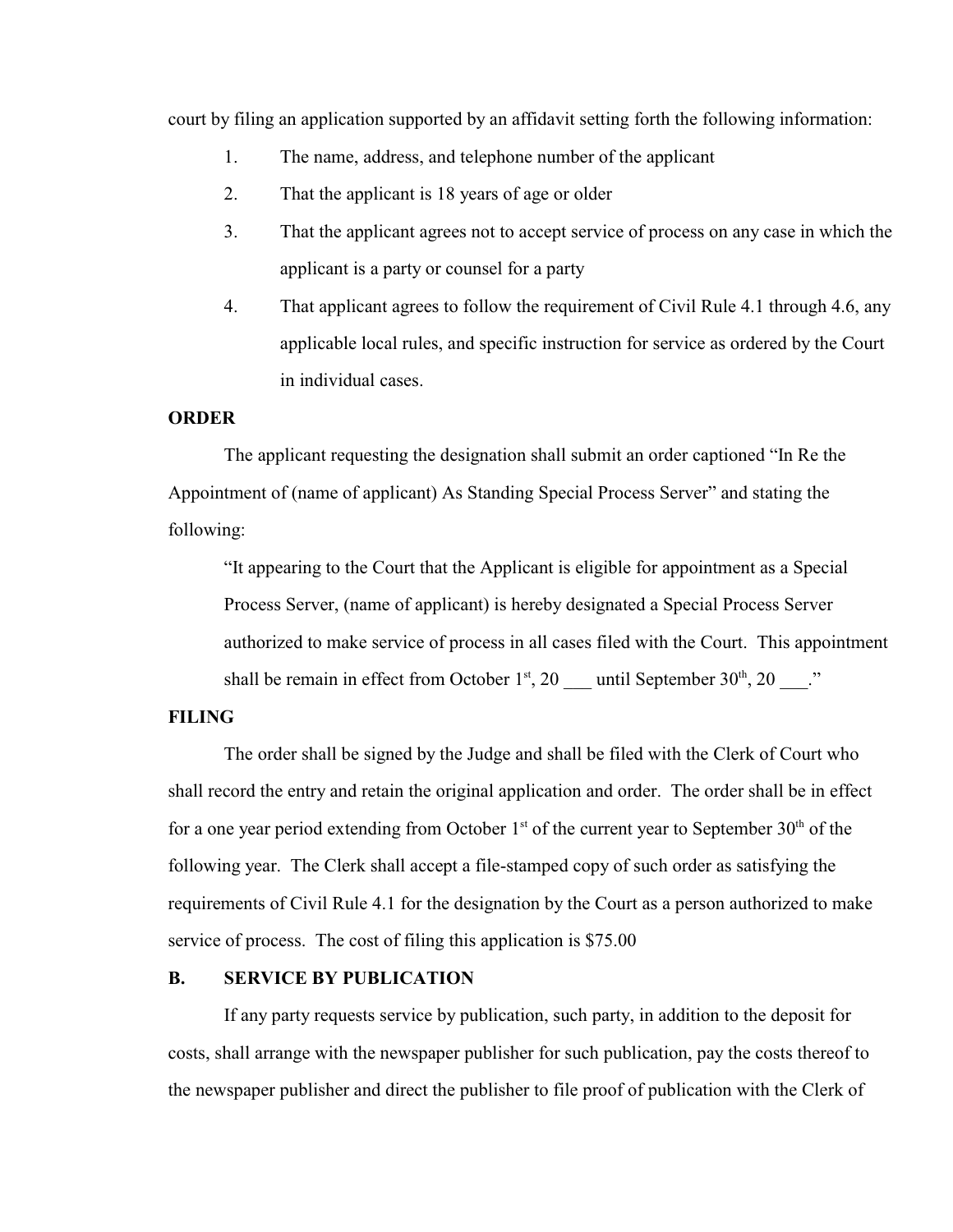court by filing an application supported by an affidavit setting forth the following information:

1. The name, address, and telephone number of the applicant
2. That the applicant is 18 years of age or older
3. That the applicant agrees not to accept service of process on any case in which the applicant is a party or counsel for a party
4. That applicant agrees to follow the requirement of Civil Rule 4.1 through 4.6, any applicable local rules, and specific instruction for service as ordered by the Court in individual cases.

**ORDER**

The applicant requesting the designation shall submit an order captioned "In Re the Appointment of (name of applicant) As Standing Special Process Server" and stating the following:

> "It appearing to the Court that the Applicant is eligible for appointment as a Special Process Server, (name of applicant) is hereby designated a Special Process Server authorized to make service of process in all cases filed with the Court. This appointment shall be remain in effect from October 1st, 20 ___ until September 30th, 20 ___."

**FILING**

The order shall be signed by the Judge and shall be filed with the Clerk of Court who shall record the entry and retain the original application and order. The order shall be in effect for a one year period extending from October 1st of the current year to September 30th of the following year. The Clerk shall accept a file-stamped copy of such order as satisfying the requirements of Civil Rule 4.1 for the designation by the Court as a person authorized to make service of process. The cost of filing this application is $75.00

**B. SERVICE BY PUBLICATION**

If any party requests service by publication, such party, in addition to the deposit for costs, shall arrange with the newspaper publisher for such publication, pay the costs thereof to the newspaper publisher and direct the publisher to file proof of publication with the Clerk of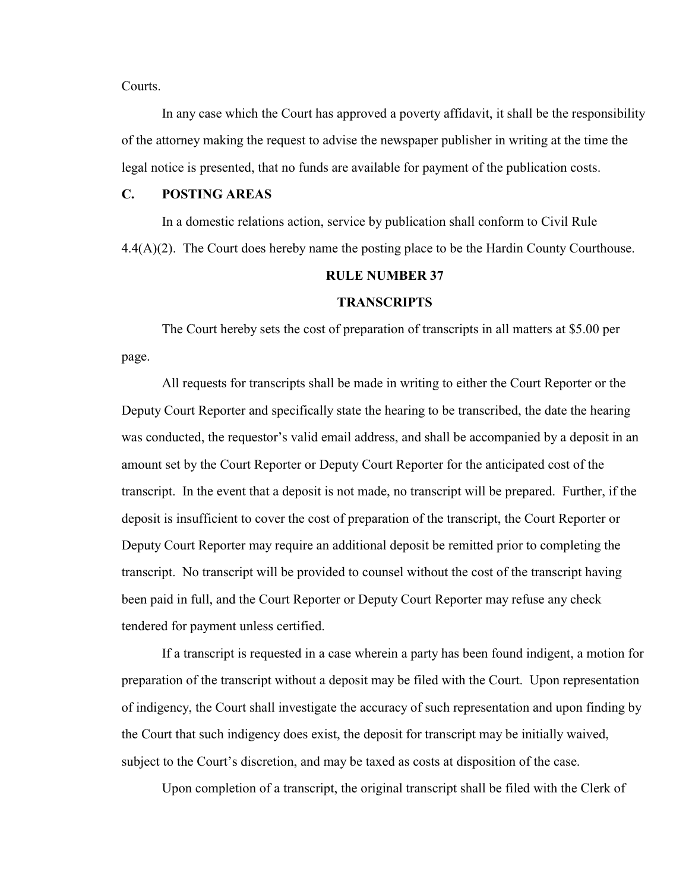Courts.

In any case which the Court has approved a poverty affidavit, it shall be the responsibility of the attorney making the request to advise the newspaper publisher in writing at the time the legal notice is presented, that no funds are available for payment of the publication costs.

### C. POSTING AREAS

In a domestic relations action, service by publication shall conform to Civil Rule 4.4(A)(2). The Court does hereby name the posting place to be the Hardin County Courthouse.

## RULE NUMBER 37

## TRANSCRIPTS

The Court hereby sets the cost of preparation of transcripts in all matters at $5.00 per page.

All requests for transcripts shall be made in writing to either the Court Reporter or the Deputy Court Reporter and specifically state the hearing to be transcribed, the date the hearing was conducted, the requestor's valid email address, and shall be accompanied by a deposit in an amount set by the Court Reporter or Deputy Court Reporter for the anticipated cost of the transcript. In the event that a deposit is not made, no transcript will be prepared. Further, if the deposit is insufficient to cover the cost of preparation of the transcript, the Court Reporter or Deputy Court Reporter may require an additional deposit be remitted prior to completing the transcript. No transcript will be provided to counsel without the cost of the transcript having been paid in full, and the Court Reporter or Deputy Court Reporter may refuse any check tendered for payment unless certified.

If a transcript is requested in a case wherein a party has been found indigent, a motion for preparation of the transcript without a deposit may be filed with the Court. Upon representation of indigency, the Court shall investigate the accuracy of such representation and upon finding by the Court that such indigency does exist, the deposit for transcript may be initially waived, subject to the Court's discretion, and may be taxed as costs at disposition of the case.

Upon completion of a transcript, the original transcript shall be filed with the Clerk of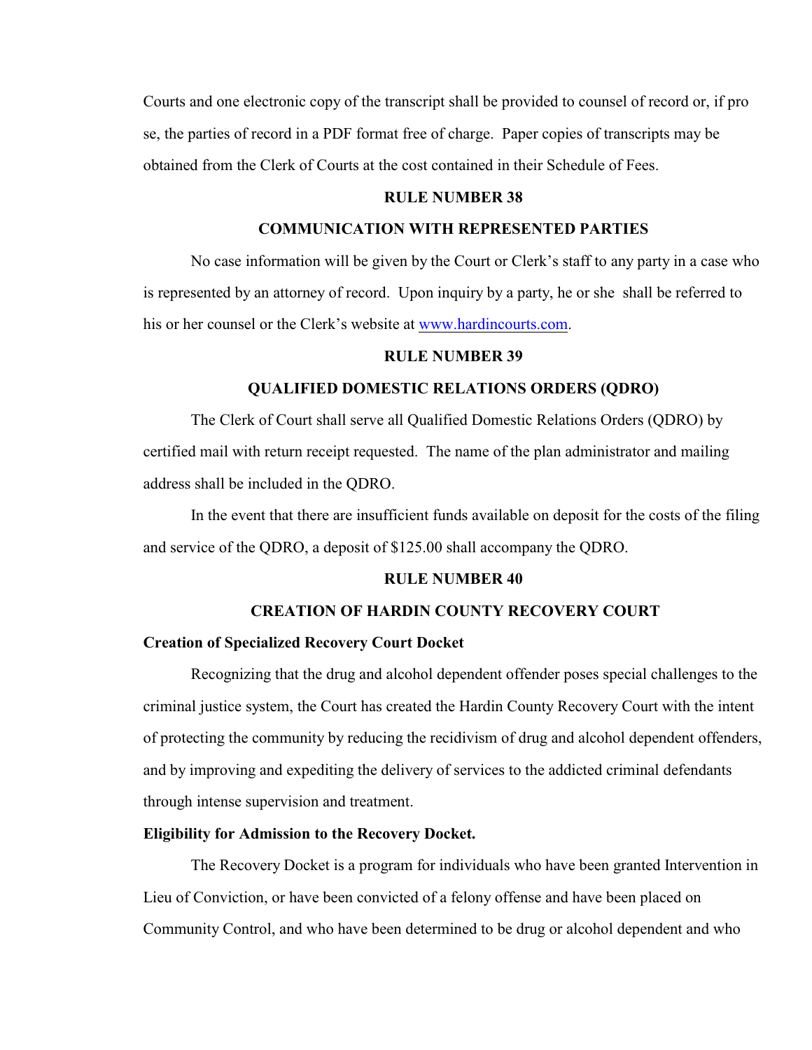Courts and one electronic copy of the transcript shall be provided to counsel of record or, if pro se, the parties of record in a PDF format free of charge. Paper copies of transcripts may be obtained from the Clerk of Courts at the cost contained in their Schedule of Fees.

## RULE NUMBER 38

## COMMUNICATION WITH REPRESENTED PARTIES

No case information will be given by the Court or Clerk's staff to any party in a case who is represented by an attorney of record. Upon inquiry by a party, he or she shall be referred to his or her counsel or the Clerk's website at www.hardincourts.com.

## RULE NUMBER 39

## QUALIFIED DOMESTIC RELATIONS ORDERS (QDRO)

The Clerk of Court shall serve all Qualified Domestic Relations Orders (QDRO) by certified mail with return receipt requested. The name of the plan administrator and mailing address shall be included in the QDRO.

In the event that there are insufficient funds available on deposit for the costs of the filing and service of the QDRO, a deposit of $125.00 shall accompany the QDRO.

## RULE NUMBER 40

## CREATION OF HARDIN COUNTY RECOVERY COURT

**Creation of Specialized Recovery Court Docket**

Recognizing that the drug and alcohol dependent offender poses special challenges to the criminal justice system, the Court has created the Hardin County Recovery Court with the intent of protecting the community by reducing the recidivism of drug and alcohol dependent offenders, and by improving and expediting the delivery of services to the addicted criminal defendants through intense supervision and treatment.

**Eligibility for Admission to the Recovery Docket.**

The Recovery Docket is a program for individuals who have been granted Intervention in Lieu of Conviction, or have been convicted of a felony offense and have been placed on Community Control, and who have been determined to be drug or alcohol dependent and who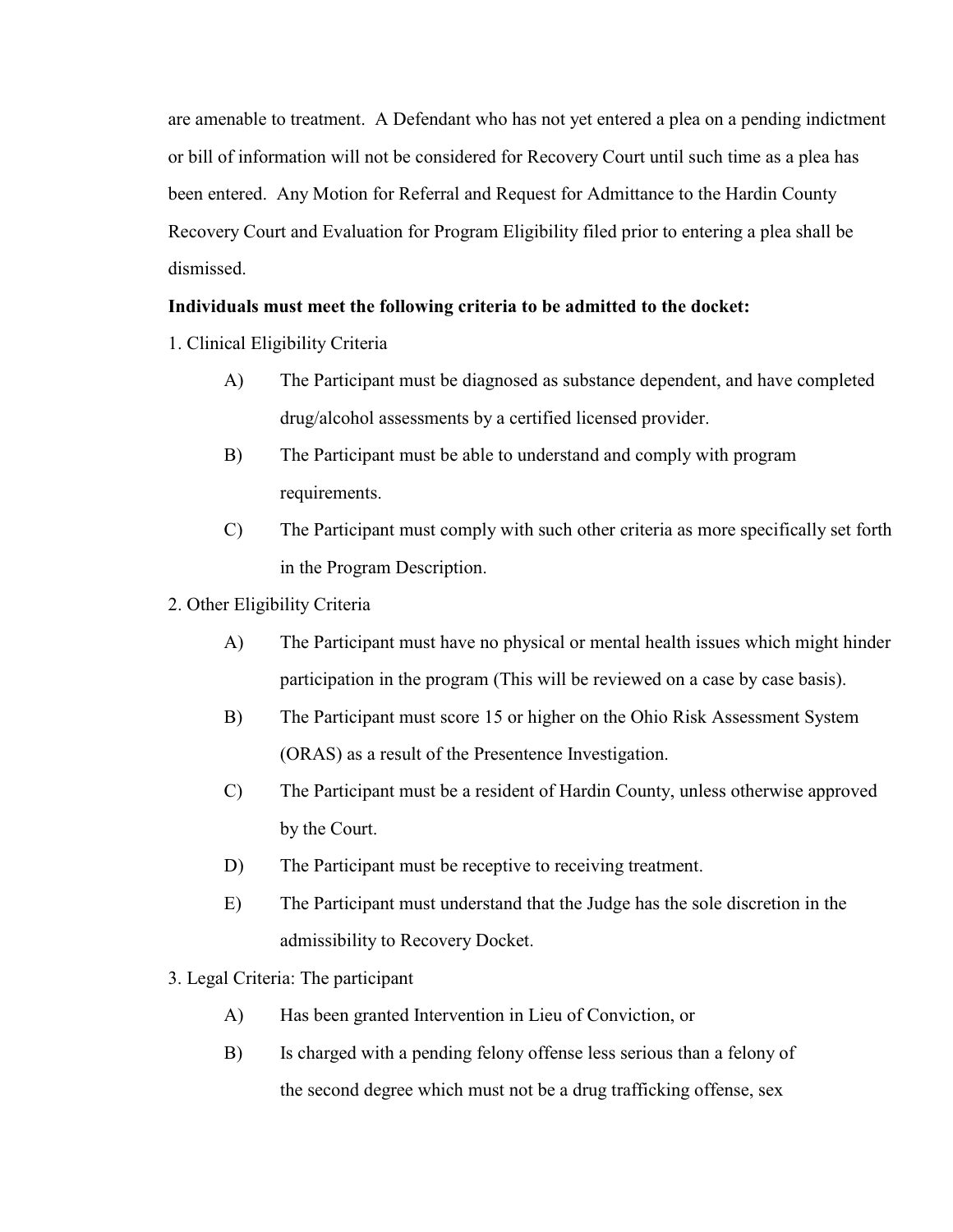are amenable to treatment. A Defendant who has not yet entered a plea on a pending indictment or bill of information will not be considered for Recovery Court until such time as a plea has been entered. Any Motion for Referral and Request for Admittance to the Hardin County Recovery Court and Evaluation for Program Eligibility filed prior to entering a plea shall be dismissed.

**Individuals must meet the following criteria to be admitted to the docket:**

1. Clinical Eligibility Criteria

   A) The Participant must be diagnosed as substance dependent, and have completed drug/alcohol assessments by a certified licensed provider.

   B) The Participant must be able to understand and comply with program requirements.

   C) The Participant must comply with such other criteria as more specifically set forth in the Program Description.

2. Other Eligibility Criteria

   A) The Participant must have no physical or mental health issues which might hinder participation in the program (This will be reviewed on a case by case basis).

   B) The Participant must score 15 or higher on the Ohio Risk Assessment System (ORAS) as a result of the Presentence Investigation.

   C) The Participant must be a resident of Hardin County, unless otherwise approved by the Court.

   D) The Participant must be receptive to receiving treatment.

   E) The Participant must understand that the Judge has the sole discretion in the admissibility to Recovery Docket.

3. Legal Criteria: The participant

   A) Has been granted Intervention in Lieu of Conviction, or

   B) Is charged with a pending felony offense less serious than a felony of the second degree which must not be a drug trafficking offense, sex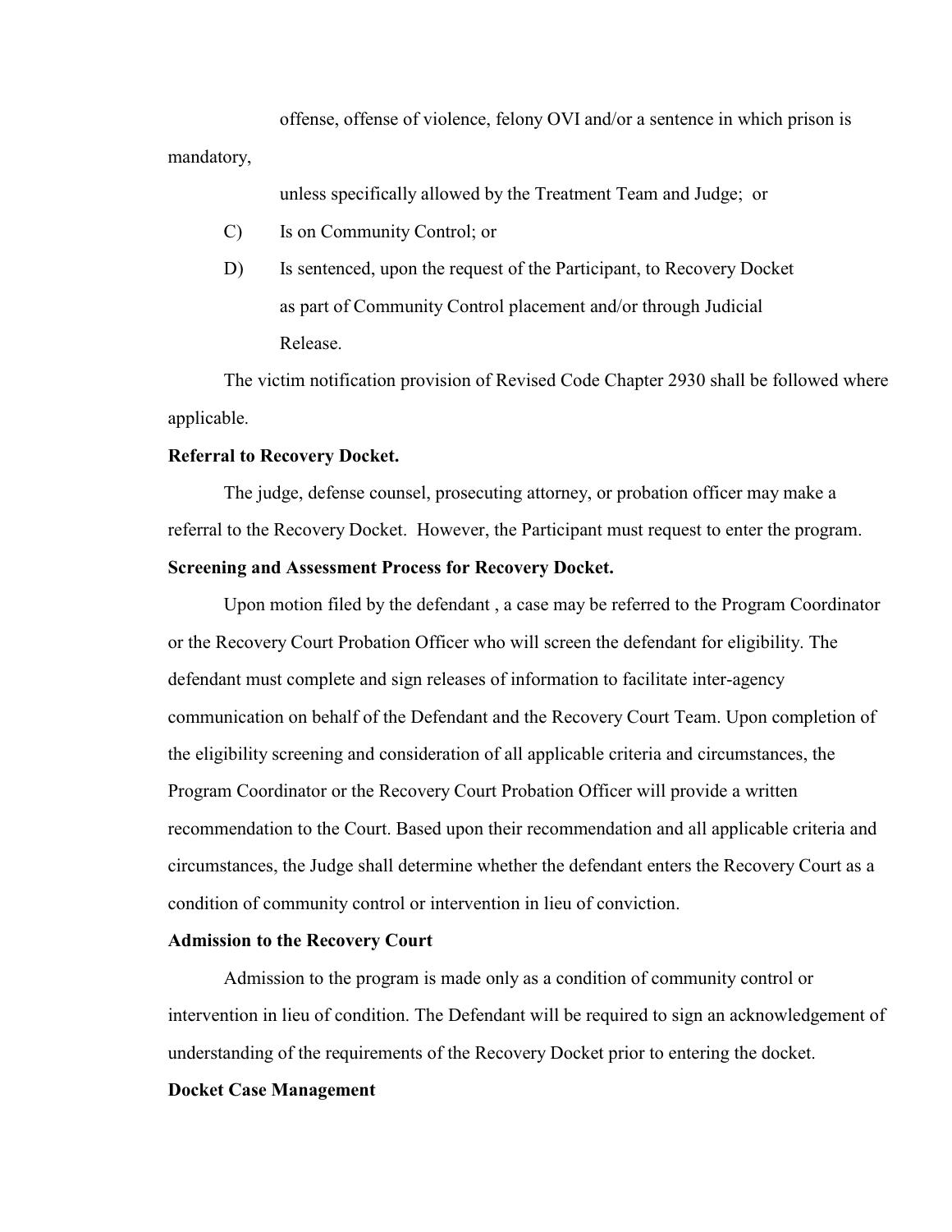offense, offense of violence, felony OVI and/or a sentence in which prison is mandatory,

unless specifically allowed by the Treatment Team and Judge; or

C) Is on Community Control; or

D) Is sentenced, upon the request of the Participant, to Recovery Docket as part of Community Control placement and/or through Judicial Release.

The victim notification provision of Revised Code Chapter 2930 shall be followed where applicable.

**Referral to Recovery Docket.**

The judge, defense counsel, prosecuting attorney, or probation officer may make a referral to the Recovery Docket. However, the Participant must request to enter the program.

**Screening and Assessment Process for Recovery Docket.**

Upon motion filed by the defendant , a case may be referred to the Program Coordinator or the Recovery Court Probation Officer who will screen the defendant for eligibility. The defendant must complete and sign releases of information to facilitate inter-agency communication on behalf of the Defendant and the Recovery Court Team. Upon completion of the eligibility screening and consideration of all applicable criteria and circumstances, the Program Coordinator or the Recovery Court Probation Officer will provide a written recommendation to the Court. Based upon their recommendation and all applicable criteria and circumstances, the Judge shall determine whether the defendant enters the Recovery Court as a condition of community control or intervention in lieu of conviction.

**Admission to the Recovery Court**

Admission to the program is made only as a condition of community control or intervention in lieu of condition. The Defendant will be required to sign an acknowledgement of understanding of the requirements of the Recovery Docket prior to entering the docket.

**Docket Case Management**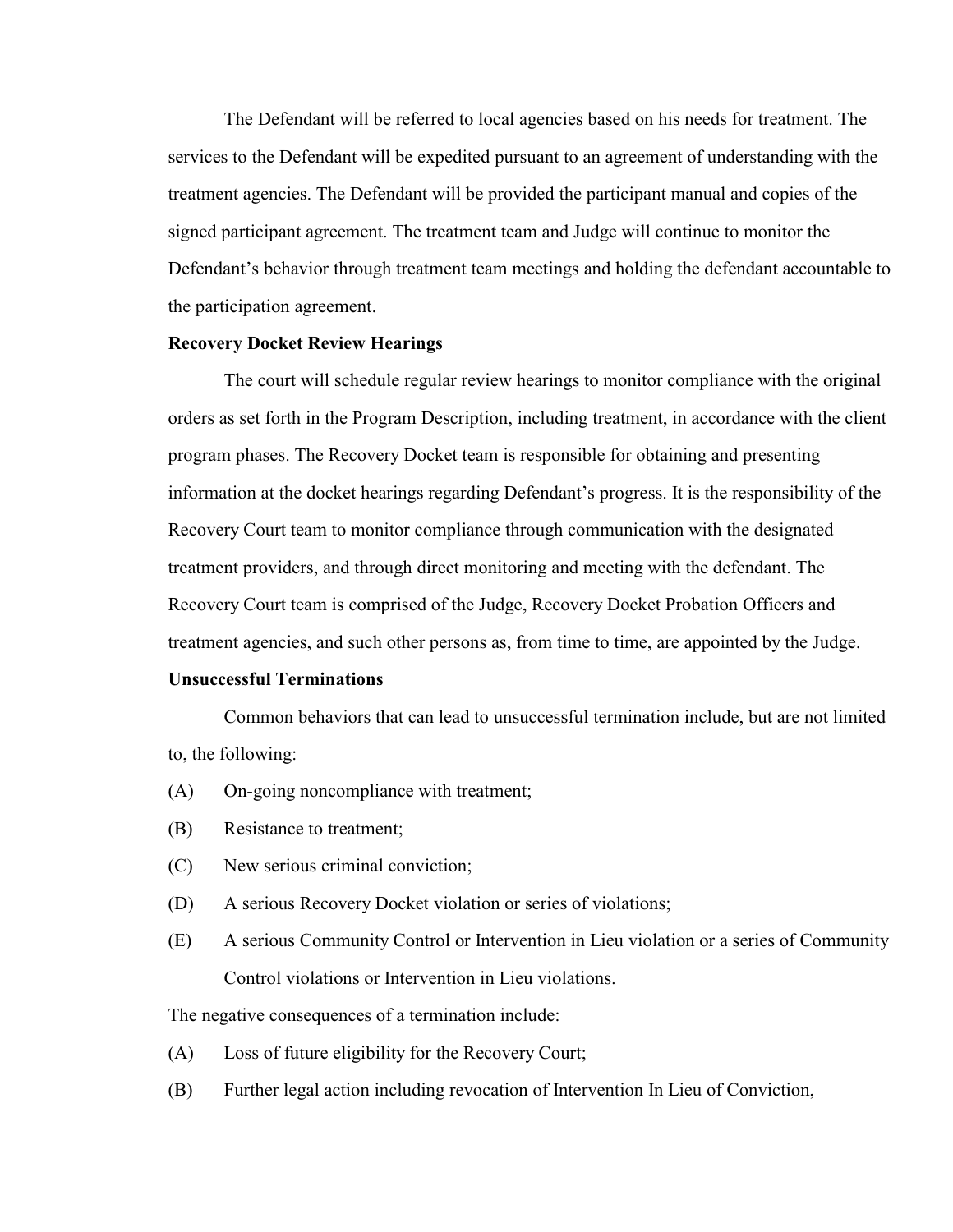The Defendant will be referred to local agencies based on his needs for treatment. The services to the Defendant will be expedited pursuant to an agreement of understanding with the treatment agencies. The Defendant will be provided the participant manual and copies of the signed participant agreement. The treatment team and Judge will continue to monitor the Defendant's behavior through treatment team meetings and holding the defendant accountable to the participation agreement.

**Recovery Docket Review Hearings**

The court will schedule regular review hearings to monitor compliance with the original orders as set forth in the Program Description, including treatment, in accordance with the client program phases. The Recovery Docket team is responsible for obtaining and presenting information at the docket hearings regarding Defendant's progress. It is the responsibility of the Recovery Court team to monitor compliance through communication with the designated treatment providers, and through direct monitoring and meeting with the defendant. The Recovery Court team is comprised of the Judge, Recovery Docket Probation Officers and treatment agencies, and such other persons as, from time to time, are appointed by the Judge.

**Unsuccessful Terminations**

Common behaviors that can lead to unsuccessful termination include, but are not limited to, the following:

(A) On-going noncompliance with treatment;

(B) Resistance to treatment;

(C) New serious criminal conviction;

(D) A serious Recovery Docket violation or series of violations;

(E) A serious Community Control or Intervention in Lieu violation or a series of Community Control violations or Intervention in Lieu violations.

The negative consequences of a termination include:

(A) Loss of future eligibility for the Recovery Court;

(B) Further legal action including revocation of Intervention In Lieu of Conviction,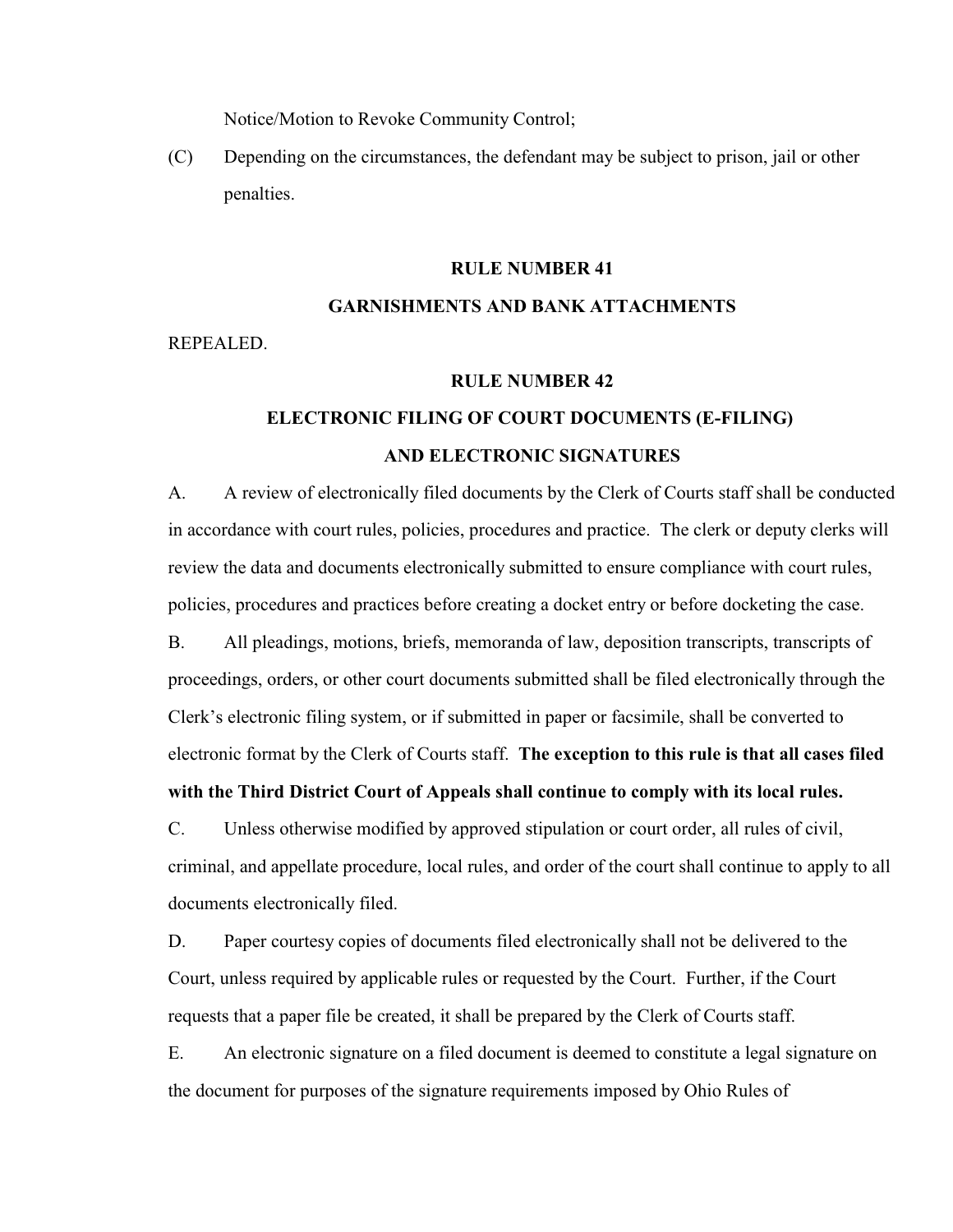Notice/Motion to Revoke Community Control;

(C) Depending on the circumstances, the defendant may be subject to prison, jail or other penalties.

## RULE NUMBER 41

## GARNISHMENTS AND BANK ATTACHMENTS

REPEALED.

## RULE NUMBER 42

## ELECTRONIC FILING OF COURT DOCUMENTS (E-FILING) AND ELECTRONIC SIGNATURES

A. A review of electronically filed documents by the Clerk of Courts staff shall be conducted in accordance with court rules, policies, procedures and practice. The clerk or deputy clerks will review the data and documents electronically submitted to ensure compliance with court rules, policies, procedures and practices before creating a docket entry or before docketing the case.

B. All pleadings, motions, briefs, memoranda of law, deposition transcripts, transcripts of proceedings, orders, or other court documents submitted shall be filed electronically through the Clerk's electronic filing system, or if submitted in paper or facsimile, shall be converted to electronic format by the Clerk of Courts staff. **The exception to this rule is that all cases filed with the Third District Court of Appeals shall continue to comply with its local rules.**

C. Unless otherwise modified by approved stipulation or court order, all rules of civil, criminal, and appellate procedure, local rules, and order of the court shall continue to apply to all documents electronically filed.

D. Paper courtesy copies of documents filed electronically shall not be delivered to the Court, unless required by applicable rules or requested by the Court. Further, if the Court requests that a paper file be created, it shall be prepared by the Clerk of Courts staff.

E. An electronic signature on a filed document is deemed to constitute a legal signature on the document for purposes of the signature requirements imposed by Ohio Rules of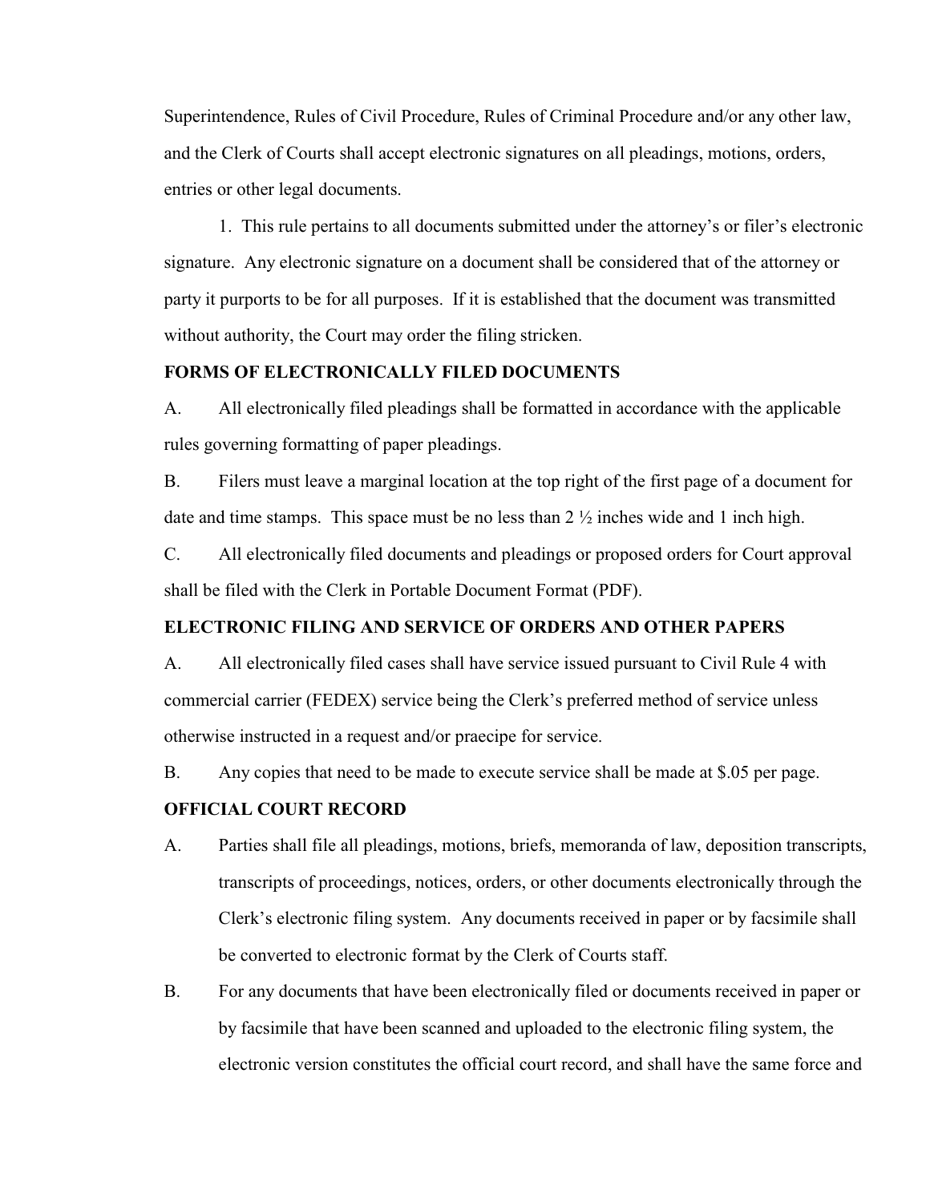Superintendence, Rules of Civil Procedure, Rules of Criminal Procedure and/or any other law, and the Clerk of Courts shall accept electronic signatures on all pleadings, motions, orders, entries or other legal documents.

1. This rule pertains to all documents submitted under the attorney's or filer's electronic signature. Any electronic signature on a document shall be considered that of the attorney or party it purports to be for all purposes. If it is established that the document was transmitted without authority, the Court may order the filing stricken.

**FORMS OF ELECTRONICALLY FILED DOCUMENTS**

A. All electronically filed pleadings shall be formatted in accordance with the applicable rules governing formatting of paper pleadings.

B. Filers must leave a marginal location at the top right of the first page of a document for date and time stamps. This space must be no less than 2 ½ inches wide and 1 inch high.

C. All electronically filed documents and pleadings or proposed orders for Court approval shall be filed with the Clerk in Portable Document Format (PDF).

**ELECTRONIC FILING AND SERVICE OF ORDERS AND OTHER PAPERS**

A. All electronically filed cases shall have service issued pursuant to Civil Rule 4 with commercial carrier (FEDEX) service being the Clerk's preferred method of service unless otherwise instructed in a request and/or praecipe for service.

B. Any copies that need to be made to execute service shall be made at $.05 per page.

**OFFICIAL COURT RECORD**

A. Parties shall file all pleadings, motions, briefs, memoranda of law, deposition transcripts, transcripts of proceedings, notices, orders, or other documents electronically through the Clerk's electronic filing system. Any documents received in paper or by facsimile shall be converted to electronic format by the Clerk of Courts staff.

B. For any documents that have been electronically filed or documents received in paper or by facsimile that have been scanned and uploaded to the electronic filing system, the electronic version constitutes the official court record, and shall have the same force and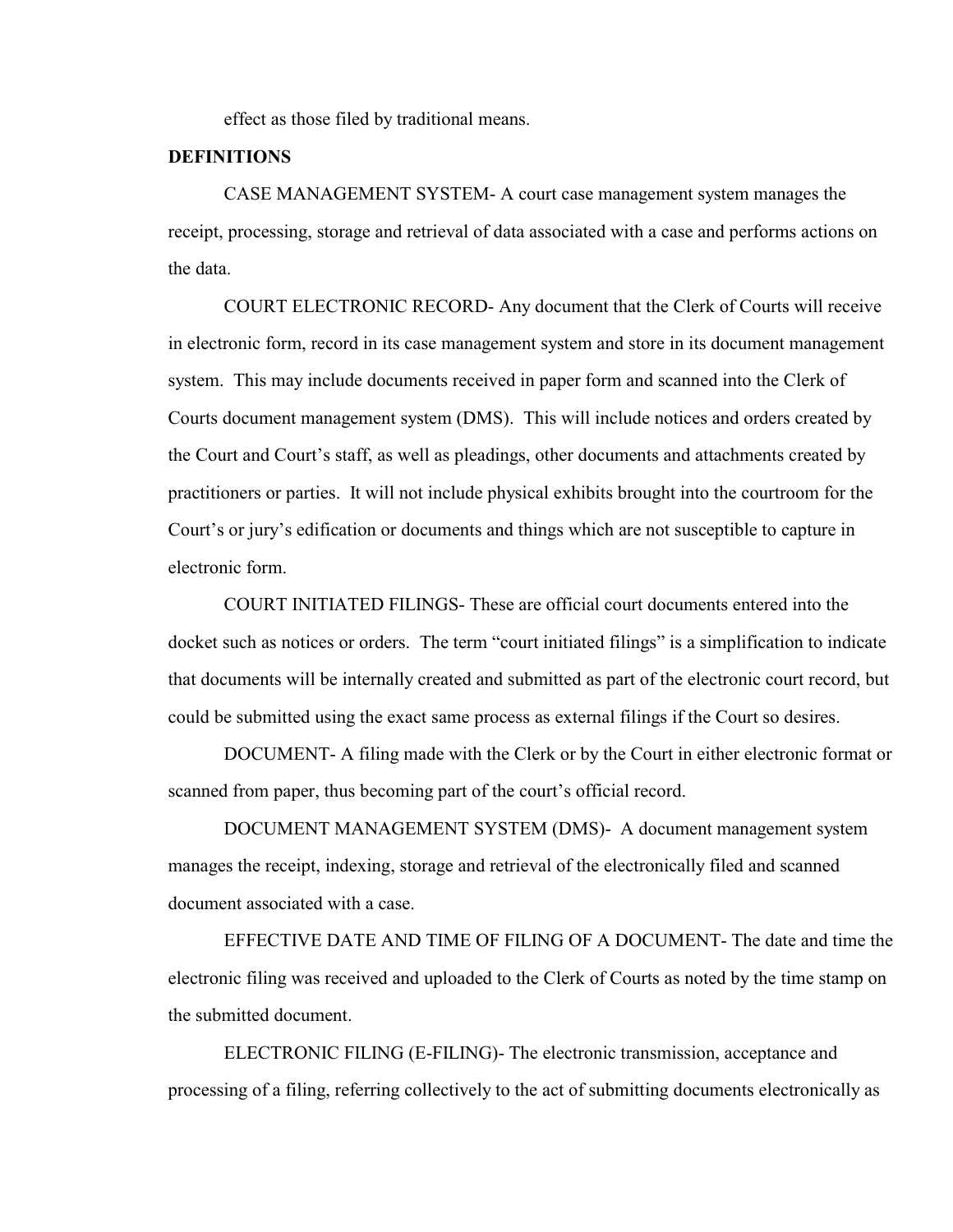effect as those filed by traditional means.

**DEFINITIONS**

CASE MANAGEMENT SYSTEM- A court case management system manages the receipt, processing, storage and retrieval of data associated with a case and performs actions on the data.

COURT ELECTRONIC RECORD- Any document that the Clerk of Courts will receive in electronic form, record in its case management system and store in its document management system. This may include documents received in paper form and scanned into the Clerk of Courts document management system (DMS). This will include notices and orders created by the Court and Court's staff, as well as pleadings, other documents and attachments created by practitioners or parties. It will not include physical exhibits brought into the courtroom for the Court's or jury's edification or documents and things which are not susceptible to capture in electronic form.

COURT INITIATED FILINGS- These are official court documents entered into the docket such as notices or orders. The term "court initiated filings" is a simplification to indicate that documents will be internally created and submitted as part of the electronic court record, but could be submitted using the exact same process as external filings if the Court so desires.

DOCUMENT- A filing made with the Clerk or by the Court in either electronic format or scanned from paper, thus becoming part of the court's official record.

DOCUMENT MANAGEMENT SYSTEM (DMS)- A document management system manages the receipt, indexing, storage and retrieval of the electronically filed and scanned document associated with a case.

EFFECTIVE DATE AND TIME OF FILING OF A DOCUMENT- The date and time the electronic filing was received and uploaded to the Clerk of Courts as noted by the time stamp on the submitted document.

ELECTRONIC FILING (E-FILING)- The electronic transmission, acceptance and processing of a filing, referring collectively to the act of submitting documents electronically as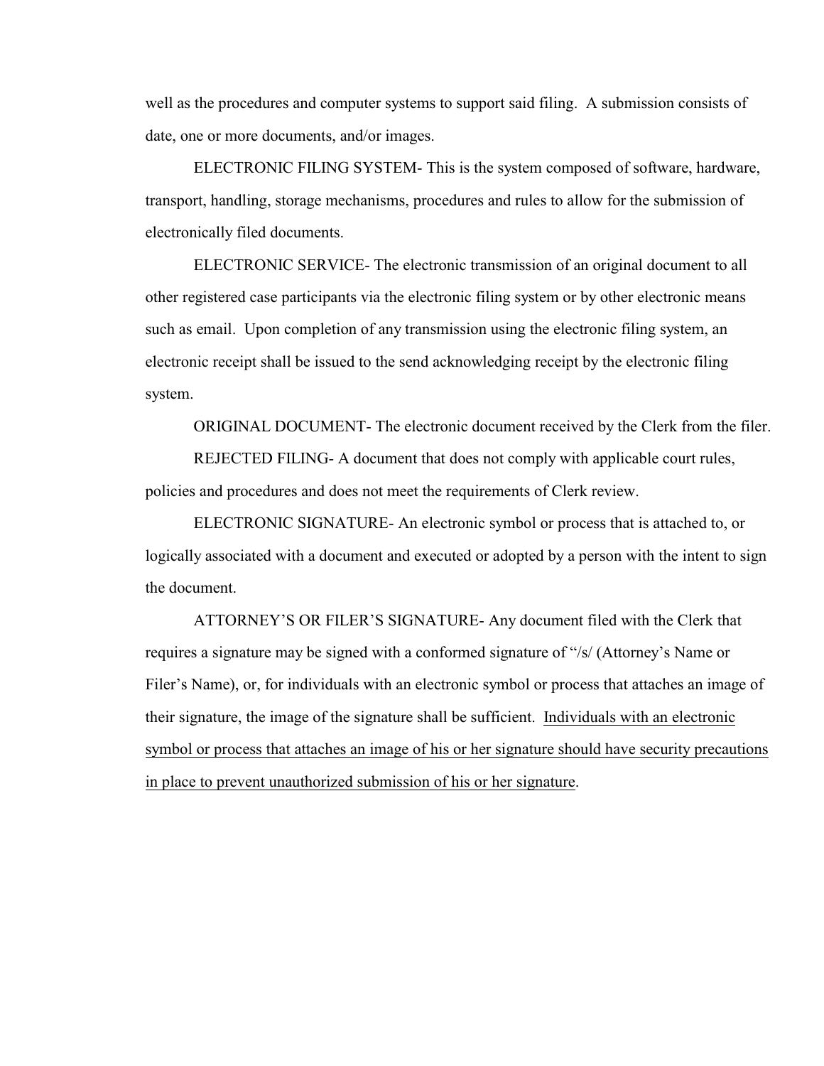well as the procedures and computer systems to support said filing. A submission consists of date, one or more documents, and/or images.

ELECTRONIC FILING SYSTEM- This is the system composed of software, hardware, transport, handling, storage mechanisms, procedures and rules to allow for the submission of electronically filed documents.

ELECTRONIC SERVICE- The electronic transmission of an original document to all other registered case participants via the electronic filing system or by other electronic means such as email. Upon completion of any transmission using the electronic filing system, an electronic receipt shall be issued to the send acknowledging receipt by the electronic filing system.

ORIGINAL DOCUMENT- The electronic document received by the Clerk from the filer.

REJECTED FILING- A document that does not comply with applicable court rules, policies and procedures and does not meet the requirements of Clerk review.

ELECTRONIC SIGNATURE- An electronic symbol or process that is attached to, or logically associated with a document and executed or adopted by a person with the intent to sign the document.

ATTORNEY'S OR FILER'S SIGNATURE- Any document filed with the Clerk that requires a signature may be signed with a conformed signature of "/s/ (Attorney's Name or Filer's Name), or, for individuals with an electronic symbol or process that attaches an image of their signature, the image of the signature shall be sufficient. <u>Individuals with an electronic symbol or process that attaches an image of his or her signature should have security precautions in place to prevent unauthorized submission of his or her signature</u>.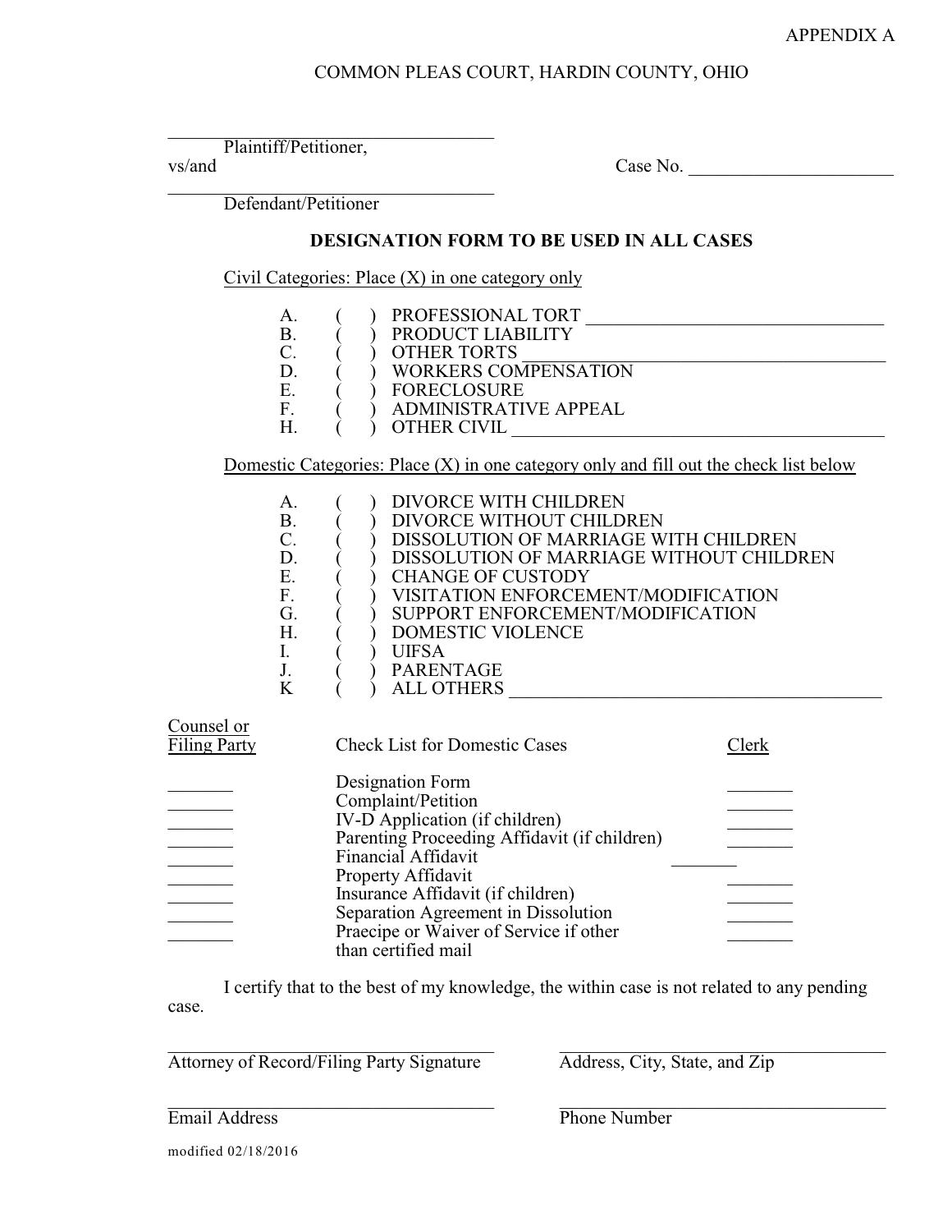APPENDIX A

COMMON PLEAS COURT, HARDIN COUNTY, OHIO

________________________________
Plaintiff/Petitioner,

vs/and  Case No. ______________________

________________________________
Defendant/Petitioner

**DESIGNATION FORM TO BE USED IN ALL CASES**

Civil Categories: Place (X) in one category only

A. ( ) PROFESSIONAL TORT ________________________________
B. ( ) PRODUCT LIABILITY
C. ( ) OTHER TORTS ____________________________________
D. ( ) WORKERS COMPENSATION
E. ( ) FORECLOSURE
F. ( ) ADMINISTRATIVE APPEAL
H. ( ) OTHER CIVIL ______________________________________

Domestic Categories: Place (X) in one category only and fill out the check list below

A. ( ) DIVORCE WITH CHILDREN
B. ( ) DIVORCE WITHOUT CHILDREN
C. ( ) DISSOLUTION OF MARRIAGE WITH CHILDREN
D. ( ) DISSOLUTION OF MARRIAGE WITHOUT CHILDREN
E. ( ) CHANGE OF CUSTODY
F. ( ) VISITATION ENFORCEMENT/MODIFICATION
G. ( ) SUPPORT ENFORCEMENT/MODIFICATION
H. ( ) DOMESTIC VIOLENCE
I. ( ) UIFSA
J. ( ) PARENTAGE
K ( ) ALL OTHERS ________________________________________

| Counsel or Filing Party | Check List for Domestic Cases | Clerk |
|---|---|---|
| _______ | Designation Form | _______ |
| _______ | Complaint/Petition | _______ |
| _______ | IV-D Application (if children) | _______ |
| _______ | Parenting Proceeding Affidavit (if children) | _______ |
| _______ | Financial Affidavit | _______ |
| _______ | Property Affidavit | _______ |
| _______ | Insurance Affidavit (if children) | _______ |
| _______ | Separation Agreement in Dissolution | _______ |
| _______ | Praecipe or Waiver of Service if other than certified mail | _______ |

I certify that to the best of my knowledge, the within case is not related to any pending case.

________________________________ ________________________________
Attorney of Record/Filing Party Signature  Address, City, State, and Zip

________________________________ ________________________________
Email Address  Phone Number

modified 02/18/2016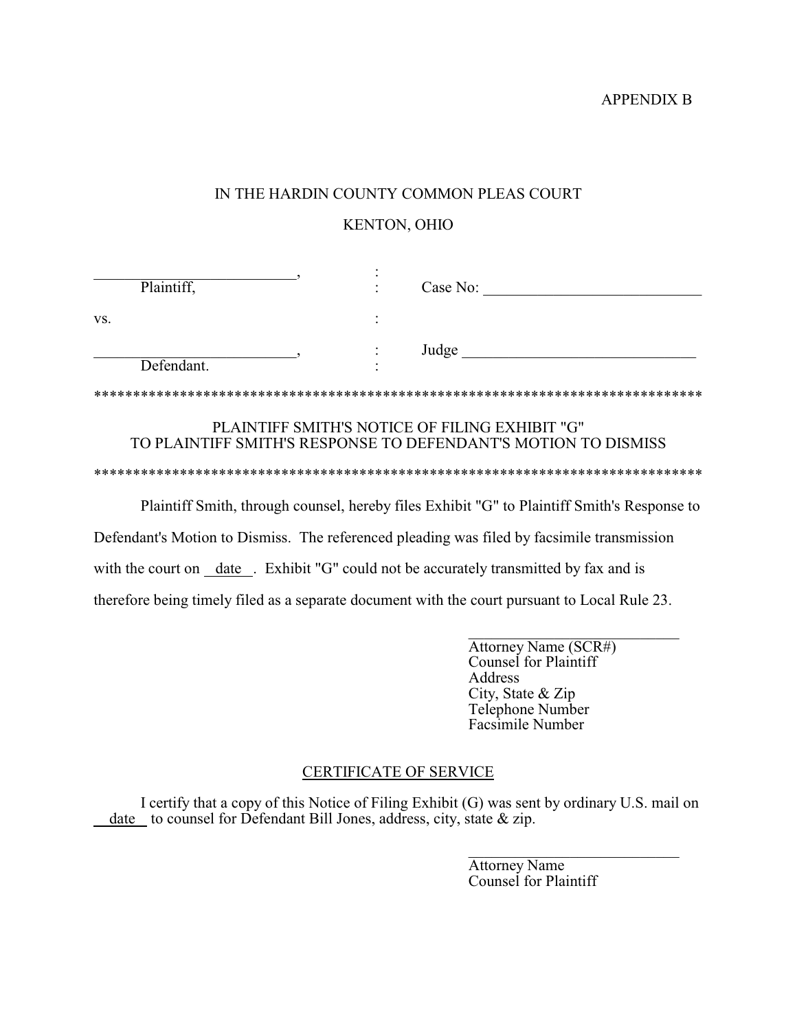APPENDIX B

IN THE HARDIN COUNTY COMMON PLEAS COURT

KENTON, OHIO

| | | |
|---|---|---|
| ________________________, | : | |
| Plaintiff, | : | Case No: ________________________ |
| vs. | : | |
| ________________________, | : | Judge ________________________ |
| Defendant. | : | |

*******************************************************************************

PLAINTIFF SMITH'S NOTICE OF FILING EXHIBIT "G"
TO PLAINTIFF SMITH'S RESPONSE TO DEFENDANT'S MOTION TO DISMISS

*******************************************************************************

Plaintiff Smith, through counsel, hereby files Exhibit "G" to Plaintiff Smith's Response to Defendant's Motion to Dismiss. The referenced pleading was filed by facsimile transmission with the court on __date__. Exhibit "G" could not be accurately transmitted by fax and is therefore being timely filed as a separate document with the court pursuant to Local Rule 23.

________________________
Attorney Name (SCR#)
Counsel for Plaintiff
Address
City, State & Zip
Telephone Number
Facsimile Number

CERTIFICATE OF SERVICE

I certify that a copy of this Notice of Filing Exhibit (G) was sent by ordinary U.S. mail on __date__ to counsel for Defendant Bill Jones, address, city, state & zip.

________________________
Attorney Name
Counsel for Plaintiff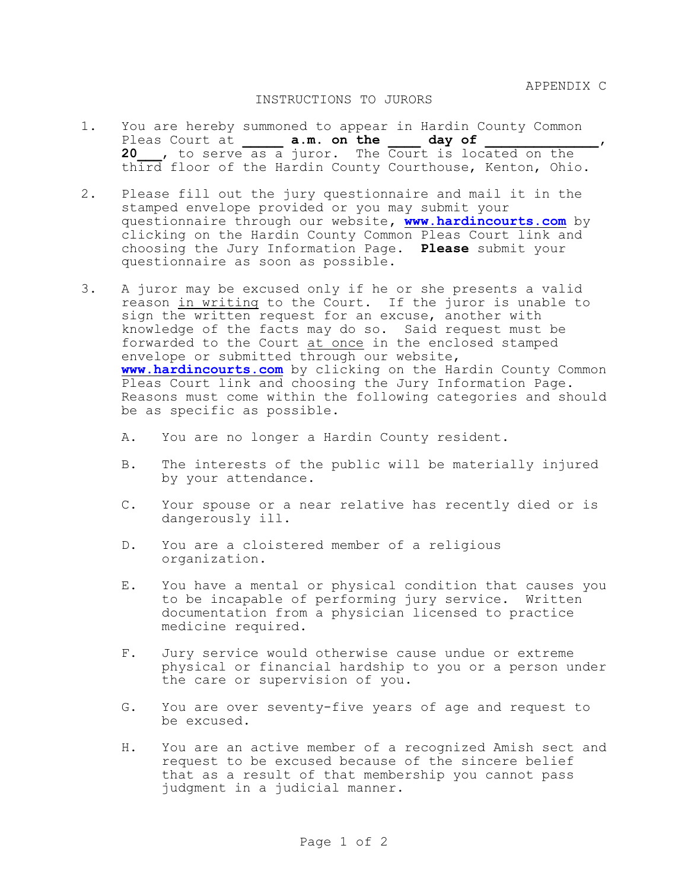APPENDIX C

# INSTRUCTIONS TO JURORS

1. You are hereby summoned to appear in Hardin County Common Pleas Court at **_____ a.m. on the ____ day of ______________, 20___**, to serve as a juror. The Court is located on the third floor of the Hardin County Courthouse, Kenton, Ohio.

2. Please fill out the jury questionnaire and mail it in the stamped envelope provided or you may submit your questionnaire through our website, **www.hardincourts.com** by clicking on the Hardin County Common Pleas Court link and choosing the Jury Information Page. **Please** submit your questionnaire as soon as possible.

3. A juror may be excused only if he or she presents a valid reason <u>in writing</u> to the Court. If the juror is unable to sign the written request for an excuse, another with knowledge of the facts may do so. Said request must be forwarded to the Court <u>at once</u> in the enclosed stamped envelope or submitted through our website, **www.hardincourts.com** by clicking on the Hardin County Common Pleas Court link and choosing the Jury Information Page. Reasons must come within the following categories and should be as specific as possible.

   A. You are no longer a Hardin County resident.

   B. The interests of the public will be materially injured by your attendance.

   C. Your spouse or a near relative has recently died or is dangerously ill.

   D. You are a cloistered member of a religious organization.

   E. You have a mental or physical condition that causes you to be incapable of performing jury service. Written documentation from a physician licensed to practice medicine required.

   F. Jury service would otherwise cause undue or extreme physical or financial hardship to you or a person under the care or supervision of you.

   G. You are over seventy-five years of age and request to be excused.

   H. You are an active member of a recognized Amish sect and request to be excused because of the sincere belief that as a result of that membership you cannot pass judgment in a judicial manner.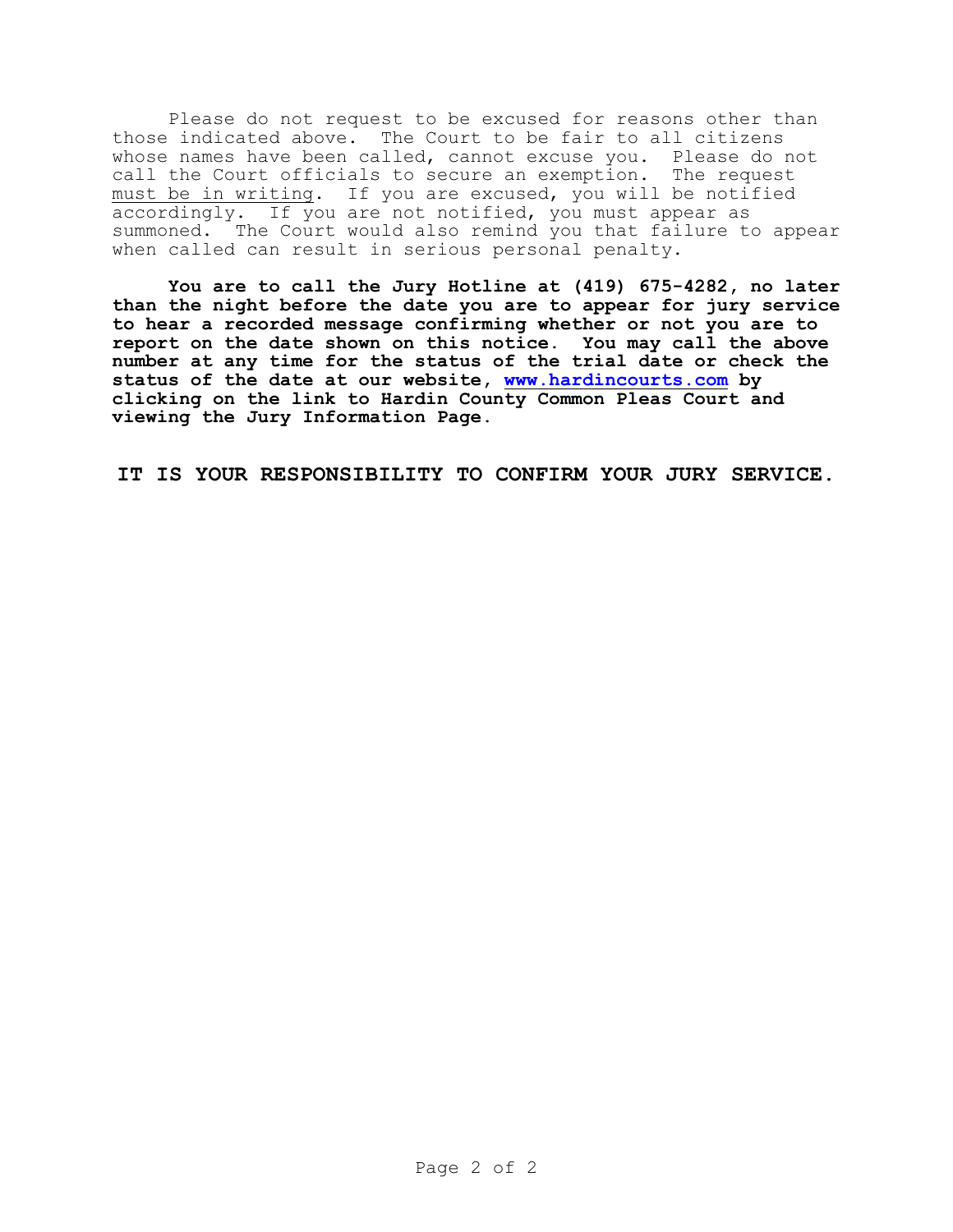Please do not request to be excused for reasons other than those indicated above. The Court to be fair to all citizens whose names have been called, cannot excuse you. Please do not call the Court officials to secure an exemption. The request must be in writing. If you are excused, you will be notified accordingly. If you are not notified, you must appear as summoned. The Court would also remind you that failure to appear when called can result in serious personal penalty.

**You are to call the Jury Hotline at (419) 675-4282, no later than the night before the date you are to appear for jury service to hear a recorded message confirming whether or not you are to report on the date shown on this notice. You may call the above number at any time for the status of the trial date or check the status of the date at our website, [www.hardincourts.com](http://www.hardincourts.com) by clicking on the link to Hardin County Common Pleas Court and viewing the Jury Information Page.**

**IT IS YOUR RESPONSIBILITY TO CONFIRM YOUR JURY SERVICE.**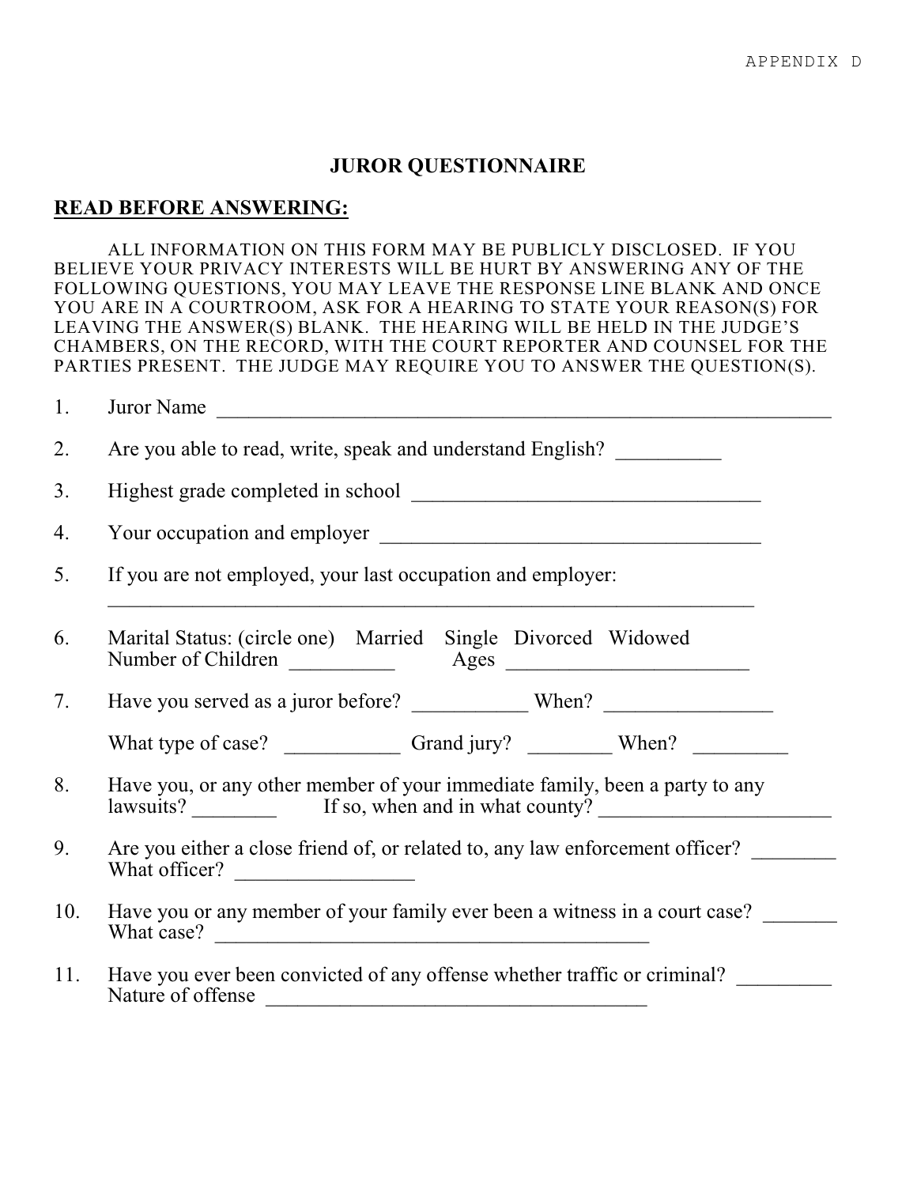APPENDIX D

# JUROR QUESTIONNAIRE

## READ BEFORE ANSWERING:

ALL INFORMATION ON THIS FORM MAY BE PUBLICLY DISCLOSED. IF YOU BELIEVE YOUR PRIVACY INTERESTS WILL BE HURT BY ANSWERING ANY OF THE FOLLOWING QUESTIONS, YOU MAY LEAVE THE RESPONSE LINE BLANK AND ONCE YOU ARE IN A COURTROOM, ASK FOR A HEARING TO STATE YOUR REASON(S) FOR LEAVING THE ANSWER(S) BLANK. THE HEARING WILL BE HELD IN THE JUDGE'S CHAMBERS, ON THE RECORD, WITH THE COURT REPORTER AND COUNSEL FOR THE PARTIES PRESENT. THE JUDGE MAY REQUIRE YOU TO ANSWER THE QUESTION(S).

1. Juror Name ______________________________________________________________

2. Are you able to read, write, speak and understand English? __________

3. Highest grade completed in school __________________________________

4. Your occupation and employer ______________________________________

5. If you are not employed, your last occupation and employer:
   ________________________________________________________________

6. Marital Status: (circle one) Married Single Divorced Widowed
   Number of Children __________ Ages ________________________

7. Have you served as a juror before? ___________ When? ________________

   What type of case? ___________ Grand jury? ________ When? _________

8. Have you, or any other member of your immediate family, been a party to any lawsuits? ________ If so, when and in what county? ______________________

9. Are you either a close friend of, or related to, any law enforcement officer? ________
   What officer? _________________

10. Have you or any member of your family ever been a witness in a court case? _______
    What case? ____________________________________________

11. Have you ever been convicted of any offense whether traffic or criminal? _________
    Nature of offense _____________________________________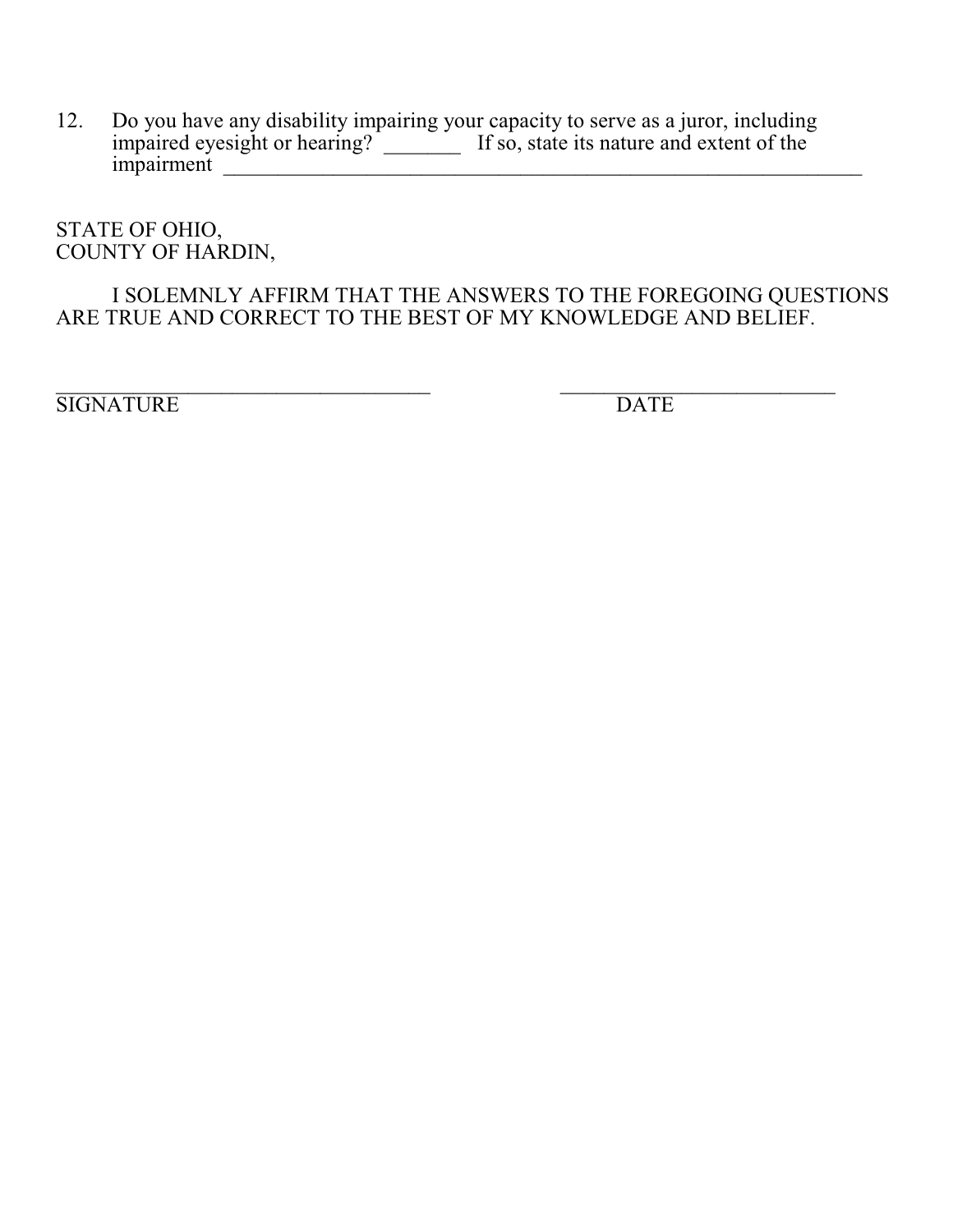12. Do you have any disability impairing your capacity to serve as a juror, including impaired eyesight or hearing? _______ If so, state its nature and extent of the impairment _______________________________________________________________

STATE OF OHIO,
COUNTY OF HARDIN,

I SOLEMNLY AFFIRM THAT THE ANSWERS TO THE FOREGOING QUESTIONS ARE TRUE AND CORRECT TO THE BEST OF MY KNOWLEDGE AND BELIEF.

_____________________________________ ___________________________
SIGNATURE DATE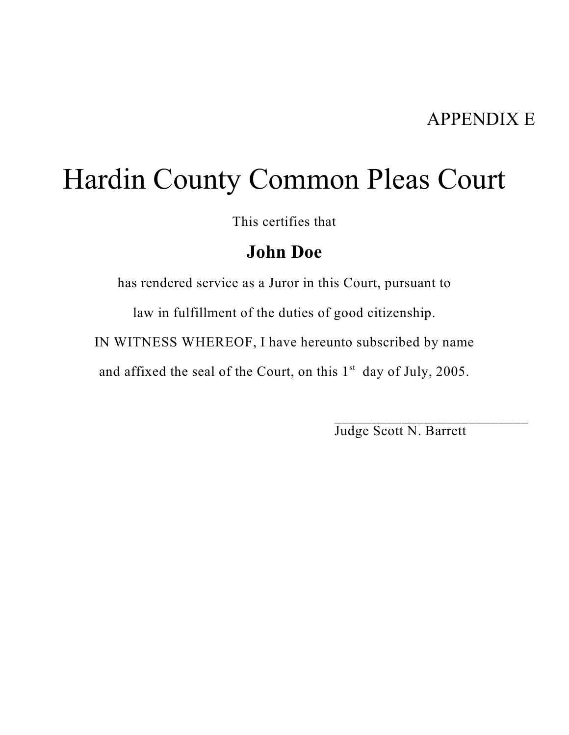APPENDIX E

# Hardin County Common Pleas Court

This certifies that

**John Doe**

has rendered service as a Juror in this Court, pursuant to

law in fulfillment of the duties of good citizenship.

IN WITNESS WHEREOF, I have hereunto subscribed by name

and affixed the seal of the Court, on this 1st day of July, 2005.

\_\_\_\_\_\_\_\_\_\_\_\_\_\_\_\_\_\_\_\_\_\_\_\_\_\_\_\_\_\_

Judge Scott N. Barrett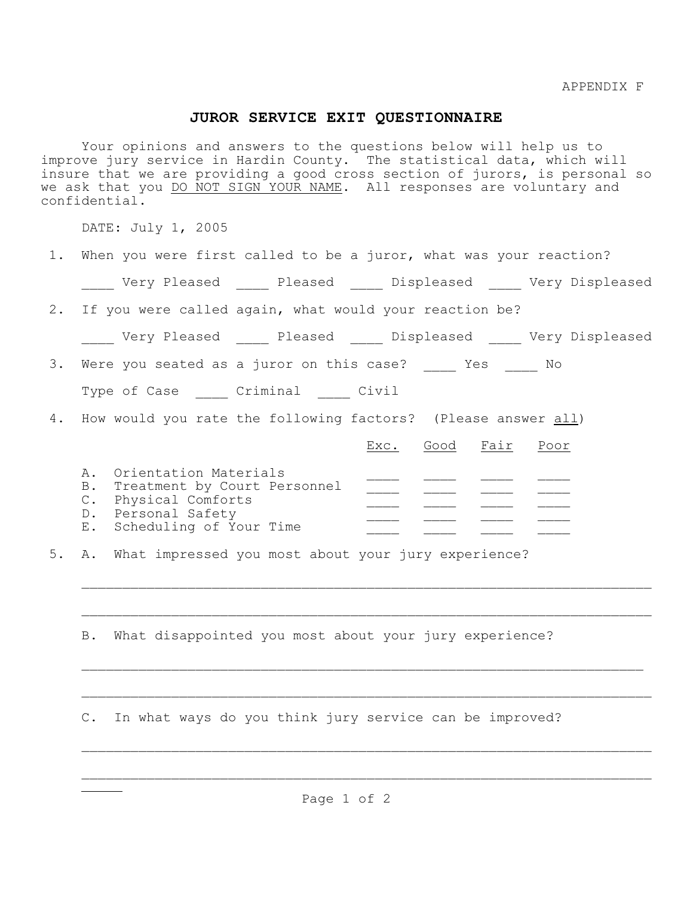APPENDIX F

## JUROR SERVICE EXIT QUESTIONNAIRE

Your opinions and answers to the questions below will help us to improve jury service in Hardin County. The statistical data, which will insure that we are providing a good cross section of jurors, is personal so we ask that you <u>DO NOT SIGN YOUR NAME</u>. All responses are voluntary and confidential.

DATE: July 1, 2005

1. When you were first called to be a juror, what was your reaction?

   ____ Very Pleased ____ Pleased ____ Displeased ____ Very Displeased

2. If you were called again, what would your reaction be?

   ____ Very Pleased ____ Pleased ____ Displeased ____ Very Displeased

3. Were you seated as a juror on this case? ____ Yes ____ No

   Type of Case ____ Criminal ____ Civil

4. How would you rate the following factors? (Please answer <u>all</u>)

| | Exc. | Good | Fair | Poor |
|---|---|---|---|---|
| A. Orientation Materials | ____ | ____ | ____ | ____ |
| B. Treatment by Court Personnel | ____ | ____ | ____ | ____ |
| C. Physical Comforts | ____ | ____ | ____ | ____ |
| D. Personal Safety | ____ | ____ | ____ | ____ |
| E. Scheduling of Your Time | ____ | ____ | ____ | ____ |

5. A. What impressed you most about your jury experience?

   ______________________________________________________________________

   ______________________________________________________________________

   B. What disappointed you most about your jury experience?

   ______________________________________________________________________

   ______________________________________________________________________

   C. In what ways do you think jury service can be improved?

   ______________________________________________________________________

   ______________________________________________________________________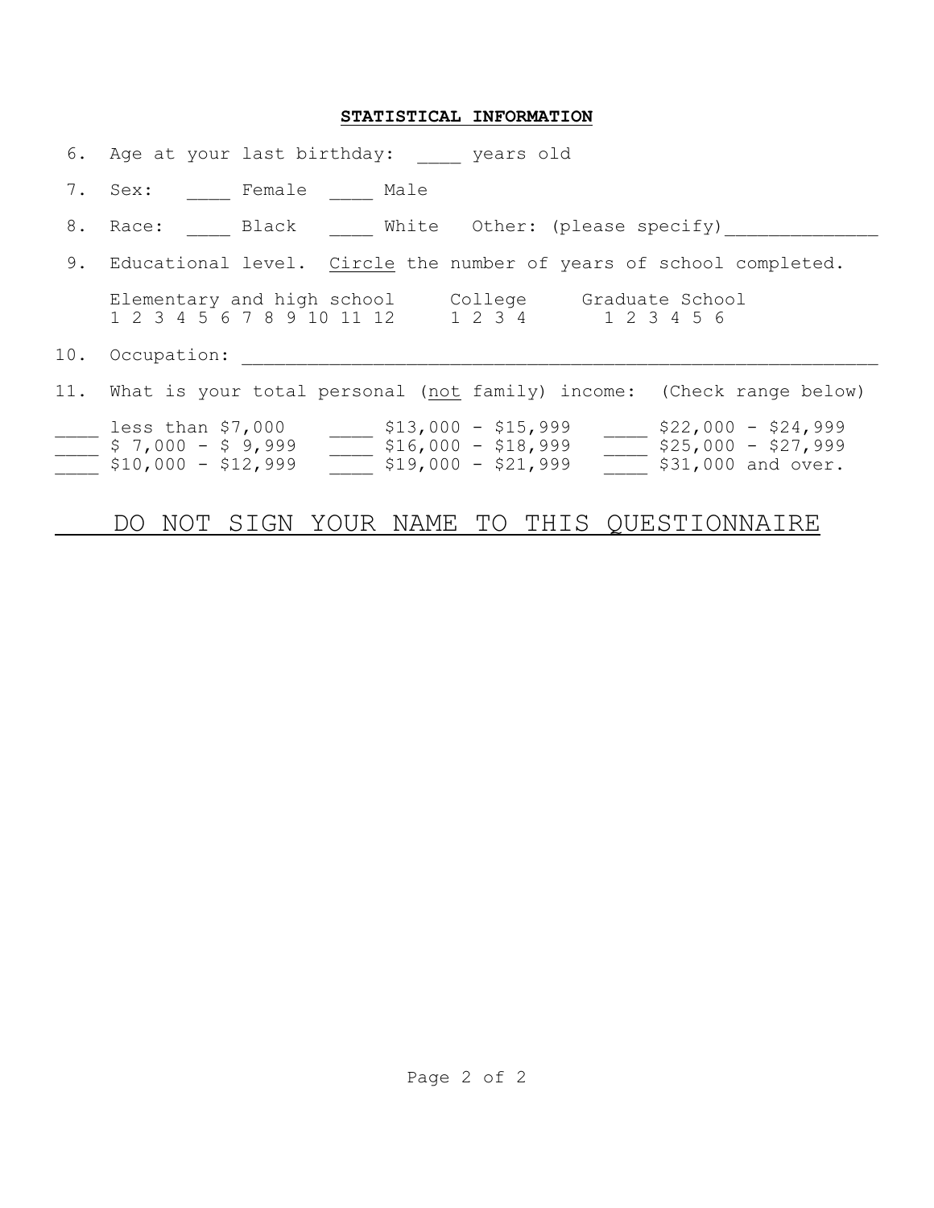**STATISTICAL INFORMATION**

6. Age at your last birthday: ____ years old

7. Sex: ____ Female ____ Male

8. Race: ____ Black ____ White Other: (please specify)______________

9. Educational level. <u>Circle</u> the number of years of school completed.

   Elementary and high school: 1 2 3 4 5 6 7 8 9 10 11 12
   College: 1 2 3 4
   Graduate School: 1 2 3 4 5 6

10. Occupation: ____________________________________________________________

11. What is your total personal (<u>not</u> family) income: (Check range below)

| | | |
|---|---|---|
| ____ less than $7,000 | ____ $13,000 - $15,999 | ____ $22,000 - $24,999 |
| ____ $ 7,000 - $ 9,999 | ____ $16,000 - $18,999 | ____ $25,000 - $27,999 |
| ____ $10,000 - $12,999 | ____ $19,000 - $21,999 | ____ $31,000 and over. |

<u>DO NOT SIGN YOUR NAME TO THIS QUESTIONNAIRE</u>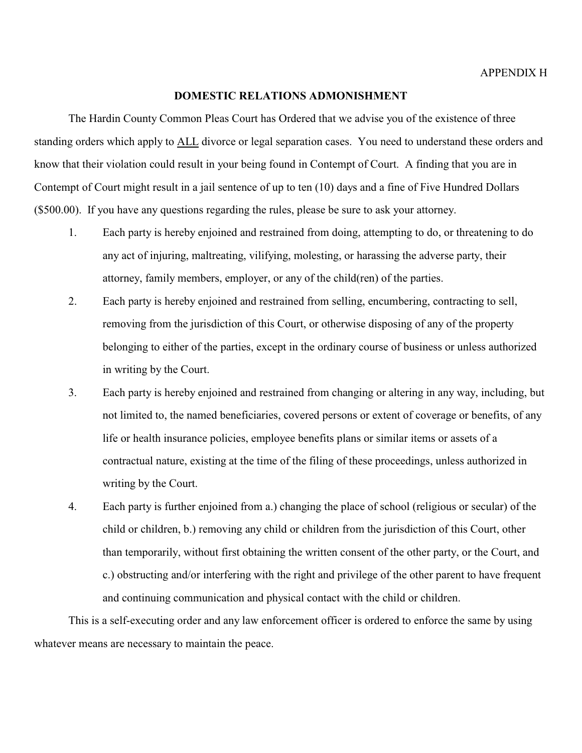APPENDIX H

## DOMESTIC RELATIONS ADMONISHMENT

The Hardin County Common Pleas Court has Ordered that we advise you of the existence of three standing orders which apply to <u>ALL</u> divorce or legal separation cases. You need to understand these orders and know that their violation could result in your being found in Contempt of Court. A finding that you are in Contempt of Court might result in a jail sentence of up to ten (10) days and a fine of Five Hundred Dollars ($500.00). If you have any questions regarding the rules, please be sure to ask your attorney.

1. Each party is hereby enjoined and restrained from doing, attempting to do, or threatening to do any act of injuring, maltreating, vilifying, molesting, or harassing the adverse party, their attorney, family members, employer, or any of the child(ren) of the parties.
2. Each party is hereby enjoined and restrained from selling, encumbering, contracting to sell, removing from the jurisdiction of this Court, or otherwise disposing of any of the property belonging to either of the parties, except in the ordinary course of business or unless authorized in writing by the Court.
3. Each party is hereby enjoined and restrained from changing or altering in any way, including, but not limited to, the named beneficiaries, covered persons or extent of coverage or benefits, of any life or health insurance policies, employee benefits plans or similar items or assets of a contractual nature, existing at the time of the filing of these proceedings, unless authorized in writing by the Court.
4. Each party is further enjoined from a.) changing the place of school (religious or secular) of the child or children, b.) removing any child or children from the jurisdiction of this Court, other than temporarily, without first obtaining the written consent of the other party, or the Court, and c.) obstructing and/or interfering with the right and privilege of the other parent to have frequent and continuing communication and physical contact with the child or children.

This is a self-executing order and any law enforcement officer is ordered to enforce the same by using whatever means are necessary to maintain the peace.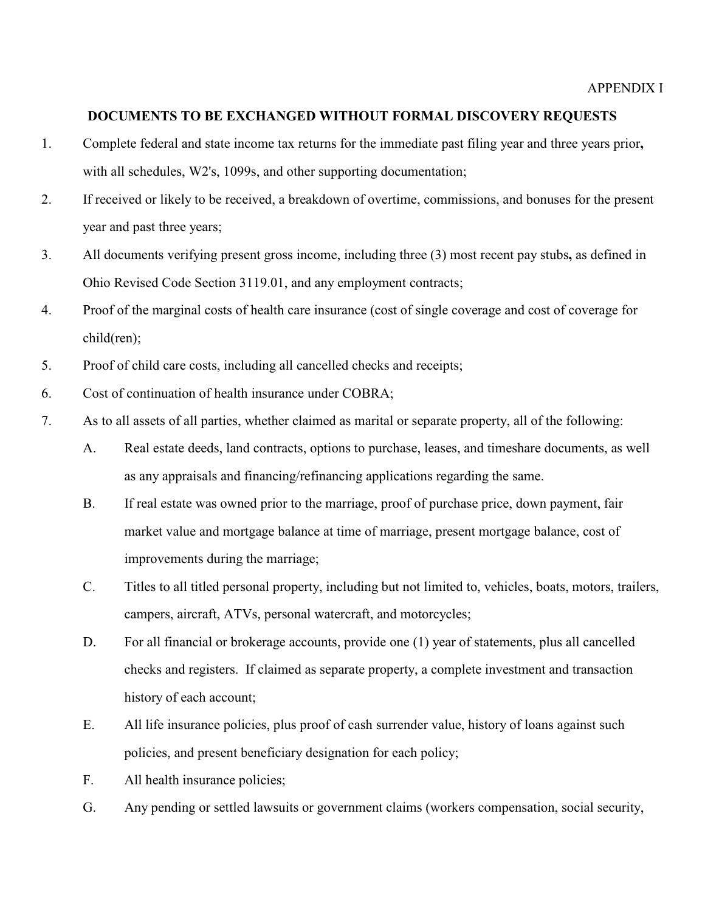APPENDIX I

**DOCUMENTS TO BE EXCHANGED WITHOUT FORMAL DISCOVERY REQUESTS**

1. Complete federal and state income tax returns for the immediate past filing year and three years prior**,** with all schedules, W2's, 1099s, and other supporting documentation;
2. If received or likely to be received, a breakdown of overtime, commissions, and bonuses for the present year and past three years;
3. All documents verifying present gross income, including three (3) most recent pay stubs**,** as defined in Ohio Revised Code Section 3119.01, and any employment contracts;
4. Proof of the marginal costs of health care insurance (cost of single coverage and cost of coverage for child(ren);
5. Proof of child care costs, including all cancelled checks and receipts;
6. Cost of continuation of health insurance under COBRA;
7. As to all assets of all parties, whether claimed as marital or separate property, all of the following:
   - A. Real estate deeds, land contracts, options to purchase, leases, and timeshare documents, as well as any appraisals and financing/refinancing applications regarding the same.
   - B. If real estate was owned prior to the marriage, proof of purchase price, down payment, fair market value and mortgage balance at time of marriage, present mortgage balance, cost of improvements during the marriage;
   - C. Titles to all titled personal property, including but not limited to, vehicles, boats, motors, trailers, campers, aircraft, ATVs, personal watercraft, and motorcycles;
   - D. For all financial or brokerage accounts, provide one (1) year of statements, plus all cancelled checks and registers. If claimed as separate property, a complete investment and transaction history of each account;
   - E. All life insurance policies, plus proof of cash surrender value, history of loans against such policies, and present beneficiary designation for each policy;
   - F. All health insurance policies;
   - G. Any pending or settled lawsuits or government claims (workers compensation, social security,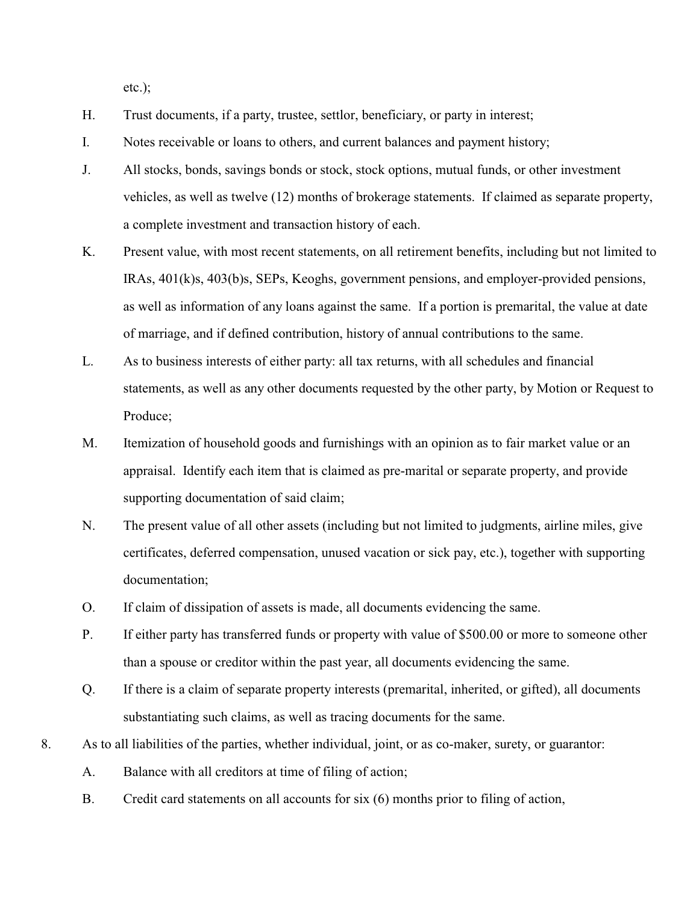etc.);

H. Trust documents, if a party, trustee, settlor, beneficiary, or party in interest;

I. Notes receivable or loans to others, and current balances and payment history;

J. All stocks, bonds, savings bonds or stock, stock options, mutual funds, or other investment vehicles, as well as twelve (12) months of brokerage statements. If claimed as separate property, a complete investment and transaction history of each.

K. Present value, with most recent statements, on all retirement benefits, including but not limited to IRAs, 401(k)s, 403(b)s, SEPs, Keoghs, government pensions, and employer-provided pensions, as well as information of any loans against the same. If a portion is premarital, the value at date of marriage, and if defined contribution, history of annual contributions to the same.

L. As to business interests of either party: all tax returns, with all schedules and financial statements, as well as any other documents requested by the other party, by Motion or Request to Produce;

M. Itemization of household goods and furnishings with an opinion as to fair market value or an appraisal. Identify each item that is claimed as pre-marital or separate property, and provide supporting documentation of said claim;

N. The present value of all other assets (including but not limited to judgments, airline miles, give certificates, deferred compensation, unused vacation or sick pay, etc.), together with supporting documentation;

O. If claim of dissipation of assets is made, all documents evidencing the same.

P. If either party has transferred funds or property with value of $500.00 or more to someone other than a spouse or creditor within the past year, all documents evidencing the same.

Q. If there is a claim of separate property interests (premarital, inherited, or gifted), all documents substantiating such claims, as well as tracing documents for the same.

8. As to all liabilities of the parties, whether individual, joint, or as co-maker, surety, or guarantor:

A. Balance with all creditors at time of filing of action;

B. Credit card statements on all accounts for six (6) months prior to filing of action,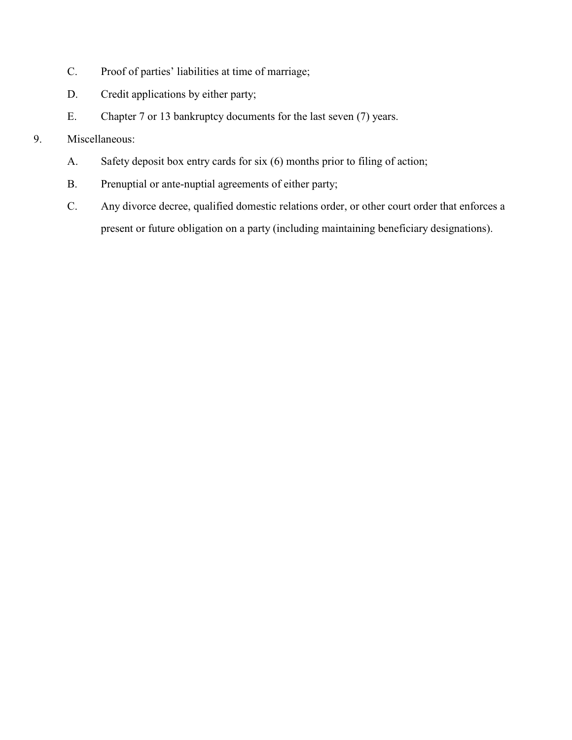C. Proof of parties' liabilities at time of marriage;

D. Credit applications by either party;

E. Chapter 7 or 13 bankruptcy documents for the last seven (7) years.

9. Miscellaneous:

   A. Safety deposit box entry cards for six (6) months prior to filing of action;

   B. Prenuptial or ante-nuptial agreements of either party;

   C. Any divorce decree, qualified domestic relations order, or other court order that enforces a present or future obligation on a party (including maintaining beneficiary designations).